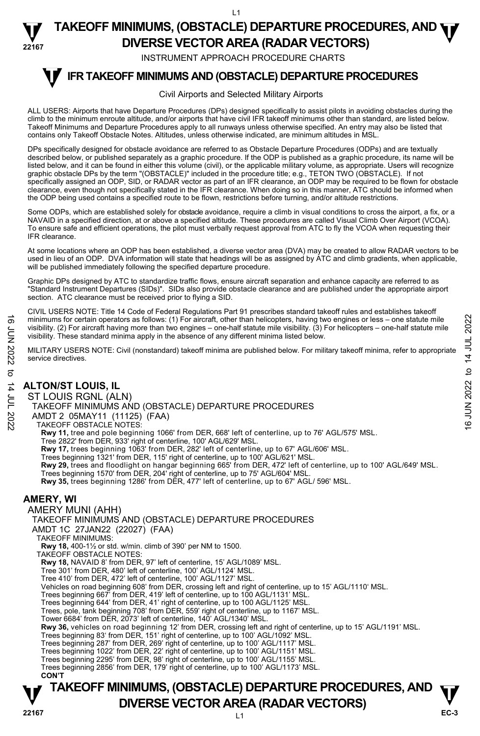# TAKEOFF MINIMUMS, (OBSTACLE) DEPARTURE PROCEDURES, AND DIVERSE VECTOR AREA (RADAR VECTORS)

INSTRUMENT APPROACH PROCEDURE CHARTS

## IFR TAKEOFF MINIMUMS AND (OBSTACLE) DEPARTURE PROCEDURES

Civil Airports and Selected Military Airports

ALL USERS: Airports that have Departure Procedures (DPs) designed specifically to assist pilots in avoiding obstacles during the climb to the minimum enroute altitude, and/or airports that have civil IFR takeoff minimums other than standard, are listed below. Takeoff Minimums and Departure Procedures apply to all runways unless otherwise specified. An entry may also be listed that contains only Takeoff Obstacle Notes. Altitudes, unless otherwise indicated, are minimum altitudes in MSL.

DPs specifically designed for obstacle avoidance are referred to as Obstacle Departure Procedures (ODPs) and are textually described below, or published separately as a graphic procedure. If the ODP is published as a graphic procedure, its name will be listed below, and it can be found in either this volume (civil), or the applicable military volume, as appropriate. Users will recognize graphic obstacle DPs by the term "(OBSTACLE)" included in the procedure title; e.g., TETON TWO (OBSTACLE). If not specifically assigned an ODP, SID, or RADAR vector as part of an IFR clearance, an ODP may be required to be flown for obstacle clearance, even though not specifically stated in the IFR clearance. When doing so in this manner, ATC should be informed when the ODP being used contains a specified route to be flown, restrictions before turning, and/or altitude restrictions.

Some ODPs, which are established solely for obstacle avoidance, require a climb in visual conditions to cross the airport, a fix, or a NAVAID in a specified direction, at or above a specified altitude. These procedures are called Visual Climb Over Airport (VCOA). To ensure safe and efficient operations, the pilot must verbally request approval from ATC to fly the VCOA when requesting their IFR clearance.

At some locations where an ODP has been established, a diverse vector area (DVA) may be created to allow RADAR vectors to be used in lieu of an ODP. DVA information will state that headings will be as assigned by ATC and climb gradients, when applicable, will be published immediately following the specified departure procedure.

Graphic DPs designed by ATC to standardize traffic flows, ensure aircraft separation and enhance capacity are referred to as "Standard Instrument Departures (SIDs)". SIDs also provide obstacle clearance and are published under the appropriate airport section. ATC clearance must be received prior to flying a SID.

CIVIL USERS NOTE: Title 14 Code of Federal Regulations Part 91 prescribes standard takeoff rules and establishes takeoff minimums for certain operators as follows: (1) For aircraft, other than helicopters, having two engines or less – one statute mile visibility. (2) For aircraft having more than two engines – one-half statute mile visibility. (3) For helicopters – one-half statute mile visibility. These standard minima apply in the absence of any different minima listed below.

MILITARY USERS NOTE: Civil (nonstandard) takeoff minima are published below. For military takeoff minima, refer to appropriate service directives.

### ALTON/ST LOUIS, IL

ST LOUIS RGNL (ALN)
TAKEOFF MINIMUMS AND (OBSTACLE) DEPARTURE PROCEDURES
AMDT 2 05MAY11 (11125) (FAA)
TAKEOFF OBSTACLE NOTES:
**Rwy 11,** tree and pole beginning 1066' from DER, 668' left of centerline, up to 76' AGL/575' MSL.
Tree 2822' from DER, 933' right of centerline, 100' AGL/629' MSL.
**Rwy 17,** trees beginning 1063' from DER, 282' left of centerline, up to 67' AGL/606' MSL.
Trees beginning 1321' from DER, 115' right of centerline, up to 100' AGL/621' MSL.
**Rwy 29,** trees and floodlight on hangar beginning 665' from DER, 472' left of centerline, up to 100' AGL/649' MSL.
Trees beginning 1570' from DER, 204' right of centerline, up to 75' AGL/604' MSL.
**Rwy 35,** trees beginning 1286' from DER, 477' left of centerline, up to 67' AGL/ 596' MSL.

### AMERY, WI

AMERY MUNI (AHH)
TAKEOFF MINIMUMS AND (OBSTACLE) DEPARTURE PROCEDURES
AMDT 1C 27JAN22 (22027) (FAA)
TAKEOFF MINIMUMS:
**Rwy 18,** 400-1½ or std. w/min. climb of 390' per NM to 1500.
TAKEOFF OBSTACLE NOTES:
**Rwy 18,** NAVAID 8' from DER, 97' left of centerline, 15' AGL/1089' MSL.
Tree 301' from DER, 480' left of centerline, 100' AGL/1124' MSL.
Tree 410' from DER, 472' left of centerline, 100' AGL/1127' MSL.
Vehicles on road beginning 608' from DER, crossing left and right of centerline, up to 15' AGL/1110' MSL.
Trees beginning 667' from DER, 419' left of centerline, up to 100 AGL/1131' MSL.
Trees beginning 644' from DER, 41' right of centerline, up to 100 AGL/1125' MSL.
Trees, pole, tank beginning 708' from DER, 559' right of centerline, up to 1167' MSL.
Tower 6684' from DER, 2073' left of centerline, 140' AGL/1340' MSL.
**Rwy 36,** vehicles on road beginning 12' from DER, crossing left and right of centerline, up to 15' AGL/1191' MSL.
Trees beginning 83' from DER, 151' right of centerline, up to 100' AGL/1092' MSL.
Trees beginning 287' from DER, 269' right of centerline, up to 100' AGL/1117' MSL.
Trees beginning 1022' from DER, 22' right of centerline, up to 100' AGL/1151' MSL.
Trees beginning 2295' from DER, 98' right of centerline, up to 100' AGL/1155' MSL.
Trees beginning 2856' from DER, 179' right of centerline, up to 100' AGL/1173' MSL.
**CON'T**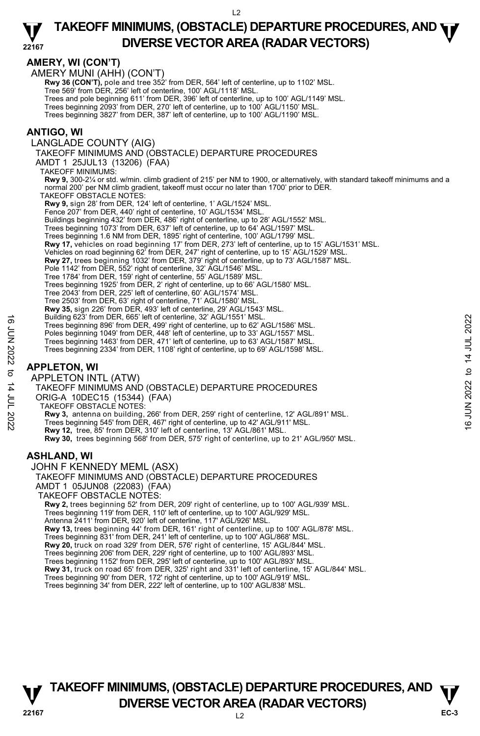## AMERY, WI (CON'T)

AMERY MUNI (AHH) (CON'T)

**Rwy 36 (CON'T),** pole and tree 352' from DER, 564' left of centerline, up to 1102' MSL.
Tree 569' from DER, 256' left of centerline, 100' AGL/1118' MSL.
Trees and pole beginning 611' from DER, 396' left of centerline, up to 100' AGL/1149' MSL.
Trees beginning 2093' from DER, 270' left of centerline, up to 100' AGL/1150' MSL.
Trees beginning 3827' from DER, 387' left of centerline, up to 100' AGL/1190' MSL.

## ANTIGO, WI

LANGLADE COUNTY (AIG)
TAKEOFF MINIMUMS AND (OBSTACLE) DEPARTURE PROCEDURES
AMDT 1 25JUL13 (13206) (FAA)

TAKEOFF MINIMUMS:
**Rwy 9,** 300-2¼ or std. w/min. climb gradient of 215' per NM to 1900, or alternatively, with standard takeoff minimums and a normal 200' per NM climb gradient, takeoff must occur no later than 1700' prior to DER.

TAKEOFF OBSTACLE NOTES:
**Rwy 9,** sign 28' from DER, 124' left of centerline, 1' AGL/1524' MSL.
Fence 207' from DER, 440' right of centerline, 10' AGL/1534' MSL.
Buildings beginning 432' from DER, 486' right of centerline, up to 28' AGL/1552' MSL.
Trees beginning 1073' from DER, 637' left of centerline, up to 64' AGL/1597' MSL.
Trees beginning 1.6 NM from DER, 1895' right of centerline, 100' AGL/1799' MSL.
**Rwy 17,** vehicles on road beginning 17' from DER, 273' left of centerline, up to 15' AGL/1531' MSL.
Vehicles on road beginning 62' from DER, 247' right of centerline, up to 15' AGL/1529' MSL.
**Rwy 27,** trees beginning 1032' from DER, 379' right of centerline, up to 73' AGL/1587' MSL.
Pole 1142' from DER, 552' right of centerline, 32' AGL/1546' MSL.
Tree 1784' from DER, 159' right of centerline, 55' AGL/1589' MSL.
Trees beginning 1925' from DER, 2' right of centerline, up to 66' AGL/1580' MSL.
Tree 2043' from DER, 225' left of centerline, 60' AGL/1574' MSL.
Tree 2503' from DER, 63' right of centerline, 71' AGL/1580' MSL.
**Rwy 35,** sign 226' from DER, 493' left of centerline, 29' AGL/1543' MSL.
Building 623' from DER, 665' left of centerline, 32' AGL/1551' MSL.
Trees beginning 896' from DER, 499' right of centerline, up to 62' AGL/1586' MSL.
Poles beginning 1049' from DER, 448' left of centerline, up to 33' AGL/1557' MSL.
Trees beginning 1463' from DER, 471' left of centerline, up to 63' AGL/1587' MSL.
Trees beginning 2334' from DER, 1108' right of centerline, up to 69' AGL/1598' MSL.

## APPLETON, WI

APPLETON INTL (ATW)
TAKEOFF MINIMUMS AND (OBSTACLE) DEPARTURE PROCEDURES
ORIG-A 10DEC15 (15344) (FAA)

TAKEOFF OBSTACLE NOTES:
**Rwy 3,** antenna on building, 266' from DER, 259' right of centerline, 12' AGL/891' MSL.
Trees beginning 545' from DER, 467' right of centerline, up to 42' AGL/911' MSL.
**Rwy 12,** tree, 85' from DER, 310' left of centerline, 13' AGL/861' MSL.
**Rwy 30,** trees beginning 568' from DER, 575' right of centerline, up to 21' AGL/950' MSL.

## ASHLAND, WI

JOHN F KENNEDY MEML (ASX)
TAKEOFF MINIMUMS AND (OBSTACLE) DEPARTURE PROCEDURES
AMDT 1 05JUN08 (22083) (FAA)

TAKEOFF OBSTACLE NOTES:
**Rwy 2,** trees beginning 52' from DER, 209' right of centerline, up to 100' AGL/939' MSL.
Trees beginning 119' from DER, 110' left of centerline, up to 100' AGL/929' MSL.
Antenna 2411' from DER, 920' left of centerline, 117' AGL/926' MSL.
**Rwy 13,** trees beginning 44' from DER, 161' right of centerline, up to 100' AGL/878' MSL.
Trees beginning 831' from DER, 241' left of centerline, up to 100' AGL/868' MSL.
**Rwy 20,** truck on road 329' from DER, 576' right of centerline, 15' AGL/844' MSL.
Trees beginning 206' from DER, 229' right of centerline, up to 100' AGL/893' MSL.
Trees beginning 1152' from DER, 295' left of centerline, up to 100' AGL/893' MSL.
**Rwy 31,** truck on road 65' from DER, 325' right and 331' left of centerline, 15' AGL/844' MSL.
Trees beginning 90' from DER, 172' right of centerline, up to 100' AGL/919' MSL.
Trees beginning 34' from DER, 222' left of centerline, up to 100' AGL/838' MSL.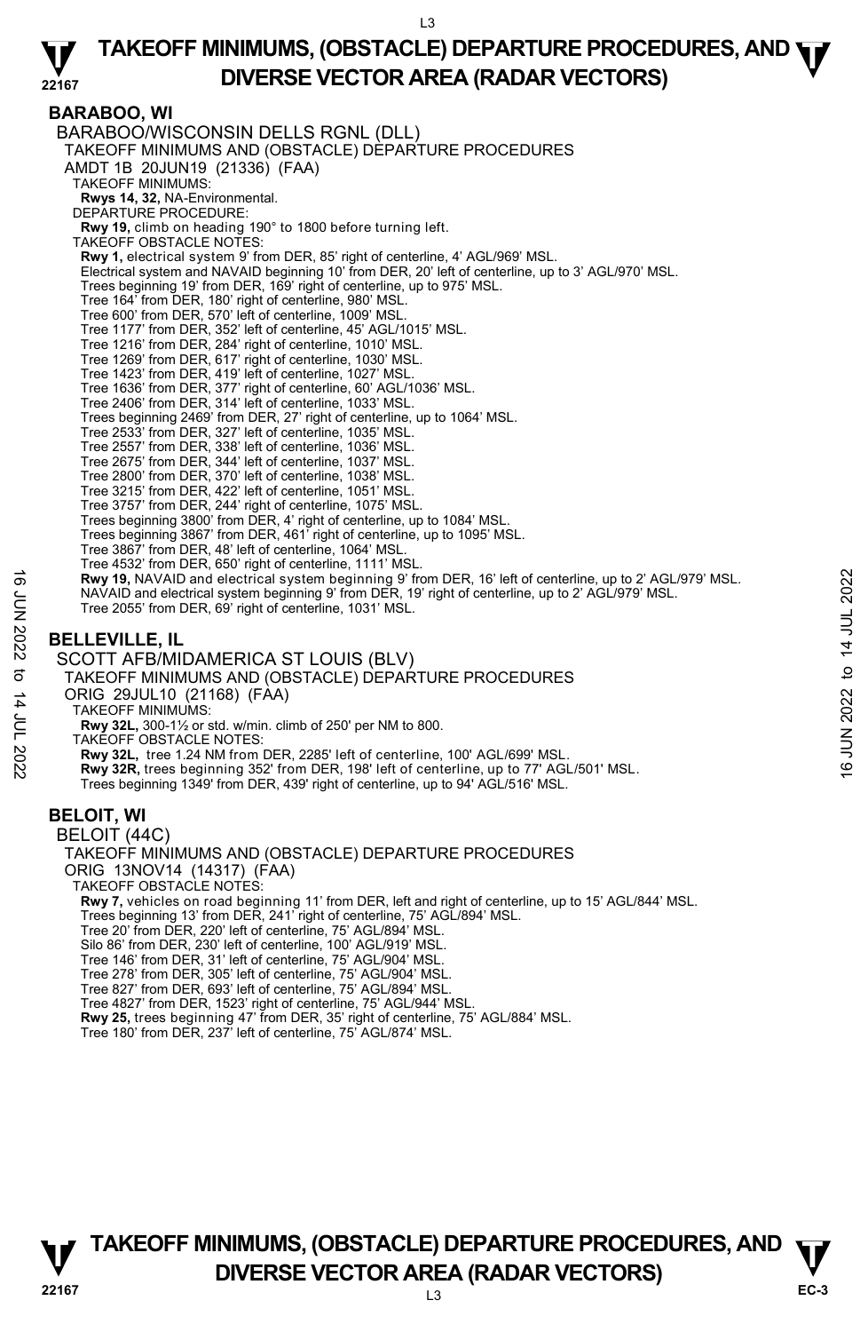## BARABOO, WI

BARABOO/WISCONSIN DELLS RGNL (DLL)

TAKEOFF MINIMUMS AND (OBSTACLE) DEPARTURE PROCEDURES

AMDT 1B 20JUN19 (21336) (FAA)

TAKEOFF MINIMUMS:

**Rwys 14, 32,** NA-Environmental.

DEPARTURE PROCEDURE:

**Rwy 19,** climb on heading 190° to 1800 before turning left.

TAKEOFF OBSTACLE NOTES:

**Rwy 1,** electrical system 9' from DER, 85' right of centerline, 4' AGL/969' MSL.
Electrical system and NAVAID beginning 10' from DER, 20' left of centerline, up to 3' AGL/970' MSL.
Trees beginning 19' from DER, 169' right of centerline, up to 975' MSL.
Tree 164' from DER, 180' right of centerline, 980' MSL.
Tree 600' from DER, 570' left of centerline, 1009' MSL.
Tree 1177' from DER, 352' left of centerline, 45' AGL/1015' MSL.
Tree 1216' from DER, 284' right of centerline, 1010' MSL.
Tree 1269' from DER, 617' right of centerline, 1030' MSL.
Tree 1423' from DER, 419' left of centerline, 1027' MSL.
Tree 1636' from DER, 377' right of centerline, 60' AGL/1036' MSL.
Tree 2406' from DER, 314' left of centerline, 1033' MSL.
Trees beginning 2469' from DER, 27' right of centerline, up to 1064' MSL.
Tree 2533' from DER, 327' left of centerline, 1035' MSL.
Tree 2557' from DER, 338' left of centerline, 1036' MSL.
Tree 2675' from DER, 344' left of centerline, 1037' MSL.
Tree 2800' from DER, 370' left of centerline, 1038' MSL.
Tree 3215' from DER, 422' left of centerline, 1051' MSL.
Tree 3757' from DER, 244' right of centerline, 1075' MSL.
Trees beginning 3800' from DER, 4' right of centerline, up to 1084' MSL.
Trees beginning 3867' from DER, 461' right of centerline, up to 1095' MSL.
Tree 3867' from DER, 48' left of centerline, 1064' MSL.
Tree 4532' from DER, 650' right of centerline, 1111' MSL.

**Rwy 19,** NAVAID and electrical system beginning 9' from DER, 16' left of centerline, up to 2' AGL/979' MSL.
NAVAID and electrical system beginning 9' from DER, 19' right of centerline, up to 2' AGL/979' MSL.
Tree 2055' from DER, 69' right of centerline, 1031' MSL.

## BELLEVILLE, IL

SCOTT AFB/MIDAMERICA ST LOUIS (BLV)

TAKEOFF MINIMUMS AND (OBSTACLE) DEPARTURE PROCEDURES

ORIG 29JUL10 (21168) (FAA)

TAKEOFF MINIMUMS:

**Rwy 32L,** 300-1½ or std. w/min. climb of 250' per NM to 800.

TAKEOFF OBSTACLE NOTES:

**Rwy 32L,** tree 1.24 NM from DER, 2285' left of centerline, 100' AGL/699' MSL.

**Rwy 32R,** trees beginning 352' from DER, 198' left of centerline, up to 77' AGL/501' MSL.
Trees beginning 1349' from DER, 439' right of centerline, up to 94' AGL/516' MSL.

## BELOIT, WI

BELOIT (44C)

TAKEOFF MINIMUMS AND (OBSTACLE) DEPARTURE PROCEDURES

ORIG 13NOV14 (14317) (FAA)

TAKEOFF OBSTACLE NOTES:

**Rwy 7,** vehicles on road beginning 11' from DER, left and right of centerline, up to 15' AGL/844' MSL.
Trees beginning 13' from DER, 241' right of centerline, 75' AGL/894' MSL.
Tree 20' from DER, 220' left of centerline, 75' AGL/894' MSL.
Silo 86' from DER, 230' left of centerline, 100' AGL/919' MSL.
Tree 146' from DER, 31' left of centerline, 75' AGL/904' MSL.
Tree 278' from DER, 305' left of centerline, 75' AGL/904' MSL.
Tree 827' from DER, 693' left of centerline, 75' AGL/894' MSL.
Tree 4827' from DER, 1523' right of centerline, 75' AGL/944' MSL.

**Rwy 25,** trees beginning 47' from DER, 35' right of centerline, 75' AGL/884' MSL.
Tree 180' from DER, 237' left of centerline, 75' AGL/874' MSL.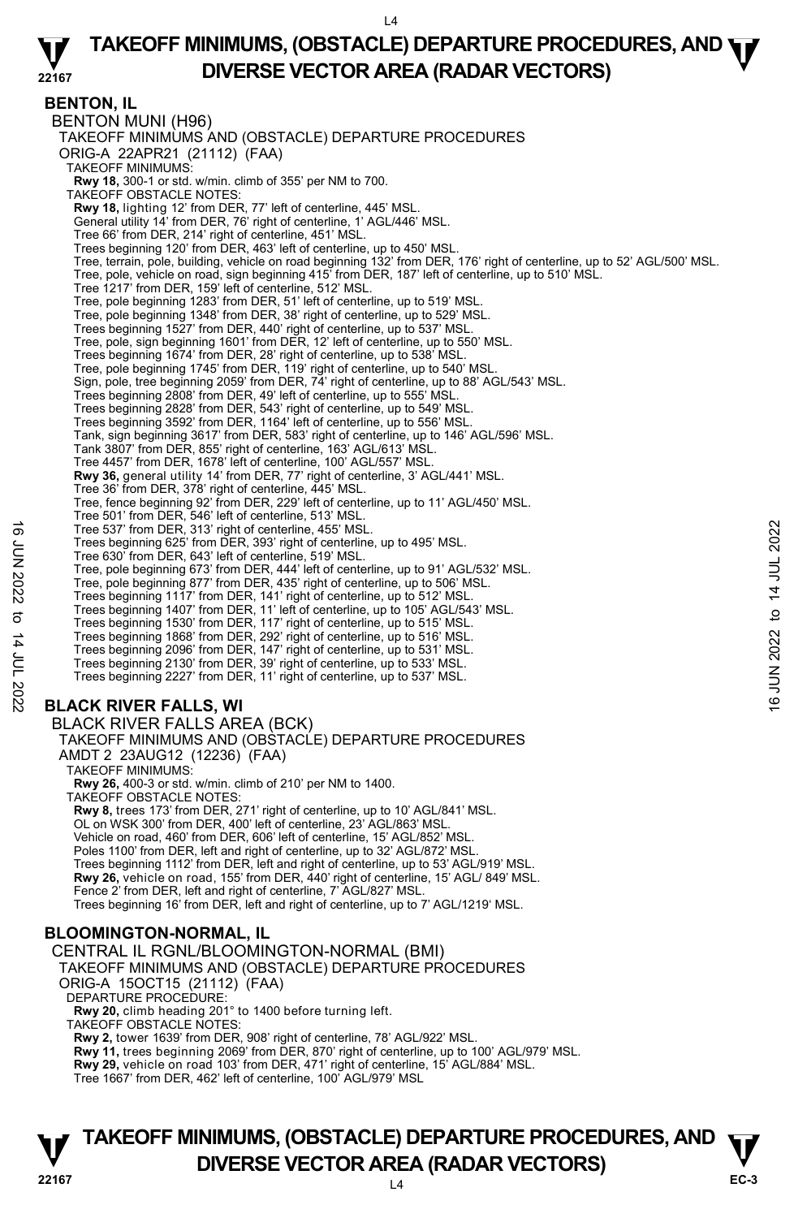## BENTON, IL

BENTON MUNI (H96)
TAKEOFF MINIMUMS AND (OBSTACLE) DEPARTURE PROCEDURES
ORIG-A 22APR21 (21112) (FAA)
TAKEOFF MINIMUMS:
**Rwy 18,** 300-1 or std. w/min. climb of 355' per NM to 700.
TAKEOFF OBSTACLE NOTES:
**Rwy 18,** lighting 12' from DER, 77' left of centerline, 445' MSL.
General utility 14' from DER, 76' right of centerline, 1' AGL/446' MSL.
Tree 66' from DER, 214' right of centerline, 451' MSL.
Trees beginning 120' from DER, 463' left of centerline, up to 450' MSL.
Tree, terrain, pole, building, vehicle on road beginning 132' from DER, 176' right of centerline, up to 52' AGL/500' MSL.
Tree, pole, vehicle on road, sign beginning 415' from DER, 187' left of centerline, up to 510' MSL.
Tree 1217' from DER, 159' left of centerline, 512' MSL.
Tree, pole beginning 1283' from DER, 51' left of centerline, up to 519' MSL.
Tree, pole beginning 1348' from DER, 38' right of centerline, up to 529' MSL.
Trees beginning 1527' from DER, 440' right of centerline, up to 537' MSL.
Tree, pole, sign beginning 1601' from DER, 12' left of centerline, up to 550' MSL.
Trees beginning 1674' from DER, 28' right of centerline, up to 538' MSL.
Tree, pole beginning 1745' from DER, 119' right of centerline, up to 540' MSL.
Sign, pole, tree beginning 2059' from DER, 74' right of centerline, up to 88' AGL/543' MSL.
Trees beginning 2808' from DER, 49' left of centerline, up to 555' MSL.
Trees beginning 2828' from DER, 543' right of centerline, up to 549' MSL.
Trees beginning 3592' from DER, 1164' left of centerline, up to 556' MSL.
Tank, sign beginning 3617' from DER, 583' right of centerline, up to 146' AGL/596' MSL.
Tank 3807' from DER, 855' right of centerline, 163' AGL/613' MSL.
Tree 4457' from DER, 1678' left of centerline, 100' AGL/557' MSL.
**Rwy 36,** general utility 14' from DER, 77' right of centerline, 3' AGL/441' MSL.
Tree 36' from DER, 378' right of centerline, 445' MSL.
Tree, fence beginning 92' from DER, 229' left of centerline, up to 11' AGL/450' MSL.
Tree 501' from DER, 546' left of centerline, 513' MSL.
Tree 537' from DER, 313' right of centerline, 455' MSL.
Trees beginning 625' from DER, 393' right of centerline, up to 495' MSL.
Tree 630' from DER, 643' left of centerline, 519' MSL.
Tree, pole beginning 673' from DER, 444' left of centerline, up to 91' AGL/532' MSL.
Tree, pole beginning 877' from DER, 435' right of centerline, up to 506' MSL.
Trees beginning 1117' from DER, 141' right of centerline, up to 512' MSL.
Trees beginning 1407' from DER, 11' left of centerline, up to 105' AGL/543' MSL.
Trees beginning 1530' from DER, 117' right of centerline, up to 515' MSL.
Trees beginning 1868' from DER, 292' right of centerline, up to 516' MSL.
Trees beginning 2096' from DER, 147' right of centerline, up to 531' MSL.
Trees beginning 2130' from DER, 39' right of centerline, up to 533' MSL.
Trees beginning 2227' from DER, 11' right of centerline, up to 537' MSL.

## BLACK RIVER FALLS, WI

BLACK RIVER FALLS AREA (BCK)
TAKEOFF MINIMUMS AND (OBSTACLE) DEPARTURE PROCEDURES
AMDT 2 23AUG12 (12236) (FAA)
TAKEOFF MINIMUMS:
**Rwy 26,** 400-3 or std. w/min. climb of 210' per NM to 1400.
TAKEOFF OBSTACLE NOTES:
**Rwy 8,** trees 173' from DER, 271' right of centerline, up to 10' AGL/841' MSL.
OL on WSK 300' from DER, 400' left of centerline, 23' AGL/863' MSL.
Vehicle on road, 460' from DER, 606' left of centerline, 15' AGL/852' MSL.
Poles 1100' from DER, left and right of centerline, up to 32' AGL/872' MSL.
Trees beginning 1112' from DER, left and right of centerline, up to 53' AGL/919' MSL.
**Rwy 26,** vehicle on road, 155' from DER, 440' right of centerline, 15' AGL/ 849' MSL.
Fence 2' from DER, left and right of centerline, 7' AGL/827' MSL.
Trees beginning 16' from DER, left and right of centerline, up to 7' AGL/1219' MSL.

## BLOOMINGTON-NORMAL, IL

CENTRAL IL RGNL/BLOOMINGTON-NORMAL (BMI)
TAKEOFF MINIMUMS AND (OBSTACLE) DEPARTURE PROCEDURES
ORIG-A 15OCT15 (21112) (FAA)
DEPARTURE PROCEDURE:
**Rwy 20,** climb heading 201° to 1400 before turning left.
TAKEOFF OBSTACLE NOTES:
**Rwy 2,** tower 1639' from DER, 908' right of centerline, 78' AGL/922' MSL.
**Rwy 11,** trees beginning 2069' from DER, 870' right of centerline, up to 100' AGL/979' MSL.
**Rwy 29,** vehicle on road 103' from DER, 471' right of centerline, 15' AGL/884' MSL.
Tree 1667' from DER, 462' left of centerline, 100' AGL/979' MSL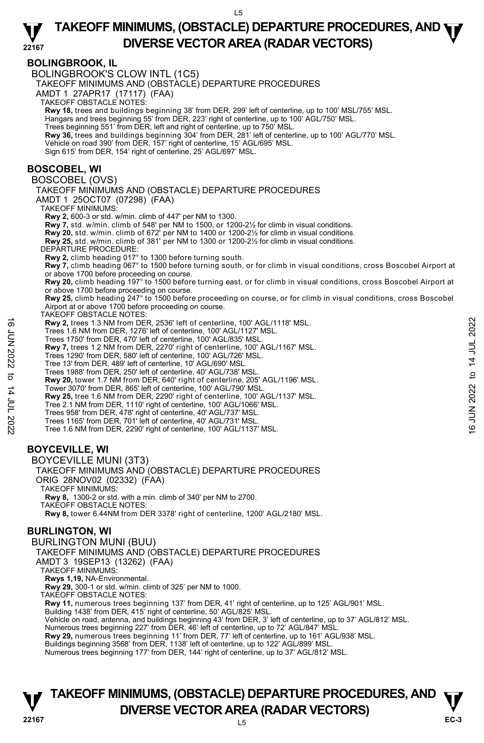## BOLINGBROOK, IL

BOLINGBROOK'S CLOW INTL (1C5)

TAKEOFF MINIMUMS AND (OBSTACLE) DEPARTURE PROCEDURES

AMDT 1 27APR17 (17117) (FAA)

TAKEOFF OBSTACLE NOTES:

**Rwy 18,** trees and buildings beginning 38' from DER, 299' left of centerline, up to 100' MSL/755' MSL.
Hangars and trees beginning 55' from DER, 223' right of centerline, up to 100' AGL/750' MSL.
Trees beginning 551' from DER, left and right of centerline, up to 750' MSL.
**Rwy 36,** trees and buildings beginning 304' from DER, 281' left of centerline, up to 100' AGL/770' MSL.
Vehicle on road 390' from DER, 157' right of centerline, 15' AGL/695' MSL.
Sign 615' from DER, 154' right of centerline, 25' AGL/697' MSL.

## BOSCOBEL, WI

BOSCOBEL (OVS)

TAKEOFF MINIMUMS AND (OBSTACLE) DEPARTURE PROCEDURES

AMDT 1 25OCT07 (07298) (FAA)

TAKEOFF MINIMUMS:

**Rwy 2,** 600-3 or std. w/min. climb of 447' per NM to 1300.
**Rwy 7,** std. w/min. climb of 548' per NM to 1500, or 1200-2½ for climb in visual conditions.
**Rwy 20,** std. w/min. climb of 672' per NM to 1400 or 1200-2½ for climb in visual conditions.
**Rwy 25,** std. w/min. climb of 381' per NM to 1300 or 1200-2½ for climb in visual conditions.

DEPARTURE PROCEDURE:

**Rwy 2,** climb heading 017° to 1300 before turning south.
**Rwy 7,** climb heading 067° to 1500 before turning south, or for climb in visual conditions, cross Boscobel Airport at or above 1700 before proceeding on course.
**Rwy 20,** climb heading 197° to 1500 before turning east, or for climb in visual conditions, cross Boscobel Airport at or above 1700 before proceeding on course.
**Rwy 25,** climb heading 247° to 1500 before proceeding on course, or for climb in visual conditions, cross Boscobel Airport at or above 1700 before proceeding on course.

TAKEOFF OBSTACLE NOTES:

**Rwy 2,** trees 1.3 NM from DER, 2536' left of centerline, 100' AGL/1118' MSL.
Trees 1.6 NM from DER, 1276' left of centerline, 100' AGL/1127' MSL.
Trees 1750' from DER, 470' left of centerline, 100' AGL/835' MSL.
**Rwy 7,** trees 1.2 NM from DER, 2270' right of centerline, 100' AGL/1167' MSL.
Trees 1290' from DER, 580' left of centerline, 100' AGL/726' MSL.
Tree 13' from DER, 489' left of centerline, 10' AGL/690' MSL.
Trees 1988' from DER, 250' left of centerline, 40' AGL/738' MSL.
**Rwy 20,** tower 1.7 NM from DER, 640' right of centerline, 205' AGL/1196' MSL.
Tower 3070' from DER, 865' left of centerline, 100' AGL/790' MSL.
**Rwy 25,** tree 1.6 NM from DER, 2290' right of centerline, 100' AGL/1137' MSL.
Tree 2.1 NM from DER, 1110' right of centerline, 100' AGL/1066' MSL.
Trees 958' from DER, 478' right of centerline, 40' AGL/737' MSL.
Trees 1165' from DER, 701' left of centerline, 40' AGL/731' MSL.
Tree 1.6 NM from DER, 2290' right of centerline, 100' AGL/1137' MSL.

## BOYCEVILLE, WI

BOYCEVILLE MUNI (3T3)

TAKEOFF MINIMUMS AND (OBSTACLE) DEPARTURE PROCEDURES

ORIG 28NOV02 (02332) (FAA)

TAKEOFF MINIMUMS:

**Rwy 8,** 1300-2 or std. with a min. climb of 340' per NM to 2700.

TAKEOFF OBSTACLE NOTES:

**Rwy 8,** tower 6.44NM from DER 3378' right of centerline, 1200' AGL/2180' MSL.

## BURLINGTON, WI

BURLINGTON MUNI (BUU)

TAKEOFF MINIMUMS AND (OBSTACLE) DEPARTURE PROCEDURES

AMDT 3 19SEP13 (13262) (FAA)

TAKEOFF MINIMUMS:

**Rwys 1,19,** NA-Environmental.
**Rwy 29,** 300-1 or std. w/min. climb of 325' per NM to 1000.

TAKEOFF OBSTACLE NOTES:

**Rwy 11,** numerous trees beginning 137' from DER, 41' right of centerline, up to 125' AGL/901' MSL.
Building 1438' from DER, 415' right of centerline, 50' AGL/825' MSL.
Vehicle on road, antenna, and buildings beginning 43' from DER, 3' left of centerline, up to 37' AGL/812' MSL.
Numerous trees beginning 227' from DER, 46' left of centerline, up to 72' AGL/847' MSL.
**Rwy 29,** numerous trees beginning 11' from DER, 77' left of centerline, up to 161' AGL/938' MSL.
Buildings beginning 3568' from DER, 1138' left of centerline, up to 122' AGL/899' MSL.
Numerous trees beginning 177' from DER, 144' right of centerline, up to 37' AGL/812' MSL.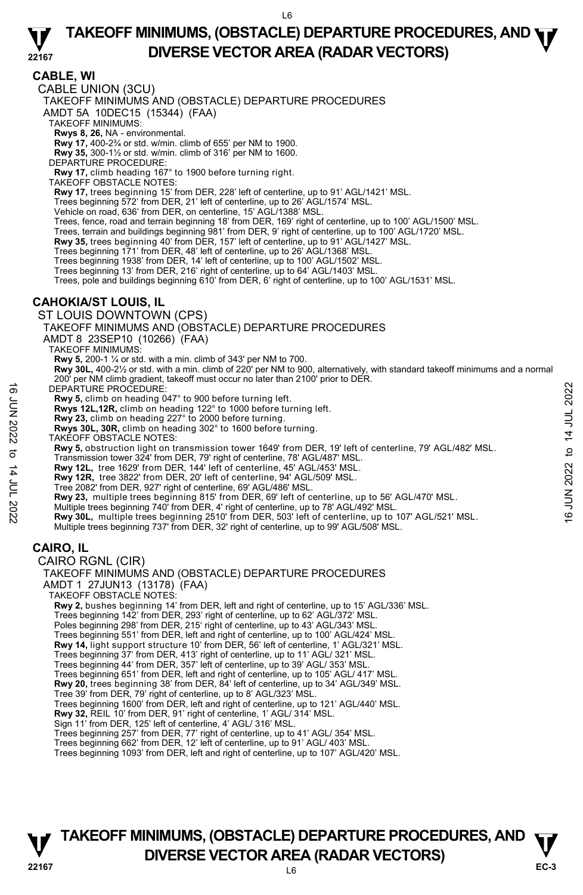## CABLE, WI

CABLE UNION (3CU)

TAKEOFF MINIMUMS AND (OBSTACLE) DEPARTURE PROCEDURES

AMDT 5A 10DEC15 (15344) (FAA)

TAKEOFF MINIMUMS:

**Rwys 8, 26,** NA - environmental.

**Rwy 17,** 400-2¾ or std. w/min. climb of 655' per NM to 1900.

**Rwy 35,** 300-1½ or std. w/min. climb of 316' per NM to 1600.

DEPARTURE PROCEDURE:

**Rwy 17,** climb heading 167° to 1900 before turning right.

TAKEOFF OBSTACLE NOTES:

**Rwy 17,** trees beginning 15' from DER, 228' left of centerline, up to 91' AGL/1421' MSL.

Trees beginning 572' from DER, 21' left of centerline, up to 26' AGL/1574' MSL.

Vehicle on road, 636' from DER, on centerline, 15' AGL/1388' MSL.

Trees, fence, road and terrain beginning 18' from DER, 169' right of centerline, up to 100' AGL/1500' MSL.

Trees, terrain and buildings beginning 981' from DER, 9' right of centerline, up to 100' AGL/1720' MSL.

**Rwy 35,** trees beginning 40' from DER, 157' left of centerline, up to 91' AGL/1427' MSL.

Trees beginning 171' from DER, 48' left of centerline, up to 26' AGL/1368' MSL.

Trees beginning 1938' from DER, 14' left of centerline, up to 100' AGL/1502' MSL.

Trees beginning 13' from DER, 216' right of centerline, up to 64' AGL/1403' MSL.

Trees, pole and buildings beginning 610' from DER, 6' right of centerline, up to 100' AGL/1531' MSL.

## CAHOKIA/ST LOUIS, IL

ST LOUIS DOWNTOWN (CPS)

TAKEOFF MINIMUMS AND (OBSTACLE) DEPARTURE PROCEDURES

AMDT 8 23SEP10 (10266) (FAA)

TAKEOFF MINIMUMS:

**Rwy 5,** 200-1 ¼ or std. with a min. climb of 343' per NM to 700.

**Rwy 30L,** 400-2½ or std. with a min. climb of 220' per NM to 900, alternatively, with standard takeoff minimums and a normal 200' per NM climb gradient, takeoff must occur no later than 2100' prior to DER.

DEPARTURE PROCEDURE:

**Rwy 5,** climb on heading 047° to 900 before turning left.

**Rwys 12L,12R,** climb on heading 122° to 1000 before turning left.

**Rwy 23,** climb on heading 227° to 2000 before turning.

**Rwys 30L, 30R,** climb on heading 302° to 1600 before turning.

TAKEOFF OBSTACLE NOTES:

**Rwy 5,** obstruction light on transmission tower 1649' from DER, 19' left of centerline, 79' AGL/482' MSL.

Transmission tower 324' from DER, 79' right of centerline, 78' AGL/487' MSL.

**Rwy 12L,** tree 1629' from DER, 144' left of centerline, 45' AGL/453' MSL.

**Rwy 12R,** tree 3822' from DER, 20' left of centerline, 94' AGL/509' MSL.

Tree 2082' from DER, 927' right of centerline, 69' AGL/486' MSL.

**Rwy 23,** multiple trees beginning 815' from DER, 69' left of centerline, up to 56' AGL/470' MSL.

Multiple trees beginning 740' from DER, 4' right of centerline, up to 78' AGL/492' MSL.

**Rwy 30L,** multiple trees beginning 2510' from DER, 503' left of centerline, up to 107' AGL/521' MSL.

Multiple trees beginning 737' from DER, 32' right of centerline, up to 99' AGL/508' MSL.

## CAIRO, IL

CAIRO RGNL (CIR)

TAKEOFF MINIMUMS AND (OBSTACLE) DEPARTURE PROCEDURES

AMDT 1 27JUN13 (13178) (FAA)

TAKEOFF OBSTACLE NOTES:

**Rwy 2,** bushes beginning 14' from DER, left and right of centerline, up to 15' AGL/336' MSL.

Trees beginning 142' from DER, 293' right of centerline, up to 62' AGL/372' MSL.

Poles beginning 298' from DER, 215' right of centerline, up to 43' AGL/343' MSL.

Trees beginning 551' from DER, left and right of centerline, up to 100' AGL/424' MSL.

**Rwy 14,** light support structure 10' from DER, 56' left of centerline, 1' AGL/321' MSL.

Trees beginning 37' from DER, 413' right of centerline, up to 11' AGL/ 321' MSL.

Trees beginning 44' from DER, 357' left of centerline, up to 39' AGL/ 353' MSL.

Trees beginning 651' from DER, left and right of centerline, up to 105' AGL/ 417' MSL.

**Rwy 20,** trees beginning 38' from DER, 84' left of centerline, up to 34' AGL/349' MSL.

Tree 39' from DER, 79' right of centerline, up to 8' AGL/323' MSL.

Trees beginning 1600' from DER, left and right of centerline, up to 121' AGL/440' MSL.

**Rwy 32,** REIL 10' from DER, 91' right of centerline, 1' AGL/ 314' MSL.

Sign 11' from DER, 125' left of centerline, 4' AGL/ 316' MSL.

Trees beginning 257' from DER, 77' right of centerline, up to 41' AGL/ 354' MSL.

Trees beginning 662' from DER, 12' left of centerline, up to 91' AGL/ 403' MSL.

Trees beginning 1093' from DER, left and right of centerline, up to 107' AGL/420' MSL.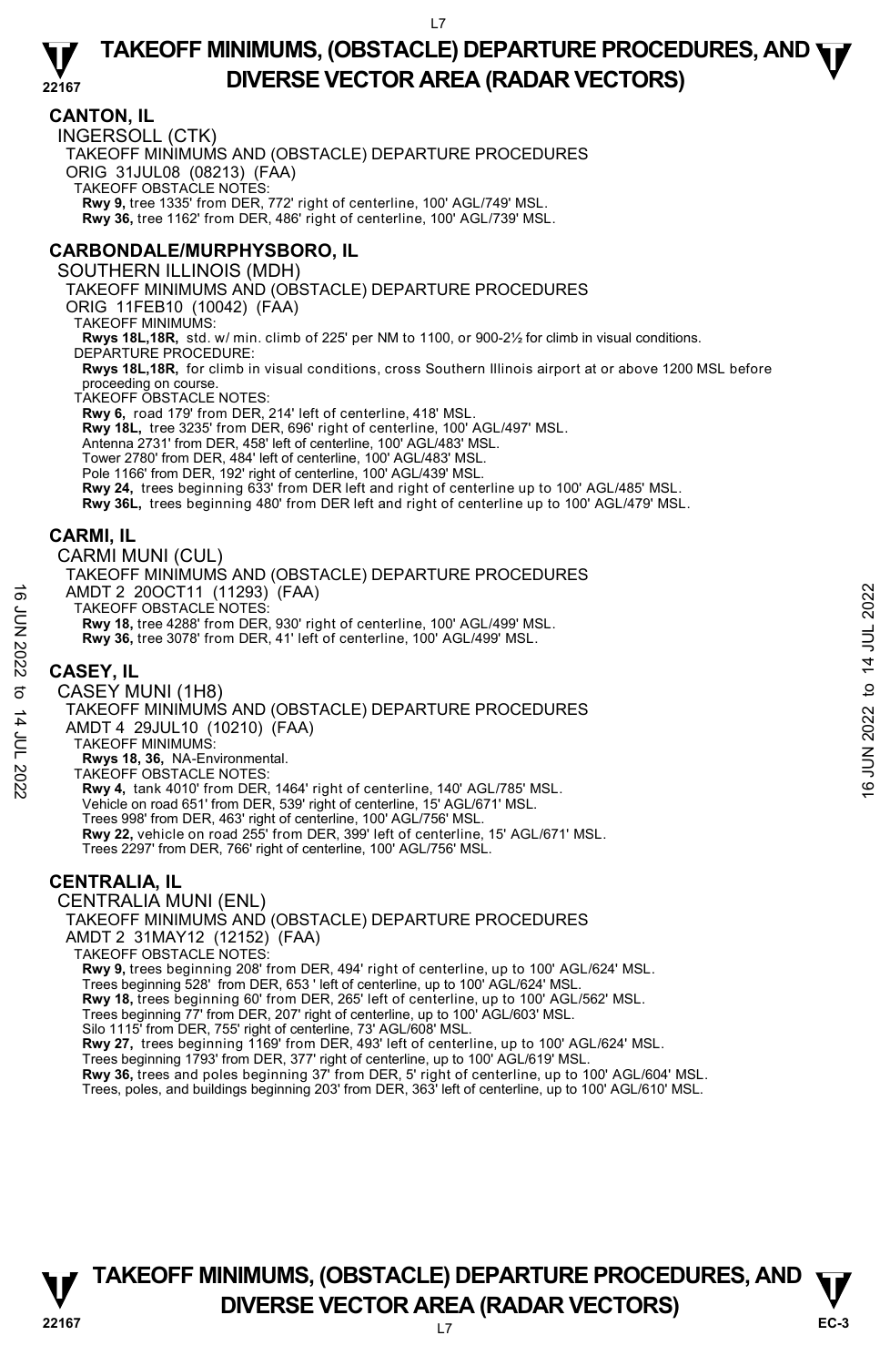## CANTON, IL

INGERSOLL (CTK)

TAKEOFF MINIMUMS AND (OBSTACLE) DEPARTURE PROCEDURES

ORIG 31JUL08 (08213) (FAA)

TAKEOFF OBSTACLE NOTES:

**Rwy 9,** tree 1335' from DER, 772' right of centerline, 100' AGL/749' MSL.
**Rwy 36,** tree 1162' from DER, 486' right of centerline, 100' AGL/739' MSL.

## CARBONDALE/MURPHYSBORO, IL

SOUTHERN ILLINOIS (MDH)

TAKEOFF MINIMUMS AND (OBSTACLE) DEPARTURE PROCEDURES

ORIG 11FEB10 (10042) (FAA)

TAKEOFF MINIMUMS:

**Rwys 18L,18R,** std. w/ min. climb of 225' per NM to 1100, or 900-2½ for climb in visual conditions.

DEPARTURE PROCEDURE:

**Rwys 18L,18R,** for climb in visual conditions, cross Southern Illinois airport at or above 1200 MSL before proceeding on course.

TAKEOFF OBSTACLE NOTES:

**Rwy 6,** road 179' from DER, 214' left of centerline, 418' MSL.
**Rwy 18L,** tree 3235' from DER, 696' right of centerline, 100' AGL/497' MSL.
Antenna 2731' from DER, 458' left of centerline, 100' AGL/483' MSL.
Tower 2780' from DER, 484' left of centerline, 100' AGL/483' MSL.
Pole 1166' from DER, 192' right of centerline, 100' AGL/439' MSL.
**Rwy 24,** trees beginning 633' from DER left and right of centerline up to 100' AGL/485' MSL.
**Rwy 36L,** trees beginning 480' from DER left and right of centerline up to 100' AGL/479' MSL.

## CARMI, IL

CARMI MUNI (CUL)

TAKEOFF MINIMUMS AND (OBSTACLE) DEPARTURE PROCEDURES

AMDT 2 20OCT11 (11293) (FAA)

TAKEOFF OBSTACLE NOTES:

**Rwy 18,** tree 4288' from DER, 930' right of centerline, 100' AGL/499' MSL.
**Rwy 36,** tree 3078' from DER, 41' left of centerline, 100' AGL/499' MSL.

## CASEY, IL

CASEY MUNI (1H8)

TAKEOFF MINIMUMS AND (OBSTACLE) DEPARTURE PROCEDURES

AMDT 4 29JUL10 (10210) (FAA)

TAKEOFF MINIMUMS:

**Rwys 18, 36,** NA-Environmental.

TAKEOFF OBSTACLE NOTES:

**Rwy 4,** tank 4010' from DER, 1464' right of centerline, 140' AGL/785' MSL.
Vehicle on road 651' from DER, 539' right of centerline, 15' AGL/671' MSL.
Trees 998' from DER, 463' right of centerline, 100' AGL/756' MSL.
**Rwy 22,** vehicle on road 255' from DER, 399' left of centerline, 15' AGL/671' MSL.
Trees 2297' from DER, 766' right of centerline, 100' AGL/756' MSL.

## CENTRALIA, IL

CENTRALIA MUNI (ENL)

TAKEOFF MINIMUMS AND (OBSTACLE) DEPARTURE PROCEDURES

AMDT 2 31MAY12 (12152) (FAA)

TAKEOFF OBSTACLE NOTES:

**Rwy 9,** trees beginning 208' from DER, 494' right of centerline, up to 100' AGL/624' MSL.
Trees beginning 528' from DER, 653 ' left of centerline, up to 100' AGL/624' MSL.
**Rwy 18,** trees beginning 60' from DER, 265' left of centerline, up to 100' AGL/562' MSL.
Trees beginning 77' from DER, 207' right of centerline, up to 100' AGL/603' MSL.
Silo 1115' from DER, 755' right of centerline, 73' AGL/608' MSL.
**Rwy 27,** trees beginning 1169' from DER, 493' left of centerline, up to 100' AGL/624' MSL.
Trees beginning 1793' from DER, 377' right of centerline, up to 100' AGL/619' MSL.
**Rwy 36,** trees and poles beginning 37' from DER, 5' right of centerline, up to 100' AGL/604' MSL.
Trees, poles, and buildings beginning 203' from DER, 363' left of centerline, up to 100' AGL/610' MSL.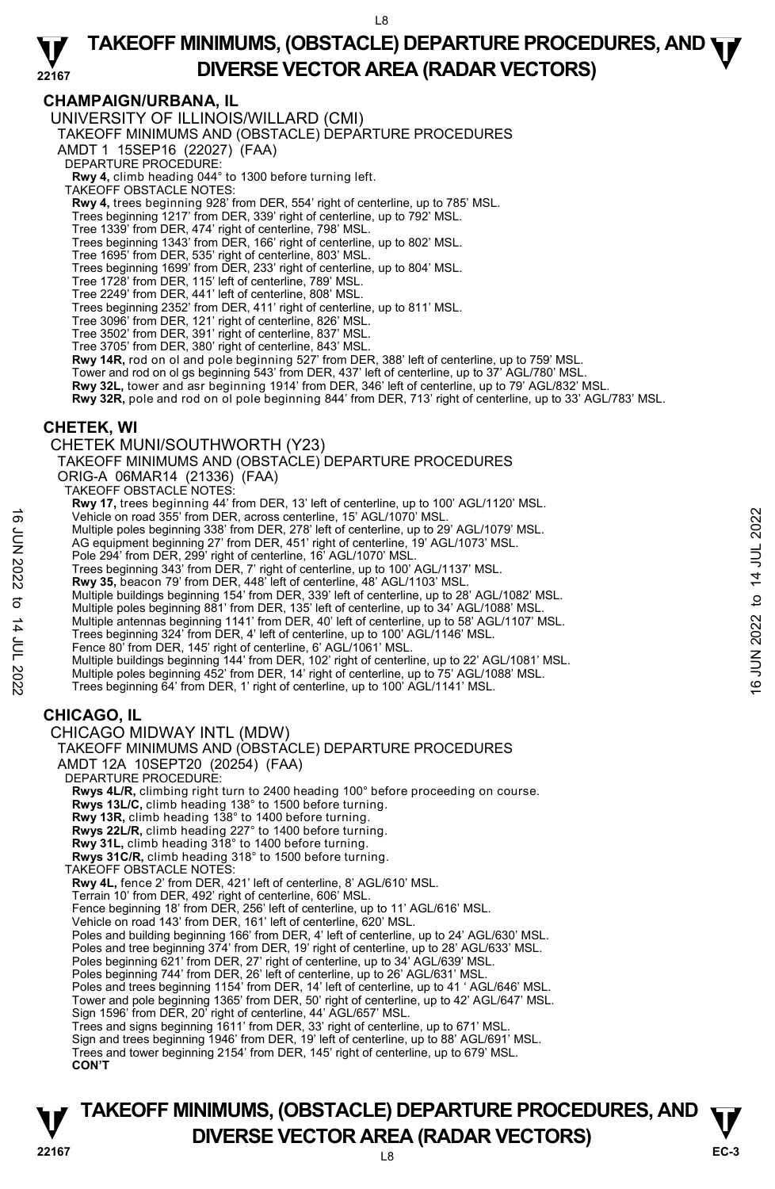## CHAMPAIGN/URBANA, IL

UNIVERSITY OF ILLINOIS/WILLARD (CMI)

TAKEOFF MINIMUMS AND (OBSTACLE) DEPARTURE PROCEDURES

AMDT 1 15SEP16 (22027) (FAA)

DEPARTURE PROCEDURE:

**Rwy 4,** climb heading 044° to 1300 before turning left.

TAKEOFF OBSTACLE NOTES:

**Rwy 4,** trees beginning 928' from DER, 554' right of centerline, up to 785' MSL.
Trees beginning 1217' from DER, 339' right of centerline, up to 792' MSL.
Tree 1339' from DER, 474' right of centerline, 798' MSL.
Trees beginning 1343' from DER, 166' right of centerline, up to 802' MSL.
Tree 1695' from DER, 535' right of centerline, 803' MSL.
Trees beginning 1699' from DER, 233' right of centerline, up to 804' MSL.
Tree 1728' from DER, 115' left of centerline, 789' MSL.
Tree 2249' from DER, 441' left of centerline, 808' MSL.
Trees beginning 2352' from DER, 411' right of centerline, up to 811' MSL.
Tree 3096' from DER, 121' right of centerline, 826' MSL.
Tree 3502' from DER, 391' right of centerline, 837' MSL.
Tree 3705' from DER, 380' right of centerline, 843' MSL.
**Rwy 14R,** rod on ol and pole beginning 527' from DER, 388' left of centerline, up to 759' MSL.
Tower and rod on ol gs beginning 543' from DER, 437' left of centerline, up to 37' AGL/780' MSL.
**Rwy 32L,** tower and asr beginning 1914' from DER, 346' left of centerline, up to 79' AGL/832' MSL.
**Rwy 32R,** pole and rod on ol pole beginning 844' from DER, 713' right of centerline, up to 33' AGL/783' MSL.

## CHETEK, WI

CHETEK MUNI/SOUTHWORTH (Y23)

TAKEOFF MINIMUMS AND (OBSTACLE) DEPARTURE PROCEDURES

ORIG-A 06MAR14 (21336) (FAA)

TAKEOFF OBSTACLE NOTES:

**Rwy 17,** trees beginning 44' from DER, 13' left of centerline, up to 100' AGL/1120' MSL.
Vehicle on road 355' from DER, across centerline, 15' AGL/1070' MSL.
Multiple poles beginning 338' from DER, 278' left of centerline, up to 29' AGL/1079' MSL.
AG equipment beginning 27' from DER, 451' right of centerline, 19' AGL/1073' MSL.
Pole 294' from DER, 299' right of centerline, 16' AGL/1070' MSL.
Trees beginning 343' from DER, 7' right of centerline, up to 100' AGL/1137' MSL.
**Rwy 35,** beacon 79' from DER, 448' left of centerline, 48' AGL/1103' MSL.
Multiple buildings beginning 154' from DER, 339' left of centerline, up to 28' AGL/1082' MSL.
Multiple poles beginning 881' from DER, 135' left of centerline, up to 34' AGL/1088' MSL.
Multiple antennas beginning 1141' from DER, 40' left of centerline, up to 58' AGL/1107' MSL.
Trees beginning 324' from DER, 4' left of centerline, up to 100' AGL/1146' MSL.
Fence 80' from DER, 145' right of centerline, 6' AGL/1061' MSL.
Multiple buildings beginning 144' from DER, 102' right of centerline, up to 22' AGL/1081' MSL.
Multiple poles beginning 452' from DER, 14' right of centerline, up to 75' AGL/1088' MSL.
Trees beginning 64' from DER, 1' right of centerline, up to 100' AGL/1141' MSL.

## CHICAGO, IL

CHICAGO MIDWAY INTL (MDW)

TAKEOFF MINIMUMS AND (OBSTACLE) DEPARTURE PROCEDURES

AMDT 12A 10SEPT20 (20254) (FAA)

DEPARTURE PROCEDURE:

**Rwys 4L/R,** climbing right turn to 2400 heading 100° before proceeding on course.
**Rwys 13L/C,** climb heading 138° to 1500 before turning.
**Rwy 13R,** climb heading 138° to 1400 before turning.
**Rwys 22L/R,** climb heading 227° to 1400 before turning.
**Rwy 31L,** climb heading 318° to 1400 before turning.
**Rwys 31C/R,** climb heading 318° to 1500 before turning.

TAKEOFF OBSTACLE NOTES:

**Rwy 4L,** fence 2' from DER, 421' left of centerline, 8' AGL/610' MSL.
Terrain 10' from DER, 492' right of centerline, 606' MSL.
Fence beginning 18' from DER, 256' left of centerline, up to 11' AGL/616' MSL.
Vehicle on road 143' from DER, 161' left of centerline, 620' MSL.
Poles and building beginning 166' from DER, 4' left of centerline, up to 24' AGL/630' MSL.
Poles and tree beginning 374' from DER, 19' right of centerline, up to 28' AGL/633' MSL.
Poles beginning 621' from DER, 27' right of centerline, up to 34' AGL/639' MSL.
Poles beginning 744' from DER, 26' left of centerline, up to 26' AGL/631' MSL.
Poles and trees beginning 1154' from DER, 14' left of centerline, up to 41 ' AGL/646' MSL.
Tower and pole beginning 1365' from DER, 50' right of centerline, up to 42' AGL/647' MSL.
Sign 1596' from DER, 20' right of centerline, 44' AGL/657' MSL.
Trees and signs beginning 1611' from DER, 33' right of centerline, up to 671' MSL.
Sign and trees beginning 1946' from DER, 19' left of centerline, up to 88' AGL/691' MSL.
Trees and tower beginning 2154' from DER, 145' right of centerline, up to 679' MSL.

**CON'T**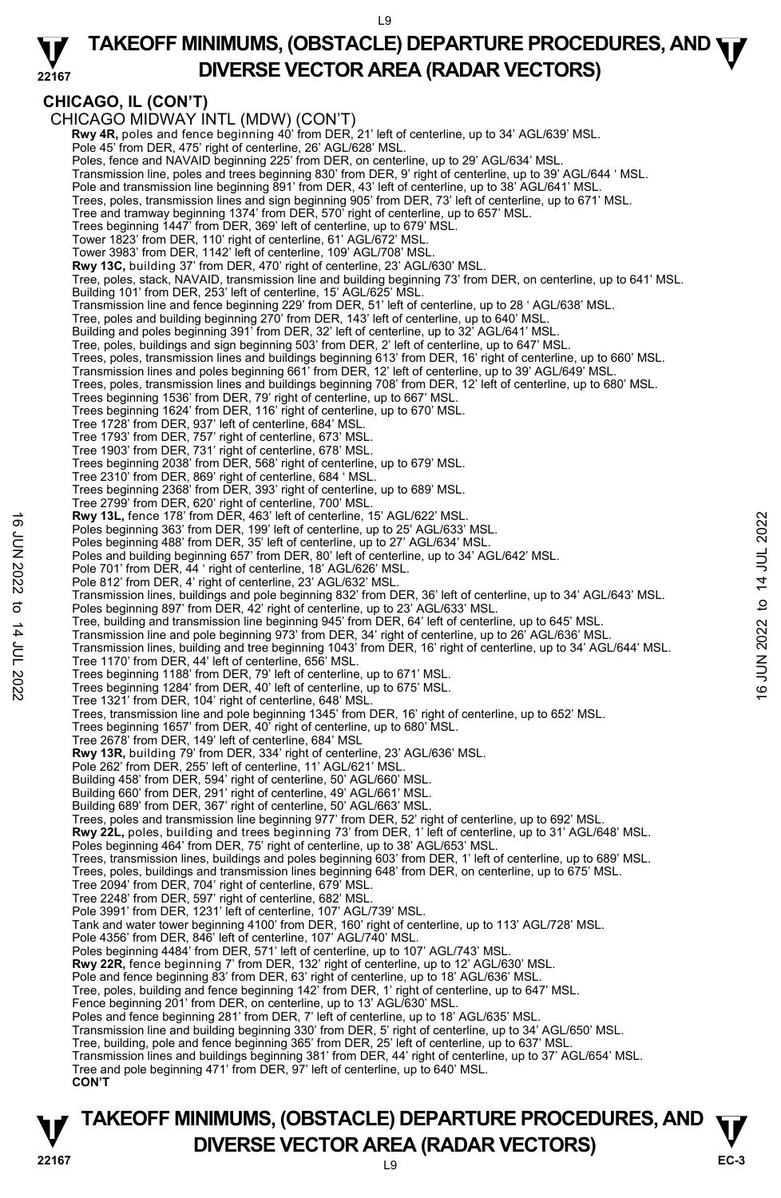## CHICAGO, IL (CON'T)

CHICAGO MIDWAY INTL (MDW) (CON'T)

**Rwy 4R,** poles and fence beginning 40' from DER, 21' left of centerline, up to 34' AGL/639' MSL.
Pole 45' from DER, 475' right of centerline, 26' AGL/628' MSL.
Poles, fence and NAVAID beginning 225' from DER, on centerline, up to 29' AGL/634' MSL.
Transmission line, poles and trees beginning 830' from DER, 9' right of centerline, up to 39' AGL/644 ' MSL.
Pole and transmission line beginning 891' from DER, 43' left of centerline, up to 38' AGL/641' MSL.
Trees, poles, transmission lines and sign beginning 905' from DER, 73' left of centerline, up to 671' MSL.
Tree and tramway beginning 1374' from DER, 570' right of centerline, up to 657' MSL.
Trees beginning 1447' from DER, 369' left of centerline, up to 679' MSL.
Tower 1823' from DER, 110' right of centerline, 61' AGL/672' MSL.
Tower 3983' from DER, 1142' left of centerline, 109' AGL/708' MSL.

**Rwy 13C,** building 37' from DER, 470' right of centerline, 23' AGL/630' MSL.
Tree, poles, stack, NAVAID, transmission line and building beginning 73' from DER, on centerline, up to 641' MSL.
Building 101' from DER, 253' left of centerline, 15' AGL/625' MSL.
Transmission line and fence beginning 229' from DER, 51' left of centerline, up to 28 ' AGL/638' MSL.
Tree, poles and building beginning 270' from DER, 143' left of centerline, up to 640' MSL.
Building and poles beginning 391' from DER, 32' left of centerline, up to 32' AGL/641' MSL.
Tree, poles, buildings and sign beginning 503' from DER, 2' left of centerline, up to 647' MSL.
Trees, poles, transmission lines and buildings beginning 613' from DER, 16' right of centerline, up to 660' MSL.
Transmission lines and poles beginning 661' from DER, 12' left of centerline, up to 39' AGL/649' MSL.
Trees, poles, transmission lines and buildings beginning 708' from DER, 12' left of centerline, up to 680' MSL.
Trees beginning 1536' from DER, 79' right of centerline, up to 667' MSL.
Trees beginning 1624' from DER, 116' right of centerline, up to 670' MSL.
Tree 1728' from DER, 937' left of centerline, 684' MSL.
Tree 1793' from DER, 757' right of centerline, 673' MSL.
Tree 1903' from DER, 731' right of centerline, 678' MSL.
Trees beginning 2038' from DER, 568' right of centerline, up to 679' MSL.
Tree 2310' from DER, 869' right of centerline, 684 ' MSL.
Trees beginning 2368' from DER, 393' right of centerline, up to 689' MSL.
Tree 2799' from DER, 620' right of centerline, 700' MSL.

**Rwy 13L,** fence 178' from DER, 463' left of centerline, 15' AGL/622' MSL.
Poles beginning 363' from DER, 199' left of centerline, up to 25' AGL/633' MSL.
Poles beginning 488' from DER, 35' left of centerline, up to 27' AGL/634' MSL.
Poles and building beginning 657' from DER, 80' left of centerline, up to 34' AGL/642' MSL.
Pole 701' from DER, 44 ' right of centerline, 18' AGL/626' MSL.
Pole 812' from DER, 4' right of centerline, 23' AGL/632' MSL.
Transmission lines, buildings and pole beginning 832' from DER, 36' left of centerline, up to 34' AGL/643' MSL.
Poles beginning 897' from DER, 42' right of centerline, up to 23' AGL/633' MSL.
Tree, building and transmission line beginning 945' from DER, 64' left of centerline, up to 645' MSL.
Transmission line and pole beginning 973' from DER, 34' right of centerline, up to 26' AGL/636' MSL.
Transmission lines, building and tree beginning 1043' from DER, 16' right of centerline, up to 34' AGL/644' MSL.
Tree 1170' from DER, 44' left of centerline, 656' MSL.
Trees beginning 1188' from DER, 79' left of centerline, up to 671' MSL.
Trees beginning 1284' from DER, 40' left of centerline, up to 675' MSL.
Tree 1321' from DER, 104' right of centerline, 648' MSL.
Trees, transmission line and pole beginning 1345' from DER, 16' right of centerline, up to 652' MSL.
Trees beginning 1657' from DER, 40' right of centerline, up to 680' MSL.
Tree 2678' from DER, 149' left of centerline, 684' MSL

**Rwy 13R,** building 79' from DER, 334' right of centerline, 23' AGL/636' MSL.
Pole 262' from DER, 255' left of centerline, 11' AGL/621' MSL.
Building 458' from DER, 594' right of centerline, 50' AGL/660' MSL.
Building 660' from DER, 291' right of centerline, 49' AGL/661' MSL.
Building 689' from DER, 367' right of centerline, 50' AGL/663' MSL.
Trees, poles and transmission line beginning 977' from DER, 52' right of centerline, up to 692' MSL.

**Rwy 22L,** poles, building and trees beginning 73' from DER, 1' left of centerline, up to 31' AGL/648' MSL.
Poles beginning 464' from DER, 75' right of centerline, up to 38' AGL/653' MSL.
Trees, transmission lines, buildings and poles beginning 603' from DER, 1' left of centerline, up to 689' MSL.
Trees, poles, buildings and transmission lines beginning 648' from DER, on centerline, up to 675' MSL.
Tree 2094' from DER, 704' right of centerline, 679' MSL.
Tree 2248' from DER, 597' right of centerline, 682' MSL.
Pole 3991' from DER, 1231' left of centerline, 107' AGL/739' MSL.
Tank and water tower beginning 4100' from DER, 160' right of centerline, up to 113' AGL/728' MSL.
Pole 4356' from DER, 846' left of centerline, 107' AGL/740' MSL.
Poles beginning 4484' from DER, 571' left of centerline, up to 107' AGL/743' MSL.

**Rwy 22R,** fence beginning 7' from DER, 132' right of centerline, up to 12' AGL/630' MSL.
Pole and fence beginning 83' from DER, 63' right of centerline, up to 18' AGL/636' MSL.
Tree, poles, building and fence beginning 142' from DER, 1' right of centerline, up to 647' MSL.
Fence beginning 201' from DER, on centerline, up to 13' AGL/630' MSL.
Poles and fence beginning 281' from DER, 7' left of centerline, up to 18' AGL/635' MSL.
Transmission line and building beginning 330' from DER, 5' right of centerline, up to 34' AGL/650' MSL.
Tree, building, pole and fence beginning 365' from DER, 25' left of centerline, up to 637' MSL.
Transmission lines and buildings beginning 381' from DER, 44' right of centerline, up to 37' AGL/654' MSL.
Tree and pole beginning 471' from DER, 97' left of centerline, up to 640' MSL.

**CON'T**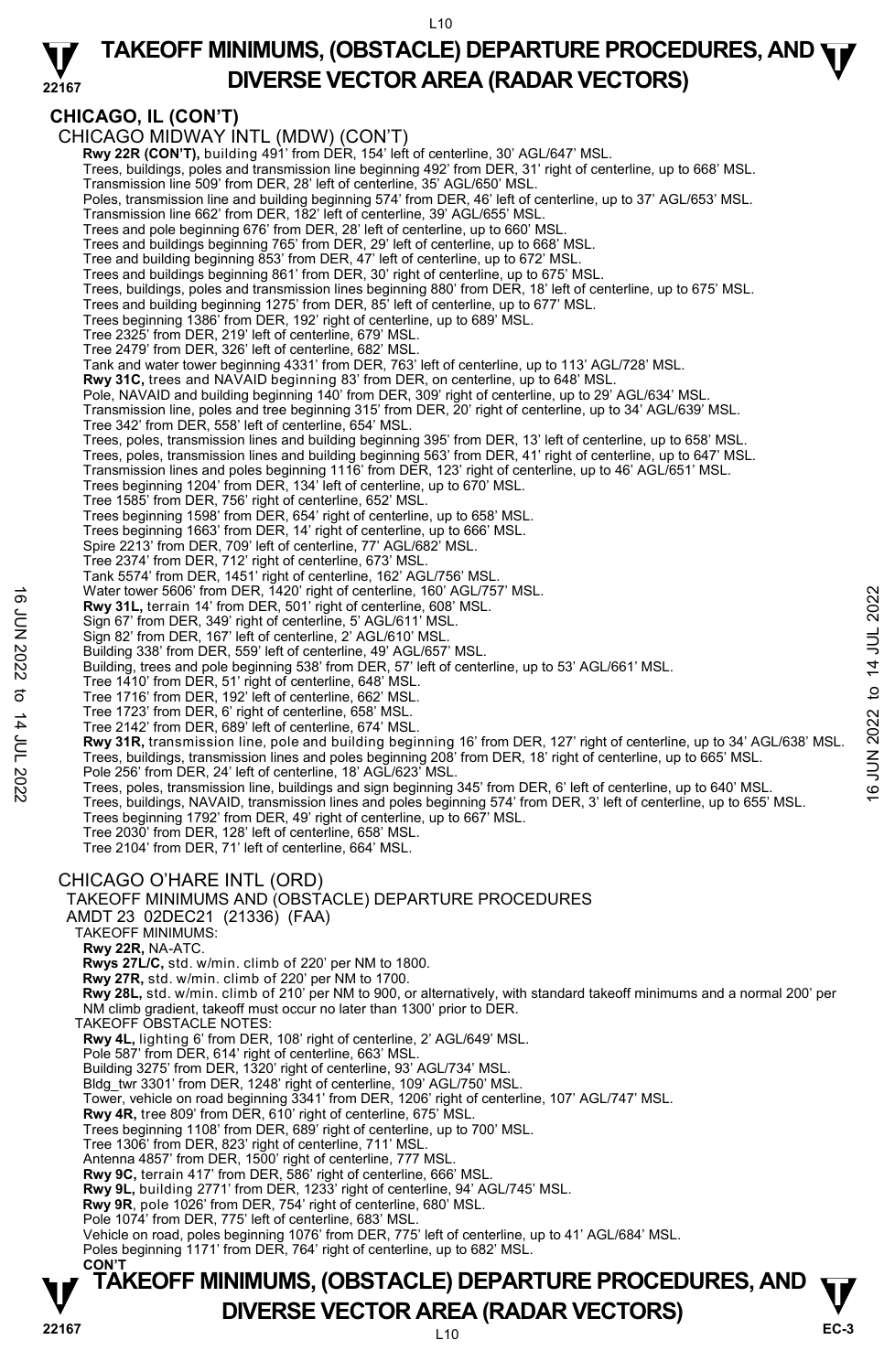## CHICAGO, IL (CON'T)

CHICAGO MIDWAY INTL (MDW) (CON'T)

**Rwy 22R (CON'T),** building 491' from DER, 154' left of centerline, 30' AGL/647' MSL.
Trees, buildings, poles and transmission line beginning 492' from DER, 31' right of centerline, up to 668' MSL.
Transmission line 509' from DER, 28' left of centerline, 35' AGL/650' MSL.
Poles, transmission line and building beginning 574' from DER, 46' left of centerline, up to 37' AGL/653' MSL.
Transmission line 662' from DER, 182' left of centerline, 39' AGL/655' MSL.
Trees and pole beginning 676' from DER, 28' left of centerline, up to 660' MSL.
Trees and buildings beginning 765' from DER, 29' left of centerline, up to 668' MSL.
Tree and building beginning 853' from DER, 47' left of centerline, up to 672' MSL.
Trees and buildings beginning 861' from DER, 30' right of centerline, up to 675' MSL.
Trees, buildings, poles and transmission lines beginning 880' from DER, 18' left of centerline, up to 675' MSL.
Trees and building beginning 1275' from DER, 85' left of centerline, up to 677' MSL.
Trees beginning 1386' from DER, 192' right of centerline, up to 689' MSL.
Tree 2325' from DER, 219' left of centerline, 679' MSL.
Tree 2479' from DER, 326' left of centerline, 682' MSL.
Tank and water tower beginning 4331' from DER, 763' left of centerline, up to 113' AGL/728' MSL.
**Rwy 31C,** trees and NAVAID beginning 83' from DER, on centerline, up to 648' MSL.
Pole, NAVAID and building beginning 140' from DER, 309' right of centerline, up to 29' AGL/634' MSL.
Transmission line, poles and tree beginning 315' from DER, 20' right of centerline, up to 34' AGL/639' MSL.
Tree 342' from DER, 558' left of centerline, 654' MSL.
Trees, poles, transmission lines and building beginning 395' from DER, 13' left of centerline, up to 658' MSL.
Trees, poles, transmission lines and building beginning 563' from DER, 41' right of centerline, up to 647' MSL.
Transmission lines and poles beginning 1116' from DER, 123' right of centerline, up to 46' AGL/651' MSL.
Trees beginning 1204' from DER, 134' left of centerline, up to 670' MSL.
Tree 1585' from DER, 756' right of centerline, 652' MSL.
Trees beginning 1598' from DER, 654' right of centerline, up to 658' MSL.
Trees beginning 1663' from DER, 14' right of centerline, up to 666' MSL.
Spire 2213' from DER, 709' left of centerline, 77' AGL/682' MSL.
Tree 2374' from DER, 712' right of centerline, 673' MSL.
Tank 5574' from DER, 1451' right of centerline, 162' AGL/756' MSL.
Water tower 5606' from DER, 1420' right of centerline, 160' AGL/757' MSL.
**Rwy 31L,** terrain 14' from DER, 501' right of centerline, 608' MSL.
Sign 67' from DER, 349' right of centerline, 5' AGL/611' MSL.
Sign 82' from DER, 167' left of centerline, 2' AGL/610' MSL.
Building 338' from DER, 559' left of centerline, 49' AGL/657' MSL.
Building, trees and pole beginning 538' from DER, 57' left of centerline, up to 53' AGL/661' MSL.
Tree 1410' from DER, 51' right of centerline, 648' MSL.
Tree 1716' from DER, 192' left of centerline, 662' MSL.
Tree 1723' from DER, 6' right of centerline, 658' MSL.
Tree 2142' from DER, 689' left of centerline, 674' MSL.
**Rwy 31R,** transmission line, pole and building beginning 16' from DER, 127' right of centerline, up to 34' AGL/638' MSL.
Trees, buildings, transmission lines and poles beginning 208' from DER, 18' right of centerline, up to 665' MSL.
Pole 256' from DER, 24' left of centerline, 18' AGL/623' MSL.
Trees, poles, transmission line, buildings and sign beginning 345' from DER, 6' left of centerline, up to 640' MSL.
Trees, buildings, NAVAID, transmission lines and poles beginning 574' from DER, 3' left of centerline, up to 655' MSL.
Trees beginning 1792' from DER, 49' right of centerline, up to 667' MSL.
Tree 2030' from DER, 128' left of centerline, 658' MSL.
Tree 2104' from DER, 71' left of centerline, 664' MSL.

CHICAGO O'HARE INTL (ORD)

TAKEOFF MINIMUMS AND (OBSTACLE) DEPARTURE PROCEDURES
AMDT 23 02DEC21 (21336) (FAA)

TAKEOFF MINIMUMS:
**Rwy 22R,** NA-ATC.
**Rwys 27L/C,** std. w/min. climb of 220' per NM to 1800.
**Rwy 27R,** std. w/min. climb of 220' per NM to 1700.
**Rwy 28L,** std. w/min. climb of 210' per NM to 900, or alternatively, with standard takeoff minimums and a normal 200' per NM climb gradient, takeoff must occur no later than 1300' prior to DER.

TAKEOFF OBSTACLE NOTES:
**Rwy 4L,** lighting 6' from DER, 108' right of centerline, 2' AGL/649' MSL.
Pole 587' from DER, 614' right of centerline, 663' MSL.
Building 3275' from DER, 1320' right of centerline, 93' AGL/734' MSL.
Bldg_twr 3301' from DER, 1248' right of centerline, 109' AGL/750' MSL.
Tower, vehicle on road beginning 3341' from DER, 1206' right of centerline, 107' AGL/747' MSL.
**Rwy 4R,** tree 809' from DER, 610' right of centerline, 675' MSL.
Trees beginning 1108' from DER, 689' right of centerline, up to 700' MSL.
Tree 1306' from DER, 823' right of centerline, 711' MSL.
Antenna 4857' from DER, 1500' right of centerline, 777 MSL.
**Rwy 9C,** terrain 417' from DER, 586' right of centerline, 666' MSL.
**Rwy 9L,** building 2771' from DER, 1233' right of centerline, 94' AGL/745' MSL.
**Rwy 9R**, pole 1026' from DER, 754' right of centerline, 680' MSL.
Pole 1074' from DER, 775' left of centerline, 683' MSL.
Vehicle on road, poles beginning 1076' from DER, 775' left of centerline, up to 41' AGL/684' MSL.
Poles beginning 1171' from DER, 764' right of centerline, up to 682' MSL.
**CON'T**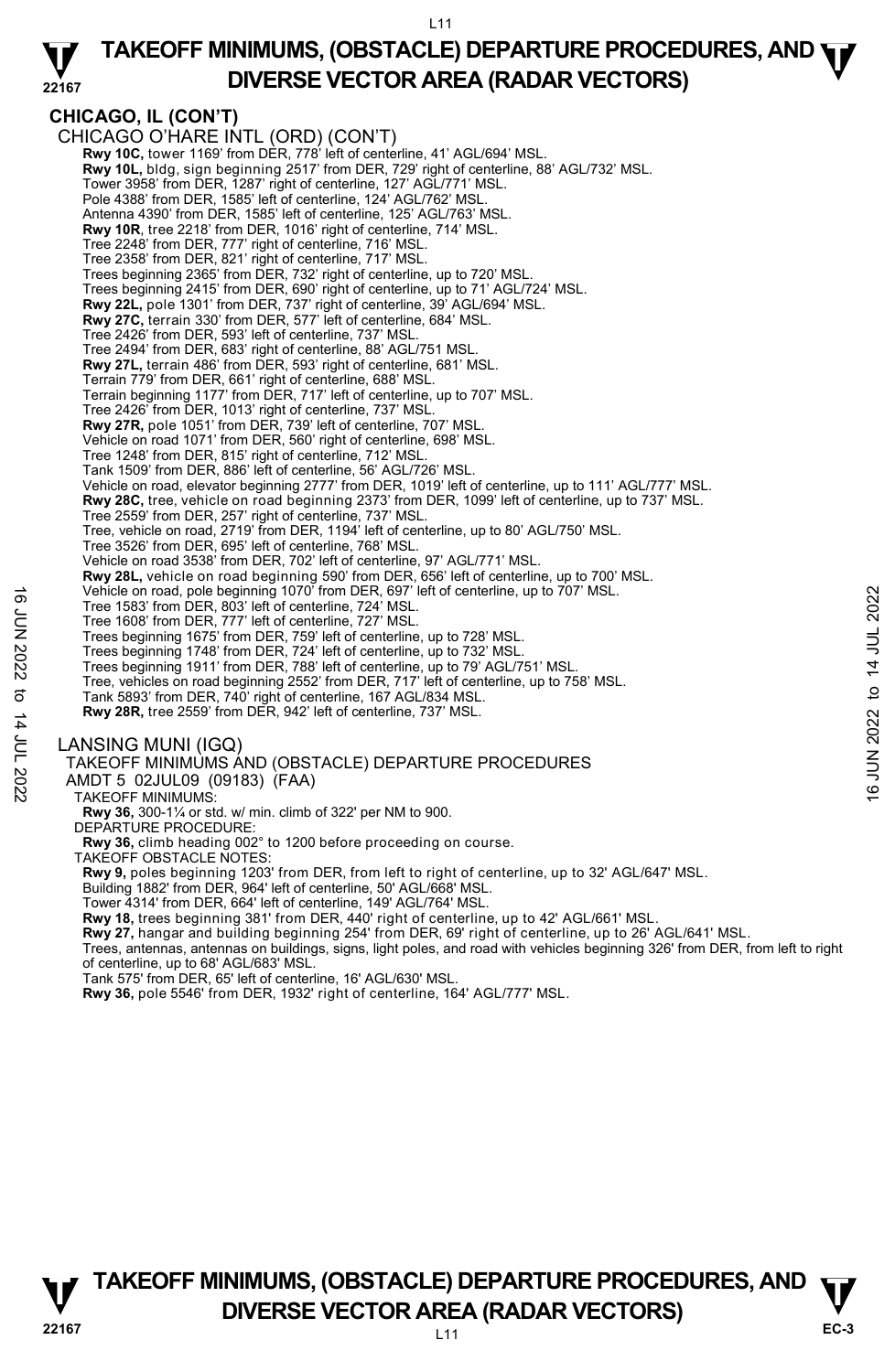## CHICAGO, IL (CON'T)

CHICAGO O'HARE INTL (ORD) (CON'T)

**Rwy 10C,** tower 1169' from DER, 778' left of centerline, 41' AGL/694' MSL.
**Rwy 10L,** bldg, sign beginning 2517' from DER, 729' right of centerline, 88' AGL/732' MSL.
Tower 3958' from DER, 1287' right of centerline, 127' AGL/771' MSL.
Pole 4388' from DER, 1585' left of centerline, 124' AGL/762' MSL.
Antenna 4390' from DER, 1585' left of centerline, 125' AGL/763' MSL.
**Rwy 10R**, tree 2218' from DER, 1016' right of centerline, 714' MSL.
Tree 2248' from DER, 777' right of centerline, 716' MSL.
Tree 2358' from DER, 821' right of centerline, 717' MSL.
Trees beginning 2365' from DER, 732' right of centerline, up to 720' MSL.
Trees beginning 2415' from DER, 690' right of centerline, up to 71' AGL/724' MSL.
**Rwy 22L,** pole 1301' from DER, 737' right of centerline, 39' AGL/694' MSL.
**Rwy 27C,** terrain 330' from DER, 577' left of centerline, 684' MSL.
Tree 2426' from DER, 593' left of centerline, 737' MSL.
Tree 2494' from DER, 683' right of centerline, 88' AGL/751 MSL.
**Rwy 27L,** terrain 486' from DER, 593' right of centerline, 681' MSL.
Terrain 779' from DER, 661' right of centerline, 688' MSL.
Terrain beginning 1177' from DER, 717' left of centerline, up to 707' MSL.
Tree 2426' from DER, 1013' right of centerline, 737' MSL.
**Rwy 27R,** pole 1051' from DER, 739' left of centerline, 707' MSL.
Vehicle on road 1071' from DER, 560' right of centerline, 698' MSL.
Tree 1248' from DER, 815' right of centerline, 712' MSL.
Tank 1509' from DER, 886' left of centerline, 56' AGL/726' MSL.
Vehicle on road, elevator beginning 2777' from DER, 1019' left of centerline, up to 111' AGL/777' MSL.
**Rwy 28C,** tree, vehicle on road beginning 2373' from DER, 1099' left of centerline, up to 737' MSL.
Tree 2559' from DER, 257' right of centerline, 737' MSL.
Tree, vehicle on road, 2719' from DER, 1194' left of centerline, up to 80' AGL/750' MSL.
Tree 3526' from DER, 695' left of centerline, 768' MSL.
Vehicle on road 3538' from DER, 702' left of centerline, 97' AGL/771' MSL.
**Rwy 28L,** vehicle on road beginning 590' from DER, 656' left of centerline, up to 700' MSL.
Vehicle on road, pole beginning 1070' from DER, 697' left of centerline, up to 707' MSL.
Tree 1583' from DER, 803' left of centerline, 724' MSL.
Tree 1608' from DER, 777' left of centerline, 727' MSL.
Trees beginning 1675' from DER, 759' left of centerline, up to 728' MSL.
Trees beginning 1748' from DER, 724' left of centerline, up to 732' MSL.
Trees beginning 1911' from DER, 788' left of centerline, up to 79' AGL/751' MSL.
Tree, vehicles on road beginning 2552' from DER, 717' left of centerline, up to 758' MSL.
Tank 5893' from DER, 740' right of centerline, 167 AGL/834 MSL.
**Rwy 28R,** tree 2559' from DER, 942' left of centerline, 737' MSL.

LANSING MUNI (IGQ)

TAKEOFF MINIMUMS AND (OBSTACLE) DEPARTURE PROCEDURES
AMDT 5 02JUL09 (09183) (FAA)

TAKEOFF MINIMUMS:
**Rwy 36,** 300-1¼ or std. w/ min. climb of 322' per NM to 900.

DEPARTURE PROCEDURE:
**Rwy 36,** climb heading 002° to 1200 before proceeding on course.

TAKEOFF OBSTACLE NOTES:
**Rwy 9,** poles beginning 1203' from DER, from left to right of centerline, up to 32' AGL/647' MSL.
Building 1882' from DER, 964' left of centerline, 50' AGL/668' MSL.
Tower 4314' from DER, 664' left of centerline, 149' AGL/764' MSL.
**Rwy 18,** trees beginning 381' from DER, 440' right of centerline, up to 42' AGL/661' MSL.
**Rwy 27,** hangar and building beginning 254' from DER, 69' right of centerline, up to 26' AGL/641' MSL.
Trees, antennas, antennas on buildings, signs, light poles, and road with vehicles beginning 326' from DER, from left to right of centerline, up to 68' AGL/683' MSL.
Tank 575' from DER, 65' left of centerline, 16' AGL/630' MSL.
**Rwy 36,** pole 5546' from DER, 1932' right of centerline, 164' AGL/777' MSL.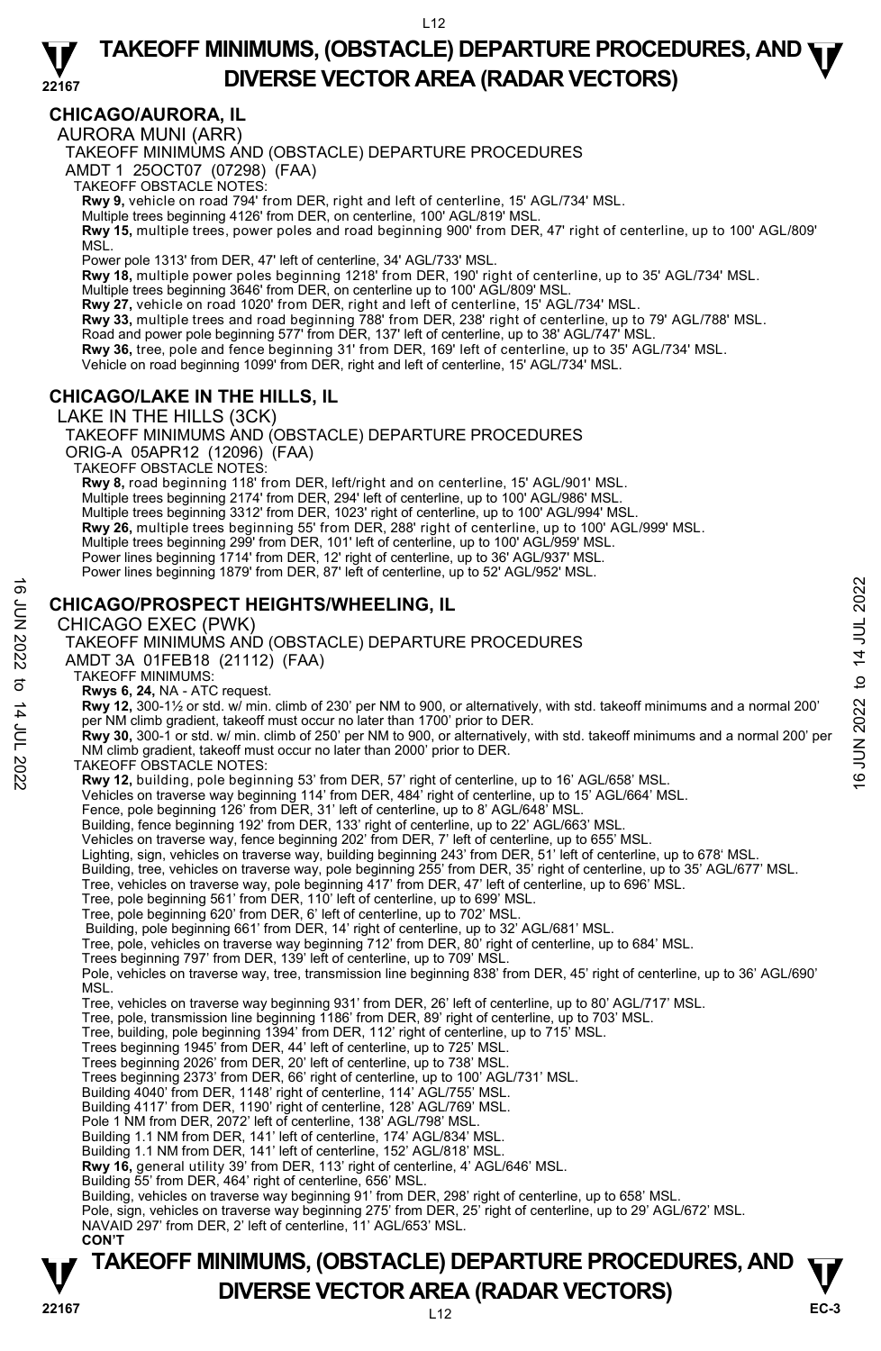## CHICAGO/AURORA, IL

AURORA MUNI (ARR)

TAKEOFF MINIMUMS AND (OBSTACLE) DEPARTURE PROCEDURES

AMDT 1 25OCT07 (07298) (FAA)

TAKEOFF OBSTACLE NOTES:

**Rwy 9,** vehicle on road 794' from DER, right and left of centerline, 15' AGL/734' MSL.
Multiple trees beginning 4126' from DER, on centerline, 100' AGL/819' MSL.

**Rwy 15,** multiple trees, power poles and road beginning 900' from DER, 47' right of centerline, up to 100' AGL/809' MSL.
Power pole 1313' from DER, 47' left of centerline, 34' AGL/733' MSL.

**Rwy 18,** multiple power poles beginning 1218' from DER, 190' right of centerline, up to 35' AGL/734' MSL.
Multiple trees beginning 3646' from DER, on centerline up to 100' AGL/809' MSL.

**Rwy 27,** vehicle on road 1020' from DER, right and left of centerline, 15' AGL/734' MSL.

**Rwy 33,** multiple trees and road beginning 788' from DER, 238' right of centerline, up to 79' AGL/788' MSL.
Road and power pole beginning 577' from DER, 137' left of centerline, up to 38' AGL/747' MSL.

**Rwy 36,** tree, pole and fence beginning 31' from DER, 169' left of centerline, up to 35' AGL/734' MSL.
Vehicle on road beginning 1099' from DER, right and left of centerline, 15' AGL/734' MSL.

## CHICAGO/LAKE IN THE HILLS, IL

LAKE IN THE HILLS (3CK)

TAKEOFF MINIMUMS AND (OBSTACLE) DEPARTURE PROCEDURES

ORIG-A 05APR12 (12096) (FAA)

TAKEOFF OBSTACLE NOTES:

**Rwy 8,** road beginning 118' from DER, left/right and on centerline, 15' AGL/901' MSL.
Multiple trees beginning 2174' from DER, 294' left of centerline, up to 100' AGL/986' MSL.
Multiple trees beginning 3312' from DER, 1023' right of centerline, up to 100' AGL/994' MSL.

**Rwy 26,** multiple trees beginning 55' from DER, 288' right of centerline, up to 100' AGL/999' MSL.
Multiple trees beginning 299' from DER, 101' left of centerline, up to 100' AGL/959' MSL.
Power lines beginning 1714' from DER, 12' right of centerline, up to 36' AGL/937' MSL.
Power lines beginning 1879' from DER, 87' left of centerline, up to 52' AGL/952' MSL.

## CHICAGO/PROSPECT HEIGHTS/WHEELING, IL

CHICAGO EXEC (PWK)

TAKEOFF MINIMUMS AND (OBSTACLE) DEPARTURE PROCEDURES

AMDT 3A 01FEB18 (21112) (FAA)

TAKEOFF MINIMUMS:

**Rwys 6, 24,** NA - ATC request.

**Rwy 12,** 300-1½ or std. w/ min. climb of 230' per NM to 900, or alternatively, with std. takeoff minimums and a normal 200' per NM climb gradient, takeoff must occur no later than 1700' prior to DER.

**Rwy 30,** 300-1 or std. w/ min. climb of 250' per NM to 900, or alternatively, with std. takeoff minimums and a normal 200' per NM climb gradient, takeoff must occur no later than 2000' prior to DER.

TAKEOFF OBSTACLE NOTES:

**Rwy 12,** building, pole beginning 53' from DER, 57' right of centerline, up to 16' AGL/658' MSL.
Vehicles on traverse way beginning 114' from DER, 484' right of centerline, up to 15' AGL/664' MSL.
Fence, pole beginning 126' from DER, 31' left of centerline, up to 8' AGL/648' MSL.
Building, fence beginning 192' from DER, 133' right of centerline, up to 22' AGL/663' MSL.
Vehicles on traverse way, fence beginning 202' from DER, 7' left of centerline, up to 655' MSL.
Lighting, sign, vehicles on traverse way, building beginning 243' from DER, 51' left of centerline, up to 678' MSL.
Building, tree, vehicles on traverse way, pole beginning 255' from DER, 35' right of centerline, up to 35' AGL/677' MSL.
Tree, vehicles on traverse way, pole beginning 417' from DER, 47' left of centerline, up to 696' MSL.
Tree, pole beginning 561' from DER, 110' left of centerline, up to 699' MSL.
Tree, pole beginning 620' from DER, 6' left of centerline, up to 702' MSL.
Building, pole beginning 661' from DER, 14' right of centerline, up to 32' AGL/681' MSL.
Tree, pole, vehicles on traverse way beginning 712' from DER, 80' right of centerline, up to 684' MSL.
Trees beginning 797' from DER, 139' left of centerline, up to 709' MSL.
Pole, vehicles on traverse way, tree, transmission line beginning 838' from DER, 45' right of centerline, up to 36' AGL/690' MSL.
Tree, vehicles on traverse way beginning 931' from DER, 26' left of centerline, up to 80' AGL/717' MSL.
Tree, pole, transmission line beginning 1186' from DER, 89' right of centerline, up to 703' MSL.
Tree, building, pole beginning 1394' from DER, 112' right of centerline, up to 715' MSL.
Trees beginning 1945' from DER, 44' left of centerline, up to 725' MSL.
Trees beginning 2026' from DER, 20' left of centerline, up to 738' MSL.
Trees beginning 2373' from DER, 66' right of centerline, up to 100' AGL/731' MSL.
Building 4040' from DER, 1148' right of centerline, 114' AGL/755' MSL.
Building 4117' from DER, 1190' right of centerline, 128' AGL/769' MSL.
Pole 1 NM from DER, 2072' left of centerline, 138' AGL/798' MSL.
Building 1.1 NM from DER, 141' left of centerline, 174' AGL/834' MSL.
Building 1.1 NM from DER, 141' left of centerline, 152' AGL/818' MSL.

**Rwy 16,** general utility 39' from DER, 113' right of centerline, 4' AGL/646' MSL.
Building 55' from DER, 464' right of centerline, 656' MSL.
Building, vehicles on traverse way beginning 91' from DER, 298' right of centerline, up to 658' MSL.
Pole, sign, vehicles on traverse way beginning 275' from DER, 25' right of centerline, up to 29' AGL/672' MSL.
NAVAID 297' from DER, 2' left of centerline, 11' AGL/653' MSL.

**CON'T**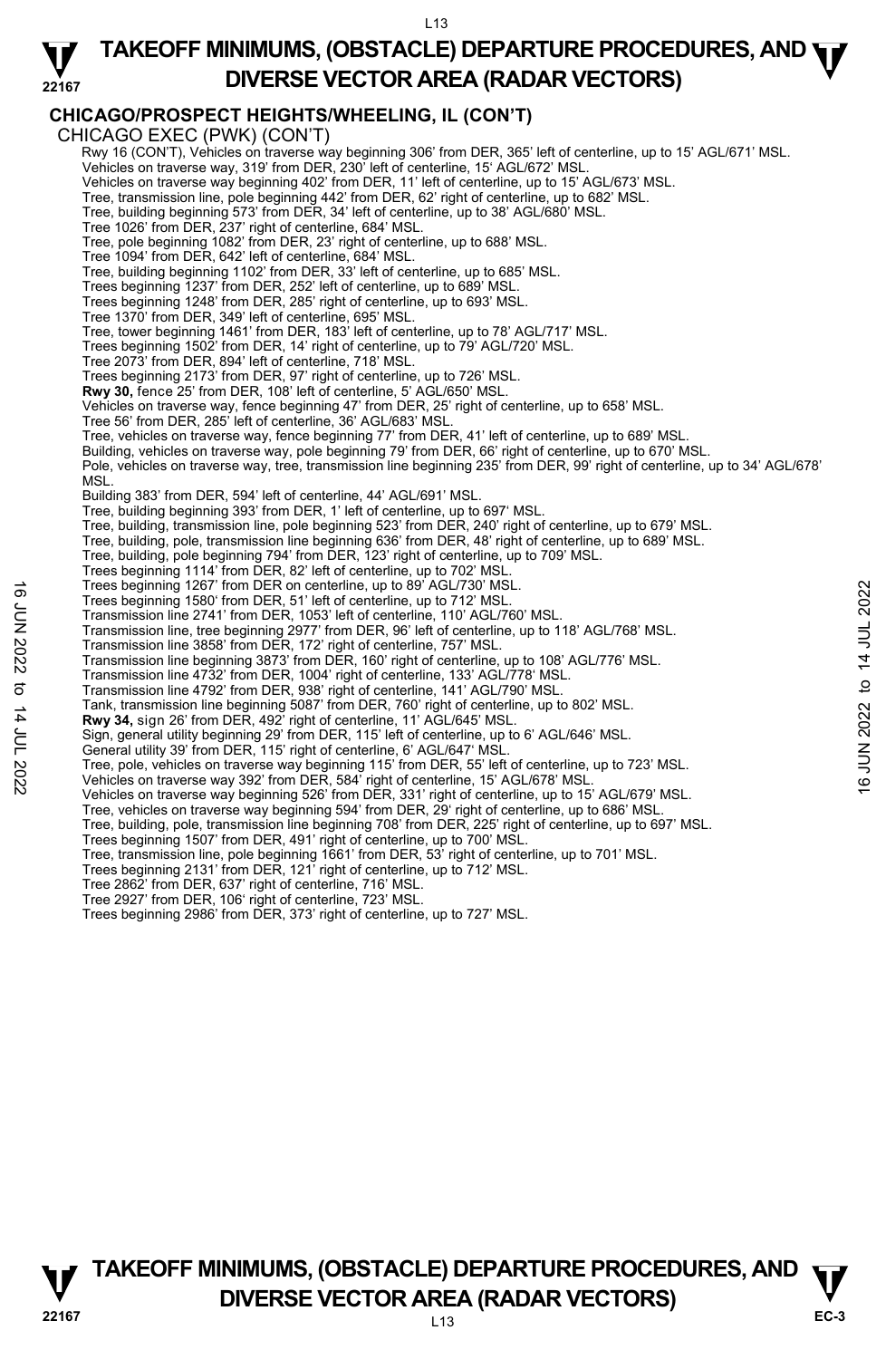## CHICAGO/PROSPECT HEIGHTS/WHEELING, IL (CON'T)

CHICAGO EXEC (PWK) (CON'T)

Rwy 16 (CON'T), Vehicles on traverse way beginning 306' from DER, 365' left of centerline, up to 15' AGL/671' MSL.
Vehicles on traverse way, 319' from DER, 230' left of centerline, 15' AGL/672' MSL.
Vehicles on traverse way beginning 402' from DER, 11' left of centerline, up to 15' AGL/673' MSL.
Tree, transmission line, pole beginning 442' from DER, 62' right of centerline, up to 682' MSL.
Tree, building beginning 573' from DER, 34' left of centerline, up to 38' AGL/680' MSL.
Tree 1026' from DER, 237' right of centerline, 684' MSL.
Tree, pole beginning 1082' from DER, 23' right of centerline, up to 688' MSL.
Tree 1094' from DER, 642' left of centerline, 684' MSL.
Tree, building beginning 1102' from DER, 33' left of centerline, up to 685' MSL.
Trees beginning 1237' from DER, 252' left of centerline, up to 689' MSL.
Trees beginning 1248' from DER, 285' right of centerline, up to 693' MSL.
Tree 1370' from DER, 349' left of centerline, 695' MSL.
Tree, tower beginning 1461' from DER, 183' left of centerline, up to 78' AGL/717' MSL.
Trees beginning 1502' from DER, 14' right of centerline, up to 79' AGL/720' MSL.
Tree 2073' from DER, 894' left of centerline, 718' MSL.
Trees beginning 2173' from DER, 97' right of centerline, up to 726' MSL.

**Rwy 30,** fence 25' from DER, 108' left of centerline, 5' AGL/650' MSL.
Vehicles on traverse way, fence beginning 47' from DER, 25' right of centerline, up to 658' MSL.
Tree 56' from DER, 285' left of centerline, 36' AGL/683' MSL.
Tree, vehicles on traverse way, fence beginning 77' from DER, 41' left of centerline, up to 689' MSL.
Building, vehicles on traverse way, pole beginning 79' from DER, 66' right of centerline, up to 670' MSL.
Pole, vehicles on traverse way, tree, transmission line beginning 235' from DER, 99' right of centerline, up to 34' AGL/678' MSL.
Building 383' from DER, 594' left of centerline, 44' AGL/691' MSL.
Tree, building beginning 393' from DER, 1' left of centerline, up to 697' MSL.
Tree, building, transmission line, pole beginning 523' from DER, 240' right of centerline, up to 679' MSL.
Tree, building, pole, transmission line beginning 636' from DER, 48' right of centerline, up to 689' MSL.
Tree, building, pole beginning 794' from DER, 123' right of centerline, up to 709' MSL.
Trees beginning 1114' from DER, 82' left of centerline, up to 702' MSL.
Trees beginning 1267' from DER on centerline, up to 89' AGL/730' MSL.
Trees beginning 1580' from DER, 51' left of centerline, up to 712' MSL.
Transmission line 2741' from DER, 1053' left of centerline, 110' AGL/760' MSL.
Transmission line, tree beginning 2977' from DER, 96' left of centerline, up to 118' AGL/768' MSL.
Transmission line 3858' from DER, 172' right of centerline, 757' MSL.
Transmission line beginning 3873' from DER, 160' right of centerline, up to 108' AGL/776' MSL.
Transmission line 4732' from DER, 1004' right of centerline, 133' AGL/778' MSL.
Transmission line 4792' from DER, 938' right of centerline, 141' AGL/790' MSL.
Tank, transmission line beginning 5087' from DER, 760' right of centerline, up to 802' MSL.

**Rwy 34,** sign 26' from DER, 492' right of centerline, 11' AGL/645' MSL.
Sign, general utility beginning 29' from DER, 115' left of centerline, up to 6' AGL/646' MSL.
General utility 39' from DER, 115' right of centerline, 6' AGL/647' MSL.
Tree, pole, vehicles on traverse way beginning 115' from DER, 55' left of centerline, up to 723' MSL.
Vehicles on traverse way 392' from DER, 584' right of centerline, 15' AGL/678' MSL.
Vehicles on traverse way beginning 526' from DER, 331' right of centerline, up to 15' AGL/679' MSL.
Tree, vehicles on traverse way beginning 594' from DER, 29' right of centerline, up to 686' MSL.
Tree, building, pole, transmission line beginning 708' from DER, 225' right of centerline, up to 697' MSL.
Trees beginning 1507' from DER, 491' right of centerline, up to 700' MSL.
Tree, transmission line, pole beginning 1661' from DER, 53' right of centerline, up to 701' MSL.
Trees beginning 2131' from DER, 121' right of centerline, up to 712' MSL.
Tree 2862' from DER, 637' right of centerline, 716' MSL.
Tree 2927' from DER, 106' right of centerline, 723' MSL.
Trees beginning 2986' from DER, 373' right of centerline, up to 727' MSL.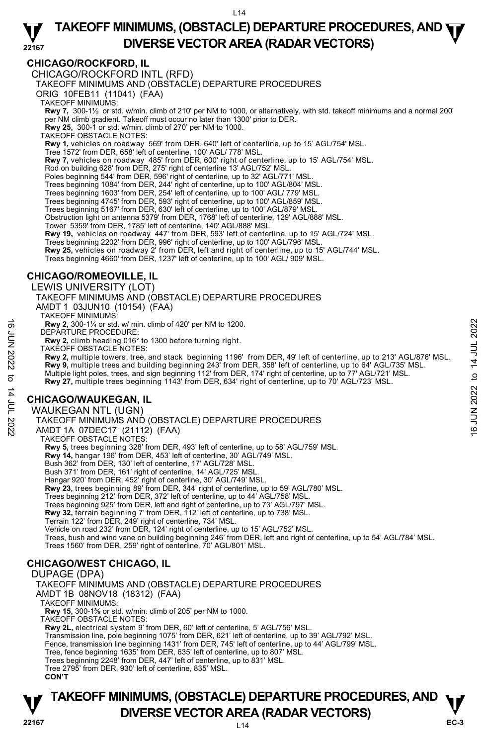## CHICAGO/ROCKFORD, IL

CHICAGO/ROCKFORD INTL (RFD)

TAKEOFF MINIMUMS AND (OBSTACLE) DEPARTURE PROCEDURES

ORIG 10FEB11 (11041) (FAA)

TAKEOFF MINIMUMS:

**Rwy 7,** 300-1½ or std. w/min. climb of 210' per NM to 1000, or alternatively, with std. takeoff minimums and a normal 200' per NM climb gradient. Takeoff must occur no later than 1300' prior to DER.

**Rwy 25,** 300-1 or std. w/min. climb of 270' per NM to 1000.

TAKEOFF OBSTACLE NOTES:

**Rwy 1,** vehicles on roadway 569' from DER, 640' left of centerline, up to 15' AGL/754' MSL.
Tree 1572' from DER, 658' left of centerline, 100' AGL/ 778' MSL.

**Rwy 7,** vehicles on roadway 485' from DER, 600' right of centerline, up to 15' AGL/754' MSL.
Rod on building 628' from DER, 275' right of centerline 13' AGL/752' MSL.
Poles beginning 544' from DER, 596' right of centerline, up to 32' AGL/771' MSL.
Trees beginning 1084' from DER, 244' right of centerline, up to 100' AGL/804' MSL.
Trees beginning 1603' from DER, 254' left of centerline, up to 100' AGL/ 779' MSL.
Trees beginning 4745' from DER, 593' right of centerline, up to 100' AGL/859' MSL.
Trees beginning 5167' from DER, 630' left of centerline, up to 100' AGL/879' MSL.
Obstruction light on antenna 5379' from DER, 1768' left of centerline, 129' AGL/888' MSL.
Tower 5359' from DER, 1785' left of centerline, 140' AGL/888' MSL.

**Rwy 19,** vehicles on roadway 447' from DER, 593' left of centerline, up to 15' AGL/724' MSL.
Trees beginning 2202' from DER, 996' right of centerline, up to 100' AGL/796' MSL.

**Rwy 25,** vehicles on roadway 2' from DER, left and right of centerline, up to 15' AGL/744' MSL.
Trees beginning 4660' from DER, 1237' left of centerline, up to 100' AGL/ 909' MSL.

## CHICAGO/ROMEOVILLE, IL

LEWIS UNIVERSITY (LOT)

TAKEOFF MINIMUMS AND (OBSTACLE) DEPARTURE PROCEDURES

AMDT 1 03JUN10 (10154) (FAA)

TAKEOFF MINIMUMS:

**Rwy 2,** 300-1¼ or std. w/ min. climb of 420' per NM to 1200.

DEPARTURE PROCEDURE:

**Rwy 2,** climb heading 016° to 1300 before turning right.

TAKEOFF OBSTACLE NOTES:

**Rwy 2,** multiple towers, tree, and stack beginning 1196' from DER, 49' left of centerline, up to 213' AGL/876' MSL.

**Rwy 9,** multiple trees and building beginning 243' from DER, 358' left of centerline, up to 64' AGL/735' MSL.
Multiple light poles, trees, and sign beginning 112' from DER, 174' right of centerline, up to 77' AGL/721' MSL.

**Rwy 27,** multiple trees beginning 1143' from DER, 634' right of centerline, up to 70' AGL/723' MSL.

## CHICAGO/WAUKEGAN, IL

WAUKEGAN NTL (UGN)

TAKEOFF MINIMUMS AND (OBSTACLE) DEPARTURE PROCEDURES

AMDT 1A 07DEC17 (21112) (FAA)

TAKEOFF OBSTACLE NOTES:

**Rwy 5,** trees beginning 328' from DER, 493' left of centerline, up to 58' AGL/759' MSL.

**Rwy 14,** hangar 196' from DER, 453' left of centerline, 30' AGL/749' MSL.
Bush 362' from DER, 130' left of centerline, 17' AGL/728' MSL.
Bush 371' from DER, 161' right of centerline, 14' AGL/725' MSL.
Hangar 920' from DER, 452' right of centerline, 30' AGL/749' MSL.

**Rwy 23,** trees beginning 89' from DER, 344' right of centerline, up to 59' AGL/780' MSL.
Trees beginning 212' from DER, 372' left of centerline, up to 44' AGL/758' MSL.
Trees beginning 925' from DER, left and right of centerline, up to 73' AGL/797' MSL.

**Rwy 32,** terrain beginning 7' from DER, 112' left of centerline, up to 738' MSL.
Terrain 122' from DER, 249' right of centerline, 734' MSL.
Vehicle on road 232' from DER, 124' right of centerline, up to 15' AGL/752' MSL.
Trees, bush and wind vane on building beginning 246' from DER, left and right of centerline, up to 54' AGL/784' MSL.
Trees 1560' from DER, 259' right of centerline, 70' AGL/801' MSL.

## CHICAGO/WEST CHICAGO, IL

DUPAGE (DPA)

TAKEOFF MINIMUMS AND (OBSTACLE) DEPARTURE PROCEDURES

AMDT 1B 08NOV18 (18312) (FAA)

TAKEOFF MINIMUMS:

**Rwy 15,** 300-1⅜ or std. w/min. climb of 205' per NM to 1000.

TAKEOFF OBSTACLE NOTES:

**Rwy 2L,** electrical system 9' from DER, 60' left of centerline, 5' AGL/756' MSL.
Transmission line, pole beginning 1075' from DER, 621' left of centerline, up to 39' AGL/792' MSL.
Fence, transmission line beginning 1431' from DER, 745' left of centerline, up to 44' AGL/799' MSL.
Tree, fence beginning 1635' from DER, 635' left of centerline, up to 807' MSL.
Trees beginning 2248' from DER, 447' left of centerline, up to 831' MSL.
Tree 2795' from DER, 930' left of centerline, 835' MSL.

**CON'T**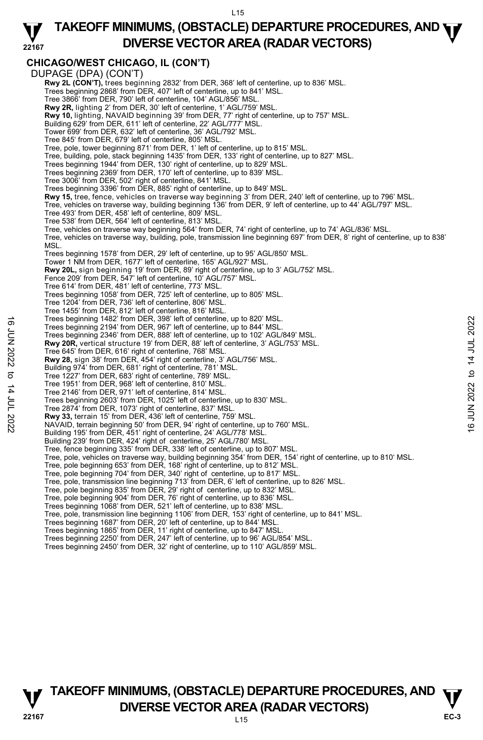## CHICAGO/WEST CHICAGO, IL (CON'T)

DUPAGE (DPA) (CON'T)

**Rwy 2L (CON'T),** trees beginning 2832' from DER, 368' left of centerline, up to 836' MSL.
Trees beginning 2868' from DER, 407' left of centerline, up to 841' MSL.
Tree 3866' from DER, 790' left of centerline, 104' AGL/856' MSL.
**Rwy 2R,** lighting 2' from DER, 30' left of centerline, 1' AGL/759' MSL.
**Rwy 10,** lighting, NAVAID beginning 39' from DER, 77' right of centerline, up to 757' MSL.
Building 629' from DER, 611' left of centerline, 22' AGL/777' MSL.
Tower 699' from DER, 632' left of centerline, 36' AGL/792' MSL.
Tree 845' from DER, 679' left of centerline, 805' MSL.
Tree, pole, tower beginning 871' from DER, 1' left of centerline, up to 815' MSL.
Tree, building, pole, stack beginning 1435' from DER, 133' right of centerline, up to 827' MSL.
Trees beginning 1944' from DER, 130' right of centerline, up to 829' MSL.
Trees beginning 2369' from DER, 170' left of centerline, up to 839' MSL.
Tree 3006' from DER, 502' right of centerline, 841' MSL.
Trees beginning 3396' from DER, 885' right of centerline, up to 849' MSL.
**Rwy 15,** tree, fence, vehicles on traverse way beginning 3' from DER, 240' left of centerline, up to 796' MSL.
Tree, vehicles on traverse way, building beginning 136' from DER, 9' left of centerline, up to 44' AGL/797' MSL.
Tree 493' from DER, 458' left of centerline, 809' MSL.
Tree 538' from DER, 564' left of centerline, 813' MSL.
Tree, vehicles on traverse way beginning 564' from DER, 74' right of centerline, up to 74' AGL/836' MSL.
Tree, vehicles on traverse way, building, pole, transmission line beginning 697' from DER, 8' right of centerline, up to 838' MSL.
Trees beginning 1578' from DER, 29' left of centerline, up to 95' AGL/850' MSL.
Tower 1 NM from DER, 1677' left of centerline, 165' AGL/927' MSL.
**Rwy 20L,** sign beginning 19' from DER, 89' right of centerline, up to 3' AGL/752' MSL.
Fence 209' from DER, 547' left of centerline, 10' AGL/757' MSL.
Tree 614' from DER, 481' left of centerline, 773' MSL.
Trees beginning 1058' from DER, 725' left of centerline, up to 805' MSL.
Tree 1204' from DER, 736' left of centerline, 806' MSL.
Tree 1455' from DER, 812' left of centerline, 816' MSL.
Trees beginning 1482' from DER, 398' left of centerline, up to 820' MSL.
Trees beginning 2194' from DER, 967' left of centerline, up to 844' MSL.
Trees beginning 2346' from DER, 888' left of centerline, up to 102' AGL/849' MSL.
**Rwy 20R,** vertical structure 19' from DER, 88' left of centerline, 3' AGL/753' MSL.
Tree 645' from DER, 616' right of centerline, 768' MSL.
**Rwy 28,** sign 38' from DER, 454' right of centerline, 3' AGL/756' MSL.
Building 974' from DER, 681' right of centerline, 781' MSL.
Tree 1227' from DER, 683' right of centerline, 789' MSL.
Tree 1951' from DER, 968' left of centerline, 810' MSL.
Tree 2146' from DER, 971' left of centerline, 814' MSL.
Trees beginning 2603' from DER, 1025' left of centerline, up to 830' MSL.
Tree 2874' from DER, 1073' right of centerline, 837' MSL.
**Rwy 33,** terrain 15' from DER, 436' left of centerline, 759' MSL.
NAVAID, terrain beginning 50' from DER, 94' right of centerline, up to 760' MSL.
Building 195' from DER, 451' right of centerline, 24' AGL/778' MSL.
Building 239' from DER, 424' right of centerline, 25' AGL/780' MSL.
Tree, fence beginning 335' from DER, 338' left of centerline, up to 807' MSL.
Tree, pole, vehicles on traverse way, building beginning 354' from DER, 154' right of centerline, up to 810' MSL.
Tree, pole beginning 653' from DER, 168' right of centerline, up to 812' MSL.
Tree, pole beginning 704' from DER, 340' right of centerline, up to 817' MSL.
Tree, pole, transmission line beginning 713' from DER, 6' left of centerline, up to 826' MSL.
Tree, pole beginning 835' from DER, 29' right of centerline, up to 832' MSL.
Tree, pole beginning 904' from DER, 76' right of centerline, up to 836' MSL.
Trees beginning 1068' from DER, 521' left of centerline, up to 838' MSL.
Tree, pole, transmission line beginning 1106' from DER, 153' right of centerline, up to 841' MSL.
Trees beginning 1687' from DER, 20' left of centerline, up to 844' MSL.
Trees beginning 1865' from DER, 11' right of centerline, up to 847' MSL.
Trees beginning 2250' from DER, 247' left of centerline, up to 96' AGL/854' MSL.
Trees beginning 2450' from DER, 32' right of centerline, up to 110' AGL/859' MSL.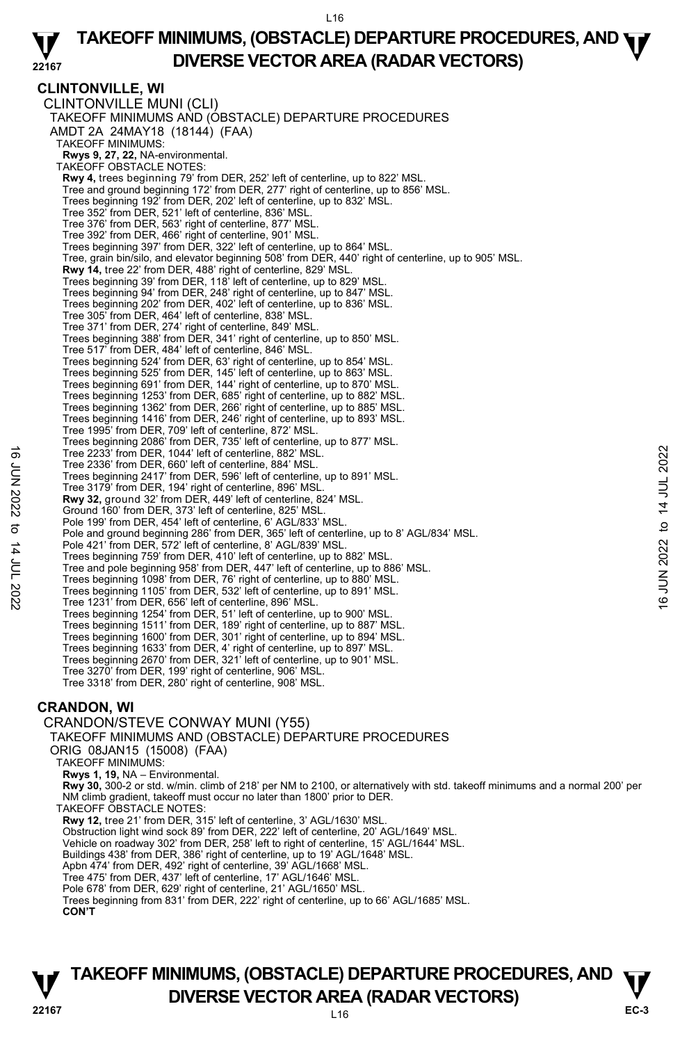## CLINTONVILLE, WI

CLINTONVILLE MUNI (CLI)

TAKEOFF MINIMUMS AND (OBSTACLE) DEPARTURE PROCEDURES

AMDT 2A 24MAY18 (18144) (FAA)

TAKEOFF MINIMUMS:

**Rwys 9, 27, 22,** NA-environmental.

TAKEOFF OBSTACLE NOTES:

**Rwy 4,** trees beginning 79' from DER, 252' left of centerline, up to 822' MSL.
Tree and ground beginning 172' from DER, 277' right of centerline, up to 856' MSL.
Trees beginning 192' from DER, 202' left of centerline, up to 832' MSL.
Tree 352' from DER, 521' left of centerline, 836' MSL.
Tree 376' from DER, 563' right of centerline, 877' MSL.
Tree 392' from DER, 466' right of centerline, 901' MSL.
Trees beginning 397' from DER, 322' left of centerline, up to 864' MSL.
Tree, grain bin/silo, and elevator beginning 508' from DER, 440' right of centerline, up to 905' MSL.

**Rwy 14,** tree 22' from DER, 488' right of centerline, 829' MSL.
Trees beginning 39' from DER, 118' left of centerline, up to 829' MSL.
Trees beginning 94' from DER, 248' right of centerline, up to 847' MSL.
Trees beginning 202' from DER, 402' left of centerline, up to 836' MSL.
Tree 305' from DER, 464' left of centerline, 838' MSL.
Tree 371' from DER, 274' right of centerline, 849' MSL.
Trees beginning 388' from DER, 341' right of centerline, up to 850' MSL.
Tree 517' from DER, 484' left of centerline, 846' MSL.
Trees beginning 524' from DER, 63' right of centerline, up to 854' MSL.
Trees beginning 525' from DER, 145' left of centerline, up to 863' MSL.
Trees beginning 691' from DER, 144' right of centerline, up to 870' MSL.
Trees beginning 1253' from DER, 685' right of centerline, up to 882' MSL.
Trees beginning 1362' from DER, 266' right of centerline, up to 885' MSL.
Trees beginning 1416' from DER, 246' right of centerline, up to 893' MSL.
Tree 1995' from DER, 709' left of centerline, 872' MSL.
Trees beginning 2086' from DER, 735' left of centerline, up to 877' MSL.
Tree 2233' from DER, 1044' left of centerline, 882' MSL.
Tree 2336' from DER, 660' left of centerline, 884' MSL.
Trees beginning 2417' from DER, 596' left of centerline, up to 891' MSL.
Tree 3179' from DER, 194' right of centerline, 896' MSL.

**Rwy 32,** ground 32' from DER, 449' left of centerline, 824' MSL.
Ground 160' from DER, 373' left of centerline, 825' MSL.
Pole 199' from DER, 454' left of centerline, 6' AGL/833' MSL.
Pole and ground beginning 286' from DER, 365' left of centerline, up to 8' AGL/834' MSL.
Pole 421' from DER, 572' left of centerline, 8' AGL/839' MSL.
Trees beginning 759' from DER, 410' left of centerline, up to 882' MSL.
Tree and pole beginning 958' from DER, 447' left of centerline, up to 886' MSL.
Trees beginning 1098' from DER, 76' right of centerline, up to 880' MSL.
Trees beginning 1105' from DER, 532' left of centerline, up to 891' MSL.
Tree 1231' from DER, 656' left of centerline, 896' MSL.
Trees beginning 1254' from DER, 51' left of centerline, up to 900' MSL.
Trees beginning 1511' from DER, 189' right of centerline, up to 887' MSL.
Trees beginning 1600' from DER, 301' right of centerline, up to 894' MSL.
Trees beginning 1633' from DER, 4' right of centerline, up to 897' MSL.
Trees beginning 2670' from DER, 321' left of centerline, up to 901' MSL.
Tree 3270' from DER, 199' right of centerline, 906' MSL.
Tree 3318' from DER, 280' right of centerline, 908' MSL.

## CRANDON, WI

CRANDON/STEVE CONWAY MUNI (Y55)

TAKEOFF MINIMUMS AND (OBSTACLE) DEPARTURE PROCEDURES

ORIG 08JAN15 (15008) (FAA)

TAKEOFF MINIMUMS:

**Rwys 1, 19,** NA – Environmental.

**Rwy 30,** 300-2 or std. w/min. climb of 218' per NM to 2100, or alternatively with std. takeoff minimums and a normal 200' per NM climb gradient, takeoff must occur no later than 1800' prior to DER.

TAKEOFF OBSTACLE NOTES:

**Rwy 12,** tree 21' from DER, 315' left of centerline, 3' AGL/1630' MSL.
Obstruction light wind sock 89' from DER, 222' left of centerline, 20' AGL/1649' MSL.
Vehicle on roadway 302' from DER, 258' left to right of centerline, 15' AGL/1644' MSL.
Buildings 438' from DER, 386' right of centerline, up to 19' AGL/1648' MSL.
Apbn 474' from DER, 492' right of centerline, 39' AGL/1668' MSL.
Tree 475' from DER, 437' left of centerline, 17' AGL/1646' MSL.
Pole 678' from DER, 629' right of centerline, 21' AGL/1650' MSL.
Trees beginning from 831' from DER, 222' right of centerline, up to 66' AGL/1685' MSL.

**CON'T**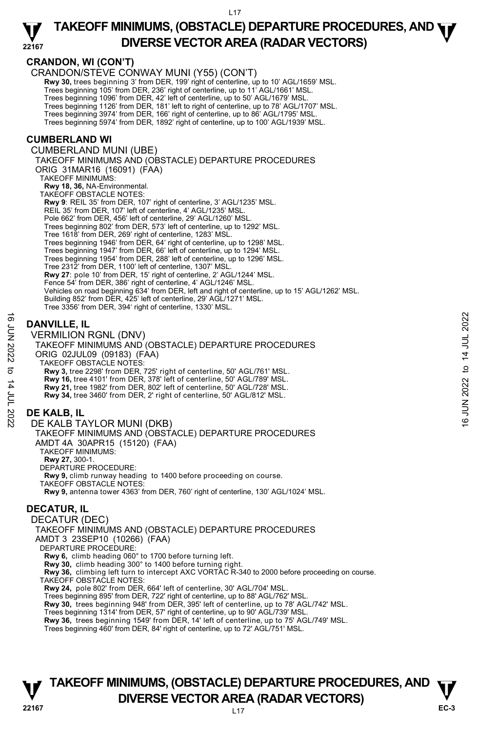## CRANDON, WI (CON'T)

CRANDON/STEVE CONWAY MUNI (Y55) (CON'T)

**Rwy 30,** trees beginning 3' from DER, 199' right of centerline, up to 10' AGL/1659' MSL.
Trees beginning 105' from DER, 236' right of centerline, up to 11' AGL/1661' MSL.
Trees beginning 1096' from DER, 42' left of centerline, up to 50' AGL/1679' MSL.
Trees beginning 1126' from DER, 181' left to right of centerline, up to 78' AGL/1707' MSL.
Trees beginning 3974' from DER, 166' right of centerline, up to 86' AGL/1795' MSL.
Trees beginning 5974' from DER, 1892' right of centerline, up to 100' AGL/1939' MSL.

## CUMBERLAND WI

CUMBERLAND MUNI (UBE)
TAKEOFF MINIMUMS AND (OBSTACLE) DEPARTURE PROCEDURES
ORIG 31MAR16 (16091) (FAA)
TAKEOFF MINIMUMS:
**Rwy 18, 36,** NA-Environmental.
TAKEOFF OBSTACLE NOTES:
**Rwy 9**: REIL 35' from DER, 107' right of centerline, 3' AGL/1235' MSL.
REIL 35' from DER, 107' left of centerline, 4' AGL/1235' MSL.
Pole 662' from DER, 456' left of centerline, 29' AGL/1260' MSL.
Trees beginning 802' from DER, 573' left of centerline, up to 1292' MSL.
Tree 1618' from DER, 269' right of centerline, 1283' MSL.
Trees beginning 1946' from DER, 64' right of centerline, up to 1298' MSL.
Trees beginning 1947' from DER, 66' left of centerline, up to 1294' MSL.
Trees beginning 1954' from DER, 288' left of centerline, up to 1296' MSL.
Tree 2312' from DER, 1100' left of centerline, 1307' MSL.
**Rwy 27**: pole 10' from DER, 15' right of centerline, 2' AGL/1244' MSL.
Fence 54' from DER, 386' right of centerline, 4' AGL/1246' MSL.
Vehicles on road beginning 634' from DER, left and right of centerline, up to 15' AGL/1262' MSL.
Building 852' from DER, 425' left of centerline, 29' AGL/1271' MSL.
Tree 3356' from DER, 394' right of centerline, 1330' MSL.

## DANVILLE, IL

VERMILION RGNL (DNV)
TAKEOFF MINIMUMS AND (OBSTACLE) DEPARTURE PROCEDURES
ORIG 02JUL09 (09183) (FAA)
TAKEOFF OBSTACLE NOTES:
**Rwy 3,** tree 2298' from DER, 725' right of centerline, 50' AGL/761' MSL.
**Rwy 16,** tree 4101' from DER, 378' left of centerline, 50' AGL/789' MSL.
**Rwy 21,** tree 1982' from DER, 802' left of centerline, 50' AGL/728' MSL.
**Rwy 34,** tree 3460' from DER, 2' right of centerline, 50' AGL/812' MSL.

## DE KALB, IL

DE KALB TAYLOR MUNI (DKB)
TAKEOFF MINIMUMS AND (OBSTACLE) DEPARTURE PROCEDURES
AMDT 4A 30APR15 (15120) (FAA)
TAKEOFF MINIMUMS:
**Rwy 27,** 300-1.
DEPARTURE PROCEDURE:
**Rwy 9,** climb runway heading to 1400 before proceeding on course.
TAKEOFF OBSTACLE NOTES:
**Rwy 9,** antenna tower 4363' from DER, 760' right of centerline, 130' AGL/1024' MSL.

## DECATUR, IL

DECATUR (DEC)
TAKEOFF MINIMUMS AND (OBSTACLE) DEPARTURE PROCEDURES
AMDT 3 23SEP10 (10266) (FAA)
DEPARTURE PROCEDURE:
**Rwy 6,** climb heading 060° to 1700 before turning left.
**Rwy 30,** climb heading 300° to 1400 before turning right.
**Rwy 36,** climbing left turn to intercept AXC VORTAC R-340 to 2000 before proceeding on course.
TAKEOFF OBSTACLE NOTES:
**Rwy 24,** pole 802' from DER, 664' left of centerline, 30' AGL/704' MSL.
Trees beginning 895' from DER, 722' right of centerline, up to 88' AGL/762' MSL.
**Rwy 30,** trees beginning 948' from DER, 395' left of centerline, up to 78' AGL/742' MSL.
Trees beginning 1314' from DER, 57' right of centerline, up to 90' AGL/739' MSL.
**Rwy 36,** trees beginning 1549' from DER, 14' left of centerline, up to 75' AGL/749' MSL.
Trees beginning 460' from DER, 84' right of centerline, up to 72' AGL/751' MSL.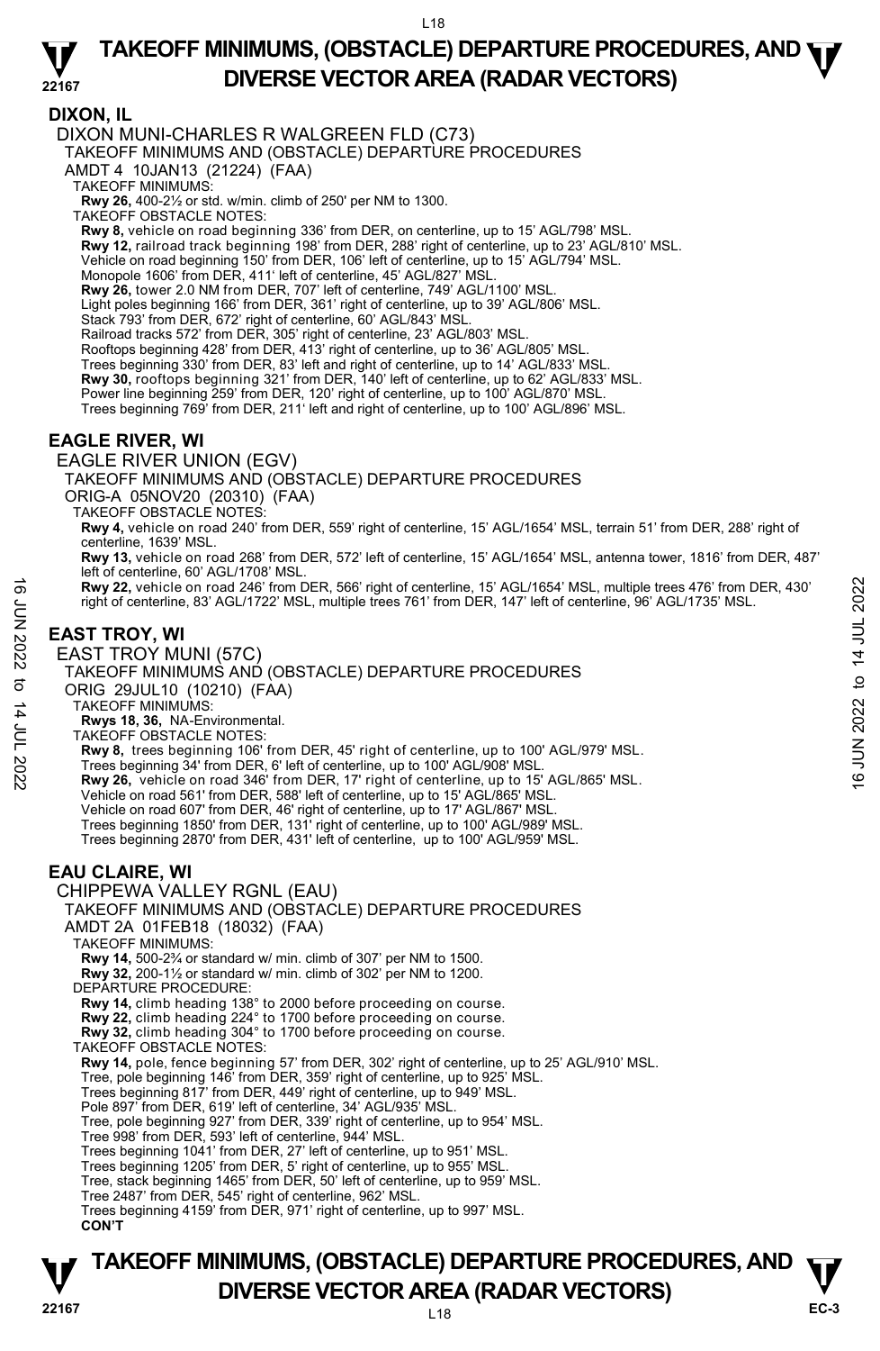## DIXON, IL

DIXON MUNI-CHARLES R WALGREEN FLD (C73)
TAKEOFF MINIMUMS AND (OBSTACLE) DEPARTURE PROCEDURES
AMDT 4 10JAN13 (21224) (FAA)
TAKEOFF MINIMUMS:
**Rwy 26,** 400-2½ or std. w/min. climb of 250' per NM to 1300.
TAKEOFF OBSTACLE NOTES:
**Rwy 8,** vehicle on road beginning 336' from DER, on centerline, up to 15' AGL/798' MSL.
**Rwy 12,** railroad track beginning 198' from DER, 288' right of centerline, up to 23' AGL/810' MSL.
Vehicle on road beginning 150' from DER, 106' left of centerline, up to 15' AGL/794' MSL.
Monopole 1606' from DER, 411' left of centerline, 45' AGL/827' MSL.
**Rwy 26,** tower 2.0 NM from DER, 707' left of centerline, 749' AGL/1100' MSL.
Light poles beginning 166' from DER, 361' right of centerline, up to 39' AGL/806' MSL.
Stack 793' from DER, 672' right of centerline, 60' AGL/843' MSL.
Railroad tracks 572' from DER, 305' right of centerline, 23' AGL/803' MSL.
Rooftops beginning 428' from DER, 413' right of centerline, up to 36' AGL/805' MSL.
Trees beginning 330' from DER, 83' left and right of centerline, up to 14' AGL/833' MSL.
**Rwy 30,** rooftops beginning 321' from DER, 140' left of centerline, up to 62' AGL/833' MSL.
Power line beginning 259' from DER, 120' right of centerline, up to 100' AGL/870' MSL.
Trees beginning 769' from DER, 211' left and right of centerline, up to 100' AGL/896' MSL.

## EAGLE RIVER, WI

EAGLE RIVER UNION (EGV)
TAKEOFF MINIMUMS AND (OBSTACLE) DEPARTURE PROCEDURES
ORIG-A 05NOV20 (20310) (FAA)
TAKEOFF OBSTACLE NOTES:
**Rwy 4,** vehicle on road 240' from DER, 559' right of centerline, 15' AGL/1654' MSL, terrain 51' from DER, 288' right of centerline, 1639' MSL.
**Rwy 13,** vehicle on road 268' from DER, 572' left of centerline, 15' AGL/1654' MSL, antenna tower, 1816' from DER, 487' left of centerline, 60' AGL/1708' MSL.
**Rwy 22,** vehicle on road 246' from DER, 566' right of centerline, 15' AGL/1654' MSL, multiple trees 476' from DER, 430' right of centerline, 83' AGL/1722' MSL, multiple trees 761' from DER, 147' left of centerline, 96' AGL/1735' MSL.

## EAST TROY, WI

EAST TROY MUNI (57C)
TAKEOFF MINIMUMS AND (OBSTACLE) DEPARTURE PROCEDURES
ORIG 29JUL10 (10210) (FAA)
TAKEOFF MINIMUMS:
**Rwys 18, 36,** NA-Environmental.
TAKEOFF OBSTACLE NOTES:
**Rwy 8,** trees beginning 106' from DER, 45' right of centerline, up to 100' AGL/979' MSL.
Trees beginning 34' from DER, 6' left of centerline, up to 100' AGL/908' MSL.
**Rwy 26,** vehicle on road 346' from DER, 17' right of centerline, up to 15' AGL/865' MSL.
Vehicle on road 561' from DER, 588' left of centerline, up to 15' AGL/865' MSL.
Vehicle on road 607' from DER, 46' right of centerline, up to 17' AGL/867' MSL.
Trees beginning 1850' from DER, 131' right of centerline, up to 100' AGL/989' MSL.
Trees beginning 2870' from DER, 431' left of centerline, up to 100' AGL/959' MSL.

## EAU CLAIRE, WI

CHIPPEWA VALLEY RGNL (EAU)
TAKEOFF MINIMUMS AND (OBSTACLE) DEPARTURE PROCEDURES
AMDT 2A 01FEB18 (18032) (FAA)
TAKEOFF MINIMUMS:
**Rwy 14,** 500-2¾ or standard w/ min. climb of 307' per NM to 1500.
**Rwy 32,** 200-1½ or standard w/ min. climb of 302' per NM to 1200.
DEPARTURE PROCEDURE:
**Rwy 14,** climb heading 138° to 2000 before proceeding on course.
**Rwy 22,** climb heading 224° to 1700 before proceeding on course.
**Rwy 32,** climb heading 304° to 1700 before proceeding on course.
TAKEOFF OBSTACLE NOTES:
**Rwy 14,** pole, fence beginning 57' from DER, 302' right of centerline, up to 25' AGL/910' MSL.
Tree, pole beginning 146' from DER, 359' right of centerline, up to 925' MSL.
Trees beginning 817' from DER, 449' right of centerline, up to 949' MSL.
Pole 897' from DER, 619' left of centerline, 34' AGL/935' MSL.
Tree, pole beginning 927' from DER, 339' right of centerline, up to 954' MSL.
Tree 998' from DER, 593' left of centerline, 944' MSL.
Trees beginning 1041' from DER, 27' left of centerline, up to 951' MSL.
Trees beginning 1205' from DER, 5' right of centerline, up to 955' MSL.
Tree, stack beginning 1465' from DER, 50' left of centerline, up to 959' MSL.
Tree 2487' from DER, 545' right of centerline, 962' MSL.
Trees beginning 4159' from DER, 971' right of centerline, up to 997' MSL.
**CON'T**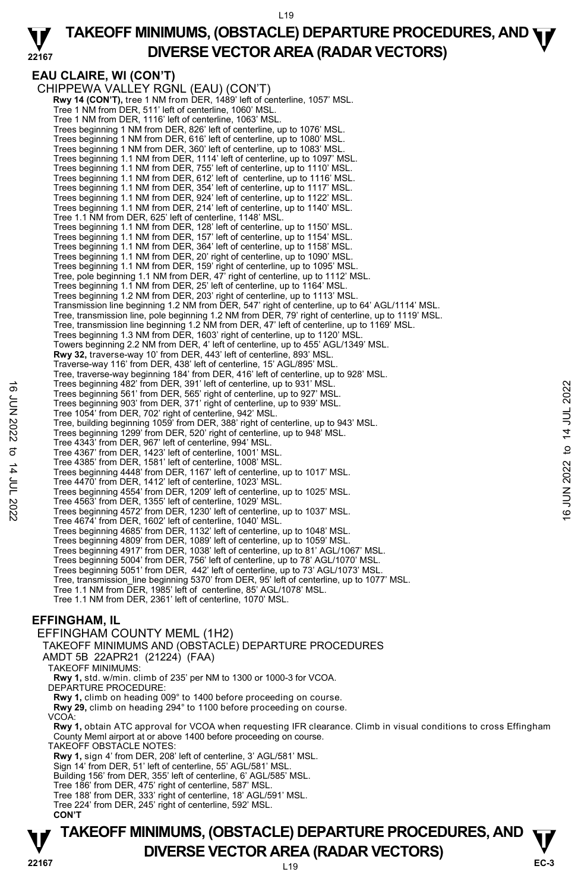## EAU CLAIRE, WI (CON'T)

CHIPPEWA VALLEY RGNL (EAU) (CON'T)

**Rwy 14 (CON'T),** tree 1 NM from DER, 1489' left of centerline, 1057' MSL.
Tree 1 NM from DER, 511' left of centerline, 1060' MSL.
Tree 1 NM from DER, 1116' left of centerline, 1063' MSL.
Trees beginning 1 NM from DER, 826' left of centerline, up to 1076' MSL.
Trees beginning 1 NM from DER, 616' left of centerline, up to 1080' MSL.
Trees beginning 1 NM from DER, 360' left of centerline, up to 1083' MSL.
Trees beginning 1.1 NM from DER, 1114' left of centerline, up to 1097' MSL.
Trees beginning 1.1 NM from DER, 755' left of centerline, up to 1110' MSL.
Trees beginning 1.1 NM from DER, 612' left of centerline, up to 1116' MSL.
Trees beginning 1.1 NM from DER, 354' left of centerline, up to 1117' MSL.
Trees beginning 1.1 NM from DER, 924' left of centerline, up to 1122' MSL.
Trees beginning 1.1 NM from DER, 214' left of centerline, up to 1140' MSL.
Tree 1.1 NM from DER, 625' left of centerline, 1148' MSL.
Trees beginning 1.1 NM from DER, 128' left of centerline, up to 1150' MSL.
Trees beginning 1.1 NM from DER, 157' left of centerline, up to 1154' MSL.
Trees beginning 1.1 NM from DER, 364' left of centerline, up to 1158' MSL.
Trees beginning 1.1 NM from DER, 20' right of centerline, up to 1090' MSL.
Trees beginning 1.1 NM from DER, 159' right of centerline, up to 1095' MSL.
Tree, pole beginning 1.1 NM from DER, 47' right of centerline, up to 1112' MSL.
Trees beginning 1.1 NM from DER, 25' left of centerline, up to 1164' MSL.
Trees beginning 1.2 NM from DER, 203' right of centerline, up to 1113' MSL.
Transmission line beginning 1.2 NM from DER, 547' right of centerline, up to 64' AGL/1114' MSL.
Tree, transmission line, pole beginning 1.2 NM from DER, 79' right of centerline, up to 1119' MSL.
Tree, transmission line beginning 1.2 NM from DER, 47' left of centerline, up to 1169' MSL.
Trees beginning 1.3 NM from DER, 1603' right of centerline, up to 1120' MSL.
Towers beginning 2.2 NM from DER, 4' left of centerline, up to 455' AGL/1349' MSL.
**Rwy 32,** traverse-way 10' from DER, 443' left of centerline, 893' MSL.
Traverse-way 116' from DER, 438' left of centerline, 15' AGL/895' MSL.
Tree, traverse-way beginning 184' from DER, 416' left of centerline, up to 928' MSL.
Trees beginning 482' from DER, 391' left of centerline, up to 931' MSL.
Trees beginning 561' from DER, 565' right of centerline, up to 927' MSL.
Trees beginning 903' from DER, 371' right of centerline, up to 939' MSL.
Tree 1054' from DER, 702' right of centerline, 942' MSL.
Tree, building beginning 1059' from DER, 388' right of centerline, up to 943' MSL.
Trees beginning 1299' from DER, 520' right of centerline, up to 948' MSL.
Tree 4343' from DER, 967' left of centerline, 994' MSL.
Tree 4367' from DER, 1423' left of centerline, 1001' MSL.
Tree 4385' from DER, 1581' left of centerline, 1008' MSL.
Trees beginning 4448' from DER, 1167' left of centerline, up to 1017' MSL.
Tree 4470' from DER, 1412' left of centerline, 1023' MSL.
Trees beginning 4554' from DER, 1209' left of centerline, up to 1025' MSL.
Tree 4563' from DER, 1355' left of centerline, 1029' MSL.
Trees beginning 4572' from DER, 1230' left of centerline, up to 1037' MSL.
Tree 4674' from DER, 1602' left of centerline, 1040' MSL.
Trees beginning 4685' from DER, 1132' left of centerline, up to 1048' MSL.
Trees beginning 4809' from DER, 1089' left of centerline, up to 1059' MSL.
Trees beginning 4917' from DER, 1038' left of centerline, up to 81' AGL/1067' MSL.
Trees beginning 5004' from DER, 756' left of centerline, up to 78' AGL/1070' MSL.
Trees beginning 5051' from DER, 442' left of centerline, up to 73' AGL/1073' MSL.
Tree, transmission_line beginning 5370' from DER, 95' left of centerline, up to 1077' MSL.
Tree 1.1 NM from DER, 1985' left of centerline, 85' AGL/1078' MSL.
Tree 1.1 NM from DER, 2361' left of centerline, 1070' MSL.

## EFFINGHAM, IL

EFFINGHAM COUNTY MEML (1H2)
TAKEOFF MINIMUMS AND (OBSTACLE) DEPARTURE PROCEDURES
AMDT 5B 22APR21 (21224) (FAA)

TAKEOFF MINIMUMS:
**Rwy 1,** std. w/min. climb of 235' per NM to 1300 or 1000-3 for VCOA.

DEPARTURE PROCEDURE:
**Rwy 1,** climb on heading 009° to 1400 before proceeding on course.
**Rwy 29,** climb on heading 294° to 1100 before proceeding on course.

VCOA:
**Rwy 1,** obtain ATC approval for VCOA when requesting IFR clearance. Climb in visual conditions to cross Effingham County Meml airport at or above 1400 before proceeding on course.

TAKEOFF OBSTACLE NOTES:
**Rwy 1,** sign 4' from DER, 208' left of centerline, 3' AGL/581' MSL.
Sign 14' from DER, 51' left of centerline, 55' AGL/581' MSL.
Building 156' from DER, 355' left of centerline, 6' AGL/585' MSL.
Tree 186' from DER, 475' right of centerline, 587' MSL.
Tree 188' from DER, 333' right of centerline, 18' AGL/591' MSL.
Tree 224' from DER, 245' right of centerline, 592' MSL.
**CON'T**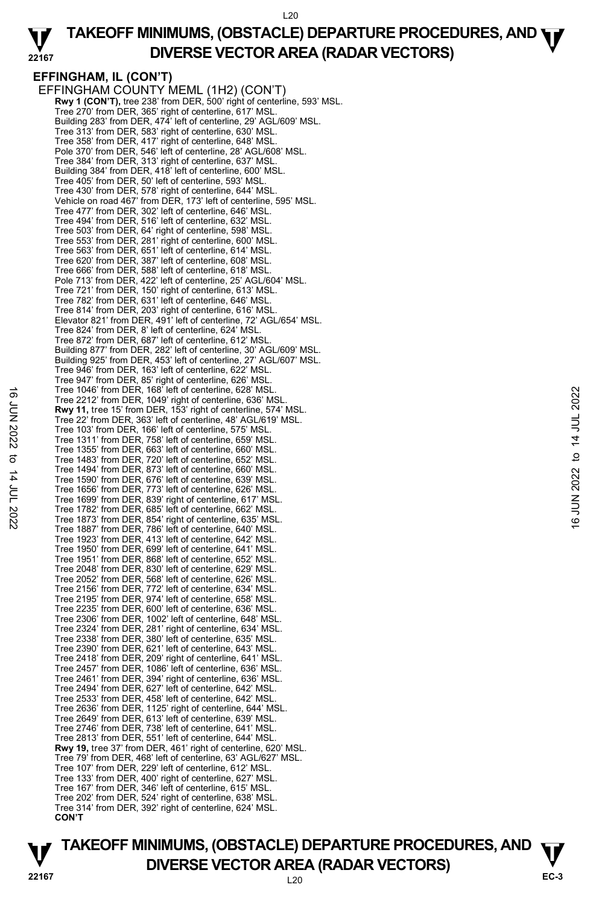**EFFINGHAM, IL (CON'T)**

EFFINGHAM COUNTY MEML (1H2) (CON'T)

**Rwy 1 (CON'T),** tree 238' from DER, 500' right of centerline, 593' MSL.
Tree 270' from DER, 365' right of centerline, 617' MSL.
Building 283' from DER, 474' left of centerline, 29' AGL/609' MSL.
Tree 313' from DER, 583' right of centerline, 630' MSL.
Tree 358' from DER, 417' right of centerline, 648' MSL.
Pole 370' from DER, 546' left of centerline, 28' AGL/608' MSL.
Tree 384' from DER, 313' right of centerline, 637' MSL.
Building 384' from DER, 418' left of centerline, 600' MSL.
Tree 405' from DER, 50' left of centerline, 593' MSL.
Tree 430' from DER, 578' right of centerline, 644' MSL.
Vehicle on road 467' from DER, 173' left of centerline, 595' MSL.
Tree 477' from DER, 302' left of centerline, 646' MSL.
Tree 494' from DER, 516' left of centerline, 632' MSL.
Tree 503' from DER, 64' right of centerline, 598' MSL.
Tree 553' from DER, 281' right of centerline, 600' MSL.
Tree 563' from DER, 651' left of centerline, 614' MSL.
Tree 620' from DER, 387' left of centerline, 608' MSL.
Tree 666' from DER, 588' left of centerline, 618' MSL.
Pole 713' from DER, 422' left of centerline, 25' AGL/604' MSL.
Tree 721' from DER, 150' right of centerline, 613' MSL.
Tree 782' from DER, 631' left of centerline, 646' MSL.
Tree 814' from DER, 203' right of centerline, 616' MSL.
Elevator 821' from DER, 491' left of centerline, 72' AGL/654' MSL.
Tree 824' from DER, 8' left of centerline, 624' MSL.
Tree 872' from DER, 687' left of centerline, 612' MSL.
Building 877' from DER, 282' left of centerline, 30' AGL/609' MSL.
Building 925' from DER, 453' left of centerline, 27' AGL/607' MSL.
Tree 946' from DER, 163' left of centerline, 622' MSL.
Tree 947' from DER, 85' right of centerline, 626' MSL.
Tree 1046' from DER, 168' left of centerline, 628' MSL.
Tree 2212' from DER, 1049' right of centerline, 636' MSL.

**Rwy 11,** tree 15' from DER, 153' right of centerline, 574' MSL.
Tree 22' from DER, 363' left of centerline, 48' AGL/619' MSL.
Tree 103' from DER, 166' left of centerline, 575' MSL.
Tree 1311' from DER, 758' left of centerline, 659' MSL.
Tree 1355' from DER, 663' left of centerline, 660' MSL.
Tree 1483' from DER, 720' left of centerline, 652' MSL.
Tree 1494' from DER, 873' left of centerline, 660' MSL.
Tree 1590' from DER, 676' left of centerline, 639' MSL.
Tree 1656' from DER, 773' left of centerline, 626' MSL.
Tree 1699' from DER, 839' right of centerline, 617' MSL.
Tree 1782' from DER, 685' left of centerline, 662' MSL.
Tree 1873' from DER, 854' right of centerline, 635' MSL.
Tree 1887' from DER, 786' left of centerline, 640' MSL.
Tree 1923' from DER, 413' left of centerline, 642' MSL.
Tree 1950' from DER, 699' left of centerline, 641' MSL.
Tree 1951' from DER, 868' left of centerline, 652' MSL.
Tree 2048' from DER, 830' left of centerline, 629' MSL.
Tree 2052' from DER, 568' left of centerline, 626' MSL.
Tree 2156' from DER, 772' left of centerline, 634' MSL.
Tree 2195' from DER, 974' left of centerline, 658' MSL.
Tree 2235' from DER, 600' left of centerline, 636' MSL.
Tree 2306' from DER, 1002' left of centerline, 648' MSL.
Tree 2324' from DER, 281' right of centerline, 634' MSL.
Tree 2338' from DER, 380' left of centerline, 635' MSL.
Tree 2390' from DER, 621' left of centerline, 643' MSL.
Tree 2418' from DER, 209' right of centerline, 641' MSL.
Tree 2457' from DER, 1086' left of centerline, 636' MSL.
Tree 2461' from DER, 394' right of centerline, 636' MSL.
Tree 2494' from DER, 627' left of centerline, 642' MSL.
Tree 2533' from DER, 458' left of centerline, 642' MSL.
Tree 2636' from DER, 1125' right of centerline, 644' MSL.
Tree 2649' from DER, 613' left of centerline, 639' MSL.
Tree 2746' from DER, 738' left of centerline, 641' MSL.
Tree 2813' from DER, 551' left of centerline, 644' MSL.

**Rwy 19,** tree 37' from DER, 461' right of centerline, 620' MSL.
Tree 79' from DER, 468' left of centerline, 63' AGL/627' MSL.
Tree 107' from DER, 229' left of centerline, 612' MSL.
Tree 133' from DER, 400' right of centerline, 627' MSL.
Tree 167' from DER, 346' left of centerline, 615' MSL.
Tree 202' from DER, 524' right of centerline, 638' MSL.
Tree 314' from DER, 392' right of centerline, 624' MSL.

**CON'T**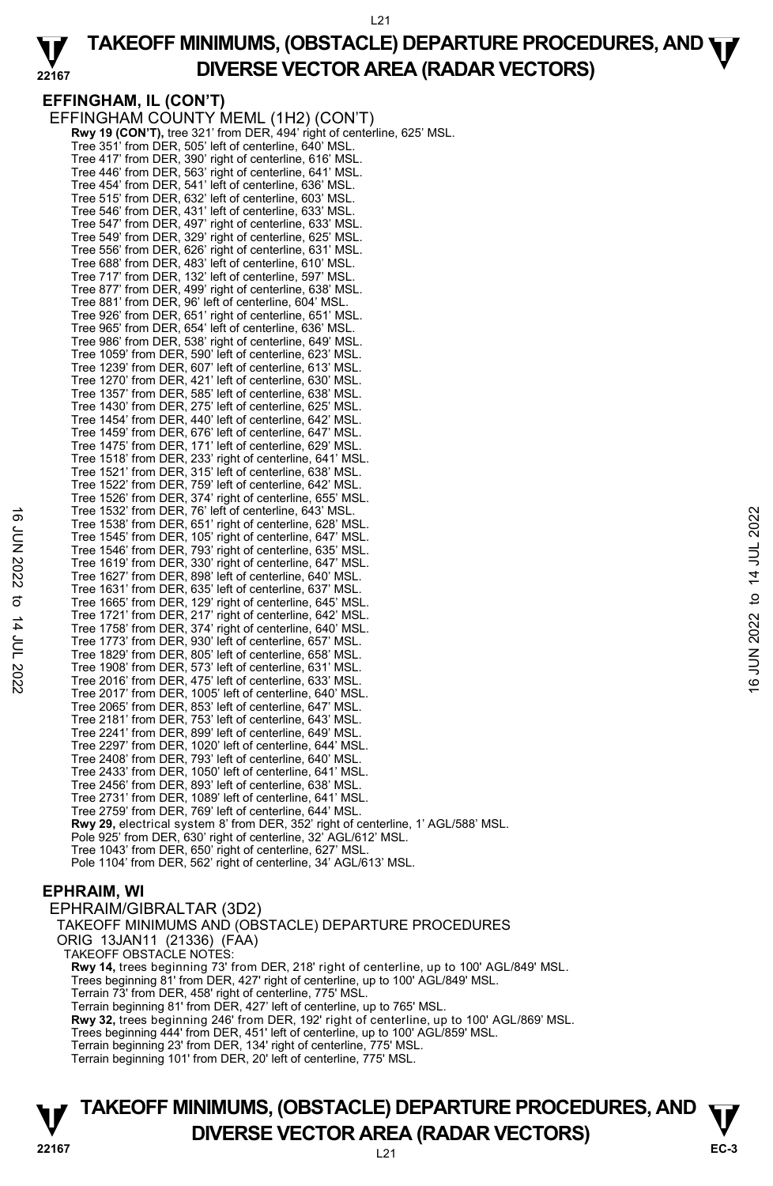## EFFINGHAM, IL (CON'T)

EFFINGHAM COUNTY MEML (1H2) (CON'T)

**Rwy 19 (CON'T),** tree 321' from DER, 494' right of centerline, 625' MSL.
Tree 351' from DER, 505' left of centerline, 640' MSL.
Tree 417' from DER, 390' right of centerline, 616' MSL.
Tree 446' from DER, 563' right of centerline, 641' MSL.
Tree 454' from DER, 541' left of centerline, 636' MSL.
Tree 515' from DER, 632' left of centerline, 603' MSL.
Tree 546' from DER, 431' left of centerline, 633' MSL.
Tree 547' from DER, 497' right of centerline, 633' MSL.
Tree 549' from DER, 329' right of centerline, 625' MSL.
Tree 556' from DER, 626' right of centerline, 631' MSL.
Tree 688' from DER, 483' left of centerline, 610' MSL.
Tree 717' from DER, 132' left of centerline, 597' MSL.
Tree 877' from DER, 499' right of centerline, 638' MSL.
Tree 881' from DER, 96' left of centerline, 604' MSL.
Tree 926' from DER, 651' right of centerline, 651' MSL.
Tree 965' from DER, 654' left of centerline, 636' MSL.
Tree 986' from DER, 538' right of centerline, 649' MSL.
Tree 1059' from DER, 590' left of centerline, 623' MSL.
Tree 1239' from DER, 607' left of centerline, 613' MSL.
Tree 1270' from DER, 421' left of centerline, 630' MSL.
Tree 1357' from DER, 585' left of centerline, 638' MSL.
Tree 1430' from DER, 275' left of centerline, 625' MSL.
Tree 1454' from DER, 440' left of centerline, 642' MSL.
Tree 1459' from DER, 676' left of centerline, 647' MSL.
Tree 1475' from DER, 171' left of centerline, 629' MSL.
Tree 1518' from DER, 233' right of centerline, 641' MSL.
Tree 1521' from DER, 315' left of centerline, 638' MSL.
Tree 1522' from DER, 759' left of centerline, 642' MSL.
Tree 1526' from DER, 374' right of centerline, 655' MSL.
Tree 1532' from DER, 76' left of centerline, 643' MSL.
Tree 1538' from DER, 651' right of centerline, 628' MSL.
Tree 1545' from DER, 105' right of centerline, 647' MSL.
Tree 1546' from DER, 793' right of centerline, 635' MSL.
Tree 1619' from DER, 330' right of centerline, 647' MSL.
Tree 1627' from DER, 898' left of centerline, 640' MSL.
Tree 1631' from DER, 635' left of centerline, 637' MSL.
Tree 1665' from DER, 129' right of centerline, 645' MSL.
Tree 1721' from DER, 217' right of centerline, 642' MSL.
Tree 1758' from DER, 374' right of centerline, 640' MSL.
Tree 1773' from DER, 930' left of centerline, 657' MSL.
Tree 1829' from DER, 805' left of centerline, 658' MSL.
Tree 1908' from DER, 573' left of centerline, 631' MSL.
Tree 2016' from DER, 475' left of centerline, 633' MSL.
Tree 2017' from DER, 1005' left of centerline, 640' MSL.
Tree 2065' from DER, 853' left of centerline, 647' MSL.
Tree 2181' from DER, 753' left of centerline, 643' MSL.
Tree 2241' from DER, 899' left of centerline, 649' MSL.
Tree 2297' from DER, 1020' left of centerline, 644' MSL.
Tree 2408' from DER, 793' left of centerline, 640' MSL.
Tree 2433' from DER, 1050' left of centerline, 641' MSL.
Tree 2456' from DER, 893' left of centerline, 638' MSL.
Tree 2731' from DER, 1089' left of centerline, 641' MSL.
Tree 2759' from DER, 769' left of centerline, 644' MSL.
**Rwy 29,** electrical system 8' from DER, 352' right of centerline, 1' AGL/588' MSL.
Pole 925' from DER, 630' right of centerline, 32' AGL/612' MSL.
Tree 1043' from DER, 650' right of centerline, 627' MSL.
Pole 1104' from DER, 562' right of centerline, 34' AGL/613' MSL.

## EPHRAIM, WI

EPHRAIM/GIBRALTAR (3D2)
TAKEOFF MINIMUMS AND (OBSTACLE) DEPARTURE PROCEDURES
ORIG 13JAN11 (21336) (FAA)
TAKEOFF OBSTACLE NOTES:
**Rwy 14,** trees beginning 73' from DER, 218' right of centerline, up to 100' AGL/849' MSL.
Trees beginning 81' from DER, 427' right of centerline, up to 100' AGL/849' MSL.
Terrain 73' from DER, 458' right of centerline, 775' MSL.
Terrain beginning 81' from DER, 427' left of centerline, up to 765' MSL.
**Rwy 32,** trees beginning 246' from DER, 192' right of centerline, up to 100' AGL/869' MSL.
Trees beginning 444' from DER, 451' left of centerline, up to 100' AGL/859' MSL.
Terrain beginning 23' from DER, 134' right of centerline, 775' MSL.
Terrain beginning 101' from DER, 20' left of centerline, 775' MSL.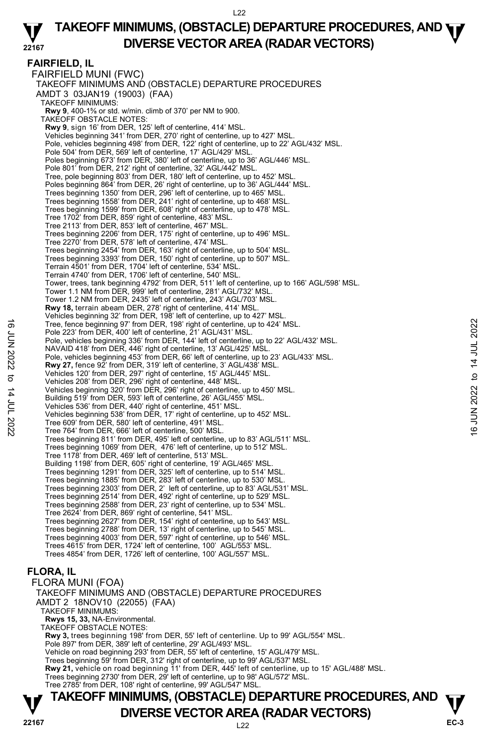# TAKEOFF MINIMUMS, (OBSTACLE) DEPARTURE PROCEDURES, AND DIVERSE VECTOR AREA (RADAR VECTORS)

## FAIRFIELD, IL

FAIRFIELD MUNI (FWC)
TAKEOFF MINIMUMS AND (OBSTACLE) DEPARTURE PROCEDURES
AMDT 3 03JAN19 (19003) (FAA)

TAKEOFF MINIMUMS:
**Rwy 9**, 400-1⅝ or std. w/min. climb of 370' per NM to 900.

TAKEOFF OBSTACLE NOTES:
**Rwy 9**, sign 16' from DER, 125' left of centerline, 414' MSL.
Vehicles beginning 341' from DER, 270' right of centerline, up to 427' MSL.
Pole, vehicles beginning 498' from DER, 122' right of centerline, up to 22' AGL/432' MSL.
Pole 504' from DER, 569' left of centerline, 17' AGL/429' MSL.
Poles beginning 673' from DER, 380' left of centerline, up to 36' AGL/446' MSL.
Pole 801' from DER, 212' right of centerline, 32' AGL/442' MSL.
Tree, pole beginning 803' from DER, 180' left of centerline, up to 452' MSL.
Poles beginning 864' from DER, 26' right of centerline, up to 36' AGL/444' MSL.
Trees beginning 1350' from DER, 296' left of centerline, up to 465' MSL.
Trees beginning 1558' from DER, 241' right of centerline, up to 468' MSL.
Trees beginning 1599' from DER, 608' right of centerline, up to 478' MSL.
Tree 1702' from DER, 859' right of centerline, 483' MSL.
Tree 2113' from DER, 853' left of centerline, 467' MSL.
Trees beginning 2206' from DER, 175' right of centerline, up to 496' MSL.
Tree 2270' from DER, 578' left of centerline, 474' MSL.
Trees beginning 2454' from DER, 163' right of centerline, up to 504' MSL.
Trees beginning 3393' from DER, 150' right of centerline, up to 507' MSL.
Terrain 4501' from DER, 1704' left of centerline, 534' MSL.
Terrain 4740' from DER, 1706' left of centerline, 540' MSL.
Tower, trees, tank beginning 4792' from DER, 511' left of centerline, up to 166' AGL/598' MSL.
Tower 1.1 NM from DER, 999' left of centerline, 281' AGL/732' MSL.
Tower 1.2 NM from DER, 2435' left of centerline, 243' AGL/703' MSL.
**Rwy 18,** terrain abeam DER, 278' right of centerline, 414' MSL.
Vehicles beginning 32' from DER, 198' left of centerline, up to 427' MSL.
Tree, fence beginning 97' from DER, 198' right of centerline, up to 424' MSL.
Pole 223' from DER, 400' left of centerline, 21' AGL/431' MSL.
Pole, vehicles beginning 336' from DER, 144' left of centerline, up to 22' AGL/432' MSL.
NAVAID 418' from DER, 446' right of centerline, 13' AGL/425' MSL.
Pole, vehicles beginning 453' from DER, 66' left of centerline, up to 23' AGL/433' MSL.
**Rwy 27,** fence 92' from DER, 319' left of centerline, 3' AGL/438' MSL.
Vehicles 120' from DER, 297' right of centerline, 15' AGL/445' MSL.
Vehicles 208' from DER, 296' right of centerline, 448' MSL.
Vehicles beginning 320' from DER, 296' right of centerline, up to 450' MSL.
Building 519' from DER, 593' left of centerline, 26' AGL/455' MSL.
Vehicles 536' from DER, 440' right of centerline, 451' MSL.
Vehicles beginning 538' from DER, 17' right of centerline, up to 452' MSL.
Tree 609' from DER, 580' left of centerline, 491' MSL.
Tree 764' from DER, 666' left of centerline, 500' MSL.
Trees beginning 811' from DER, 495' left of centerline, up to 83' AGL/511' MSL.
Trees beginning 1069' from DER, 476' left of centerline, up to 512' MSL.
Tree 1178' from DER, 469' left of centerline, 513' MSL.
Building 1198' from DER, 605' right of centerline, 19' AGL/465' MSL.
Trees beginning 1291' from DER, 325' left of centerline, up to 514' MSL.
Trees beginning 1885' from DER, 283' left of centerline, up to 530' MSL.
Trees beginning 2303' from DER, 2' left of centerline, up to 83' AGL/531' MSL.
Trees beginning 2514' from DER, 492' right of centerline, up to 529' MSL.
Trees beginning 2588' from DER, 23' right of centerline, up to 534' MSL.
Tree 2624' from DER, 869' right of centerline, 541' MSL.
Trees beginning 2627' from DER, 154' right of centerline, up to 543' MSL.
Trees beginning 2788' from DER, 13' right of centerline, up to 545' MSL.
Trees beginning 4003' from DER, 597' right of centerline, up to 546' MSL.
Trees 4615' from DER, 1724' left of centerline, 100' AGL/553' MSL.
Trees 4854' from DER, 1726' left of centerline, 100' AGL/557' MSL.

## FLORA, IL

FLORA MUNI (FOA)
TAKEOFF MINIMUMS AND (OBSTACLE) DEPARTURE PROCEDURES
AMDT 2 18NOV10 (22055) (FAA)

TAKEOFF MINIMUMS:
**Rwys 15, 33,** NA-Environmental.

TAKEOFF OBSTACLE NOTES:
**Rwy 3,** trees beginning 198' from DER, 55' left of centerline. Up to 99' AGL/554' MSL.
Pole 897' from DER, 389' left of centerline, 29' AGL/493' MSL.
Vehicle on road beginning 293' from DER, 55' left of centerline, 15' AGL/479' MSL.
Trees beginning 59' from DER, 312' right of centerline, up to 99' AGL/537' MSL.
**Rwy 21,** vehicle on road beginning 11' from DER, 445' left of centerline, up to 15' AGL/488' MSL.
Trees beginning 2730' from DER, 29' left of centerline, up to 98' AGL/572' MSL.
Tree 2785' from DER, 108' right of centerline, 99' AGL/547' MSL.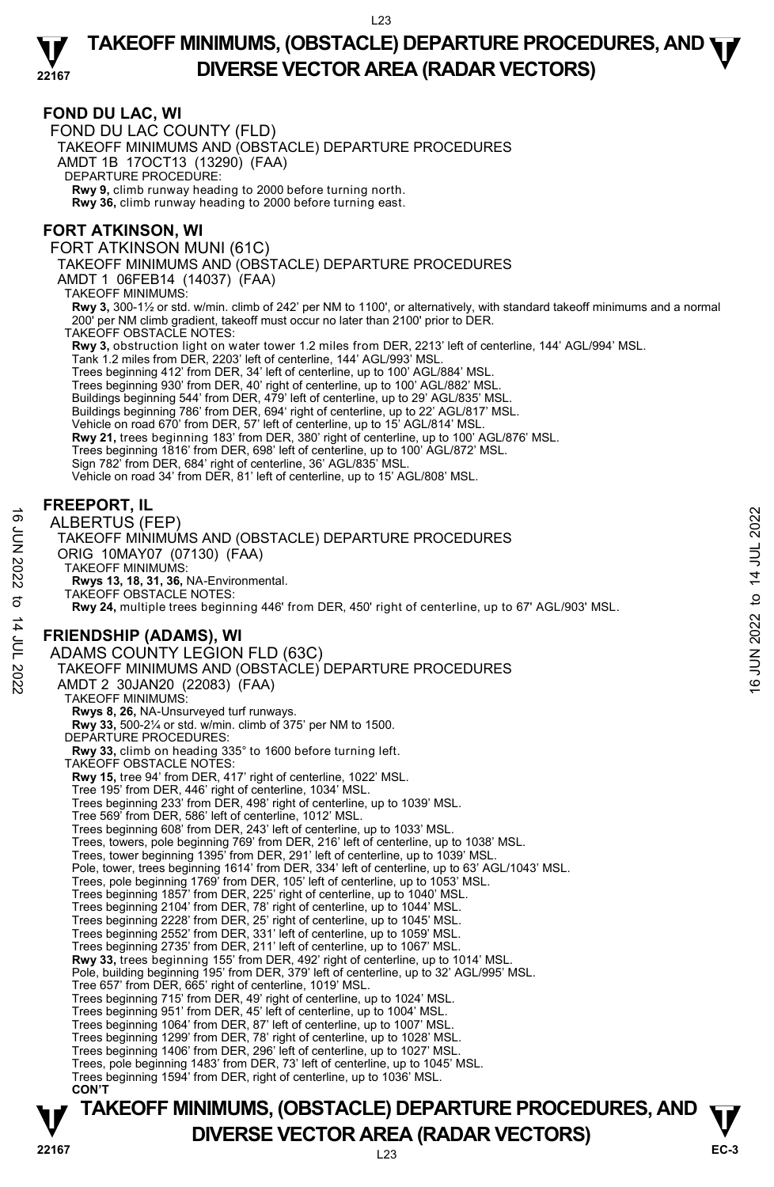## FOND DU LAC, WI

FOND DU LAC COUNTY (FLD)
TAKEOFF MINIMUMS AND (OBSTACLE) DEPARTURE PROCEDURES
AMDT 1B 17OCT13 (13290) (FAA)
DEPARTURE PROCEDURE:
**Rwy 9,** climb runway heading to 2000 before turning north.
**Rwy 36,** climb runway heading to 2000 before turning east.

## FORT ATKINSON, WI

FORT ATKINSON MUNI (61C)
TAKEOFF MINIMUMS AND (OBSTACLE) DEPARTURE PROCEDURES
AMDT 1 06FEB14 (14037) (FAA)
TAKEOFF MINIMUMS:
**Rwy 3,** 300-1½ or std. w/min. climb of 242' per NM to 1100', or alternatively, with standard takeoff minimums and a normal 200' per NM climb gradient, takeoff must occur no later than 2100' prior to DER.
TAKEOFF OBSTACLE NOTES:
**Rwy 3,** obstruction light on water tower 1.2 miles from DER, 2213' left of centerline, 144' AGL/994' MSL.
Tank 1.2 miles from DER, 2203' left of centerline, 144' AGL/993' MSL.
Trees beginning 412' from DER, 34' left of centerline, up to 100' AGL/884' MSL.
Trees beginning 930' from DER, 40' right of centerline, up to 100' AGL/882' MSL.
Buildings beginning 544' from DER, 479' left of centerline, up to 29' AGL/835' MSL.
Buildings beginning 786' from DER, 694' right of centerline, up to 22' AGL/817' MSL.
Vehicle on road 670' from DER, 57' left of centerline, up to 15' AGL/814' MSL.
**Rwy 21,** trees beginning 183' from DER, 380' right of centerline, up to 100' AGL/876' MSL.
Trees beginning 1816' from DER, 698' left of centerline, up to 100' AGL/872' MSL.
Sign 782' from DER, 684' right of centerline, 36' AGL/835' MSL.
Vehicle on road 34' from DER, 81' left of centerline, up to 15' AGL/808' MSL.

## FREEPORT, IL

ALBERTUS (FEP)
TAKEOFF MINIMUMS AND (OBSTACLE) DEPARTURE PROCEDURES
ORIG 10MAY07 (07130) (FAA)
TAKEOFF MINIMUMS:
**Rwys 13, 18, 31, 36,** NA-Environmental.
TAKEOFF OBSTACLE NOTES:
**Rwy 24,** multiple trees beginning 446' from DER, 450' right of centerline, up to 67' AGL/903' MSL.

## FRIENDSHIP (ADAMS), WI

ADAMS COUNTY LEGION FLD (63C)
TAKEOFF MINIMUMS AND (OBSTACLE) DEPARTURE PROCEDURES
AMDT 2 30JAN20 (22083) (FAA)
TAKEOFF MINIMUMS:
**Rwys 8, 26,** NA-Unsurveyed turf runways.
**Rwy 33,** 500-2¼ or std. w/min. climb of 375' per NM to 1500.
DEPARTURE PROCEDURES:
**Rwy 33,** climb on heading 335° to 1600 before turning left.
TAKEOFF OBSTACLE NOTES:
**Rwy 15,** tree 94' from DER, 417' right of centerline, 1022' MSL.
Tree 195' from DER, 446' right of centerline, 1034' MSL.
Trees beginning 233' from DER, 498' right of centerline, up to 1039' MSL.
Tree 569' from DER, 586' left of centerline, 1012' MSL.
Trees beginning 608' from DER, 243' left of centerline, up to 1033' MSL.
Trees, towers, pole beginning 769' from DER, 216' left of centerline, up to 1038' MSL.
Trees, tower beginning 1395' from DER, 291' left of centerline, up to 1039' MSL.
Pole, tower, trees beginning 1614' from DER, 334' left of centerline, up to 63' AGL/1043' MSL.
Trees, pole beginning 1769' from DER, 105' left of centerline, up to 1053' MSL.
Trees beginning 1857' from DER, 225' right of centerline, up to 1040' MSL.
Trees beginning 2104' from DER, 78' right of centerline, up to 1044' MSL.
Trees beginning 2228' from DER, 25' right of centerline, up to 1045' MSL.
Trees beginning 2552' from DER, 331' left of centerline, up to 1059' MSL.
Trees beginning 2735' from DER, 211' left of centerline, up to 1067' MSL.
**Rwy 33,** trees beginning 155' from DER, 492' right of centerline, up to 1014' MSL.
Pole, building beginning 195' from DER, 379' left of centerline, up to 32' AGL/995' MSL.
Tree 657' from DER, 665' right of centerline, 1019' MSL.
Trees beginning 715' from DER, 49' right of centerline, up to 1024' MSL.
Trees beginning 951' from DER, 45' left of centerline, up to 1004' MSL.
Trees beginning 1064' from DER, 87' left of centerline, up to 1007' MSL.
Trees beginning 1299' from DER, 78' right of centerline, up to 1028' MSL.
Trees beginning 1406' from DER, 296' left of centerline, up to 1027' MSL.
Trees, pole beginning 1483' from DER, 73' left of centerline, up to 1045' MSL.
Trees beginning 1594' from DER, right of centerline, up to 1036' MSL.
**CON'T**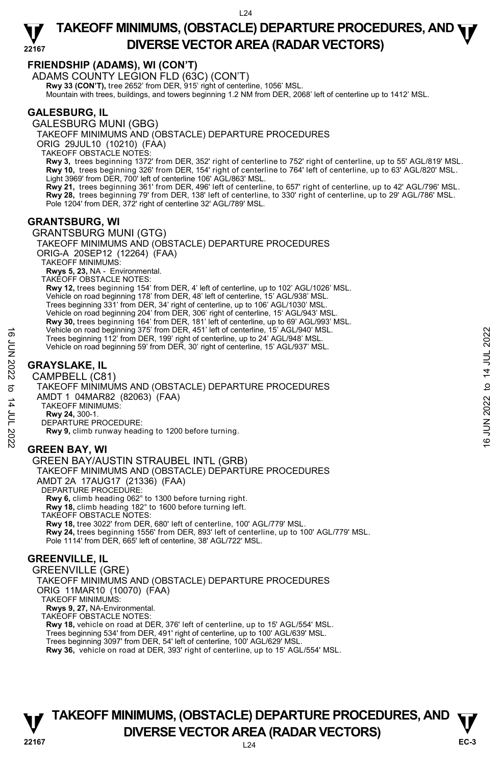## FRIENDSHIP (ADAMS), WI (CON'T)

ADAMS COUNTY LEGION FLD (63C) (CON'T)

**Rwy 33 (CON'T),** tree 2652' from DER, 915' right of centerline, 1056' MSL.
Mountain with trees, buildings, and towers beginning 1.2 NM from DER, 2068' left of centerline up to 1412' MSL.

## GALESBURG, IL

GALESBURG MUNI (GBG)

TAKEOFF MINIMUMS AND (OBSTACLE) DEPARTURE PROCEDURES

ORIG 29JUL10 (10210) (FAA)

TAKEOFF OBSTACLE NOTES:

**Rwy 3,** trees beginning 1372' from DER, 352' right of centerline to 752' right of centerline, up to 55' AGL/819' MSL.
**Rwy 10,** trees beginning 326' from DER, 154' right of centerline to 764' left of centerline, up to 63' AGL/820' MSL.
Light 3969' from DER, 700' left of centerline 106' AGL/863' MSL.
**Rwy 21,** trees beginning 361' from DER, 496' left of centerline, to 657' right of centerline, up to 42' AGL/796' MSL.
**Rwy 28,** trees beginning 79' from DER, 138' left of centerline, to 330' right of centerline, up to 29' AGL/786' MSL.
Pole 1204' from DER, 372' right of centerline 32' AGL/789' MSL.

## GRANTSBURG, WI

GRANTSBURG MUNI (GTG)

TAKEOFF MINIMUMS AND (OBSTACLE) DEPARTURE PROCEDURES

ORIG-A 20SEP12 (12264) (FAA)

TAKEOFF MINIMUMS:

**Rwys 5, 23,** NA - Environmental.

TAKEOFF OBSTACLE NOTES:

**Rwy 12,** trees beginning 154' from DER, 4' left of centerline, up to 102' AGL/1026' MSL.
Vehicle on road beginning 178' from DER, 48' left of centerline, 15' AGL/938' MSL.
Trees beginning 331' from DER, 34' right of centerline, up to 106' AGL/1030' MSL.
Vehicle on road beginning 204' from DER, 306' right of centerline, 15' AGL/943' MSL.
**Rwy 30,** trees beginning 164' from DER, 181' left of centerline, up to 69' AGL/993' MSL.
Vehicle on road beginning 375' from DER, 451' left of centerline, 15' AGL/940' MSL.
Trees beginning 112' from DER, 199' right of centerline, up to 24' AGL/948' MSL.
Vehicle on road beginning 59' from DER, 30' right of centerline, 15' AGL/937' MSL.

## GRAYSLAKE, IL

CAMPBELL (C81)

TAKEOFF MINIMUMS AND (OBSTACLE) DEPARTURE PROCEDURES

AMDT 1 04MAR82 (82063) (FAA)

TAKEOFF MINIMUMS:

**Rwy 24,** 300-1.

DEPARTURE PROCEDURE:

**Rwy 9,** climb runway heading to 1200 before turning.

## GREEN BAY, WI

GREEN BAY/AUSTIN STRAUBEL INTL (GRB)

TAKEOFF MINIMUMS AND (OBSTACLE) DEPARTURE PROCEDURES

AMDT 2A 17AUG17 (21336) (FAA)

DEPARTURE PROCEDURE:

**Rwy 6,** climb heading 062° to 1300 before turning right.
**Rwy 18,** climb heading 182° to 1600 before turning left.

TAKEOFF OBSTACLE NOTES:

**Rwy 18,** tree 3022' from DER, 680' left of centerline, 100' AGL/779' MSL.
**Rwy 24,** trees beginning 1556' from DER, 893' left of centerline, up to 100' AGL/779' MSL.
Pole 1114' from DER, 665' left of centerline, 38' AGL/722' MSL.

## GREENVILLE, IL

GREENVILLE (GRE)

TAKEOFF MINIMUMS AND (OBSTACLE) DEPARTURE PROCEDURES

ORIG 11MAR10 (10070) (FAA)

TAKEOFF MINIMUMS:

**Rwys 9, 27,** NA-Environmental.

TAKEOFF OBSTACLE NOTES:

**Rwy 18,** vehicle on road at DER, 376' left of centerline, up to 15' AGL/554' MSL.
Trees beginning 534' from DER, 491' right of centerline, up to 100' AGL/639' MSL.
Trees beginning 3097' from DER, 54' left of centerline, 100' AGL/629' MSL.
**Rwy 36,** vehicle on road at DER, 393' right of centerline, up to 15' AGL/554' MSL.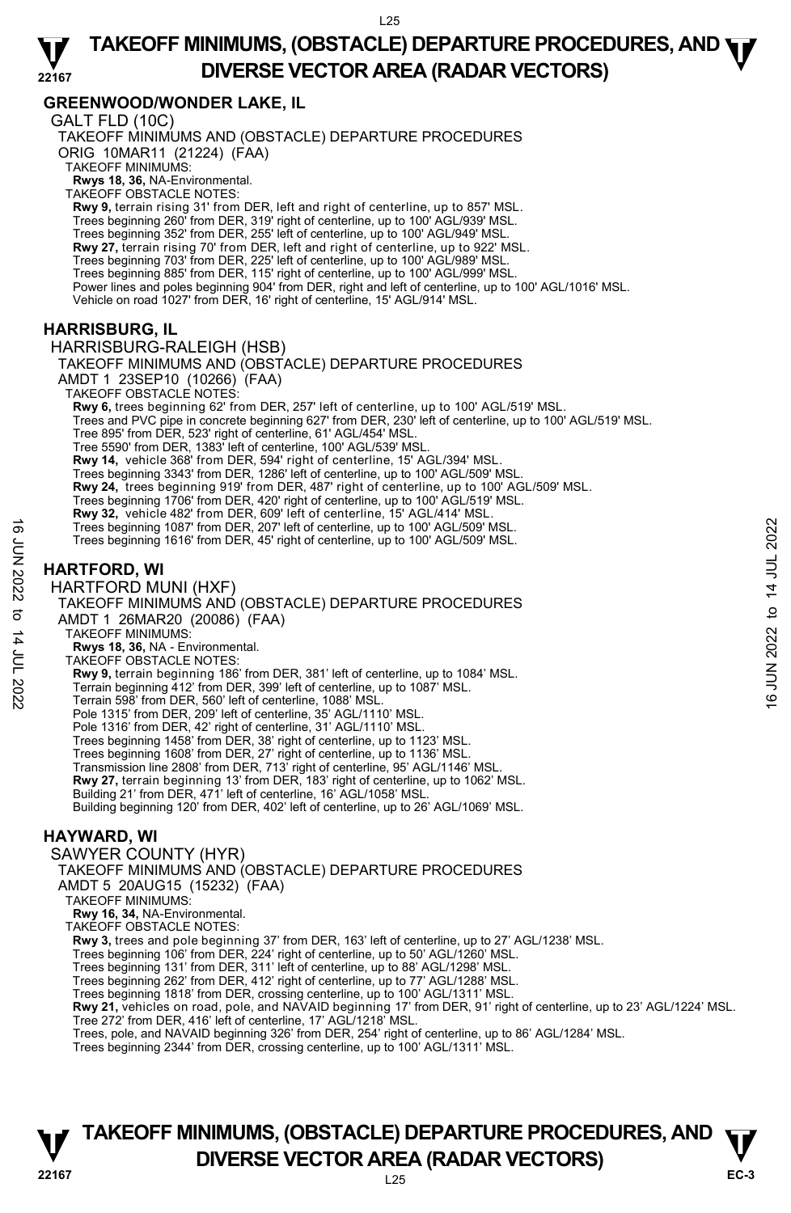## GREENWOOD/WONDER LAKE, IL

GALT FLD (10C)

TAKEOFF MINIMUMS AND (OBSTACLE) DEPARTURE PROCEDURES

ORIG 10MAR11 (21224) (FAA)

TAKEOFF MINIMUMS:

**Rwys 18, 36,** NA-Environmental.

TAKEOFF OBSTACLE NOTES:

**Rwy 9,** terrain rising 31' from DER, left and right of centerline, up to 857' MSL.
Trees beginning 260' from DER, 319' right of centerline, up to 100' AGL/939' MSL.
Trees beginning 352' from DER, 255' left of centerline, up to 100' AGL/949' MSL.
**Rwy 27,** terrain rising 70' from DER, left and right of centerline, up to 922' MSL.
Trees beginning 703' from DER, 225' left of centerline, up to 100' AGL/989' MSL.
Trees beginning 885' from DER, 115' right of centerline, up to 100' AGL/999' MSL.
Power lines and poles beginning 904' from DER, right and left of centerline, up to 100' AGL/1016' MSL.
Vehicle on road 1027' from DER, 16' right of centerline, 15' AGL/914' MSL.

## HARRISBURG, IL

HARRISBURG-RALEIGH (HSB)

TAKEOFF MINIMUMS AND (OBSTACLE) DEPARTURE PROCEDURES

AMDT 1 23SEP10 (10266) (FAA)

TAKEOFF OBSTACLE NOTES:

**Rwy 6,** trees beginning 62' from DER, 257' left of centerline, up to 100' AGL/519' MSL.
Trees and PVC pipe in concrete beginning 627' from DER, 230' left of centerline, up to 100' AGL/519' MSL.
Tree 895' from DER, 523' right of centerline, 61' AGL/454' MSL.
Tree 5590' from DER, 1383' left of centerline, 100' AGL/539' MSL.
**Rwy 14,** vehicle 368' from DER, 594' right of centerline, 15' AGL/394' MSL.
Trees beginning 3343' from DER, 1286' left of centerline, up to 100' AGL/509' MSL.
**Rwy 24,** trees beginning 919' from DER, 487' right of centerline, up to 100' AGL/509' MSL.
Trees beginning 1706' from DER, 420' right of centerline, up to 100' AGL/519' MSL.
**Rwy 32,** vehicle 482' from DER, 609' left of centerline, 15' AGL/414' MSL.
Trees beginning 1087' from DER, 207' left of centerline, up to 100' AGL/509' MSL.
Trees beginning 1616' from DER, 45' right of centerline, up to 100' AGL/509' MSL.

## HARTFORD, WI

HARTFORD MUNI (HXF)

TAKEOFF MINIMUMS AND (OBSTACLE) DEPARTURE PROCEDURES

AMDT 1 26MAR20 (20086) (FAA)

TAKEOFF MINIMUMS:

**Rwys 18, 36,** NA - Environmental.

TAKEOFF OBSTACLE NOTES:

**Rwy 9,** terrain beginning 186' from DER, 381' left of centerline, up to 1084' MSL.
Terrain beginning 412' from DER, 399' left of centerline, up to 1087' MSL.
Terrain 598' from DER, 560' left of centerline, 1088' MSL.
Pole 1315' from DER, 209' left of centerline, 35' AGL/1110' MSL.
Pole 1316' from DER, 42' right of centerline, 31' AGL/1110' MSL.
Trees beginning 1458' from DER, 38' right of centerline, up to 1123' MSL.
Trees beginning 1608' from DER, 27' right of centerline, up to 1136' MSL.
Transmission line 2808' from DER, 713' right of centerline, 95' AGL/1146' MSL.
**Rwy 27,** terrain beginning 13' from DER, 183' right of centerline, up to 1062' MSL.
Building 21' from DER, 471' left of centerline, 16' AGL/1058' MSL.
Building beginning 120' from DER, 402' left of centerline, up to 26' AGL/1069' MSL.

## HAYWARD, WI

SAWYER COUNTY (HYR)

TAKEOFF MINIMUMS AND (OBSTACLE) DEPARTURE PROCEDURES

AMDT 5 20AUG15 (15232) (FAA)

TAKEOFF MINIMUMS:

**Rwy 16, 34,** NA-Environmental.

TAKEOFF OBSTACLE NOTES:

**Rwy 3,** trees and pole beginning 37' from DER, 163' left of centerline, up to 27' AGL/1238' MSL.
Trees beginning 106' from DER, 224' right of centerline, up to 50' AGL/1260' MSL.
Trees beginning 131' from DER, 311' left of centerline, up to 88' AGL/1298' MSL.
Trees beginning 262' from DER, 412' right of centerline, up to 77' AGL/1288' MSL.
Trees beginning 1818' from DER, crossing centerline, up to 100' AGL/1311' MSL.
**Rwy 21,** vehicles on road, pole, and NAVAID beginning 17' from DER, 91' right of centerline, up to 23' AGL/1224' MSL.
Tree 272' from DER, 416' left of centerline, 17' AGL/1218' MSL.
Trees, pole, and NAVAID beginning 326' from DER, 254' right of centerline, up to 86' AGL/1284' MSL.
Trees beginning 2344' from DER, crossing centerline, up to 100' AGL/1311' MSL.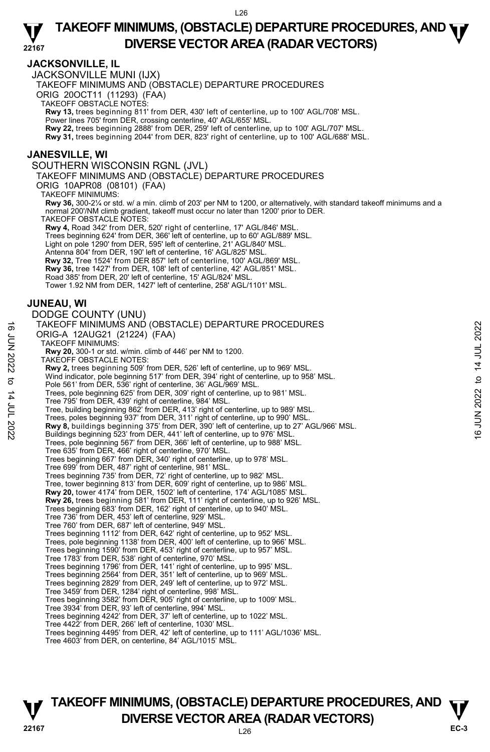## JACKSONVILLE, IL

JACKSONVILLE MUNI (IJX)

TAKEOFF MINIMUMS AND (OBSTACLE) DEPARTURE PROCEDURES

ORIG 20OCT11 (11293) (FAA)

TAKEOFF OBSTACLE NOTES:

**Rwy 13,** trees beginning 811' from DER, 430' left of centerline, up to 100' AGL/708' MSL.
Power lines 705' from DER, crossing centerline, 40' AGL/655' MSL.
**Rwy 22,** trees beginning 2888' from DER, 259' left of centerline, up to 100' AGL/707' MSL.
**Rwy 31,** trees beginning 2044' from DER, 823' right of centerline, up to 100' AGL/688' MSL.

## JANESVILLE, WI

SOUTHERN WISCONSIN RGNL (JVL)

TAKEOFF MINIMUMS AND (OBSTACLE) DEPARTURE PROCEDURES

ORIG 10APR08 (08101) (FAA)

TAKEOFF MINIMUMS:

**Rwy 36,** 300-2¼ or std. w/ a min. climb of 203' per NM to 1200, or alternatively, with standard takeoff minimums and a normal 200'/NM climb gradient, takeoff must occur no later than 1200' prior to DER.

TAKEOFF OBSTACLE NOTES:

**Rwy 4,** Road 342' from DER, 520' right of centerline, 17' AGL/846' MSL.
Trees beginning 624' from DER, 366' left of centerline, up to 60' AGL/889' MSL.
Light on pole 1290' from DER, 595' left of centerline, 21' AGL/840' MSL.
Antenna 804' from DER, 190' left of centerline, 16' AGL/825' MSL.
**Rwy 32,** Tree 1524' from DER 857' left of centerline, 100' AGL/869' MSL.
**Rwy 36,** tree 1427' from DER, 108' left of centerline, 42' AGL/851' MSL.
Road 385' from DER, 20' left of centerline, 15' AGL/824' MSL.
Tower 1.92 NM from DER, 1427' left of centerline, 258' AGL/1101' MSL.

## JUNEAU, WI

DODGE COUNTY (UNU)

TAKEOFF MINIMUMS AND (OBSTACLE) DEPARTURE PROCEDURES

ORIG-A 12AUG21 (21224) (FAA)

TAKEOFF MINIMUMS:

**Rwy 20,** 300-1 or std. w/min. climb of 446' per NM to 1200.

TAKEOFF OBSTACLE NOTES:

**Rwy 2,** trees beginning 509' from DER, 526' left of centerline, up to 969' MSL.
Wind indicator, pole beginning 517' from DER, 394' right of centerline, up to 958' MSL.
Pole 561' from DER, 536' right of centerline, 36' AGL/969' MSL.
Trees, pole beginning 625' from DER, 309' right of centerline, up to 981' MSL.
Tree 795' from DER, 439' right of centerline, 984' MSL.
Tree, building beginning 862' from DER, 413' right of centerline, up to 989' MSL.
Trees, poles beginning 937' from DER, 311' right of centerline, up to 990' MSL.
**Rwy 8,** buildings beginning 375' from DER, 390' left of centerline, up to 27' AGL/966' MSL.
Buildings beginning 523' from DER, 441' left of centerline, up to 976' MSL.
Trees, pole beginning 567' from DER, 366' left of centerline, up to 988' MSL.
Tree 635' from DER, 466' right of centerline, 970' MSL.
Trees beginning 667' from DER, 340' right of centerline, up to 978' MSL.
Tree 699' from DER, 487' right of centerline, 981' MSL.
Trees beginning 735' from DER, 72' right of centerline, up to 982' MSL.
Tree, tower beginning 813' from DER, 609' right of centerline, up to 986' MSL.
**Rwy 20,** tower 4174' from DER, 1502' left of centerline, 174' AGL/1085' MSL.
**Rwy 26,** trees beginning 581' from DER, 111' right of centerline, up to 926' MSL.
Trees beginning 683' from DER, 162' right of centerline, up to 940' MSL.
Tree 736' from DER, 453' left of centerline, 929' MSL.
Tree 760' from DER, 687' left of centerline, 949' MSL.
Trees beginning 1112' from DER, 642' right of centerline, up to 952' MSL.
Trees, pole beginning 1138' from DER, 400' left of centerline, up to 966' MSL.
Trees beginning 1590' from DER, 453' right of centerline, up to 957' MSL.
Tree 1783' from DER, 538' right of centerline, 970' MSL.
Trees beginning 1796' from DER, 141' right of centerline, up to 995' MSL.
Trees beginning 2564' from DER, 351' left of centerline, up to 969' MSL.
Trees beginning 2829' from DER, 249' left of centerline, up to 972' MSL.
Tree 3459' from DER, 1284' right of centerline, 998' MSL.
Trees beginning 3582' from DER, 905' right of centerline, up to 1009' MSL.
Tree 3934' from DER, 93' left of centerline, 994' MSL.
Trees beginning 4242' from DER, 37' left of centerline, up to 1022' MSL.
Tree 4422' from DER, 266' left of centerline, 1030' MSL.
Trees beginning 4495' from DER, 42' left of centerline, up to 111' AGL/1036' MSL.
Tree 4603' from DER, on centerline, 84' AGL/1015' MSL.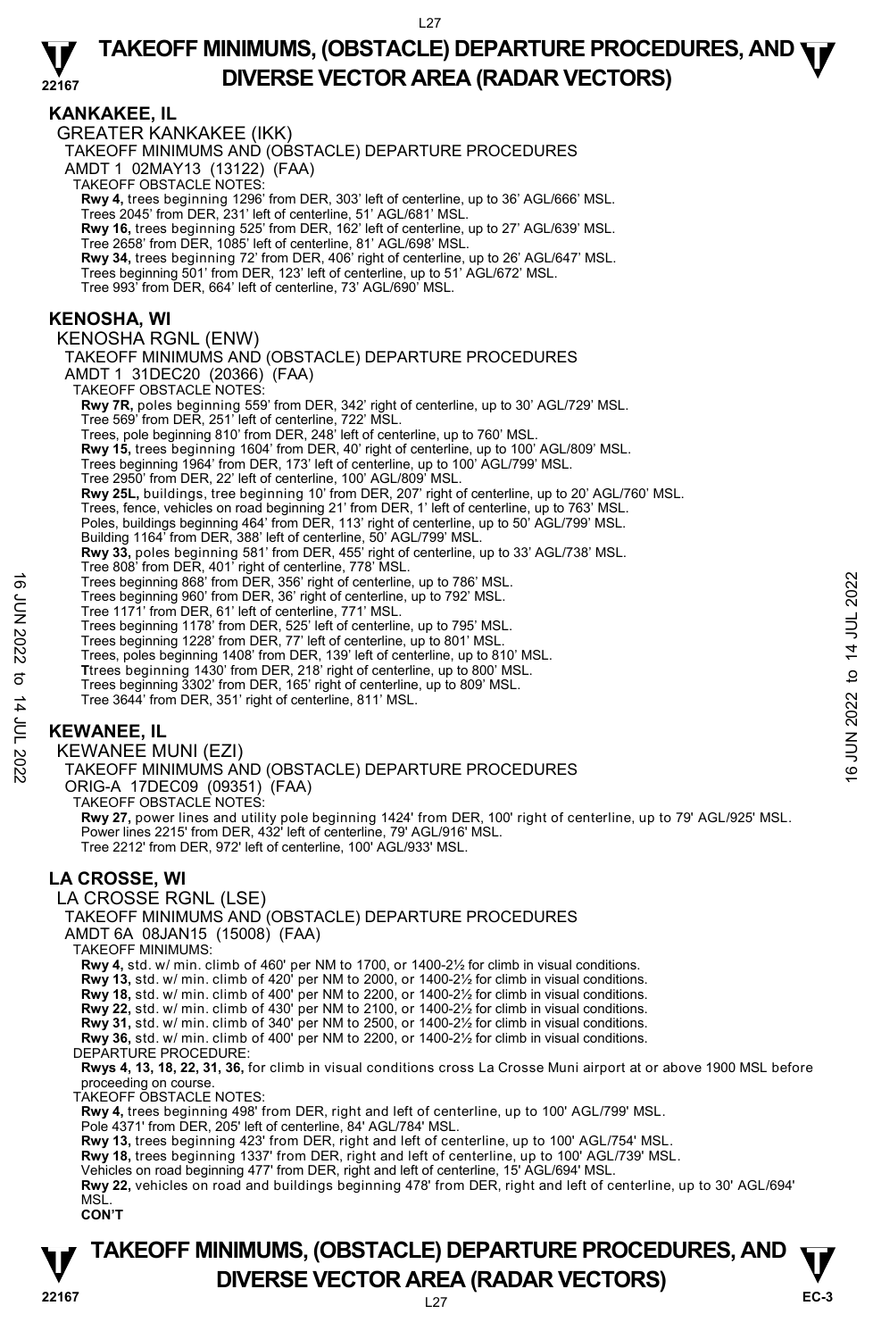## KANKAKEE, IL

GREATER KANKAKEE (IKK)

TAKEOFF MINIMUMS AND (OBSTACLE) DEPARTURE PROCEDURES

AMDT 1 02MAY13 (13122) (FAA)

TAKEOFF OBSTACLE NOTES:

**Rwy 4,** trees beginning 1296' from DER, 303' left of centerline, up to 36' AGL/666' MSL.
Trees 2045' from DER, 231' left of centerline, 51' AGL/681' MSL.
**Rwy 16,** trees beginning 525' from DER, 162' left of centerline, up to 27' AGL/639' MSL.
Tree 2658' from DER, 1085' left of centerline, 81' AGL/698' MSL.
**Rwy 34,** trees beginning 72' from DER, 406' right of centerline, up to 26' AGL/647' MSL.
Trees beginning 501' from DER, 123' left of centerline, up to 51' AGL/672' MSL.
Tree 993' from DER, 664' left of centerline, 73' AGL/690' MSL.

## KENOSHA, WI

KENOSHA RGNL (ENW)

TAKEOFF MINIMUMS AND (OBSTACLE) DEPARTURE PROCEDURES

AMDT 1 31DEC20 (20366) (FAA)

TAKEOFF OBSTACLE NOTES:

**Rwy 7R,** poles beginning 559' from DER, 342' right of centerline, up to 30' AGL/729' MSL.
Tree 569' from DER, 251' left of centerline, 722' MSL.
Trees, pole beginning 810' from DER, 248' left of centerline, up to 760' MSL.
**Rwy 15,** trees beginning 1604' from DER, 40' right of centerline, up to 100' AGL/809' MSL.
Trees beginning 1964' from DER, 173' left of centerline, up to 100' AGL/799' MSL.
Tree 2950' from DER, 22' left of centerline, 100' AGL/809' MSL.
**Rwy 25L,** buildings, tree beginning 10' from DER, 207' right of centerline, up to 20' AGL/760' MSL.
Trees, fence, vehicles on road beginning 21' from DER, 1' left of centerline, up to 763' MSL.
Poles, buildings beginning 464' from DER, 113' right of centerline, up to 50' AGL/799' MSL.
Building 1164' from DER, 388' left of centerline, 50' AGL/799' MSL.
**Rwy 33,** poles beginning 581' from DER, 455' right of centerline, up to 33' AGL/738' MSL.
Tree 808' from DER, 401' right of centerline, 778' MSL.
Trees beginning 868' from DER, 356' right of centerline, up to 786' MSL.
Trees beginning 960' from DER, 36' right of centerline, up to 792' MSL.
Tree 1171' from DER, 61' left of centerline, 771' MSL.
Trees beginning 1178' from DER, 525' left of centerline, up to 795' MSL.
Trees beginning 1228' from DER, 77' left of centerline, up to 801' MSL.
Trees, poles beginning 1408' from DER, 139' left of centerline, up to 810' MSL.
**T**trees beginning 1430' from DER, 218' right of centerline, up to 800' MSL.
Trees beginning 3302' from DER, 165' right of centerline, up to 809' MSL.
Tree 3644' from DER, 351' right of centerline, 811' MSL.

## KEWANEE, IL

KEWANEE MUNI (EZI)

TAKEOFF MINIMUMS AND (OBSTACLE) DEPARTURE PROCEDURES

ORIG-A 17DEC09 (09351) (FAA)

TAKEOFF OBSTACLE NOTES:

**Rwy 27,** power lines and utility pole beginning 1424' from DER, 100' right of centerline, up to 79' AGL/925' MSL.
Power lines 2215' from DER, 432' left of centerline, 79' AGL/916' MSL.
Tree 2212' from DER, 972' left of centerline, 100' AGL/933' MSL.

## LA CROSSE, WI

LA CROSSE RGNL (LSE)

TAKEOFF MINIMUMS AND (OBSTACLE) DEPARTURE PROCEDURES

AMDT 6A 08JAN15 (15008) (FAA)

TAKEOFF MINIMUMS:

**Rwy 4,** std. w/ min. climb of 460' per NM to 1700, or 1400-2½ for climb in visual conditions.
**Rwy 13,** std. w/ min. climb of 420' per NM to 2000, or 1400-2½ for climb in visual conditions.
**Rwy 18,** std. w/ min. climb of 400' per NM to 2200, or 1400-2½ for climb in visual conditions.
**Rwy 22,** std. w/ min. climb of 430' per NM to 2100, or 1400-2½ for climb in visual conditions.
**Rwy 31,** std. w/ min. climb of 340' per NM to 2500, or 1400-2½ for climb in visual conditions.
**Rwy 36,** std. w/ min. climb of 400' per NM to 2200, or 1400-2½ for climb in visual conditions.

DEPARTURE PROCEDURE:

**Rwys 4, 13, 18, 22, 31, 36,** for climb in visual conditions cross La Crosse Muni airport at or above 1900 MSL before proceeding on course.

TAKEOFF OBSTACLE NOTES:

**Rwy 4,** trees beginning 498' from DER, right and left of centerline, up to 100' AGL/799' MSL.
Pole 4371' from DER, 205' left of centerline, 84' AGL/784' MSL.
**Rwy 13,** trees beginning 423' from DER, right and left of centerline, up to 100' AGL/754' MSL.
**Rwy 18,** trees beginning 1337' from DER, right and left of centerline, up to 100' AGL/739' MSL.
Vehicles on road beginning 477' from DER, right and left of centerline, 15' AGL/694' MSL.
**Rwy 22,** vehicles on road and buildings beginning 478' from DER, right and left of centerline, up to 30' AGL/694' MSL.

**CON'T**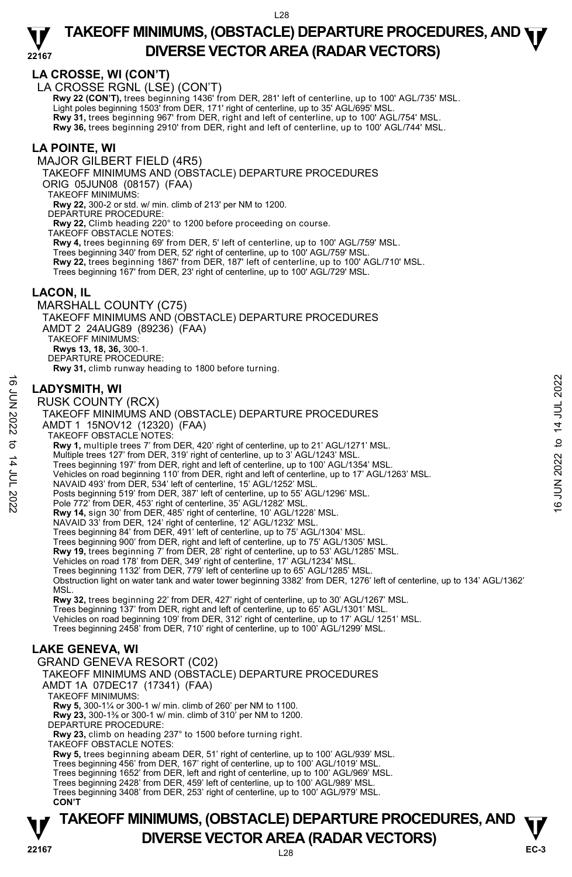## LA CROSSE, WI (CON'T)

LA CROSSE RGNL (LSE) (CON'T)

**Rwy 22 (CON'T),** trees beginning 1436' from DER, 281' left of centerline, up to 100' AGL/735' MSL.
Light poles beginning 1503' from DER, 171' right of centerline, up to 35' AGL/695' MSL.
**Rwy 31,** trees beginning 967' from DER, right and left of centerline, up to 100' AGL/754' MSL.
**Rwy 36,** trees beginning 2910' from DER, right and left of centerline, up to 100' AGL/744' MSL.

## LA POINTE, WI

MAJOR GILBERT FIELD (4R5)

TAKEOFF MINIMUMS AND (OBSTACLE) DEPARTURE PROCEDURES

ORIG 05JUN08 (08157) (FAA)

TAKEOFF MINIMUMS:
**Rwy 22,** 300-2 or std. w/ min. climb of 213' per NM to 1200.

DEPARTURE PROCEDURE:
**Rwy 22,** Climb heading 220° to 1200 before proceeding on course.

TAKEOFF OBSTACLE NOTES:
**Rwy 4,** trees beginning 69' from DER, 5' left of centerline, up to 100' AGL/759' MSL.
Trees beginning 340' from DER, 52' right of centerline, up to 100' AGL/759' MSL.
**Rwy 22,** trees beginning 1867' from DER, 187' left of centerline, up to 100' AGL/710' MSL.
Trees beginning 167' from DER, 23' right of centerline, up to 100' AGL/729' MSL.

## LACON, IL

MARSHALL COUNTY (C75)

TAKEOFF MINIMUMS AND (OBSTACLE) DEPARTURE PROCEDURES

AMDT 2 24AUG89 (89236) (FAA)

TAKEOFF MINIMUMS:
**Rwys 13, 18, 36,** 300-1.

DEPARTURE PROCEDURE:
**Rwy 31,** climb runway heading to 1800 before turning.

## LADYSMITH, WI

RUSK COUNTY (RCX)

TAKEOFF MINIMUMS AND (OBSTACLE) DEPARTURE PROCEDURES

AMDT 1 15NOV12 (12320) (FAA)

TAKEOFF OBSTACLE NOTES:
**Rwy 1,** multiple trees 7' from DER, 420' right of centerline, up to 21' AGL/1271' MSL.
Multiple trees 127' from DER, 319' right of centerline, up to 3' AGL/1243' MSL.
Trees beginning 197' from DER, right and left of centerline, up to 100' AGL/1354' MSL.
Vehicles on road beginning 110' from DER, right and left of centerline, up to 17' AGL/1263' MSL.
NAVAID 493' from DER, 534' left of centerline, 15' AGL/1252' MSL.
Posts beginning 519' from DER, 387' left of centerline, up to 55' AGL/1296' MSL.
Pole 772' from DER, 453' right of centerline, 35' AGL/1282' MSL.
**Rwy 14,** sign 30' from DER, 485' right of centerline, 10' AGL/1228' MSL.
NAVAID 33' from DER, 124' right of centerline, 12' AGL/1232' MSL.
Trees beginning 84' from DER, 491' left of centerline, up to 75' AGL/1304' MSL.
Trees beginning 900' from DER, right and left of centerline, up to 75' AGL/1305' MSL.
**Rwy 19,** trees beginning 7' from DER, 28' right of centerline, up to 53' AGL/1285' MSL.
Vehicles on road 178' from DER, 349' right of centerline, 17' AGL/1234' MSL.
Trees beginning 1132' from DER, 779' left of centerline up to 65' AGL/1285' MSL.
Obstruction light on water tank and water tower beginning 3382' from DER, 1276' left of centerline, up to 134' AGL/1362' MSL.
**Rwy 32,** trees beginning 22' from DER, 427' right of centerline, up to 30' AGL/1267' MSL.
Trees beginning 137' from DER, right and left of centerline, up to 65' AGL/1301' MSL.
Vehicles on road beginning 109' from DER, 312' right of centerline, up to 17' AGL/ 1251' MSL.
Trees beginning 2458' from DER, 710' right of centerline, up to 100' AGL/1299' MSL.

## LAKE GENEVA, WI

GRAND GENEVA RESORT (C02)

TAKEOFF MINIMUMS AND (OBSTACLE) DEPARTURE PROCEDURES

AMDT 1A 07DEC17 (17341) (FAA)

TAKEOFF MINIMUMS:
**Rwy 5,** 300-1¼ or 300-1 w/ min. climb of 260' per NM to 1100.
**Rwy 23,** 300-1⅜ or 300-1 w/ min. climb of 310' per NM to 1200.

DEPARTURE PROCEDURE:
**Rwy 23,** climb on heading 237° to 1500 before turning right.

TAKEOFF OBSTACLE NOTES:
**Rwy 5,** trees beginning abeam DER, 51' right of centerline, up to 100' AGL/939' MSL.
Trees beginning 456' from DER, 167' right of centerline, up to 100' AGL/1019' MSL.
Trees beginning 1652' from DER, left and right of centerline, up to 100' AGL/969' MSL.
Trees beginning 2428' from DER, 459' left of centerline, up to 100' AGL/989' MSL.
Trees beginning 3408' from DER, 253' right of centerline, up to 100' AGL/979' MSL.
**CON'T**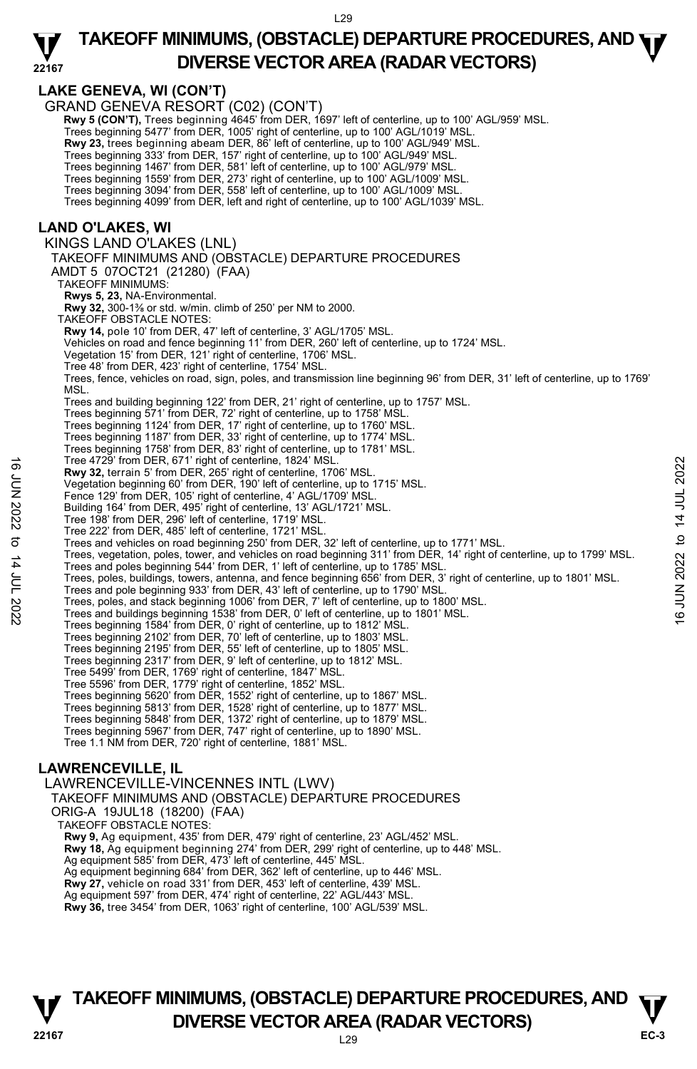## LAKE GENEVA, WI (CON'T)

GRAND GENEVA RESORT (C02) (CON'T)

**Rwy 5 (CON'T),** Trees beginning 4645' from DER, 1697' left of centerline, up to 100' AGL/959' MSL.
Trees beginning 5477' from DER, 1005' right of centerline, up to 100' AGL/1019' MSL.
**Rwy 23,** trees beginning abeam DER, 86' left of centerline, up to 100' AGL/949' MSL.
Trees beginning 333' from DER, 157' right of centerline, up to 100' AGL/949' MSL.
Trees beginning 1467' from DER, 581' left of centerline, up to 100' AGL/979' MSL.
Trees beginning 1559' from DER, 273' right of centerline, up to 100' AGL/1009' MSL.
Trees beginning 3094' from DER, 558' left of centerline, up to 100' AGL/1009' MSL.
Trees beginning 4099' from DER, left and right of centerline, up to 100' AGL/1039' MSL.

## LAND O'LAKES, WI

KINGS LAND O'LAKES (LNL)
TAKEOFF MINIMUMS AND (OBSTACLE) DEPARTURE PROCEDURES
AMDT 5 07OCT21 (21280) (FAA)

TAKEOFF MINIMUMS:
**Rwys 5, 23,** NA-Environmental.
**Rwy 32,** 300-1⅜ or std. w/min. climb of 250' per NM to 2000.

TAKEOFF OBSTACLE NOTES:
**Rwy 14,** pole 10' from DER, 47' left of centerline, 3' AGL/1705' MSL.
Vehicles on road and fence beginning 11' from DER, 260' left of centerline, up to 1724' MSL.
Vegetation 15' from DER, 121' right of centerline, 1706' MSL.
Tree 48' from DER, 423' right of centerline, 1754' MSL.
Trees, fence, vehicles on road, sign, poles, and transmission line beginning 96' from DER, 31' left of centerline, up to 1769' MSL.
Trees and building beginning 122' from DER, 21' right of centerline, up to 1757' MSL.
Trees beginning 571' from DER, 72' right of centerline, up to 1758' MSL.
Trees beginning 1124' from DER, 17' right of centerline, up to 1760' MSL.
Trees beginning 1187' from DER, 33' right of centerline, up to 1774' MSL.
Trees beginning 1758' from DER, 83' right of centerline, up to 1781' MSL.
Tree 4729' from DER, 671' right of centerline, 1824' MSL.
**Rwy 32,** terrain 5' from DER, 265' right of centerline, 1706' MSL.
Vegetation beginning 60' from DER, 190' left of centerline, up to 1715' MSL.
Fence 129' from DER, 105' right of centerline, 4' AGL/1709' MSL.
Building 164' from DER, 495' right of centerline, 13' AGL/1721' MSL.
Tree 198' from DER, 296' left of centerline, 1719' MSL.
Tree 222' from DER, 485' left of centerline, 1721' MSL.
Trees and vehicles on road beginning 250' from DER, 32' left of centerline, up to 1771' MSL.
Trees, vegetation, poles, tower, and vehicles on road beginning 311' from DER, 14' right of centerline, up to 1799' MSL.
Trees and poles beginning 544' from DER, 1' left of centerline, up to 1785' MSL.
Trees, poles, buildings, towers, antenna, and fence beginning 656' from DER, 3' right of centerline, up to 1801' MSL.
Trees and pole beginning 933' from DER, 43' left of centerline, up to 1790' MSL.
Trees, poles, and stack beginning 1006' from DER, 7' left of centerline, up to 1800' MSL.
Trees and buildings beginning 1538' from DER, 0' left of centerline, up to 1801' MSL.
Trees beginning 1584' from DER, 0' right of centerline, up to 1812' MSL.
Trees beginning 2102' from DER, 70' left of centerline, up to 1803' MSL.
Trees beginning 2195' from DER, 55' left of centerline, up to 1805' MSL.
Trees beginning 2317' from DER, 9' left of centerline, up to 1812' MSL.
Tree 5499' from DER, 1769' right of centerline, 1847' MSL.
Tree 5596' from DER, 1779' right of centerline, 1852' MSL.
Trees beginning 5620' from DER, 1552' right of centerline, up to 1867' MSL.
Trees beginning 5813' from DER, 1528' right of centerline, up to 1877' MSL.
Trees beginning 5848' from DER, 1372' right of centerline, up to 1879' MSL.
Trees beginning 5967' from DER, 747' right of centerline, up to 1890' MSL.
Tree 1.1 NM from DER, 720' right of centerline, 1881' MSL.

## LAWRENCEVILLE, IL

LAWRENCEVILLE-VINCENNES INTL (LWV)
TAKEOFF MINIMUMS AND (OBSTACLE) DEPARTURE PROCEDURES
ORIG-A 19JUL18 (18200) (FAA)

TAKEOFF OBSTACLE NOTES:
**Rwy 9,** Ag equipment, 435' from DER, 479' right of centerline, 23' AGL/452' MSL.
**Rwy 18,** Ag equipment beginning 274' from DER, 299' right of centerline, up to 448' MSL.
Ag equipment 585' from DER, 473' left of centerline, 445' MSL.
Ag equipment beginning 684' from DER, 362' left of centerline, up to 446' MSL.
**Rwy 27,** vehicle on road 331' from DER, 453' left of centerline, 439' MSL.
Ag equipment 597' from DER, 474' right of centerline, 22' AGL/443' MSL.
**Rwy 36,** tree 3454' from DER, 1063' right of centerline, 100' AGL/539' MSL.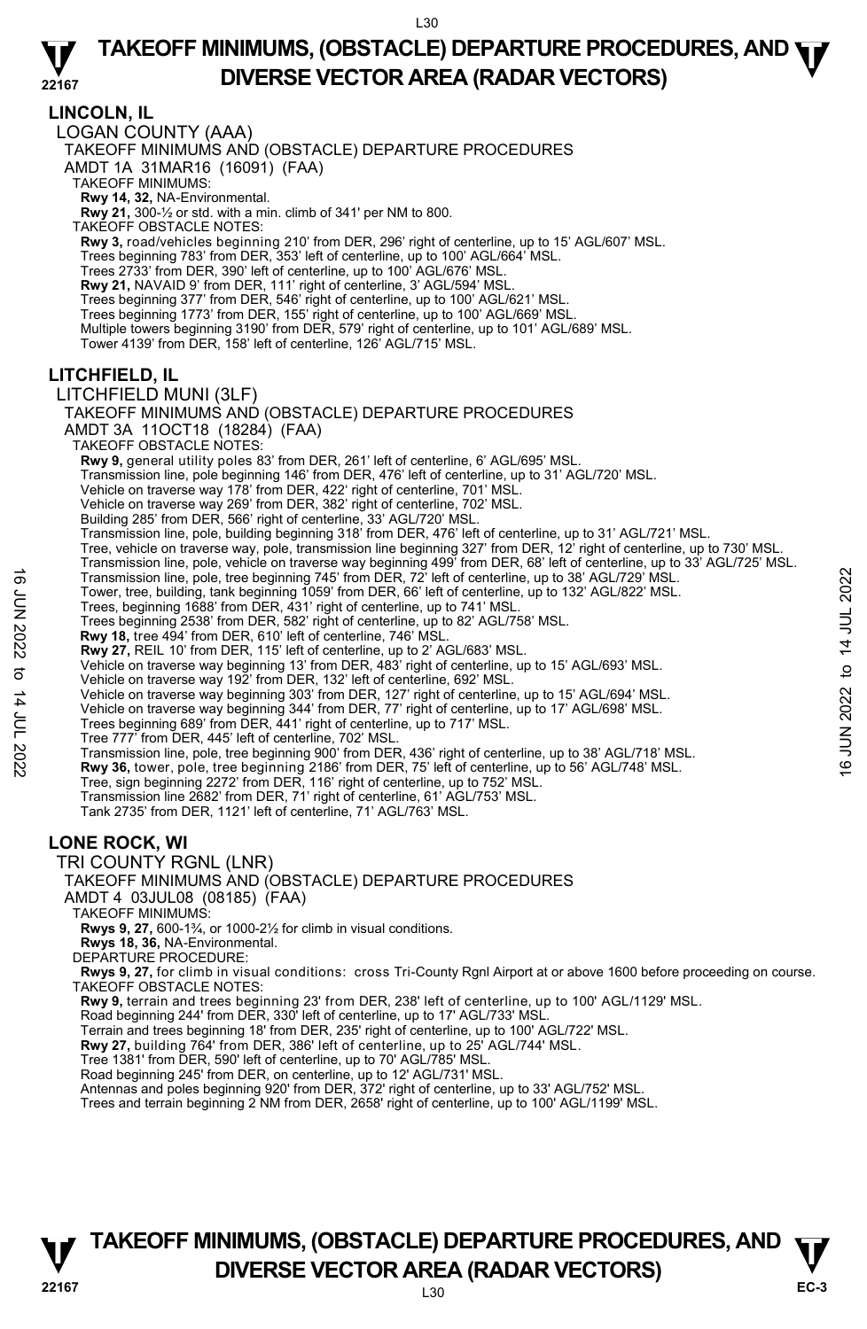## LINCOLN, IL

### LOGAN COUNTY (AAA)

TAKEOFF MINIMUMS AND (OBSTACLE) DEPARTURE PROCEDURES
AMDT 1A 31MAR16 (16091) (FAA)

TAKEOFF MINIMUMS:
**Rwy 14, 32,** NA-Environmental.
**Rwy 21,** 300-½ or std. with a min. climb of 341' per NM to 800.

TAKEOFF OBSTACLE NOTES:
**Rwy 3,** road/vehicles beginning 210' from DER, 296' right of centerline, up to 15' AGL/607' MSL.
Trees beginning 783' from DER, 353' left of centerline, up to 100' AGL/664' MSL.
Trees 2733' from DER, 390' left of centerline, up to 100' AGL/676' MSL.
**Rwy 21,** NAVAID 9' from DER, 111' right of centerline, 3' AGL/594' MSL.
Trees beginning 377' from DER, 546' right of centerline, up to 100' AGL/621' MSL.
Trees beginning 1773' from DER, 155' right of centerline, up to 100' AGL/669' MSL.
Multiple towers beginning 3190' from DER, 579' right of centerline, up to 101' AGL/689' MSL.
Tower 4139' from DER, 158' left of centerline, 126' AGL/715' MSL.

## LITCHFIELD, IL

### LITCHFIELD MUNI (3LF)

TAKEOFF MINIMUMS AND (OBSTACLE) DEPARTURE PROCEDURES
AMDT 3A 11OCT18 (18284) (FAA)

TAKEOFF OBSTACLE NOTES:
**Rwy 9,** general utility poles 83' from DER, 261' left of centerline, 6' AGL/695' MSL.
Transmission line, pole beginning 146' from DER, 476' left of centerline, up to 31' AGL/720' MSL.
Vehicle on traverse way 178' from DER, 422' right of centerline, 701' MSL.
Vehicle on traverse way 269' from DER, 382' right of centerline, 702' MSL.
Building 285' from DER, 566' right of centerline, 33' AGL/720' MSL.
Transmission line, pole, building beginning 318' from DER, 476' left of centerline, up to 31' AGL/721' MSL.
Tree, vehicle on traverse way, pole, transmission line beginning 327' from DER, 12' right of centerline, up to 730' MSL.
Transmission line, pole, vehicle on traverse way beginning 499' from DER, 68' left of centerline, up to 33' AGL/725' MSL.
Transmission line, pole, tree beginning 745' from DER, 72' left of centerline, up to 38' AGL/729' MSL.
Tower, tree, building, tank beginning 1059' from DER, 66' left of centerline, up to 132' AGL/822' MSL.
Trees, beginning 1688' from DER, 431' right of centerline, up to 741' MSL.
Trees beginning 2538' from DER, 582' right of centerline, up to 82' AGL/758' MSL.
**Rwy 18,** tree 494' from DER, 610' left of centerline, 746' MSL.
**Rwy 27,** REIL 10' from DER, 115' left of centerline, up to 2' AGL/683' MSL.
Vehicle on traverse way beginning 13' from DER, 483' right of centerline, up to 15' AGL/693' MSL.
Vehicle on traverse way 192' from DER, 132' left of centerline, 692' MSL.
Vehicle on traverse way beginning 303' from DER, 127' right of centerline, up to 15' AGL/694' MSL.
Vehicle on traverse way beginning 344' from DER, 77' right of centerline, up to 17' AGL/698' MSL.
Trees beginning 689' from DER, 441' right of centerline, up to 717' MSL.
Tree 777' from DER, 445' left of centerline, 702' MSL.
Transmission line, pole, tree beginning 900' from DER, 436' right of centerline, up to 38' AGL/718' MSL.
**Rwy 36,** tower, pole, tree beginning 2186' from DER, 75' left of centerline, up to 56' AGL/748' MSL.
Tree, sign beginning 2272' from DER, 116' right of centerline, up to 752' MSL.
Transmission line 2682' from DER, 71' right of centerline, 61' AGL/753' MSL.
Tank 2735' from DER, 1121' left of centerline, 71' AGL/763' MSL.

## LONE ROCK, WI

### TRI COUNTY RGNL (LNR)

TAKEOFF MINIMUMS AND (OBSTACLE) DEPARTURE PROCEDURES
AMDT 4 03JUL08 (08185) (FAA)

TAKEOFF MINIMUMS:
**Rwys 9, 27,** 600-1¾, or 1000-2½ for climb in visual conditions.
**Rwys 18, 36,** NA-Environmental.

DEPARTURE PROCEDURE:
**Rwys 9, 27,** for climb in visual conditions: cross Tri-County Rgnl Airport at or above 1600 before proceeding on course.

TAKEOFF OBSTACLE NOTES:
**Rwy 9,** terrain and trees beginning 23' from DER, 238' left of centerline, up to 100' AGL/1129' MSL.
Road beginning 244' from DER, 330' left of centerline, up to 17' AGL/733' MSL.
Terrain and trees beginning 18' from DER, 235' right of centerline, up to 100' AGL/722' MSL.
**Rwy 27,** building 764' from DER, 386' left of centerline, up to 25' AGL/744' MSL.
Tree 1381' from DER, 590' left of centerline, up to 70' AGL/785' MSL.
Road beginning 245' from DER, on centerline, up to 12' AGL/731' MSL.
Antennas and poles beginning 920' from DER, 372' right of centerline, up to 33' AGL/752' MSL.
Trees and terrain beginning 2 NM from DER, 2658' right of centerline, up to 100' AGL/1199' MSL.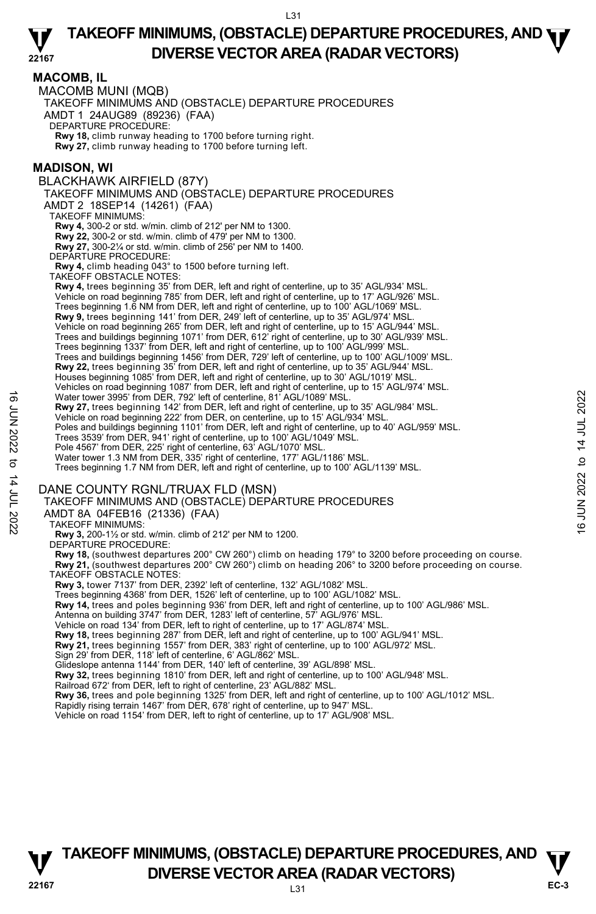# TAKEOFF MINIMUMS, (OBSTACLE) DEPARTURE PROCEDURES, AND DIVERSE VECTOR AREA (RADAR VECTORS)

## MACOMB, IL

MACOMB MUNI (MQB)
TAKEOFF MINIMUMS AND (OBSTACLE) DEPARTURE PROCEDURES
AMDT 1 24AUG89 (89236) (FAA)
DEPARTURE PROCEDURE:
**Rwy 18,** climb runway heading to 1700 before turning right.
**Rwy 27,** climb runway heading to 1700 before turning left.

## MADISON, WI

BLACKHAWK AIRFIELD (87Y)
TAKEOFF MINIMUMS AND (OBSTACLE) DEPARTURE PROCEDURES
AMDT 2 18SEP14 (14261) (FAA)
TAKEOFF MINIMUMS:
**Rwy 4,** 300-2 or std. w/min. climb of 212' per NM to 1300.
**Rwy 22,** 300-2 or std. w/min. climb of 479' per NM to 1300.
**Rwy 27,** 300-2¼ or std. w/min. climb of 256' per NM to 1400.
DEPARTURE PROCEDURE:
**Rwy 4,** climb heading 043° to 1500 before turning left.
TAKEOFF OBSTACLE NOTES:
**Rwy 4,** trees beginning 35' from DER, left and right of centerline, up to 35' AGL/934' MSL.
Vehicle on road beginning 785' from DER, left and right of centerline, up to 17' AGL/926' MSL.
Trees beginning 1.6 NM from DER, left and right of centerline, up to 100' AGL/1069' MSL.
**Rwy 9,** trees beginning 141' from DER, 249' left of centerline, up to 35' AGL/974' MSL.
Vehicle on road beginning 265' from DER, left and right of centerline, up to 15' AGL/944' MSL.
Trees and buildings beginning 1071' from DER, 612' right of centerline, up to 30' AGL/939' MSL.
Trees beginning 1337' from DER, left and right of centerline, up to 100' AGL/999' MSL.
Trees and buildings beginning 1456' from DER, 729' left of centerline, up to 100' AGL/1009' MSL.
**Rwy 22,** trees beginning 35' from DER, left and right of centerline, up to 35' AGL/944' MSL.
Houses beginning 1085' from DER, left and right of centerline, up to 30' AGL/1019' MSL.
Vehicles on road beginning 1087' from DER, left and right of centerline, up to 15' AGL/974' MSL.
Water tower 3995' from DER, 792' left of centerline, 81' AGL/1089' MSL.
**Rwy 27,** trees beginning 142' from DER, left and right of centerline, up to 35' AGL/984' MSL.
Vehicle on road beginning 222' from DER, on centerline, up to 15' AGL/934' MSL.
Poles and buildings beginning 1101' from DER, left and right of centerline, up to 40' AGL/959' MSL.
Trees 3539' from DER, 941' right of centerline, up to 100' AGL/1049' MSL.
Pole 4567' from DER, 225' right of centerline, 63' AGL/1070' MSL.
Water tower 1.3 NM from DER, 335' right of centerline, 177' AGL/1186' MSL.
Trees beginning 1.7 NM from DER, left and right of centerline, up to 100' AGL/1139' MSL.

DANE COUNTY RGNL/TRUAX FLD (MSN)
TAKEOFF MINIMUMS AND (OBSTACLE) DEPARTURE PROCEDURES
AMDT 8A 04FEB16 (21336) (FAA)
TAKEOFF MINIMUMS:
**Rwy 3,** 200-1½ or std. w/min. climb of 212' per NM to 1200.
DEPARTURE PROCEDURE:
**Rwy 18,** (southwest departures 200° CW 260°) climb on heading 179° to 3200 before proceeding on course.
**Rwy 21,** (southwest departures 200° CW 260°) climb on heading 206° to 3200 before proceeding on course.
TAKEOFF OBSTACLE NOTES:
**Rwy 3,** tower 7137' from DER, 2392' left of centerline, 132' AGL/1082' MSL.
Trees beginning 4368' from DER, 1526' left of centerline, up to 100' AGL/1082' MSL.
**Rwy 14,** trees and poles beginning 936' from DER, left and right of centerline, up to 100' AGL/986' MSL.
Antenna on building 3747' from DER, 1283' left of centerline, 57' AGL/976' MSL.
Vehicle on road 134' from DER, left to right of centerline, up to 17' AGL/874' MSL.
**Rwy 18,** trees beginning 287' from DER, left and right of centerline, up to 100' AGL/941' MSL.
**Rwy 21,** trees beginning 1557' from DER, 383' right of centerline, up to 100' AGL/972' MSL.
Sign 29' from DER, 118' left of centerline, 6' AGL/862' MSL.
Glideslope antenna 1144' from DER, 140' left of centerline, 39' AGL/898' MSL.
**Rwy 32,** trees beginning 1810' from DER, left and right of centerline, up to 100' AGL/948' MSL.
Railroad 672' from DER, left to right of centerline, 23' AGL/882' MSL.
**Rwy 36,** trees and pole beginning 1325' from DER, left and right of centerline, up to 100' AGL/1012' MSL.
Rapidly rising terrain 1467' from DER, 678' right of centerline, up to 947' MSL.
Vehicle on road 1154' from DER, left to right of centerline, up to 17' AGL/908' MSL.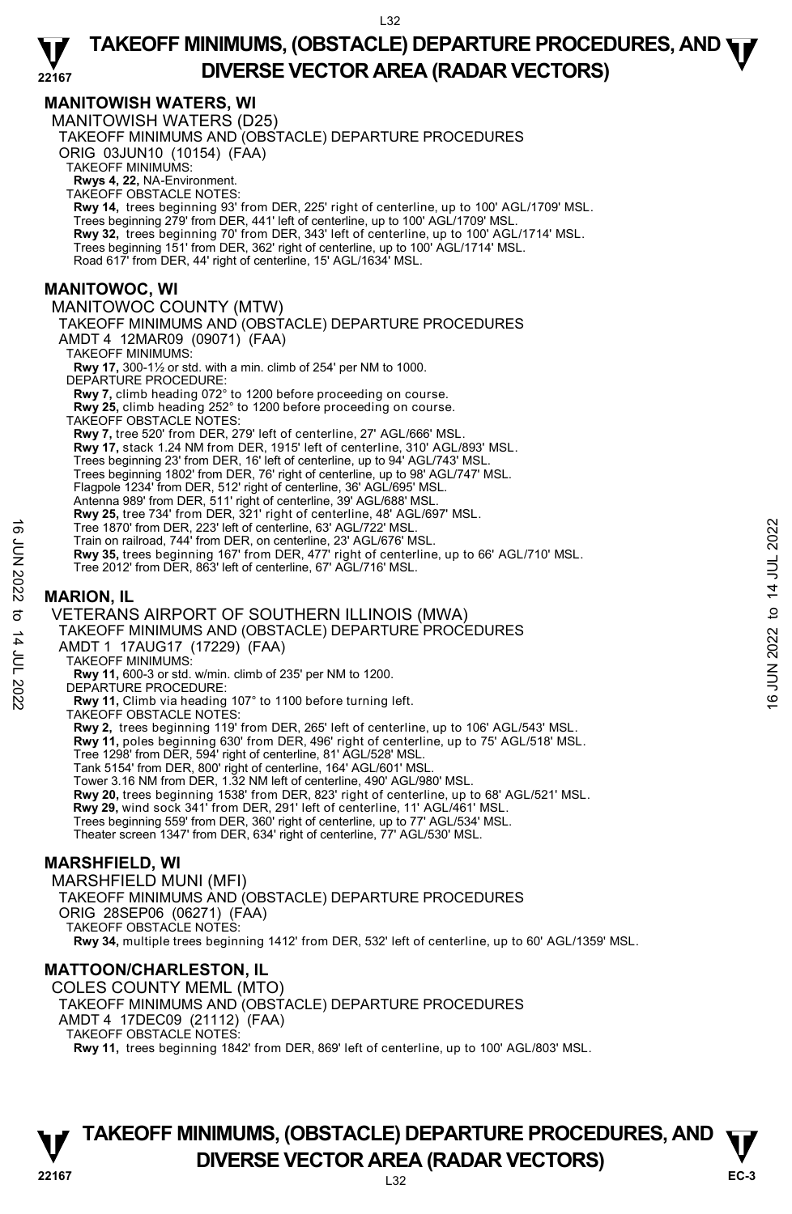## MANITOWISH WATERS, WI

MANITOWISH WATERS (D25)

TAKEOFF MINIMUMS AND (OBSTACLE) DEPARTURE PROCEDURES

ORIG 03JUN10 (10154) (FAA)

TAKEOFF MINIMUMS:

**Rwys 4, 22,** NA-Environment.

TAKEOFF OBSTACLE NOTES:

**Rwy 14,** trees beginning 93' from DER, 225' right of centerline, up to 100' AGL/1709' MSL.
Trees beginning 279' from DER, 441' left of centerline, up to 100' AGL/1709' MSL.
**Rwy 32,** trees beginning 70' from DER, 343' left of centerline, up to 100' AGL/1714' MSL.
Trees beginning 151' from DER, 362' right of centerline, up to 100' AGL/1714' MSL.
Road 617' from DER, 44' right of centerline, 15' AGL/1634' MSL.

## MANITOWOC, WI

MANITOWOC COUNTY (MTW)

TAKEOFF MINIMUMS AND (OBSTACLE) DEPARTURE PROCEDURES

AMDT 4 12MAR09 (09071) (FAA)

TAKEOFF MINIMUMS:

**Rwy 17,** 300-1½ or std. with a min. climb of 254' per NM to 1000.

DEPARTURE PROCEDURE:

**Rwy 7,** climb heading 072° to 1200 before proceeding on course.
**Rwy 25,** climb heading 252° to 1200 before proceeding on course.

TAKEOFF OBSTACLE NOTES:

**Rwy 7,** tree 520' from DER, 279' left of centerline, 27' AGL/666' MSL.
**Rwy 17,** stack 1.24 NM from DER, 1915' left of centerline, 310' AGL/893' MSL.
Trees beginning 23' from DER, 16' left of centerline, up to 94' AGL/743' MSL.
Trees beginning 1802' from DER, 76' right of centerline, up to 98' AGL/747' MSL.
Flagpole 1234' from DER, 512' right of centerline, 36' AGL/695' MSL.
Antenna 989' from DER, 511' right of centerline, 39' AGL/688' MSL.
**Rwy 25,** tree 734' from DER, 321' right of centerline, 48' AGL/697' MSL.
Tree 1870' from DER, 223' left of centerline, 63' AGL/722' MSL.
Train on railroad, 744' from DER, on centerline, 23' AGL/676' MSL.
**Rwy 35,** trees beginning 167' from DER, 477' right of centerline, up to 66' AGL/710' MSL.
Tree 2012' from DER, 863' left of centerline, 67' AGL/716' MSL.

## MARION, IL

VETERANS AIRPORT OF SOUTHERN ILLINOIS (MWA)

TAKEOFF MINIMUMS AND (OBSTACLE) DEPARTURE PROCEDURES

AMDT 1 17AUG17 (17229) (FAA)

TAKEOFF MINIMUMS:

**Rwy 11,** 600-3 or std. w/min. climb of 235' per NM to 1200.

DEPARTURE PROCEDURE:

**Rwy 11,** Climb via heading 107° to 1100 before turning left.

TAKEOFF OBSTACLE NOTES:

**Rwy 2,** trees beginning 119' from DER, 265' left of centerline, up to 106' AGL/543' MSL.
**Rwy 11,** poles beginning 630' from DER, 496' right of centerline, up to 75' AGL/518' MSL.
Tree 1298' from DER, 594' right of centerline, 81' AGL/528' MSL.
Tank 5154' from DER, 800' right of centerline, 164' AGL/601' MSL.
Tower 3.16 NM from DER, 1.32 NM left of centerline, 490' AGL/980' MSL.
**Rwy 20,** trees beginning 1538' from DER, 823' right of centerline, up to 68' AGL/521' MSL.
**Rwy 29,** wind sock 341' from DER, 291' left of centerline, 11' AGL/461' MSL.
Trees beginning 559' from DER, 360' right of centerline, up to 77' AGL/534' MSL.
Theater screen 1347' from DER, 634' right of centerline, 77' AGL/530' MSL.

## MARSHFIELD, WI

MARSHFIELD MUNI (MFI)

TAKEOFF MINIMUMS AND (OBSTACLE) DEPARTURE PROCEDURES

ORIG 28SEP06 (06271) (FAA)

TAKEOFF OBSTACLE NOTES:

**Rwy 34,** multiple trees beginning 1412' from DER, 532' left of centerline, up to 60' AGL/1359' MSL.

## MATTOON/CHARLESTON, IL

COLES COUNTY MEML (MTO)

TAKEOFF MINIMUMS AND (OBSTACLE) DEPARTURE PROCEDURES

AMDT 4 17DEC09 (21112) (FAA)

TAKEOFF OBSTACLE NOTES:

**Rwy 11,** trees beginning 1842' from DER, 869' left of centerline, up to 100' AGL/803' MSL.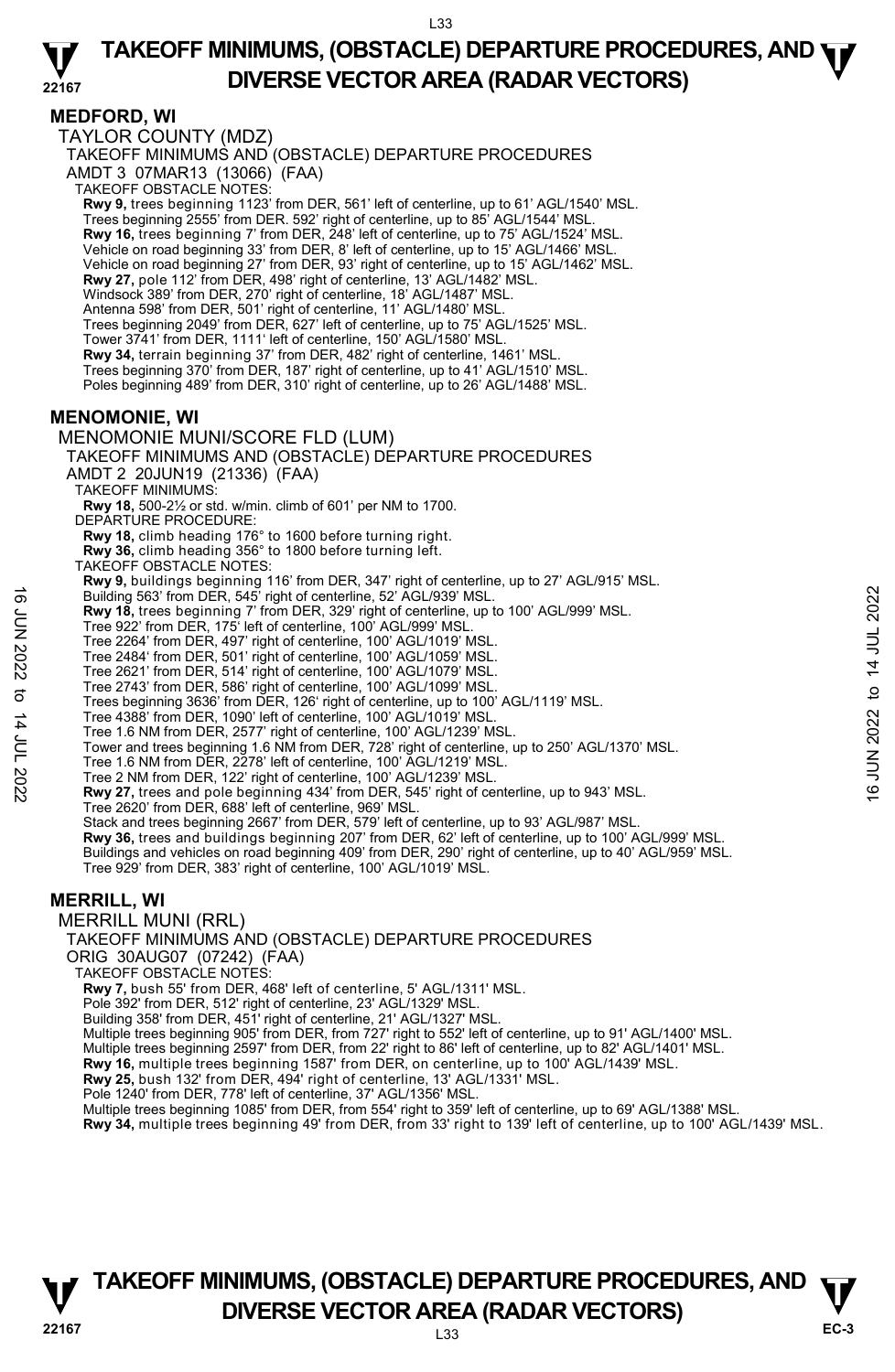## MEDFORD, WI

TAYLOR COUNTY (MDZ)

TAKEOFF MINIMUMS AND (OBSTACLE) DEPARTURE PROCEDURES

AMDT 3 07MAR13 (13066) (FAA)

TAKEOFF OBSTACLE NOTES:

**Rwy 9,** trees beginning 1123' from DER, 561' left of centerline, up to 61' AGL/1540' MSL.
Trees beginning 2555' from DER. 592' right of centerline, up to 85' AGL/1544' MSL.
**Rwy 16,** trees beginning 7' from DER, 248' left of centerline, up to 75' AGL/1524' MSL.
Vehicle on road beginning 33' from DER, 8' left of centerline, up to 15' AGL/1466' MSL.
Vehicle on road beginning 27' from DER, 93' right of centerline, up to 15' AGL/1462' MSL.
**Rwy 27,** pole 112' from DER, 498' right of centerline, 13' AGL/1482' MSL.
Windsock 389' from DER, 270' right of centerline, 18' AGL/1487' MSL.
Antenna 598' from DER, 501' right of centerline, 11' AGL/1480' MSL.
Trees beginning 2049' from DER, 627' left of centerline, up to 75' AGL/1525' MSL.
Tower 3741' from DER, 1111' left of centerline, 150' AGL/1580' MSL.
**Rwy 34,** terrain beginning 37' from DER, 482' right of centerline, 1461' MSL.
Trees beginning 370' from DER, 187' right of centerline, up to 41' AGL/1510' MSL.
Poles beginning 489' from DER, 310' right of centerline, up to 26' AGL/1488' MSL.

## MENOMONIE, WI

MENOMONIE MUNI/SCORE FLD (LUM)

TAKEOFF MINIMUMS AND (OBSTACLE) DEPARTURE PROCEDURES

AMDT 2 20JUN19 (21336) (FAA)

TAKEOFF MINIMUMS:

**Rwy 18,** 500-2½ or std. w/min. climb of 601' per NM to 1700.

DEPARTURE PROCEDURE:

**Rwy 18,** climb heading 176° to 1600 before turning right.
**Rwy 36,** climb heading 356° to 1800 before turning left.

TAKEOFF OBSTACLE NOTES:

**Rwy 9,** buildings beginning 116' from DER, 347' right of centerline, up to 27' AGL/915' MSL.
Building 563' from DER, 545' right of centerline, 52' AGL/939' MSL.
**Rwy 18,** trees beginning 7' from DER, 329' right of centerline, up to 100' AGL/999' MSL.
Tree 922' from DER, 175' left of centerline, 100' AGL/999' MSL.
Tree 2264' from DER, 497' right of centerline, 100' AGL/1019' MSL.
Tree 2484' from DER, 501' right of centerline, 100' AGL/1059' MSL.
Tree 2621' from DER, 514' right of centerline, 100' AGL/1079' MSL.
Tree 2743' from DER, 586' right of centerline, 100' AGL/1099' MSL.
Trees beginning 3636' from DER, 126' right of centerline, up to 100' AGL/1119' MSL.
Tree 4388' from DER, 1090' left of centerline, 100' AGL/1019' MSL.
Tree 1.6 NM from DER, 2577' right of centerline, 100' AGL/1239' MSL.
Tower and trees beginning 1.6 NM from DER, 728' right of centerline, up to 250' AGL/1370' MSL.
Tree 1.6 NM from DER, 2278' left of centerline, 100' AGL/1219' MSL.
Tree 2 NM from DER, 122' right of centerline, 100' AGL/1239' MSL.
**Rwy 27,** trees and pole beginning 434' from DER, 545' right of centerline, up to 943' MSL.
Tree 2620' from DER, 688' left of centerline, 969' MSL.
Stack and trees beginning 2667' from DER, 579' left of centerline, up to 93' AGL/987' MSL.
**Rwy 36,** trees and buildings beginning 207' from DER, 62' left of centerline, up to 100' AGL/999' MSL.
Buildings and vehicles on road beginning 409' from DER, 290' right of centerline, up to 40' AGL/959' MSL.
Tree 929' from DER, 383' right of centerline, 100' AGL/1019' MSL.

## MERRILL, WI

MERRILL MUNI (RRL)

TAKEOFF MINIMUMS AND (OBSTACLE) DEPARTURE PROCEDURES

ORIG 30AUG07 (07242) (FAA)

TAKEOFF OBSTACLE NOTES:

**Rwy 7,** bush 55' from DER, 468' left of centerline, 5' AGL/1311' MSL.
Pole 392' from DER, 512' right of centerline, 23' AGL/1329' MSL.
Building 358' from DER, 451' right of centerline, 21' AGL/1327' MSL.
Multiple trees beginning 905' from DER, from 727' right to 552' left of centerline, up to 91' AGL/1400' MSL.
Multiple trees beginning 2597' from DER, from 22' right to 86' left of centerline, up to 82' AGL/1401' MSL.
**Rwy 16,** multiple trees beginning 1587' from DER, on centerline, up to 100' AGL/1439' MSL.
**Rwy 25,** bush 132' from DER, 494' right of centerline, 13' AGL/1331' MSL.
Pole 1240' from DER, 778' left of centerline, 37' AGL/1356' MSL.
Multiple trees beginning 1085' from DER, from 554' right to 359' left of centerline, up to 69' AGL/1388' MSL.
**Rwy 34,** multiple trees beginning 49' from DER, from 33' right to 139' left of centerline, up to 100' AGL/1439' MSL.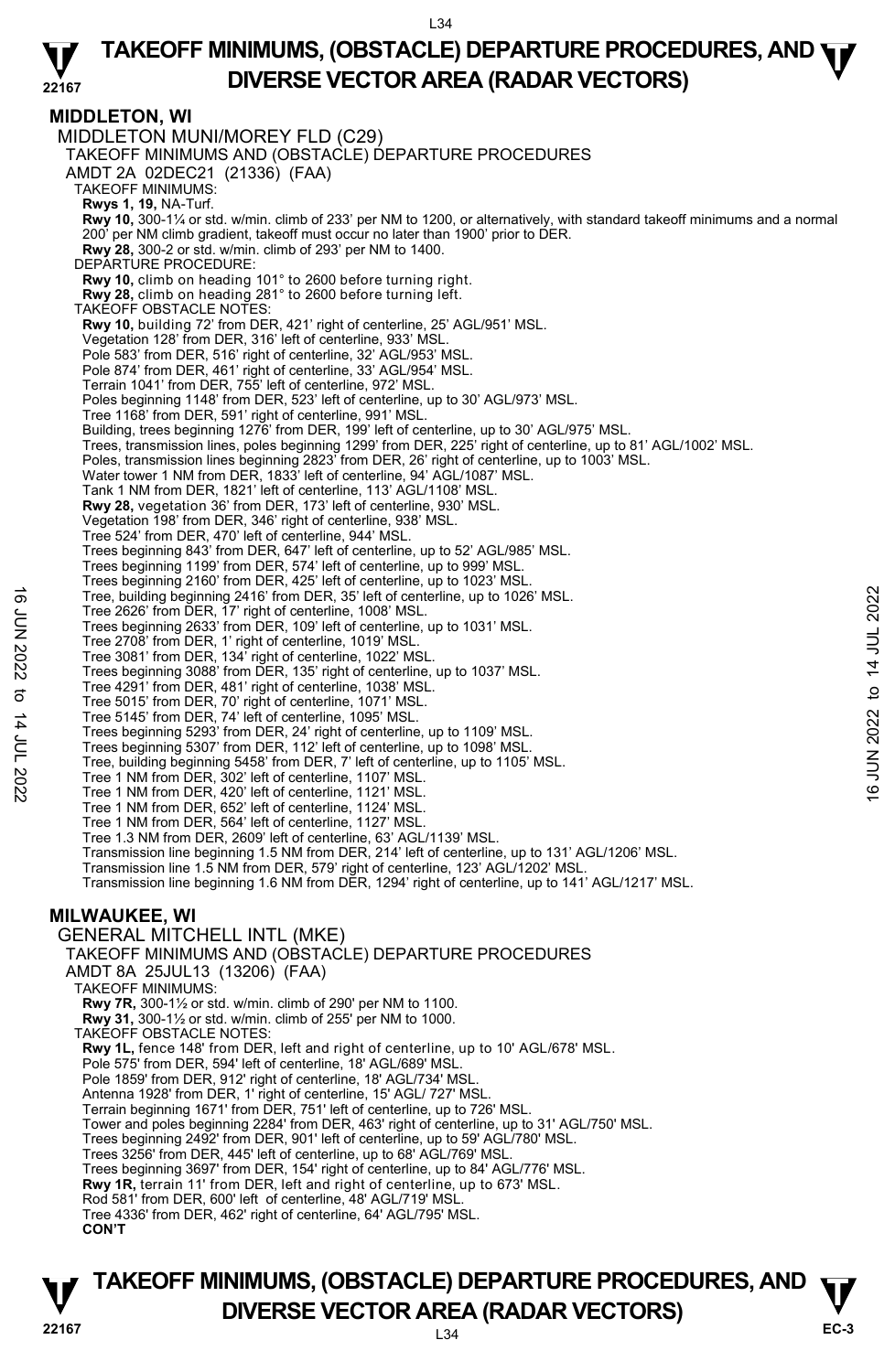## MIDDLETON, WI

MIDDLETON MUNI/MOREY FLD (C29)

TAKEOFF MINIMUMS AND (OBSTACLE) DEPARTURE PROCEDURES

AMDT 2A 02DEC21 (21336) (FAA)

TAKEOFF MINIMUMS:

**Rwys 1, 19,** NA-Turf.

**Rwy 10,** 300-1¼ or std. w/min. climb of 233' per NM to 1200, or alternatively, with standard takeoff minimums and a normal 200' per NM climb gradient, takeoff must occur no later than 1900' prior to DER.

**Rwy 28,** 300-2 or std. w/min. climb of 293' per NM to 1400.

DEPARTURE PROCEDURE:

**Rwy 10,** climb on heading 101° to 2600 before turning right.

**Rwy 28,** climb on heading 281° to 2600 before turning left.

TAKEOFF OBSTACLE NOTES:

**Rwy 10,** building 72' from DER, 421' right of centerline, 25' AGL/951' MSL.
Vegetation 128' from DER, 316' left of centerline, 933' MSL.
Pole 583' from DER, 516' right of centerline, 32' AGL/953' MSL.
Pole 874' from DER, 461' right of centerline, 33' AGL/954' MSL.
Terrain 1041' from DER, 755' left of centerline, 972' MSL.
Poles beginning 1148' from DER, 523' left of centerline, up to 30' AGL/973' MSL.
Tree 1168' from DER, 591' right of centerline, 991' MSL.
Building, trees beginning 1276' from DER, 199' left of centerline, up to 30' AGL/975' MSL.
Trees, transmission lines, poles beginning 1299' from DER, 225' right of centerline, up to 81' AGL/1002' MSL.
Poles, transmission lines beginning 2823' from DER, 26' right of centerline, up to 1003' MSL.
Water tower 1 NM from DER, 1833' left of centerline, 94' AGL/1087' MSL.
Tank 1 NM from DER, 1821' left of centerline, 113' AGL/1108' MSL.

**Rwy 28,** vegetation 36' from DER, 173' left of centerline, 930' MSL.
Vegetation 198' from DER, 346' right of centerline, 938' MSL.
Tree 524' from DER, 470' left of centerline, 944' MSL.
Trees beginning 843' from DER, 647' left of centerline, up to 52' AGL/985' MSL.
Trees beginning 1199' from DER, 574' left of centerline, up to 999' MSL.
Trees beginning 2160' from DER, 425' left of centerline, up to 1023' MSL.
Tree, building beginning 2416' from DER, 35' left of centerline, up to 1026' MSL.
Tree 2626' from DER, 17' right of centerline, 1008' MSL.
Trees beginning 2633' from DER, 109' left of centerline, up to 1031' MSL.
Tree 2708' from DER, 1' right of centerline, 1019' MSL.
Tree 3081' from DER, 134' right of centerline, 1022' MSL.
Trees beginning 3088' from DER, 135' right of centerline, up to 1037' MSL.
Tree 4291' from DER, 481' right of centerline, 1038' MSL.
Tree 5015' from DER, 70' right of centerline, 1071' MSL.
Tree 5145' from DER, 74' left of centerline, 1095' MSL.
Trees beginning 5293' from DER, 24' right of centerline, up to 1109' MSL.
Trees beginning 5307' from DER, 112' left of centerline, up to 1098' MSL.
Tree, building beginning 5458' from DER, 7' left of centerline, up to 1105' MSL.
Tree 1 NM from DER, 302' left of centerline, 1107' MSL.
Tree 1 NM from DER, 420' left of centerline, 1121' MSL.
Tree 1 NM from DER, 652' left of centerline, 1124' MSL.
Tree 1 NM from DER, 564' left of centerline, 1127' MSL.
Tree 1.3 NM from DER, 2609' left of centerline, 63' AGL/1139' MSL.
Transmission line beginning 1.5 NM from DER, 214' left of centerline, up to 131' AGL/1206' MSL.
Transmission line 1.5 NM from DER, 579' right of centerline, 123' AGL/1202' MSL.
Transmission line beginning 1.6 NM from DER, 1294' right of centerline, up to 141' AGL/1217' MSL.

## MILWAUKEE, WI

GENERAL MITCHELL INTL (MKE)

TAKEOFF MINIMUMS AND (OBSTACLE) DEPARTURE PROCEDURES

AMDT 8A 25JUL13 (13206) (FAA)

TAKEOFF MINIMUMS:

**Rwy 7R,** 300-1½ or std. w/min. climb of 290' per NM to 1100.

**Rwy 31,** 300-1½ or std. w/min. climb of 255' per NM to 1000.

TAKEOFF OBSTACLE NOTES:

**Rwy 1L,** fence 148' from DER, left and right of centerline, up to 10' AGL/678' MSL.
Pole 575' from DER, 594' left of centerline, 18' AGL/689' MSL.
Pole 1859' from DER, 912' right of centerline, 18' AGL/734' MSL.
Antenna 1928' from DER, 1' right of centerline, 15' AGL/ 727' MSL.
Terrain beginning 1671' from DER, 751' left of centerline, up to 726' MSL.
Tower and poles beginning 2284' from DER, 463' right of centerline, up to 31' AGL/750' MSL.
Trees beginning 2492' from DER, 901' left of centerline, up to 59' AGL/780' MSL.
Trees 3256' from DER, 445' left of centerline, up to 68' AGL/769' MSL.
Trees beginning 3697' from DER, 154' right of centerline, up to 84' AGL/776' MSL.

**Rwy 1R,** terrain 11' from DER, left and right of centerline, up to 673' MSL.
Rod 581' from DER, 600' left of centerline, 48' AGL/719' MSL.
Tree 4336' from DER, 462' right of centerline, 64' AGL/795' MSL.

**CON'T**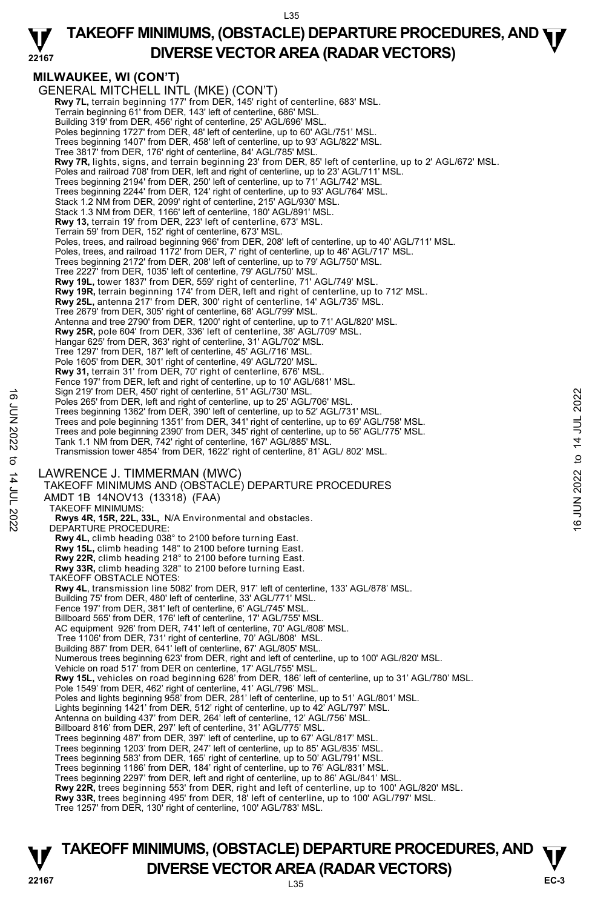# TAKEOFF MINIMUMS, (OBSTACLE) DEPARTURE PROCEDURES, AND DIVERSE VECTOR AREA (RADAR VECTORS)

## MILWAUKEE, WI (CON'T)

GENERAL MITCHELL INTL (MKE) (CON'T)

**Rwy 7L,** terrain beginning 177' from DER, 145' right of centerline, 683' MSL.
Terrain beginning 61' from DER, 143' left of centerline, 686' MSL.
Building 319' from DER, 456' right of centerline, 25' AGL/696' MSL.
Poles beginning 1727' from DER, 48' left of centerline, up to 60' AGL/751' MSL.
Trees beginning 1407' from DER, 458' left of centerline, up to 93' AGL/822' MSL.
Tree 3817' from DER, 176' right of centerline, 84' AGL/785' MSL.
**Rwy 7R,** lights, signs, and terrain beginning 23' from DER, 85' left of centerline, up to 2' AGL/672' MSL.
Poles and railroad 708' from DER, left and right of centerline, up to 23' AGL/711' MSL.
Trees beginning 2194' from DER, 250' left of centerline, up to 71' AGL/742' MSL.
Trees beginning 2244' from DER, 124' right of centerline, up to 93' AGL/764' MSL.
Stack 1.2 NM from DER, 2099' right of centerline, 215' AGL/930' MSL.
Stack 1.3 NM from DER, 1166' left of centerline, 180' AGL/891' MSL.
**Rwy 13,** terrain 19' from DER, 223' left of centerline, 673' MSL.
Terrain 59' from DER, 152' right of centerline, 673' MSL.
Poles, trees, and railroad beginning 966' from DER, 208' left of centerline, up to 40' AGL/711' MSL.
Poles, trees, and railroad 1172' from DER, 7' right of centerline, up to 46' AGL/717' MSL.
Trees beginning 2172' from DER, 208' left of centerline, up to 79' AGL/750' MSL.
Tree 2227' from DER, 1035' left of centerline, 79' AGL/750' MSL.
**Rwy 19L,** tower 1837' from DER, 559' right of centerline, 71' AGL/749' MSL.
**Rwy 19R,** terrain beginning 174' from DER, left and right of centerline, up to 712' MSL.
**Rwy 25L,** antenna 217' from DER, 300' right of centerline, 14' AGL/735' MSL.
Tree 2679' from DER, 305' right of centerline, 68' AGL/799' MSL.
Antenna and tree 2790' from DER, 1200' right of centerline, up to 71' AGL/820' MSL.
**Rwy 25R,** pole 604' from DER, 336' left of centerline, 38' AGL/709' MSL.
Hangar 625' from DER, 363' right of centerline, 31' AGL/702' MSL.
Tree 1297' from DER, 187' left of centerline, 45' AGL/716' MSL.
Pole 1605' from DER, 301' right of centerline, 49' AGL/720' MSL.
**Rwy 31,** terrain 31' from DER, 70' right of centerline, 676' MSL.
Fence 197' from DER, left and right of centerline, up to 10' AGL/681' MSL.
Sign 219' from DER, 450' right of centerline, 51' AGL/730' MSL.
Poles 265' from DER, left and right of centerline, up to 25' AGL/706' MSL.
Trees beginning 1362' from DER, 390' left of centerline, up to 52' AGL/731' MSL.
Trees and pole beginning 1351' from DER, 341' right of centerline, up to 69' AGL/758' MSL.
Trees and pole beginning 2390' from DER, 345' right of centerline, up to 56' AGL/775' MSL.
Tank 1.1 NM from DER, 742' right of centerline, 167' AGL/885' MSL.
Transmission tower 4854' from DER, 1622' right of centerline, 81' AGL/ 802' MSL.

LAWRENCE J. TIMMERMAN (MWC)
TAKEOFF MINIMUMS AND (OBSTACLE) DEPARTURE PROCEDURES
AMDT 1B 14NOV13 (13318) (FAA)

TAKEOFF MINIMUMS:
**Rwys 4R, 15R, 22L, 33L,** N/A Environmental and obstacles.

DEPARTURE PROCEDURE:
**Rwy 4L,** climb heading 038° to 2100 before turning East.
**Rwy 15L,** climb heading 148° to 2100 before turning East.
**Rwy 22R,** climb heading 218° to 2100 before turning East.
**Rwy 33R,** climb heading 328° to 2100 before turning East.

TAKEOFF OBSTACLE NOTES:
**Rwy 4L**, transmission line 5082' from DER, 917' left of centerline, 133' AGL/878' MSL.
Building 75' from DER, 480' left of centerline, 33' AGL/771' MSL.
Fence 197' from DER, 381' left of centerline, 6' AGL/745' MSL.
Billboard 565' from DER, 176' left of centerline, 17' AGL/755' MSL.
AC equipment 926' from DER, 741' left of centerline, 70' AGL/808' MSL.
Tree 1106' from DER, 731' right of centerline, 70' AGL/808' MSL.
Building 887' from DER, 641' left of centerline, 67' AGL/805' MSL.
Numerous trees beginning 623' from DER, right and left of centerline, up to 100' AGL/820' MSL.
Vehicle on road 517' from DER on centerline, 17' AGL/755' MSL.
**Rwy 15L,** vehicles on road beginning 628' from DER, 186' left of centerline, up to 31' AGL/780' MSL.
Pole 1549' from DER, 462' right of centerline, 41' AGL/796' MSL.
Poles and lights beginning 958' from DER, 281' left of centerline, up to 51' AGL/801' MSL.
Lights beginning 1421' from DER, 512' right of centerline, up to 42' AGL/797' MSL.
Antenna on building 437' from DER, 264' left of centerline, 12' AGL/756' MSL.
Billboard 816' from DER, 297' left of centerline, 31' AGL/775' MSL.
Trees beginning 487' from DER, 397' left of centerline, up to 67' AGL/817' MSL.
Trees beginning 1203' from DER, 247' left of centerline, up to 85' AGL/835' MSL.
Trees beginning 583' from DER, 165' right of centerline, up to 50' AGL/791' MSL.
Trees beginning 1186' from DER, 184' right of centerline, up to 76' AGL/831' MSL.
Trees beginning 2297' from DER, left and right of centerline, up to 86' AGL/841' MSL.
**Rwy 22R,** trees beginning 553' from DER, right and left of centerline, up to 100' AGL/820' MSL.
**Rwy 33R,** trees beginning 495' from DER, 18' left of centerline, up to 100' AGL/797' MSL.
Tree 1257' from DER, 130' right of centerline, 100' AGL/783' MSL.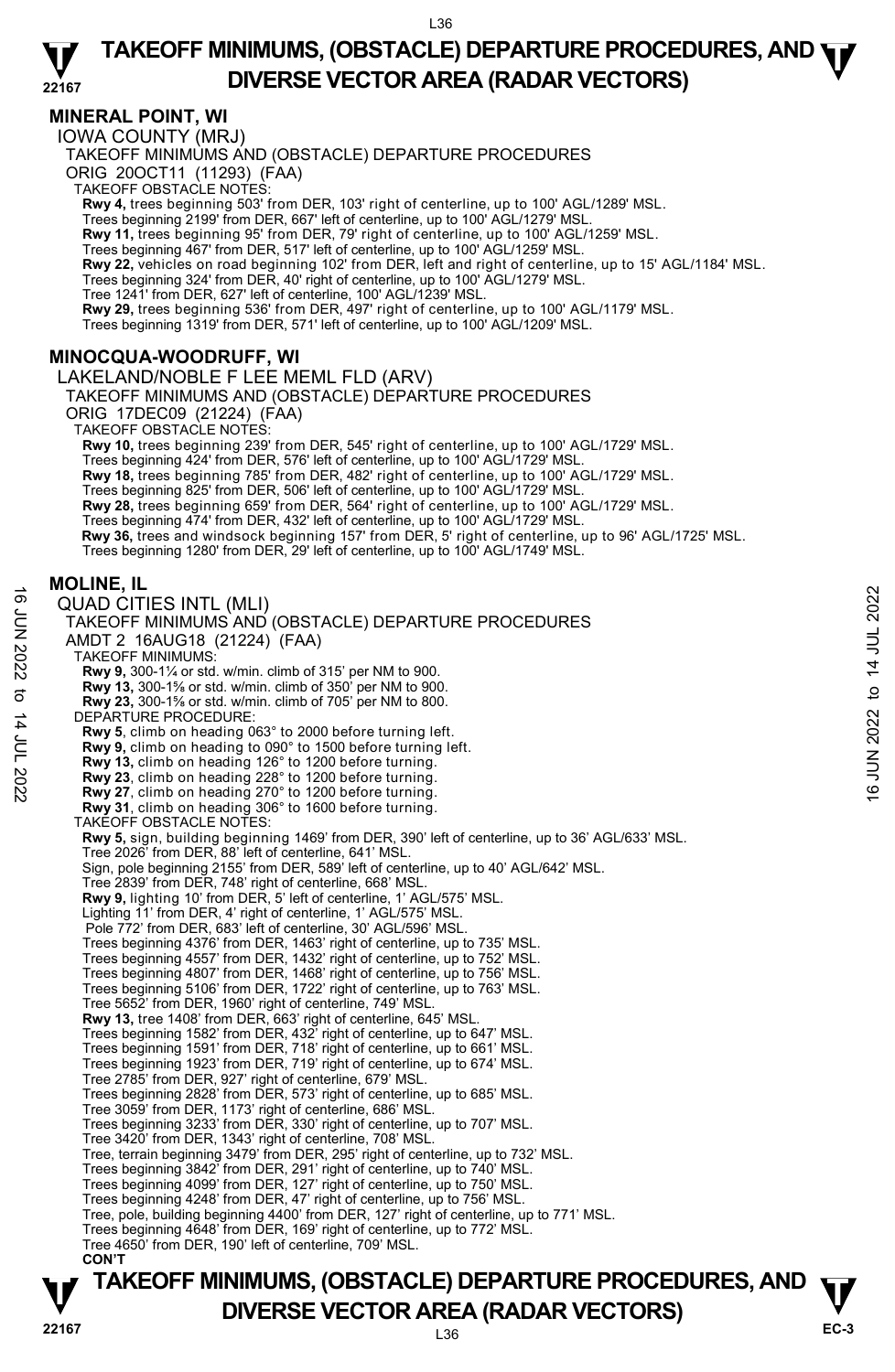## MINERAL POINT, WI

IOWA COUNTY (MRJ)

TAKEOFF MINIMUMS AND (OBSTACLE) DEPARTURE PROCEDURES

ORIG 20OCT11 (11293) (FAA)

TAKEOFF OBSTACLE NOTES:

**Rwy 4,** trees beginning 503' from DER, 103' right of centerline, up to 100' AGL/1289' MSL.
Trees beginning 2199' from DER, 667' left of centerline, up to 100' AGL/1279' MSL.
**Rwy 11,** trees beginning 95' from DER, 79' right of centerline, up to 100' AGL/1259' MSL.
Trees beginning 467' from DER, 517' left of centerline, up to 100' AGL/1259' MSL.
**Rwy 22,** vehicles on road beginning 102' from DER, left and right of centerline, up to 15' AGL/1184' MSL.
Trees beginning 324' from DER, 40' right of centerline, up to 100' AGL/1279' MSL.
Tree 1241' from DER, 627' left of centerline, 100' AGL/1239' MSL.
**Rwy 29,** trees beginning 536' from DER, 497' right of centerline, up to 100' AGL/1179' MSL.
Trees beginning 1319' from DER, 571' left of centerline, up to 100' AGL/1209' MSL.

## MINOCQUA-WOODRUFF, WI

LAKELAND/NOBLE F LEE MEML FLD (ARV)

TAKEOFF MINIMUMS AND (OBSTACLE) DEPARTURE PROCEDURES

ORIG 17DEC09 (21224) (FAA)

TAKEOFF OBSTACLE NOTES:

**Rwy 10,** trees beginning 239' from DER, 545' right of centerline, up to 100' AGL/1729' MSL.
Trees beginning 424' from DER, 576' left of centerline, up to 100' AGL/1729' MSL.
**Rwy 18,** trees beginning 785' from DER, 482' right of centerline, up to 100' AGL/1729' MSL.
Trees beginning 825' from DER, 506' left of centerline, up to 100' AGL/1729' MSL.
**Rwy 28,** trees beginning 659' from DER, 564' right of centerline, up to 100' AGL/1729' MSL.
Trees beginning 474' from DER, 432' left of centerline, up to 100' AGL/1729' MSL.
**Rwy 36,** trees and windsock beginning 157' from DER, 5' right of centerline, up to 96' AGL/1725' MSL.
Trees beginning 1280' from DER, 29' left of centerline, up to 100' AGL/1749' MSL.

## MOLINE, IL

QUAD CITIES INTL (MLI)

TAKEOFF MINIMUMS AND (OBSTACLE) DEPARTURE PROCEDURES

AMDT 2 16AUG18 (21224) (FAA)

TAKEOFF MINIMUMS:

**Rwy 9,** 300-1¼ or std. w/min. climb of 315' per NM to 900.
**Rwy 13,** 300-1⅜ or std. w/min. climb of 350' per NM to 900.
**Rwy 23,** 300-1⅝ or std. w/min. climb of 705' per NM to 800.

DEPARTURE PROCEDURE:

**Rwy 5**, climb on heading 063° to 2000 before turning left.
**Rwy 9,** climb on heading to 090° to 1500 before turning left.
**Rwy 13,** climb on heading 126° to 1200 before turning.
**Rwy 23**, climb on heading 228° to 1200 before turning.
**Rwy 27**, climb on heading 270° to 1200 before turning.
**Rwy 31**, climb on heading 306° to 1600 before turning.

TAKEOFF OBSTACLE NOTES:

**Rwy 5,** sign, building beginning 1469' from DER, 390' left of centerline, up to 36' AGL/633' MSL.
Tree 2026' from DER, 88' left of centerline, 641' MSL.
Sign, pole beginning 2155' from DER, 589' left of centerline, up to 40' AGL/642' MSL.
Tree 2839' from DER, 748' right of centerline, 668' MSL.
**Rwy 9,** lighting 10' from DER, 5' left of centerline, 1' AGL/575' MSL.
Lighting 11' from DER, 4' right of centerline, 1' AGL/575' MSL.
Pole 772' from DER, 683' left of centerline, 30' AGL/596' MSL.
Trees beginning 4376' from DER, 1463' right of centerline, up to 735' MSL.
Trees beginning 4557' from DER, 1432' right of centerline, up to 752' MSL.
Trees beginning 4807' from DER, 1468' right of centerline, up to 756' MSL.
Trees beginning 5106' from DER, 1722' right of centerline, up to 763' MSL.
Tree 5652' from DER, 1960' right of centerline, 749' MSL.
**Rwy 13,** tree 1408' from DER, 663' right of centerline, 645' MSL.
Trees beginning 1582' from DER, 432' right of centerline, up to 647' MSL.
Trees beginning 1591' from DER, 718' right of centerline, up to 661' MSL.
Trees beginning 1923' from DER, 719' right of centerline, up to 674' MSL.
Tree 2785' from DER, 927' right of centerline, 679' MSL.
Trees beginning 2828' from DER, 573' right of centerline, up to 685' MSL.
Tree 3059' from DER, 1173' right of centerline, 686' MSL.
Trees beginning 3233' from DER, 330' right of centerline, up to 707' MSL.
Tree 3420' from DER, 1343' right of centerline, 708' MSL.
Tree, terrain beginning 3479' from DER, 295' right of centerline, up to 732' MSL.
Trees beginning 3842' from DER, 291' right of centerline, up to 740' MSL.
Trees beginning 4099' from DER, 127' right of centerline, up to 750' MSL.
Trees beginning 4248' from DER, 47' right of centerline, up to 756' MSL.
Tree, pole, building beginning 4400' from DER, 127' right of centerline, up to 771' MSL.
Trees beginning 4648' from DER, 169' right of centerline, up to 772' MSL.
Tree 4650' from DER, 190' left of centerline, 709' MSL.

**CON'T**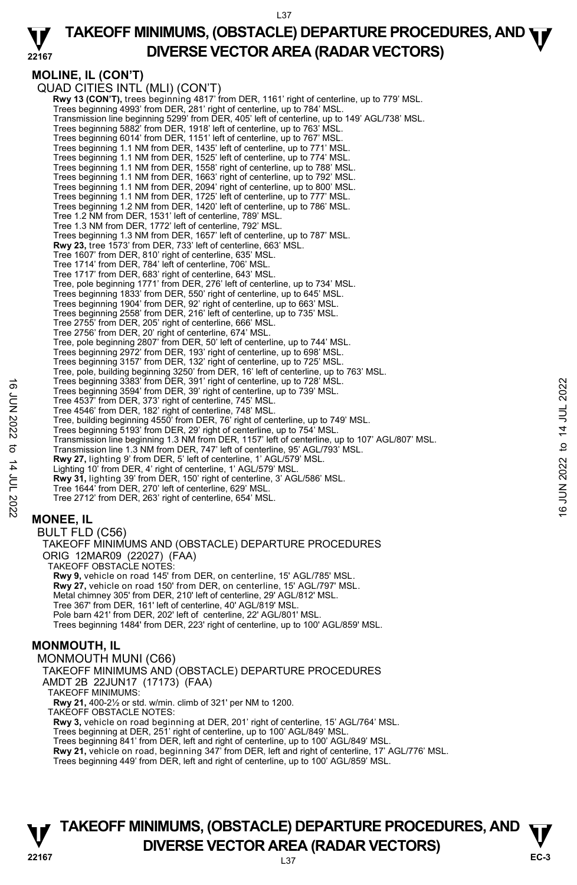## MOLINE, IL (CON'T)

QUAD CITIES INTL (MLI) (CON'T)

**Rwy 13 (CON'T),** trees beginning 4817' from DER, 1161' right of centerline, up to 779' MSL.
Trees beginning 4993' from DER, 281' right of centerline, up to 784' MSL.
Transmission line beginning 5299' from DER, 405' left of centerline, up to 149' AGL/738' MSL.
Trees beginning 5882' from DER, 1918' left of centerline, up to 763' MSL.
Trees beginning 6014' from DER, 1151' left of centerline, up to 767' MSL.
Trees beginning 1.1 NM from DER, 1435' left of centerline, up to 771' MSL.
Trees beginning 1.1 NM from DER, 1525' left of centerline, up to 774' MSL.
Trees beginning 1.1 NM from DER, 1558' right of centerline, up to 788' MSL.
Trees beginning 1.1 NM from DER, 1663' right of centerline, up to 792' MSL.
Trees beginning 1.1 NM from DER, 2094' right of centerline, up to 800' MSL.
Trees beginning 1.1 NM from DER, 1725' left of centerline, up to 777' MSL.
Trees beginning 1.2 NM from DER, 1420' left of centerline, up to 786' MSL.
Tree 1.2 NM from DER, 1531' left of centerline, 789' MSL.
Tree 1.3 NM from DER, 1772' left of centerline, 792' MSL.
Trees beginning 1.3 NM from DER, 1657' left of centerline, up to 787' MSL.
**Rwy 23,** tree 1573' from DER, 733' left of centerline, 663' MSL.
Tree 1607' from DER, 810' right of centerline, 635' MSL.
Tree 1714' from DER, 784' left of centerline, 706' MSL.
Tree 1717' from DER, 683' right of centerline, 643' MSL.
Tree, pole beginning 1771' from DER, 276' left of centerline, up to 734' MSL.
Trees beginning 1833' from DER, 550' right of centerline, up to 645' MSL.
Trees beginning 1904' from DER, 92' right of centerline, up to 663' MSL.
Trees beginning 2558' from DER, 216' left of centerline, up to 735' MSL.
Tree 2755' from DER, 205' right of centerline, 666' MSL.
Tree 2756' from DER, 20' right of centerline, 674' MSL.
Tree, pole beginning 2807' from DER, 50' left of centerline, up to 744' MSL.
Trees beginning 2972' from DER, 193' right of centerline, up to 698' MSL.
Trees beginning 3157' from DER, 132' right of centerline, up to 725' MSL.
Tree, pole, building beginning 3250' from DER, 16' left of centerline, up to 763' MSL.
Trees beginning 3383' from DER, 391' right of centerline, up to 728' MSL.
Trees beginning 3594' from DER, 39' right of centerline, up to 739' MSL.
Tree 4537' from DER, 373' right of centerline, 745' MSL.
Tree 4546' from DER, 182' right of centerline, 748' MSL.
Tree, building beginning 4550' from DER, 76' right of centerline, up to 749' MSL.
Trees beginning 5193' from DER, 29' right of centerline, up to 754' MSL.
Transmission line beginning 1.3 NM from DER, 1157' left of centerline, up to 107' AGL/807' MSL.
Transmission line 1.3 NM from DER, 747' left of centerline, 95' AGL/793' MSL.
**Rwy 27,** lighting 9' from DER, 5' left of centerline, 1' AGL/579' MSL.
Lighting 10' from DER, 4' right of centerline, 1' AGL/579' MSL.
**Rwy 31,** lighting 39' from DER, 150' right of centerline, 3' AGL/586' MSL.
Tree 1644' from DER, 270' left of centerline, 629' MSL.
Tree 2712' from DER, 263' right of centerline, 654' MSL.

## MONEE, IL

BULT FLD (C56)
TAKEOFF MINIMUMS AND (OBSTACLE) DEPARTURE PROCEDURES
ORIG 12MAR09 (22027) (FAA)
TAKEOFF OBSTACLE NOTES:
**Rwy 9,** vehicle on road 145' from DER, on centerline, 15' AGL/785' MSL.
**Rwy 27,** vehicle on road 150' from DER, on centerline, 15' AGL/797' MSL.
Metal chimney 305' from DER, 210' left of centerline, 29' AGL/812' MSL.
Tree 367' from DER, 161' left of centerline, 40' AGL/819' MSL.
Pole barn 421' from DER, 202' left of centerline, 22' AGL/801' MSL.
Trees beginning 1484' from DER, 223' right of centerline, up to 100' AGL/859' MSL.

## MONMOUTH, IL

MONMOUTH MUNI (C66)
TAKEOFF MINIMUMS AND (OBSTACLE) DEPARTURE PROCEDURES
AMDT 2B 22JUN17 (17173) (FAA)
TAKEOFF MINIMUMS:
**Rwy 21,** 400-2½ or std. w/min. climb of 321' per NM to 1200.
TAKEOFF OBSTACLE NOTES:
**Rwy 3,** vehicle on road beginning at DER, 201' right of centerline, 15' AGL/764' MSL.
Trees beginning at DER, 251' right of centerline, up to 100' AGL/849' MSL.
Trees beginning 841' from DER, left and right of centerline, up to 100' AGL/849' MSL.
**Rwy 21,** vehicle on road, beginning 347' from DER, left and right of centerline, 17' AGL/776' MSL.
Trees beginning 449' from DER, left and right of centerline, up to 100' AGL/859' MSL.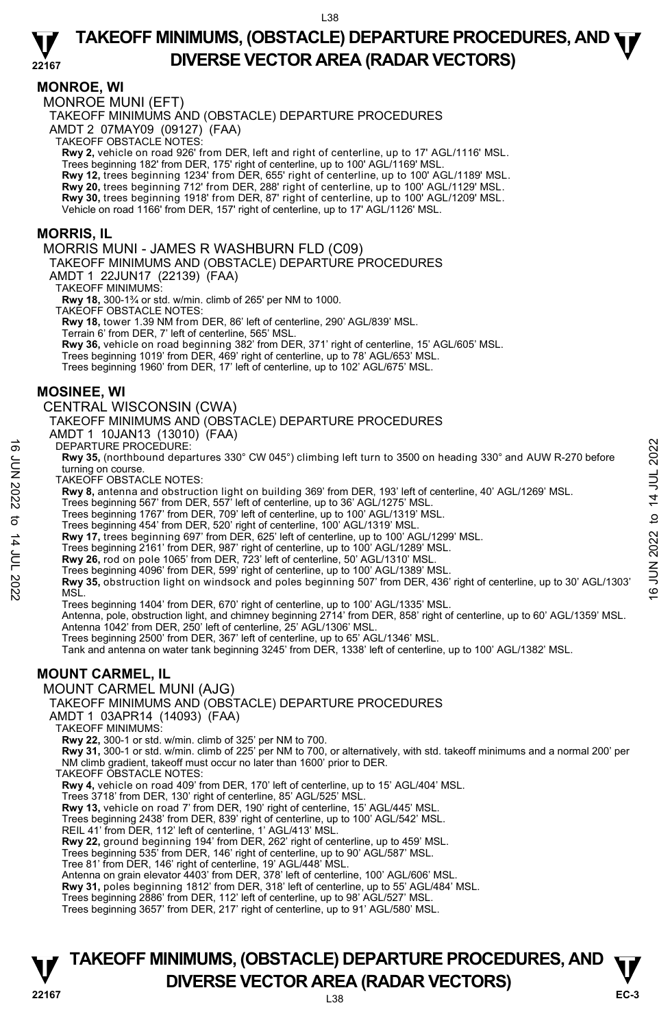## MONROE, WI

MONROE MUNI (EFT)

TAKEOFF MINIMUMS AND (OBSTACLE) DEPARTURE PROCEDURES

AMDT 2 07MAY09 (09127) (FAA)

TAKEOFF OBSTACLE NOTES:

**Rwy 2,** vehicle on road 926' from DER, left and right of centerline, up to 17' AGL/1116' MSL.
Trees beginning 182' from DER, 175' right of centerline, up to 100' AGL/1169' MSL.
**Rwy 12,** trees beginning 1234' from DER, 655' right of centerline, up to 100' AGL/1189' MSL.
**Rwy 20,** trees beginning 712' from DER, 288' right of centerline, up to 100' AGL/1129' MSL.
**Rwy 30,** trees beginning 1918' from DER, 87' right of centerline, up to 100' AGL/1209' MSL.
Vehicle on road 1166' from DER, 157' right of centerline, up to 17' AGL/1126' MSL.

## MORRIS, IL

MORRIS MUNI - JAMES R WASHBURN FLD (C09)

TAKEOFF MINIMUMS AND (OBSTACLE) DEPARTURE PROCEDURES

AMDT 1 22JUN17 (22139) (FAA)

TAKEOFF MINIMUMS:

**Rwy 18,** 300-1¾ or std. w/min. climb of 265' per NM to 1000.

TAKEOFF OBSTACLE NOTES:

**Rwy 18,** tower 1.39 NM from DER, 86' left of centerline, 290' AGL/839' MSL.
Terrain 6' from DER, 7' left of centerline, 565' MSL.
**Rwy 36,** vehicle on road beginning 382' from DER, 371' right of centerline, 15' AGL/605' MSL.
Trees beginning 1019' from DER, 469' right of centerline, up to 78' AGL/653' MSL.
Trees beginning 1960' from DER, 17' left of centerline, up to 102' AGL/675' MSL.

## MOSINEE, WI

CENTRAL WISCONSIN (CWA)

TAKEOFF MINIMUMS AND (OBSTACLE) DEPARTURE PROCEDURES

AMDT 1 10JAN13 (13010) (FAA)

DEPARTURE PROCEDURE:

**Rwy 35,** (northbound departures 330° CW 045°) climbing left turn to 3500 on heading 330° and AUW R-270 before turning on course.

TAKEOFF OBSTACLE NOTES:

**Rwy 8,** antenna and obstruction light on building 369' from DER, 193' left of centerline, 40' AGL/1269' MSL.
Trees beginning 567' from DER, 557' left of centerline, up to 36' AGL/1275' MSL.
Trees beginning 1767' from DER, 709' left of centerline, up to 100' AGL/1319' MSL.
Trees beginning 454' from DER, 520' right of centerline, 100' AGL/1319' MSL.
**Rwy 17,** trees beginning 697' from DER, 625' left of centerline, up to 100' AGL/1299' MSL.
Trees beginning 2161' from DER, 987' right of centerline, up to 100' AGL/1289' MSL.
**Rwy 26,** rod on pole 1065' from DER, 723' left of centerline, 50' AGL/1310' MSL.
Trees beginning 4096' from DER, 599' right of centerline, up to 100' AGL/1389' MSL.
**Rwy 35,** obstruction light on windsock and poles beginning 507' from DER, 436' right of centerline, up to 30' AGL/1303' MSL.
Trees beginning 1404' from DER, 670' right of centerline, up to 100' AGL/1335' MSL.
Antenna, pole, obstruction light, and chimney beginning 2714' from DER, 858' right of centerline, up to 60' AGL/1359' MSL.
Antenna 1042' from DER, 250' left of centerline, 25' AGL/1306' MSL.
Trees beginning 2500' from DER, 367' left of centerline, up to 65' AGL/1346' MSL.
Tank and antenna on water tank beginning 3245' from DER, 1338' left of centerline, up to 100' AGL/1382' MSL.

## MOUNT CARMEL, IL

MOUNT CARMEL MUNI (AJG)

TAKEOFF MINIMUMS AND (OBSTACLE) DEPARTURE PROCEDURES

AMDT 1 03APR14 (14093) (FAA)

TAKEOFF MINIMUMS:

**Rwy 22,** 300-1 or std. w/min. climb of 325' per NM to 700.
**Rwy 31,** 300-1 or std. w/min. climb of 225' per NM to 700, or alternatively, with std. takeoff minimums and a normal 200' per NM climb gradient, takeoff must occur no later than 1600' prior to DER.

TAKEOFF OBSTACLE NOTES:

**Rwy 4,** vehicle on road 409' from DER, 170' left of centerline, up to 15' AGL/404' MSL.
Trees 3718' from DER, 130' right of centerline, 85' AGL/525' MSL.
**Rwy 13,** vehicle on road 7' from DER, 190' right of centerline, 15' AGL/445' MSL.
Trees beginning 2438' from DER, 839' right of centerline, up to 100' AGL/542' MSL.
REIL 41' from DER, 112' left of centerline, 1' AGL/413' MSL.
**Rwy 22,** ground beginning 194' from DER, 262' right of centerline, up to 459' MSL.
Trees beginning 535' from DER, 146' right of centerline, up to 90' AGL/587' MSL.
Tree 81' from DER, 146' right of centerline, 19' AGL/448' MSL.
Antenna on grain elevator 4403' from DER, 378' left of centerline, 100' AGL/606' MSL.
**Rwy 31,** poles beginning 1812' from DER, 318' left of centerline, up to 55' AGL/484' MSL.
Trees beginning 2886' from DER, 112' left of centerline, up to 98' AGL/527' MSL.
Trees beginning 3657' from DER, 217' right of centerline, up to 91' AGL/580' MSL.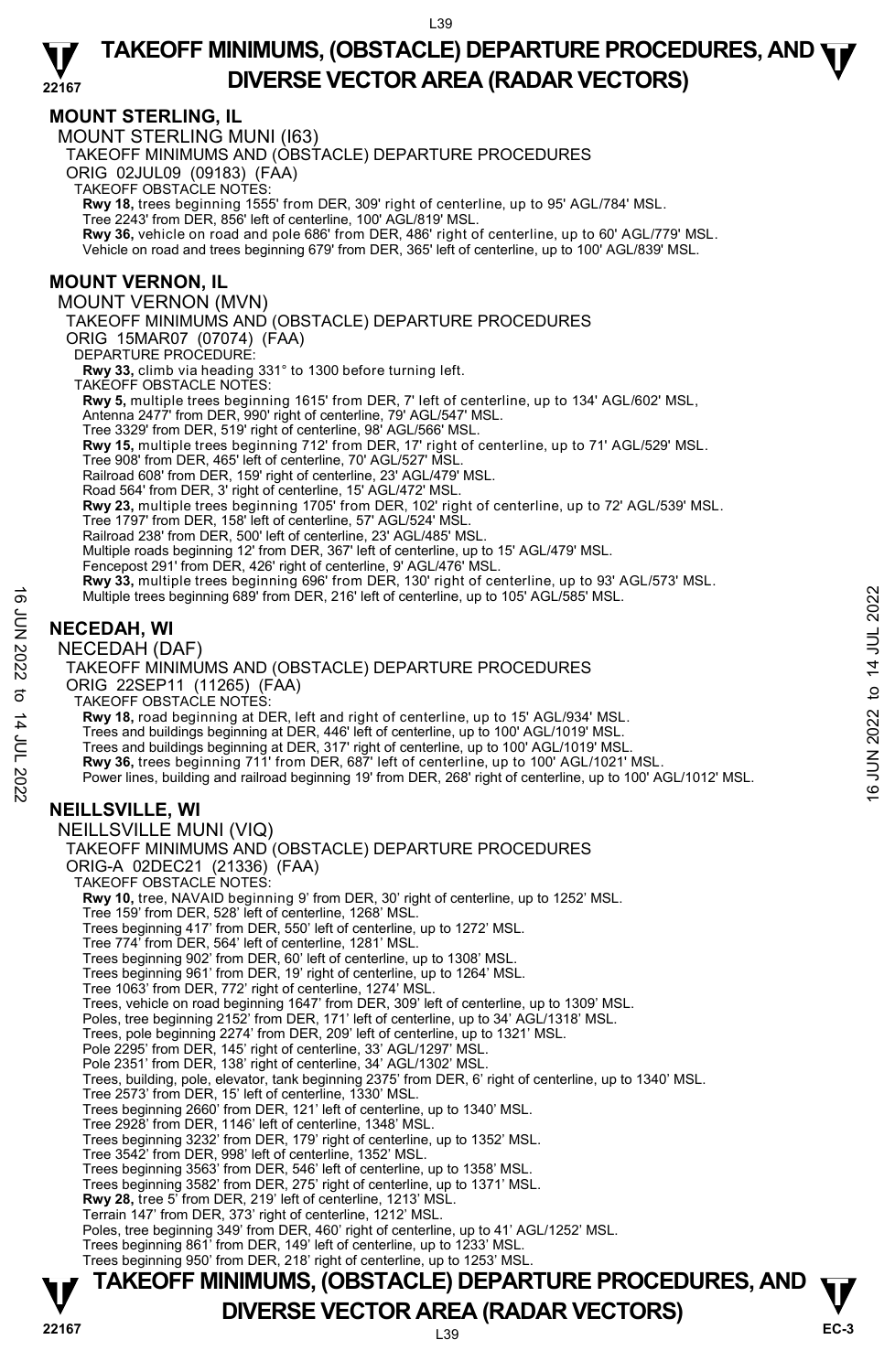## MOUNT STERLING, IL

MOUNT STERLING MUNI (I63)

TAKEOFF MINIMUMS AND (OBSTACLE) DEPARTURE PROCEDURES

ORIG 02JUL09 (09183) (FAA)

TAKEOFF OBSTACLE NOTES:

**Rwy 18,** trees beginning 1555' from DER, 309' right of centerline, up to 95' AGL/784' MSL.
Tree 2243' from DER, 856' left of centerline, 100' AGL/819' MSL.
**Rwy 36,** vehicle on road and pole 686' from DER, 486' right of centerline, up to 60' AGL/779' MSL.
Vehicle on road and trees beginning 679' from DER, 365' left of centerline, up to 100' AGL/839' MSL.

## MOUNT VERNON, IL

MOUNT VERNON (MVN)

TAKEOFF MINIMUMS AND (OBSTACLE) DEPARTURE PROCEDURES

ORIG 15MAR07 (07074) (FAA)

DEPARTURE PROCEDURE:

**Rwy 33,** climb via heading 331° to 1300 before turning left.

TAKEOFF OBSTACLE NOTES:

**Rwy 5,** multiple trees beginning 1615' from DER, 7' left of centerline, up to 134' AGL/602' MSL,
Antenna 2477' from DER, 990' right of centerline, 79' AGL/547' MSL.
Tree 3329' from DER, 519' right of centerline, 98' AGL/566' MSL.
**Rwy 15,** multiple trees beginning 712' from DER, 17' right of centerline, up to 71' AGL/529' MSL.
Tree 908' from DER, 465' left of centerline, 70' AGL/527' MSL.
Railroad 608' from DER, 159' right of centerline, 23' AGL/479' MSL.
Road 564' from DER, 3' right of centerline, 15' AGL/472' MSL.
**Rwy 23,** multiple trees beginning 1705' from DER, 102' right of centerline, up to 72' AGL/539' MSL.
Tree 1797' from DER, 158' left of centerline, 57' AGL/524' MSL.
Railroad 238' from DER, 500' left of centerline, 23' AGL/485' MSL.
Multiple roads beginning 12' from DER, 367' left of centerline, up to 15' AGL/479' MSL.
Fencepost 291' from DER, 426' right of centerline, 9' AGL/476' MSL.
**Rwy 33,** multiple trees beginning 696' from DER, 130' right of centerline, up to 93' AGL/573' MSL.
Multiple trees beginning 689' from DER, 216' left of centerline, up to 105' AGL/585' MSL.

## NECEDAH, WI

NECEDAH (DAF)

TAKEOFF MINIMUMS AND (OBSTACLE) DEPARTURE PROCEDURES

ORIG 22SEP11 (11265) (FAA)

TAKEOFF OBSTACLE NOTES:

**Rwy 18,** road beginning at DER, left and right of centerline, up to 15' AGL/934' MSL.
Trees and buildings beginning at DER, 446' left of centerline, up to 100' AGL/1019' MSL.
Trees and buildings beginning at DER, 317' right of centerline, up to 100' AGL/1019' MSL.
**Rwy 36,** trees beginning 711' from DER, 687' left of centerline, up to 100' AGL/1021' MSL.
Power lines, building and railroad beginning 19' from DER, 268' right of centerline, up to 100' AGL/1012' MSL.

## NEILLSVILLE, WI

NEILLSVILLE MUNI (VIQ)

TAKEOFF MINIMUMS AND (OBSTACLE) DEPARTURE PROCEDURES

ORIG-A 02DEC21 (21336) (FAA)

TAKEOFF OBSTACLE NOTES:

**Rwy 10,** tree, NAVAID beginning 9' from DER, 30' right of centerline, up to 1252' MSL.
Tree 159' from DER, 528' left of centerline, 1268' MSL.
Trees beginning 417' from DER, 550' left of centerline, up to 1272' MSL.
Tree 774' from DER, 564' left of centerline, 1281' MSL.
Trees beginning 902' from DER, 60' left of centerline, up to 1308' MSL.
Trees beginning 961' from DER, 19' right of centerline, up to 1264' MSL.
Tree 1063' from DER, 772' right of centerline, 1274' MSL.
Trees, vehicle on road beginning 1647' from DER, 309' left of centerline, up to 1309' MSL.
Poles, tree beginning 2152' from DER, 171' left of centerline, up to 34' AGL/1318' MSL.
Trees, pole beginning 2274' from DER, 209' left of centerline, up to 1321' MSL.
Pole 2295' from DER, 145' right of centerline, 33' AGL/1297' MSL.
Pole 2351' from DER, 138' right of centerline, 34' AGL/1302' MSL.
Trees, building, pole, elevator, tank beginning 2375' from DER, 6' right of centerline, up to 1340' MSL.
Tree 2573' from DER, 15' left of centerline, 1330' MSL.
Trees beginning 2660' from DER, 121' left of centerline, up to 1340' MSL.
Tree 2928' from DER, 1146' left of centerline, 1348' MSL.
Trees beginning 3232' from DER, 179' right of centerline, up to 1352' MSL.
Tree 3542' from DER, 998' left of centerline, 1352' MSL.
Trees beginning 3563' from DER, 546' left of centerline, up to 1358' MSL.
Trees beginning 3582' from DER, 275' right of centerline, up to 1371' MSL.
**Rwy 28,** tree 5' from DER, 219' left of centerline, 1213' MSL.
Terrain 147' from DER, 373' right of centerline, 1212' MSL.
Poles, tree beginning 349' from DER, 460' right of centerline, up to 41' AGL/1252' MSL.
Trees beginning 861' from DER, 149' left of centerline, up to 1233' MSL.
Trees beginning 950' from DER, 218' right of centerline, up to 1253' MSL.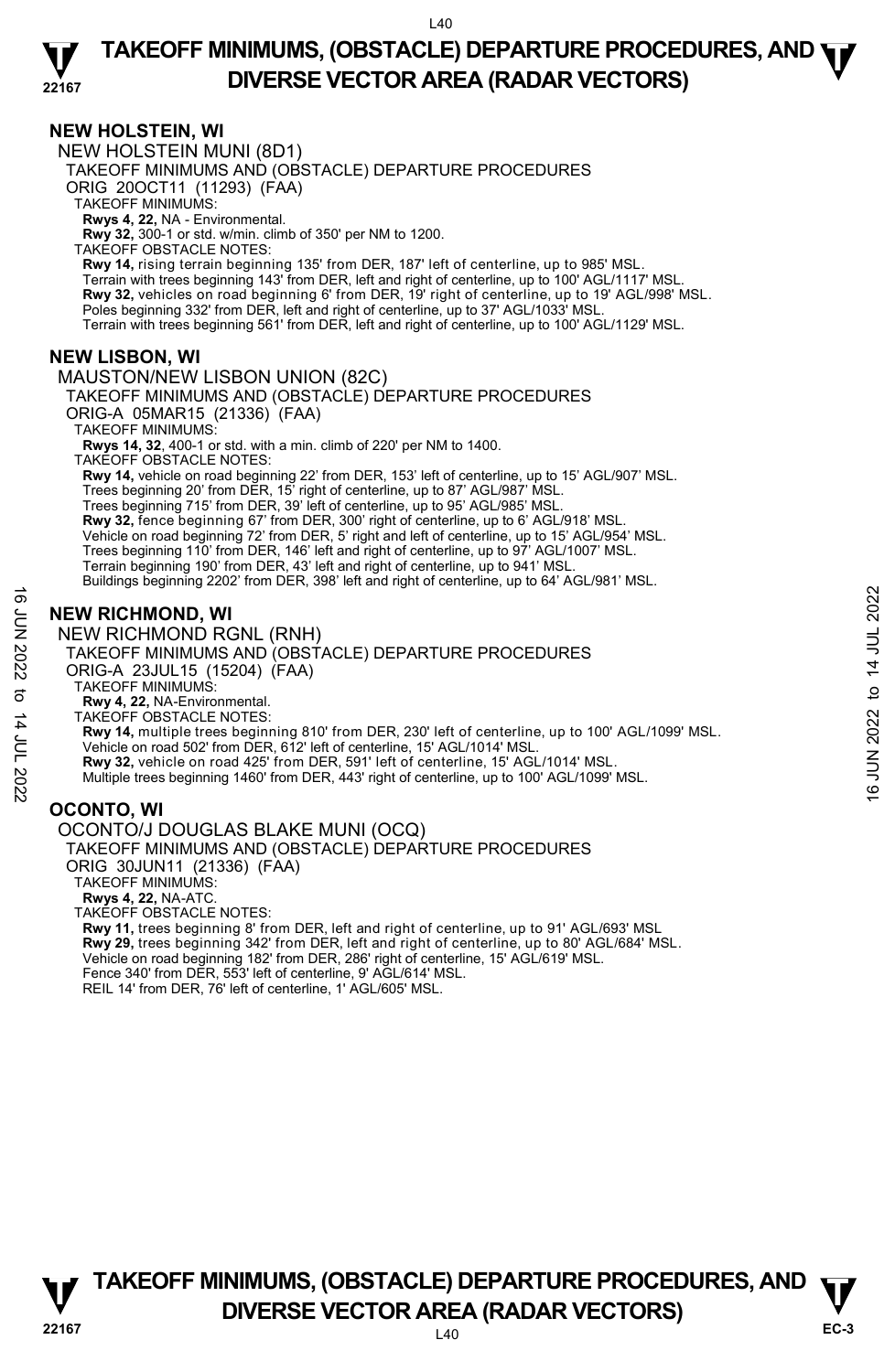## NEW HOLSTEIN, WI

NEW HOLSTEIN MUNI (8D1)

TAKEOFF MINIMUMS AND (OBSTACLE) DEPARTURE PROCEDURES

ORIG 20OCT11 (11293) (FAA)

TAKEOFF MINIMUMS:

**Rwys 4, 22,** NA - Environmental.

**Rwy 32,** 300-1 or std. w/min. climb of 350' per NM to 1200.

TAKEOFF OBSTACLE NOTES:

**Rwy 14,** rising terrain beginning 135' from DER, 187' left of centerline, up to 985' MSL.

Terrain with trees beginning 143' from DER, left and right of centerline, up to 100' AGL/1117' MSL.

**Rwy 32,** vehicles on road beginning 6' from DER, 19' right of centerline, up to 19' AGL/998' MSL.

Poles beginning 332' from DER, left and right of centerline, up to 37' AGL/1033' MSL.

Terrain with trees beginning 561' from DER, left and right of centerline, up to 100' AGL/1129' MSL.

## NEW LISBON, WI

MAUSTON/NEW LISBON UNION (82C)

TAKEOFF MINIMUMS AND (OBSTACLE) DEPARTURE PROCEDURES

ORIG-A 05MAR15 (21336) (FAA)

TAKEOFF MINIMUMS:

**Rwys 14, 32**, 400-1 or std. with a min. climb of 220' per NM to 1400.

TAKEOFF OBSTACLE NOTES:

**Rwy 14,** vehicle on road beginning 22' from DER, 153' left of centerline, up to 15' AGL/907' MSL.

Trees beginning 20' from DER, 15' right of centerline, up to 87' AGL/987' MSL.

Trees beginning 715' from DER, 39' left of centerline, up to 95' AGL/985' MSL.

**Rwy 32,** fence beginning 67' from DER, 300' right of centerline, up to 6' AGL/918' MSL.

Vehicle on road beginning 72' from DER, 5' right and left of centerline, up to 15' AGL/954' MSL.

Trees beginning 110' from DER, 146' left and right of centerline, up to 97' AGL/1007' MSL.

Terrain beginning 190' from DER, 43' left and right of centerline, up to 941' MSL.

Buildings beginning 2202' from DER, 398' left and right of centerline, up to 64' AGL/981' MSL.

## NEW RICHMOND, WI

NEW RICHMOND RGNL (RNH)

TAKEOFF MINIMUMS AND (OBSTACLE) DEPARTURE PROCEDURES

ORIG-A 23JUL15 (15204) (FAA)

TAKEOFF MINIMUMS:

**Rwy 4, 22,** NA-Environmental.

TAKEOFF OBSTACLE NOTES:

**Rwy 14,** multiple trees beginning 810' from DER, 230' left of centerline, up to 100' AGL/1099' MSL.

Vehicle on road 502' from DER, 612' left of centerline, 15' AGL/1014' MSL.

**Rwy 32,** vehicle on road 425' from DER, 591' left of centerline, 15' AGL/1014' MSL.

Multiple trees beginning 1460' from DER, 443' right of centerline, up to 100' AGL/1099' MSL.

## OCONTO, WI

OCONTO/J DOUGLAS BLAKE MUNI (OCQ)

TAKEOFF MINIMUMS AND (OBSTACLE) DEPARTURE PROCEDURES

ORIG 30JUN11 (21336) (FAA)

TAKEOFF MINIMUMS:

**Rwys 4, 22,** NA-ATC.

TAKEOFF OBSTACLE NOTES:

**Rwy 11,** trees beginning 8' from DER, left and right of centerline, up to 91' AGL/693' MSL

**Rwy 29,** trees beginning 342' from DER, left and right of centerline, up to 80' AGL/684' MSL.

Vehicle on road beginning 182' from DER, 286' right of centerline, 15' AGL/619' MSL.

Fence 340' from DER, 553' left of centerline, 9' AGL/614' MSL.

REIL 14' from DER, 76' left of centerline, 1' AGL/605' MSL.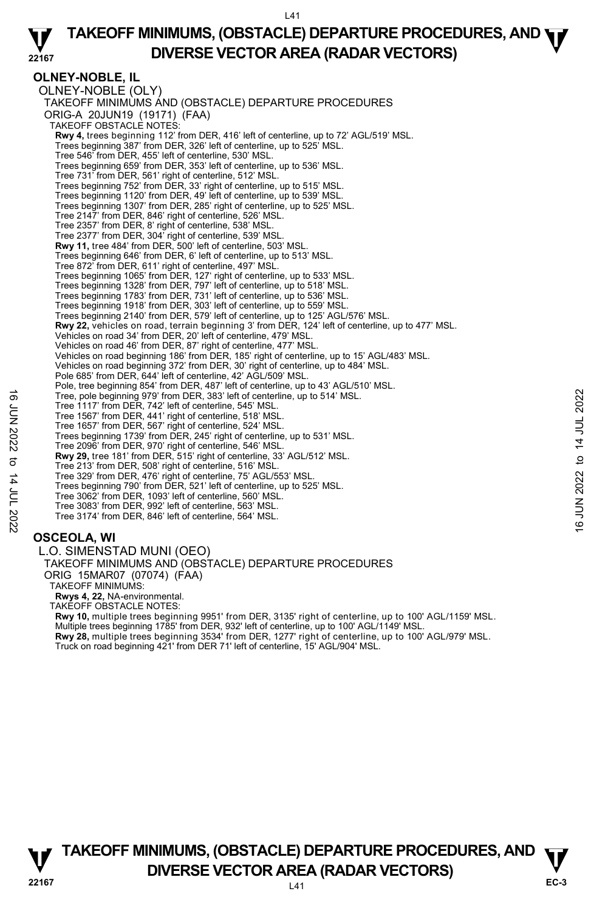## OLNEY-NOBLE, IL

OLNEY-NOBLE (OLY)

TAKEOFF MINIMUMS AND (OBSTACLE) DEPARTURE PROCEDURES

ORIG-A 20JUN19 (19171) (FAA)

TAKEOFF OBSTACLE NOTES:

**Rwy 4,** trees beginning 112' from DER, 416' left of centerline, up to 72' AGL/519' MSL.
Trees beginning 387' from DER, 326' left of centerline, up to 525' MSL.
Tree 546' from DER, 455' left of centerline, 530' MSL.
Trees beginning 659' from DER, 353' left of centerline, up to 536' MSL.
Tree 731' from DER, 561' right of centerline, 512' MSL.
Trees beginning 752' from DER, 33' right of centerline, up to 515' MSL.
Trees beginning 1120' from DER, 49' left of centerline, up to 539' MSL.
Trees beginning 1307' from DER, 285' right of centerline, up to 525' MSL.
Tree 2147' from DER, 846' right of centerline, 526' MSL.
Tree 2357' from DER, 8' right of centerline, 538' MSL.
Tree 2377' from DER, 304' right of centerline, 539' MSL.

**Rwy 11,** tree 484' from DER, 500' left of centerline, 503' MSL.
Trees beginning 646' from DER, 6' left of centerline, up to 513' MSL.
Tree 872' from DER, 611' right of centerline, 497' MSL.
Trees beginning 1065' from DER, 127' right of centerline, up to 533' MSL.
Trees beginning 1328' from DER, 797' left of centerline, up to 518' MSL.
Trees beginning 1783' from DER, 731' left of centerline, up to 536' MSL.
Trees beginning 1918' from DER, 303' left of centerline, up to 559' MSL.
Trees beginning 2140' from DER, 579' left of centerline, up to 125' AGL/576' MSL.

**Rwy 22,** vehicles on road, terrain beginning 3' from DER, 124' left of centerline, up to 477' MSL.
Vehicles on road 34' from DER, 20' left of centerline, 479' MSL.
Vehicles on road 46' from DER, 87' right of centerline, 477' MSL.
Vehicles on road beginning 186' from DER, 185' right of centerline, up to 15' AGL/483' MSL.
Vehicles on road beginning 372' from DER, 30' right of centerline, up to 484' MSL.
Pole 685' from DER, 644' left of centerline, 42' AGL/509' MSL.
Pole, tree beginning 854' from DER, 487' left of centerline, up to 43' AGL/510' MSL.
Tree, pole beginning 979' from DER, 383' left of centerline, up to 514' MSL.
Tree 1117' from DER, 742' left of centerline, 545' MSL.
Tree 1567' from DER, 441' right of centerline, 518' MSL.
Tree 1657' from DER, 567' right of centerline, 524' MSL.
Trees beginning 1739' from DER, 245' right of centerline, up to 531' MSL.
Tree 2096' from DER, 970' right of centerline, 546' MSL.

**Rwy 29,** tree 181' from DER, 515' right of centerline, 33' AGL/512' MSL.
Tree 213' from DER, 508' right of centerline, 516' MSL.
Tree 329' from DER, 476' right of centerline, 75' AGL/553' MSL.
Trees beginning 790' from DER, 521' left of centerline, up to 525' MSL.
Tree 3062' from DER, 1093' left of centerline, 560' MSL.
Tree 3083' from DER, 992' left of centerline, 563' MSL.
Tree 3174' from DER, 846' left of centerline, 564' MSL.

## OSCEOLA, WI

L.O. SIMENSTAD MUNI (OEO)

TAKEOFF MINIMUMS AND (OBSTACLE) DEPARTURE PROCEDURES

ORIG 15MAR07 (07074) (FAA)

TAKEOFF MINIMUMS:

**Rwys 4, 22,** NA-environmental.

TAKEOFF OBSTACLE NOTES:

**Rwy 10,** multiple trees beginning 9951' from DER, 3135' right of centerline, up to 100' AGL/1159' MSL.
Multiple trees beginning 1785' from DER, 932' left of centerline, up to 100' AGL/1149' MSL.

**Rwy 28,** multiple trees beginning 3534' from DER, 1277' right of centerline, up to 100' AGL/979' MSL.
Truck on road beginning 421' from DER 71' left of centerline, 15' AGL/904' MSL.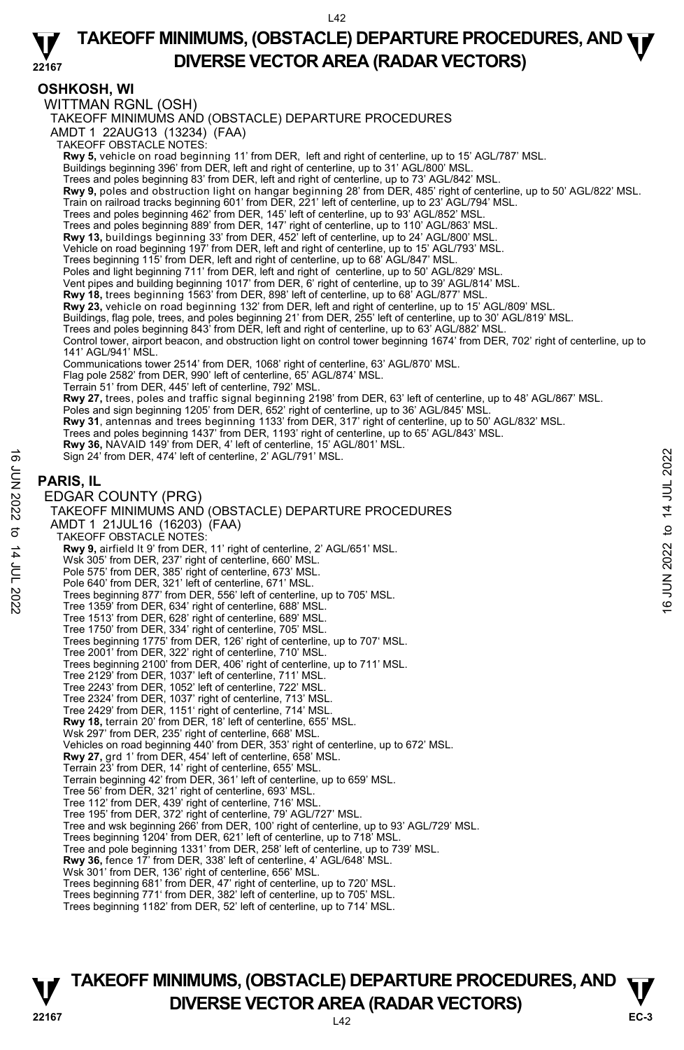## OSHKOSH, WI

WITTMAN RGNL (OSH)

TAKEOFF MINIMUMS AND (OBSTACLE) DEPARTURE PROCEDURES

AMDT 1 22AUG13 (13234) (FAA)

TAKEOFF OBSTACLE NOTES:

**Rwy 5,** vehicle on road beginning 11' from DER, left and right of centerline, up to 15' AGL/787' MSL.
Buildings beginning 396' from DER, left and right of centerline, up to 31' AGL/800' MSL.
Trees and poles beginning 83' from DER, left and right of centerline, up to 73' AGL/842' MSL.
**Rwy 9,** poles and obstruction light on hangar beginning 28' from DER, 485' right of centerline, up to 50' AGL/822' MSL.
Train on railroad tracks beginning 601' from DER, 221' left of centerline, up to 23' AGL/794' MSL.
Trees and poles beginning 462' from DER, 145' left of centerline, up to 93' AGL/852' MSL.
Trees and poles beginning 889' from DER, 147' right of centerline, up to 110' AGL/863' MSL.
**Rwy 13,** buildings beginning 33' from DER, 452' left of centerline, up to 24' AGL/800' MSL.
Vehicle on road beginning 197' from DER, left and right of centerline, up to 15' AGL/793' MSL.
Trees beginning 115' from DER, left and right of centerline, up to 68' AGL/847' MSL.
Poles and light beginning 711' from DER, left and right of centerline, up to 50' AGL/829' MSL.
Vent pipes and building beginning 1017' from DER, 6' right of centerline, up to 39' AGL/814' MSL.
**Rwy 18,** trees beginning 1563' from DER, 898' left of centerline, up to 68' AGL/877' MSL.
**Rwy 23,** vehicle on road beginning 132' from DER, left and right of centerline, up to 15' AGL/809' MSL.
Buildings, flag pole, trees, and poles beginning 21' from DER, 255' left of centerline, up to 30' AGL/819' MSL.
Trees and poles beginning 843' from DER, left and right of centerline, up to 63' AGL/882' MSL.
Control tower, airport beacon, and obstruction light on control tower beginning 1674' from DER, 702' right of centerline, up to 141' AGL/941' MSL.
Communications tower 2514' from DER, 1068' right of centerline, 63' AGL/870' MSL.
Flag pole 2582' from DER, 990' left of centerline, 65' AGL/874' MSL.
Terrain 51' from DER, 445' left of centerline, 792' MSL.
**Rwy 27,** trees, poles and traffic signal beginning 2198' from DER, 63' left of centerline, up to 48' AGL/867' MSL.
Poles and sign beginning 1205' from DER, 652' right of centerline, up to 36' AGL/845' MSL.
**Rwy 31**, antennas and trees beginning 1133' from DER, 317' right of centerline, up to 50' AGL/832' MSL.
Trees and poles beginning 1437' from DER, 1193' right of centerline, up to 65' AGL/843' MSL.
**Rwy 36,** NAVAID 149' from DER, 4' left of centerline, 15' AGL/801' MSL.
Sign 24' from DER, 474' left of centerline, 2' AGL/791' MSL.

## PARIS, IL

EDGAR COUNTY (PRG)

TAKEOFF MINIMUMS AND (OBSTACLE) DEPARTURE PROCEDURES

AMDT 1 21JUL16 (16203) (FAA)

TAKEOFF OBSTACLE NOTES:

**Rwy 9,** airfield lt 9' from DER, 11' right of centerline, 2' AGL/651' MSL.
Wsk 305' from DER, 237' right of centerline, 660' MSL.
Pole 575' from DER, 385' right of centerline, 673' MSL.
Pole 640' from DER, 321' left of centerline, 671' MSL.
Trees beginning 877' from DER, 556' left of centerline, up to 705' MSL.
Tree 1359' from DER, 634' right of centerline, 688' MSL.
Tree 1513' from DER, 628' right of centerline, 689' MSL.
Tree 1750' from DER, 334' right of centerline, 705' MSL.
Trees beginning 1775' from DER, 126' right of centerline, up to 707' MSL.
Tree 2001' from DER, 322' right of centerline, 710' MSL.
Trees beginning 2100' from DER, 406' right of centerline, up to 711' MSL.
Tree 2129' from DER, 1037' left of centerline, 711' MSL.
Tree 2243' from DER, 1052' left of centerline, 722' MSL.
Tree 2324' from DER, 1037' right of centerline, 713' MSL.
Tree 2429' from DER, 1151' right of centerline, 714' MSL.
**Rwy 18,** terrain 20' from DER, 18' left of centerline, 655' MSL.
Wsk 297' from DER, 235' right of centerline, 668' MSL.
Vehicles on road beginning 440' from DER, 353' right of centerline, up to 672' MSL.
**Rwy 27,** grd 1' from DER, 454' left of centerline, 658' MSL.
Terrain 23' from DER, 14' right of centerline, 655' MSL.
Terrain beginning 42' from DER, 361' left of centerline, up to 659' MSL.
Tree 56' from DER, 321' right of centerline, 693' MSL.
Tree 112' from DER, 439' right of centerline, 716' MSL.
Tree 195' from DER, 372' right of centerline, 79' AGL/727' MSL.
Tree and wsk beginning 266' from DER, 100' right of centerline, up to 93' AGL/729' MSL.
Trees beginning 1204' from DER, 621' left of centerline, up to 718' MSL.
Tree and pole beginning 1331' from DER, 258' left of centerline, up to 739' MSL.
**Rwy 36,** fence 17' from DER, 338' left of centerline, 4' AGL/648' MSL.
Wsk 301' from DER, 136' right of centerline, 656' MSL.
Trees beginning 681' from DER, 47' right of centerline, up to 720' MSL.
Trees beginning 771' from DER, 382' left of centerline, up to 705' MSL.
Trees beginning 1182' from DER, 52' left of centerline, up to 714' MSL.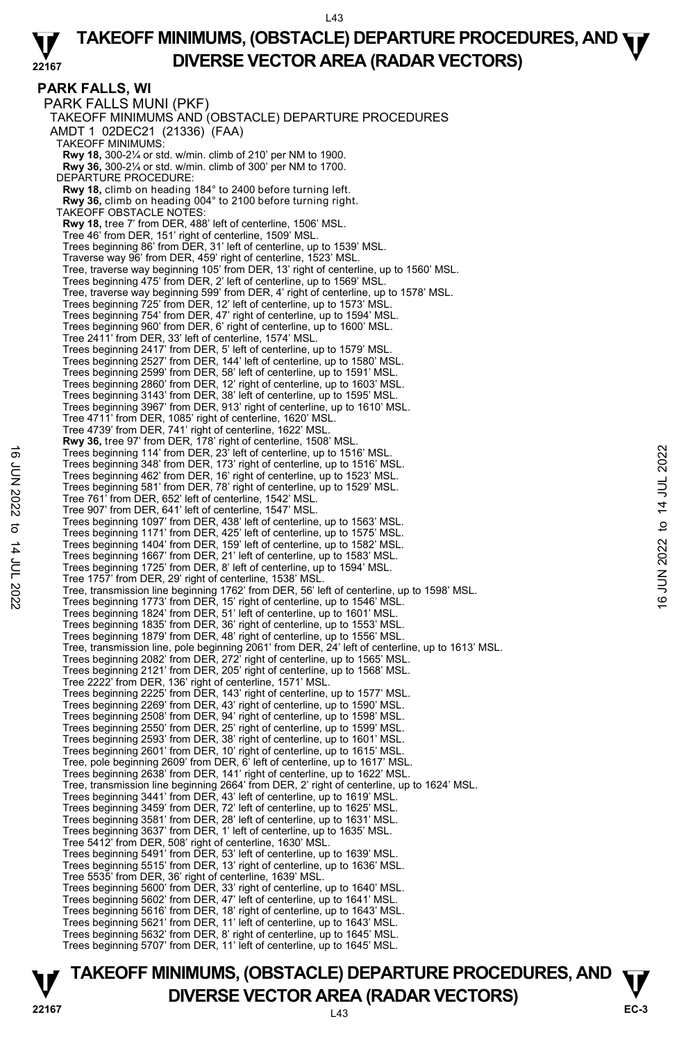## PARK FALLS, WI

PARK FALLS MUNI (PKF)

TAKEOFF MINIMUMS AND (OBSTACLE) DEPARTURE PROCEDURES

AMDT 1 02DEC21 (21336) (FAA)

TAKEOFF MINIMUMS:

**Rwy 18,** 300-2¼ or std. w/min. climb of 210' per NM to 1900.
**Rwy 36,** 300-2¼ or std. w/min. climb of 300' per NM to 1700.

DEPARTURE PROCEDURE:

**Rwy 18,** climb on heading 184° to 2400 before turning left.
**Rwy 36,** climb on heading 004° to 2100 before turning right.

TAKEOFF OBSTACLE NOTES:

**Rwy 18,** tree 7' from DER, 488' left of centerline, 1506' MSL.
Tree 46' from DER, 151' right of centerline, 1509' MSL.
Trees beginning 86' from DER, 31' left of centerline, up to 1539' MSL.
Traverse way 96' from DER, 459' right of centerline, 1523' MSL.
Tree, traverse way beginning 105' from DER, 13' right of centerline, up to 1560' MSL.
Trees beginning 475' from DER, 2' left of centerline, up to 1569' MSL.
Tree, traverse way beginning 599' from DER, 4' right of centerline, up to 1578' MSL.
Trees beginning 725' from DER, 12' left of centerline, up to 1573' MSL.
Trees beginning 754' from DER, 47' right of centerline, up to 1594' MSL.
Trees beginning 960' from DER, 6' right of centerline, up to 1600' MSL.
Tree 2411' from DER, 33' left of centerline, 1574' MSL.
Trees beginning 2417' from DER, 5' left of centerline, up to 1579' MSL.
Trees beginning 2527' from DER, 144' left of centerline, up to 1580' MSL.
Trees beginning 2599' from DER, 58' left of centerline, up to 1591' MSL.
Trees beginning 2860' from DER, 12' right of centerline, up to 1603' MSL.
Trees beginning 3143' from DER, 38' left of centerline, up to 1595' MSL.
Trees beginning 3967' from DER, 913' right of centerline, up to 1610' MSL.
Tree 4711' from DER, 1085' right of centerline, 1620' MSL.
Tree 4739' from DER, 741' right of centerline, 1622' MSL.

**Rwy 36,** tree 97' from DER, 178' right of centerline, 1508' MSL.
Trees beginning 114' from DER, 23' left of centerline, up to 1516' MSL.
Trees beginning 348' from DER, 173' right of centerline, up to 1516' MSL.
Trees beginning 462' from DER, 16' right of centerline, up to 1523' MSL.
Trees beginning 581' from DER, 78' right of centerline, up to 1529' MSL.
Tree 761' from DER, 652' left of centerline, 1542' MSL.
Tree 907' from DER, 641' left of centerline, 1547' MSL.
Trees beginning 1097' from DER, 438' left of centerline, up to 1563' MSL.
Trees beginning 1171' from DER, 425' left of centerline, up to 1575' MSL.
Trees beginning 1404' from DER, 159' left of centerline, up to 1582' MSL.
Trees beginning 1667' from DER, 21' left of centerline, up to 1583' MSL.
Trees beginning 1725' from DER, 8' left of centerline, up to 1594' MSL.
Tree 1757' from DER, 29' right of centerline, 1538' MSL.
Tree, transmission line beginning 1762' from DER, 56' left of centerline, up to 1598' MSL.
Trees beginning 1773' from DER, 15' right of centerline, up to 1546' MSL.
Trees beginning 1824' from DER, 51' left of centerline, up to 1601' MSL.
Trees beginning 1835' from DER, 36' right of centerline, up to 1553' MSL.
Trees beginning 1879' from DER, 48' right of centerline, up to 1556' MSL.
Tree, transmission line, pole beginning 2061' from DER, 24' left of centerline, up to 1613' MSL.
Trees beginning 2082' from DER, 272' right of centerline, up to 1565' MSL.
Trees beginning 2121' from DER, 205' right of centerline, up to 1568' MSL.
Tree 2222' from DER, 136' right of centerline, 1571' MSL.
Trees beginning 2225' from DER, 143' right of centerline, up to 1577' MSL.
Trees beginning 2269' from DER, 43' right of centerline, up to 1590' MSL.
Trees beginning 2508' from DER, 94' right of centerline, up to 1598' MSL.
Trees beginning 2550' from DER, 25' right of centerline, up to 1599' MSL.
Trees beginning 2593' from DER, 38' right of centerline, up to 1601' MSL.
Trees beginning 2601' from DER, 10' right of centerline, up to 1615' MSL.
Tree, pole beginning 2609' from DER, 6' left of centerline, up to 1617' MSL.
Trees beginning 2638' from DER, 141' right of centerline, up to 1622' MSL.
Tree, transmission line beginning 2664' from DER, 2' right of centerline, up to 1624' MSL.
Trees beginning 3441' from DER, 43' left of centerline, up to 1619' MSL.
Trees beginning 3459' from DER, 72' left of centerline, up to 1625' MSL.
Trees beginning 3581' from DER, 28' left of centerline, up to 1631' MSL.
Trees beginning 3637' from DER, 1' left of centerline, up to 1635' MSL.
Tree 5412' from DER, 508' right of centerline, 1630' MSL.
Trees beginning 5491' from DER, 53' left of centerline, up to 1639' MSL.
Trees beginning 5515' from DER, 13' right of centerline, up to 1636' MSL.
Tree 5535' from DER, 36' right of centerline, 1639' MSL.
Trees beginning 5600' from DER, 33' right of centerline, up to 1640' MSL.
Trees beginning 5602' from DER, 47' left of centerline, up to 1641' MSL.
Trees beginning 5616' from DER, 18' right of centerline, up to 1643' MSL.
Trees beginning 5621' from DER, 11' left of centerline, up to 1643' MSL.
Trees beginning 5632' from DER, 8' right of centerline, up to 1645' MSL.
Trees beginning 5707' from DER, 11' left of centerline, up to 1645' MSL.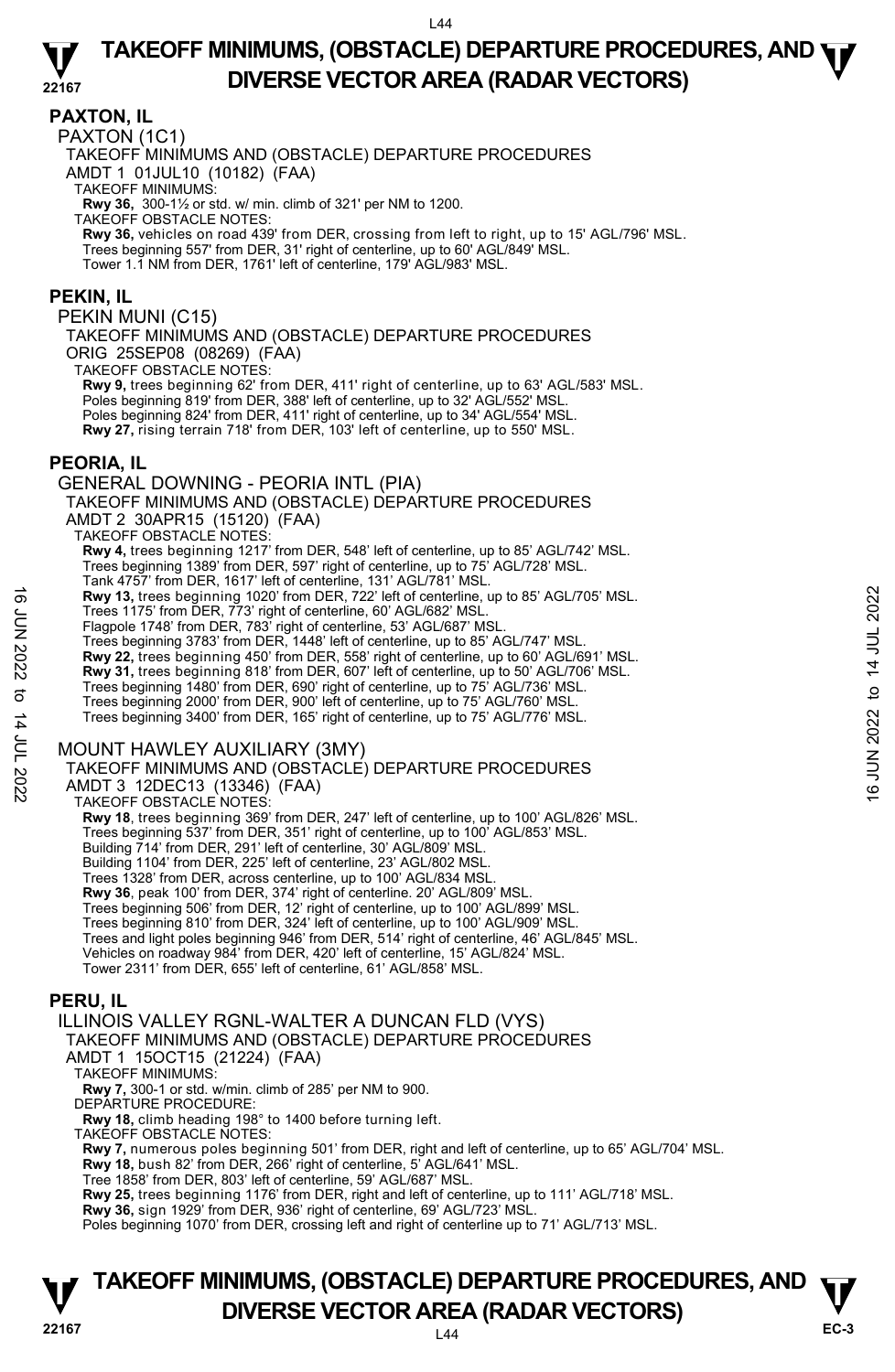## PAXTON, IL

PAXTON (1C1)

TAKEOFF MINIMUMS AND (OBSTACLE) DEPARTURE PROCEDURES

AMDT 1 01JUL10 (10182) (FAA)

TAKEOFF MINIMUMS:

**Rwy 36,** 300-1½ or std. w/ min. climb of 321' per NM to 1200.

TAKEOFF OBSTACLE NOTES:

**Rwy 36,** vehicles on road 439' from DER, crossing from left to right, up to 15' AGL/796' MSL.
Trees beginning 557' from DER, 31' right of centerline, up to 60' AGL/849' MSL.
Tower 1.1 NM from DER, 1761' left of centerline, 179' AGL/983' MSL.

## PEKIN, IL

PEKIN MUNI (C15)

TAKEOFF MINIMUMS AND (OBSTACLE) DEPARTURE PROCEDURES

ORIG 25SEP08 (08269) (FAA)

TAKEOFF OBSTACLE NOTES:

**Rwy 9,** trees beginning 62' from DER, 411' right of centerline, up to 63' AGL/583' MSL.
Poles beginning 819' from DER, 388' left of centerline, up to 32' AGL/552' MSL.
Poles beginning 824' from DER, 411' right of centerline, up to 34' AGL/554' MSL.
**Rwy 27,** rising terrain 718' from DER, 103' left of centerline, up to 550' MSL.

## PEORIA, IL

GENERAL DOWNING - PEORIA INTL (PIA)

TAKEOFF MINIMUMS AND (OBSTACLE) DEPARTURE PROCEDURES

AMDT 2 30APR15 (15120) (FAA)

TAKEOFF OBSTACLE NOTES:

**Rwy 4,** trees beginning 1217' from DER, 548' left of centerline, up to 85' AGL/742' MSL.
Trees beginning 1389' from DER, 597' right of centerline, up to 75' AGL/728' MSL.
Tank 4757' from DER, 1617' left of centerline, 131' AGL/781' MSL.
**Rwy 13,** trees beginning 1020' from DER, 722' left of centerline, up to 85' AGL/705' MSL.
Trees 1175' from DER, 773' right of centerline, 60' AGL/682' MSL.
Flagpole 1748' from DER, 783' right of centerline, 53' AGL/687' MSL.
Trees beginning 3783' from DER, 1448' left of centerline, up to 85' AGL/747' MSL.
**Rwy 22,** trees beginning 450' from DER, 558' right of centerline, up to 60' AGL/691' MSL.
**Rwy 31,** trees beginning 818' from DER, 607' left of centerline, up to 50' AGL/706' MSL.
Trees beginning 1480' from DER, 690' right of centerline, up to 75' AGL/736' MSL.
Trees beginning 2000' from DER, 900' left of centerline, up to 75' AGL/760' MSL.
Trees beginning 3400' from DER, 165' right of centerline, up to 75' AGL/776' MSL.

MOUNT HAWLEY AUXILIARY (3MY)

TAKEOFF MINIMUMS AND (OBSTACLE) DEPARTURE PROCEDURES

AMDT 3 12DEC13 (13346) (FAA)

TAKEOFF OBSTACLE NOTES:

**Rwy 18**, trees beginning 369' from DER, 247' left of centerline, up to 100' AGL/826' MSL.
Trees beginning 537' from DER, 351' right of centerline, up to 100' AGL/853' MSL.
Building 714' from DER, 291' left of centerline, 30' AGL/809' MSL.
Building 1104' from DER, 225' left of centerline, 23' AGL/802 MSL.
Trees 1328' from DER, across centerline, up to 100' AGL/834 MSL.
**Rwy 36**, peak 100' from DER, 374' right of centerline. 20' AGL/809' MSL.
Trees beginning 506' from DER, 12' right of centerline, up to 100' AGL/899' MSL.
Trees beginning 810' from DER, 324' left of centerline, up to 100' AGL/909' MSL.
Trees and light poles beginning 946' from DER, 514' right of centerline, 46' AGL/845' MSL.
Vehicles on roadway 984' from DER, 420' left of centerline, 15' AGL/824' MSL.
Tower 2311' from DER, 655' left of centerline, 61' AGL/858' MSL.

## PERU, IL

ILLINOIS VALLEY RGNL-WALTER A DUNCAN FLD (VYS)

TAKEOFF MINIMUMS AND (OBSTACLE) DEPARTURE PROCEDURES

AMDT 1 15OCT15 (21224) (FAA)

TAKEOFF MINIMUMS:

**Rwy 7,** 300-1 or std. w/min. climb of 285' per NM to 900.

DEPARTURE PROCEDURE:

**Rwy 18,** climb heading 198° to 1400 before turning left.

TAKEOFF OBSTACLE NOTES:

**Rwy 7,** numerous poles beginning 501' from DER, right and left of centerline, up to 65' AGL/704' MSL.
**Rwy 18,** bush 82' from DER, 266' right of centerline, 5' AGL/641' MSL.
Tree 1858' from DER, 803' left of centerline, 59' AGL/687' MSL.
**Rwy 25,** trees beginning 1176' from DER, right and left of centerline, up to 111' AGL/718' MSL.
**Rwy 36,** sign 1929' from DER, 936' right of centerline, 69' AGL/723' MSL.
Poles beginning 1070' from DER, crossing left and right of centerline up to 71' AGL/713' MSL.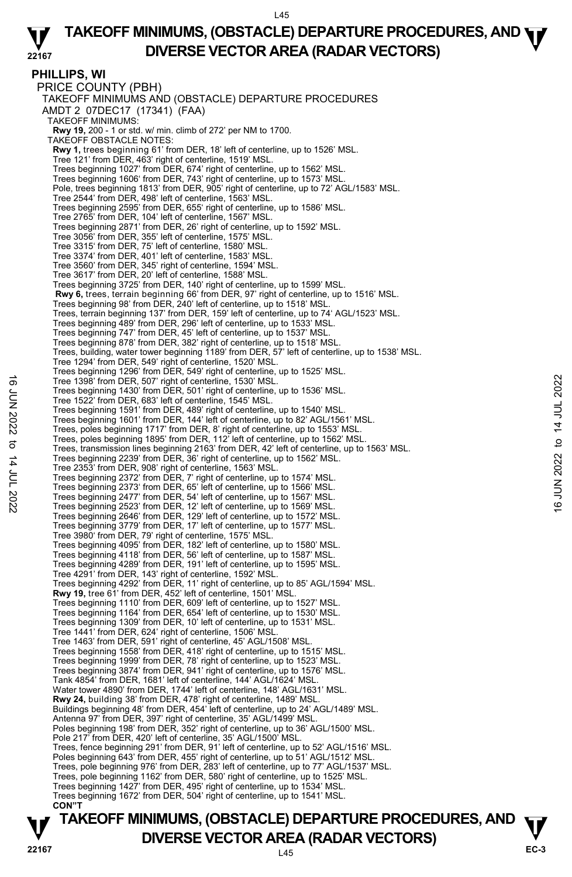**PHILLIPS, WI**

PRICE COUNTY (PBH)

TAKEOFF MINIMUMS AND (OBSTACLE) DEPARTURE PROCEDURES

AMDT 2 07DEC17 (17341) (FAA)

TAKEOFF MINIMUMS:

**Rwy 19,** 200 - 1 or std. w/ min. climb of 272' per NM to 1700.

TAKEOFF OBSTACLE NOTES:

**Rwy 1,** trees beginning 61' from DER, 18' left of centerline, up to 1526' MSL.
Tree 121' from DER, 463' right of centerline, 1519' MSL.
Trees beginning 1027' from DER, 674' right of centerline, up to 1562' MSL.
Trees beginning 1606' from DER, 743' right of centerline, up to 1573' MSL.
Pole, trees beginning 1813' from DER, 905' right of centerline, up to 72' AGL/1583' MSL.
Tree 2544' from DER, 498' left of centerline, 1563' MSL.
Trees beginning 2595' from DER, 655' right of centerline, up to 1586' MSL.
Tree 2765' from DER, 104' left of centerline, 1567' MSL.
Trees beginning 2871' from DER, 26' right of centerline, up to 1592' MSL.
Tree 3056' from DER, 355' left of centerline, 1575' MSL.
Tree 3315' from DER, 75' left of centerline, 1580' MSL.
Tree 3374' from DER, 401' left of centerline, 1583' MSL.
Tree 3560' from DER, 345' right of centerline, 1594' MSL.
Tree 3617' from DER, 20' left of centerline, 1588' MSL.
Trees beginning 3725' from DER, 140' right of centerline, up to 1599' MSL.

**Rwy 6,** trees, terrain beginning 66' from DER, 97' right of centerline, up to 1516' MSL.
Trees beginning 98' from DER, 240' left of centerline, up to 1518' MSL.
Trees, terrain beginning 137' from DER, 159' left of centerline, up to 74' AGL/1523' MSL.
Trees beginning 489' from DER, 296' left of centerline, up to 1533' MSL.
Trees beginning 747' from DER, 45' left of centerline, up to 1537' MSL.
Trees beginning 878' from DER, 382' right of centerline, up to 1518' MSL.
Trees, building, water tower beginning 1189' from DER, 57' left of centerline, up to 1538' MSL.
Tree 1294' from DER, 549' right of centerline, 1520' MSL.
Trees beginning 1296' from DER, 549' right of centerline, up to 1525' MSL.
Tree 1398' from DER, 507' right of centerline, 1530' MSL.
Trees beginning 1430' from DER, 501' right of centerline, up to 1536' MSL.
Tree 1522' from DER, 683' left of centerline, 1545' MSL.
Trees beginning 1591' from DER, 489' right of centerline, up to 1540' MSL.
Trees beginning 1601' from DER, 144' left of centerline, up to 82' AGL/1561' MSL.
Trees, poles beginning 1717' from DER, 8' right of centerline, up to 1553' MSL.
Trees, poles beginning 1895' from DER, 112' left of centerline, up to 1562' MSL.
Trees, transmission lines beginning 2163' from DER, 42' left of centerline, up to 1563' MSL.
Trees beginning 2239' from DER, 36' right of centerline, up to 1562' MSL.
Tree 2353' from DER, 908' right of centerline, 1563' MSL.
Trees beginning 2372' from DER, 7' right of centerline, up to 1574' MSL.
Trees beginning 2373' from DER, 65' left of centerline, up to 1566' MSL.
Trees beginning 2477' from DER, 54' left of centerline, up to 1567' MSL.
Trees beginning 2523' from DER, 12' left of centerline, up to 1569' MSL.
Trees beginning 2646' from DER, 129' left of centerline, up to 1572' MSL.
Trees beginning 3779' from DER, 17' left of centerline, up to 1577' MSL.
Tree 3980' from DER, 79' right of centerline, 1575' MSL.
Trees beginning 4095' from DER, 182' left of centerline, up to 1580' MSL.
Trees beginning 4118' from DER, 56' left of centerline, up to 1587' MSL.
Trees beginning 4289' from DER, 191' left of centerline, up to 1595' MSL.
Tree 4291' from DER, 143' right of centerline, 1592' MSL.
Trees beginning 4292' from DER, 11' right of centerline, up to 85' AGL/1594' MSL.

**Rwy 19,** tree 61' from DER, 452' left of centerline, 1501' MSL.
Trees beginning 1110' from DER, 609' left of centerline, up to 1527' MSL.
Trees beginning 1164' from DER, 654' left of centerline, up to 1530' MSL.
Trees beginning 1309' from DER, 10' left of centerline, up to 1531' MSL.
Tree 1441' from DER, 624' right of centerline, 1506' MSL.
Tree 1463' from DER, 591' right of centerline, 45' AGL/1508' MSL.
Trees beginning 1558' from DER, 418' right of centerline, up to 1515' MSL.
Trees beginning 1999' from DER, 78' right of centerline, up to 1523' MSL.
Trees beginning 3874' from DER, 941' right of centerline, up to 1576' MSL.
Tank 4854' from DER, 1681' left of centerline, 144' AGL/1624' MSL.
Water tower 4890' from DER, 1744' left of centerline, 148' AGL/1631' MSL.

**Rwy 24,** building 38' from DER, 478' right of centerline, 1489' MSL.
Buildings beginning 48' from DER, 454' left of centerline, up to 24' AGL/1489' MSL.
Antenna 97' from DER, 397' right of centerline, 35' AGL/1499' MSL.
Poles beginning 198' from DER, 352' right of centerline, up to 36' AGL/1500' MSL.
Pole 217' from DER, 420' left of centerline, 35' AGL/1500' MSL.
Trees, fence beginning 291' from DER, 91' left of centerline, up to 52' AGL/1516' MSL.
Poles beginning 643' from DER, 455' right of centerline, up to 51' AGL/1512' MSL.
Trees, pole beginning 976' from DER, 283' left of centerline, up to 77' AGL/1537' MSL.
Trees, pole beginning 1162' from DER, 580' right of centerline, up to 1525' MSL.
Trees beginning 1427' from DER, 495' right of centerline, up to 1534' MSL.
Trees beginning 1672' from DER, 504' right of centerline, up to 1541' MSL.

**CON"T**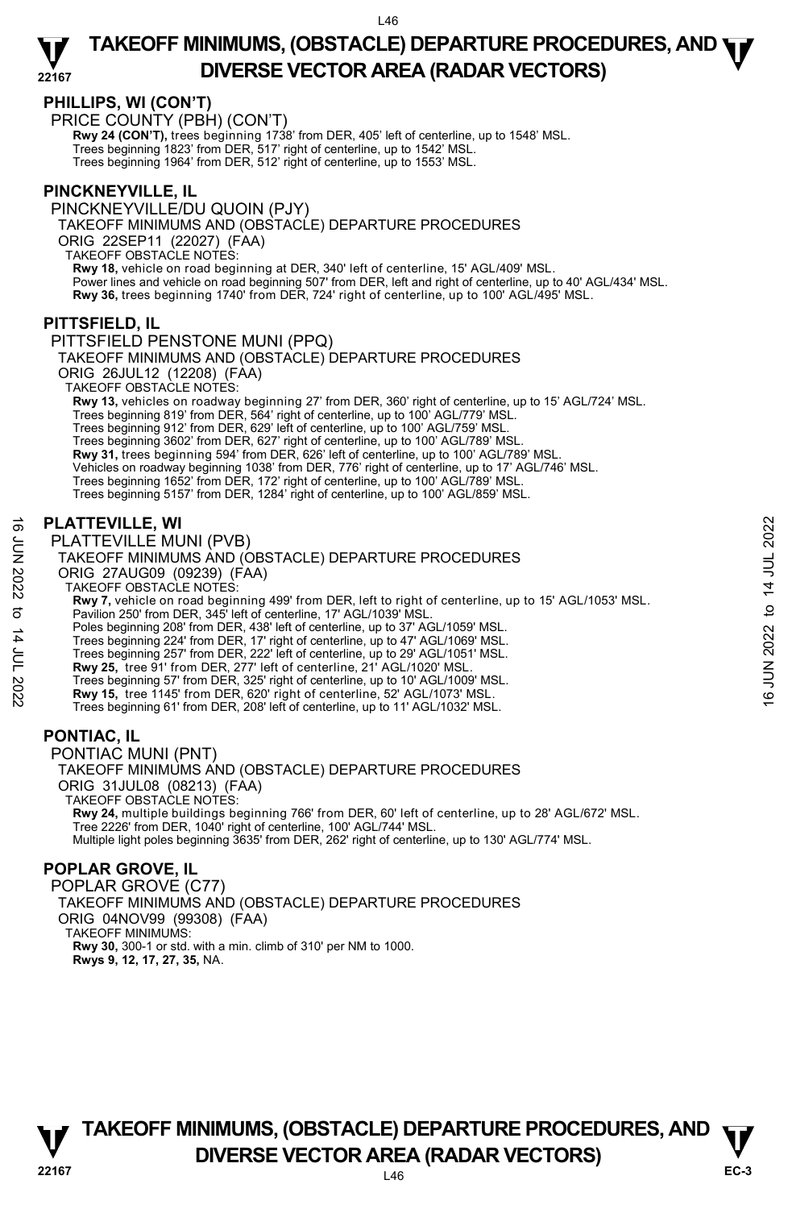## PHILLIPS, WI (CON'T)

PRICE COUNTY (PBH) (CON'T)

**Rwy 24 (CON'T),** trees beginning 1738' from DER, 405' left of centerline, up to 1548' MSL.
Trees beginning 1823' from DER, 517' right of centerline, up to 1542' MSL.
Trees beginning 1964' from DER, 512' right of centerline, up to 1553' MSL.

## PINCKNEYVILLE, IL

PINCKNEYVILLE/DU QUOIN (PJY)
TAKEOFF MINIMUMS AND (OBSTACLE) DEPARTURE PROCEDURES
ORIG 22SEP11 (22027) (FAA)
TAKEOFF OBSTACLE NOTES:
**Rwy 18,** vehicle on road beginning at DER, 340' left of centerline, 15' AGL/409' MSL.
Power lines and vehicle on road beginning 507' from DER, left and right of centerline, up to 40' AGL/434' MSL.
**Rwy 36,** trees beginning 1740' from DER, 724' right of centerline, up to 100' AGL/495' MSL.

## PITTSFIELD, IL

PITTSFIELD PENSTONE MUNI (PPQ)
TAKEOFF MINIMUMS AND (OBSTACLE) DEPARTURE PROCEDURES
ORIG 26JUL12 (12208) (FAA)
TAKEOFF OBSTACLE NOTES:
**Rwy 13,** vehicles on roadway beginning 27' from DER, 360' right of centerline, up to 15' AGL/724' MSL.
Trees beginning 819' from DER, 564' right of centerline, up to 100' AGL/779' MSL.
Trees beginning 912' from DER, 629' left of centerline, up to 100' AGL/759' MSL.
Trees beginning 3602' from DER, 627' right of centerline, up to 100' AGL/789' MSL.
**Rwy 31,** trees beginning 594' from DER, 626' left of centerline, up to 100' AGL/789' MSL.
Vehicles on roadway beginning 1038' from DER, 776' right of centerline, up to 17' AGL/746' MSL.
Trees beginning 1652' from DER, 172' right of centerline, up to 100' AGL/789' MSL.
Trees beginning 5157' from DER, 1284' right of centerline, up to 100' AGL/859' MSL.

## PLATTEVILLE, WI

PLATTEVILLE MUNI (PVB)
TAKEOFF MINIMUMS AND (OBSTACLE) DEPARTURE PROCEDURES
ORIG 27AUG09 (09239) (FAA)
TAKEOFF OBSTACLE NOTES:
**Rwy 7,** vehicle on road beginning 499' from DER, left to right of centerline, up to 15' AGL/1053' MSL.
Pavilion 250' from DER, 345' left of centerline, 17' AGL/1039' MSL.
Poles beginning 208' from DER, 438' left of centerline, up to 37' AGL/1059' MSL.
Trees beginning 224' from DER, 17' right of centerline, up to 47' AGL/1069' MSL.
Trees beginning 257' from DER, 222' left of centerline, up to 29' AGL/1051' MSL.
**Rwy 25,** tree 91' from DER, 277' left of centerline, 21' AGL/1020' MSL.
Trees beginning 57' from DER, 325' right of centerline, up to 10' AGL/1009' MSL.
**Rwy 15,** tree 1145' from DER, 620' right of centerline, 52' AGL/1073' MSL.
Trees beginning 61' from DER, 208' left of centerline, up to 11' AGL/1032' MSL.

## PONTIAC, IL

PONTIAC MUNI (PNT)
TAKEOFF MINIMUMS AND (OBSTACLE) DEPARTURE PROCEDURES
ORIG 31JUL08 (08213) (FAA)
TAKEOFF OBSTACLE NOTES:
**Rwy 24,** multiple buildings beginning 766' from DER, 60' left of centerline, up to 28' AGL/672' MSL.
Tree 2226' from DER, 1040' right of centerline, 100' AGL/744' MSL.
Multiple light poles beginning 3635' from DER, 262' right of centerline, up to 130' AGL/774' MSL.

## POPLAR GROVE, IL

POPLAR GROVE (C77)
TAKEOFF MINIMUMS AND (OBSTACLE) DEPARTURE PROCEDURES
ORIG 04NOV99 (99308) (FAA)
TAKEOFF MINIMUMS:
**Rwy 30,** 300-1 or std. with a min. climb of 310' per NM to 1000.
**Rwys 9, 12, 17, 27, 35,** NA.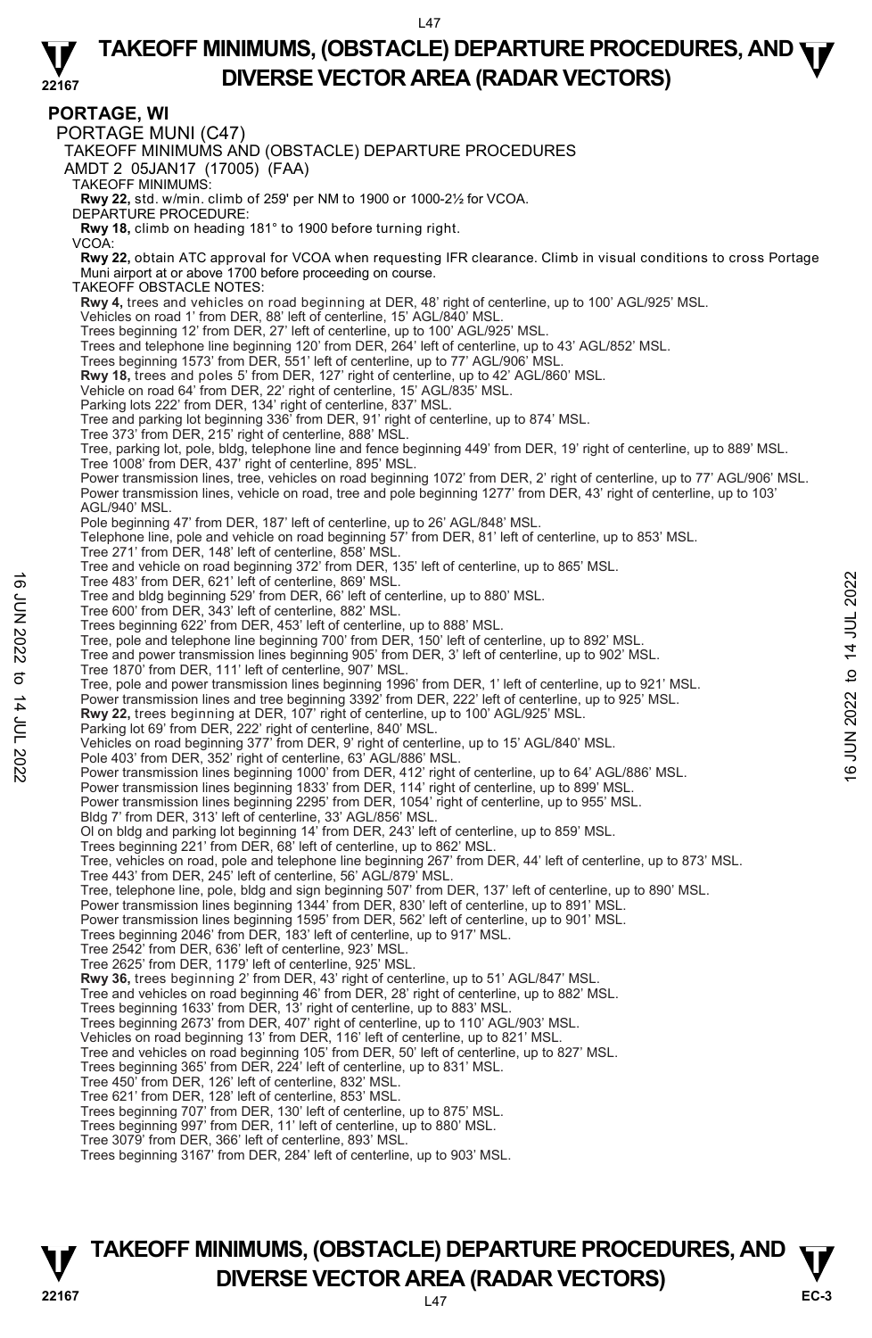## PORTAGE, WI

PORTAGE MUNI (C47)

TAKEOFF MINIMUMS AND (OBSTACLE) DEPARTURE PROCEDURES

AMDT 2 05JAN17 (17005) (FAA)

TAKEOFF MINIMUMS:

**Rwy 22,** std. w/min. climb of 259' per NM to 1900 or 1000-2½ for VCOA.

DEPARTURE PROCEDURE:

**Rwy 18,** climb on heading 181° to 1900 before turning right.

VCOA:

**Rwy 22,** obtain ATC approval for VCOA when requesting IFR clearance. Climb in visual conditions to cross Portage Muni airport at or above 1700 before proceeding on course.

TAKEOFF OBSTACLE NOTES:

**Rwy 4,** trees and vehicles on road beginning at DER, 48' right of centerline, up to 100' AGL/925' MSL.
Vehicles on road 1' from DER, 88' left of centerline, 15' AGL/840' MSL.
Trees beginning 12' from DER, 27' left of centerline, up to 100' AGL/925' MSL.
Trees and telephone line beginning 120' from DER, 264' left of centerline, up to 43' AGL/852' MSL.
Trees beginning 1573' from DER, 551' left of centerline, up to 77' AGL/906' MSL.

**Rwy 18,** trees and poles 5' from DER, 127' right of centerline, up to 42' AGL/860' MSL.
Vehicle on road 64' from DER, 22' right of centerline, 15' AGL/835' MSL.
Parking lots 222' from DER, 134' right of centerline, 837' MSL.
Tree and parking lot beginning 336' from DER, 91' right of centerline, up to 874' MSL.
Tree 373' from DER, 215' right of centerline, 888' MSL.
Tree, parking lot, pole, bldg, telephone line and fence beginning 449' from DER, 19' right of centerline, up to 889' MSL.
Tree 1008' from DER, 437' right of centerline, 895' MSL.
Power transmission lines, tree, vehicles on road beginning 1072' from DER, 2' right of centerline, up to 77' AGL/906' MSL.
Power transmission lines, vehicle on road, tree and pole beginning 1277' from DER, 43' right of centerline, up to 103' AGL/940' MSL.
Pole beginning 47' from DER, 187' left of centerline, up to 26' AGL/848' MSL.
Telephone line, pole and vehicle on road beginning 57' from DER, 81' left of centerline, up to 853' MSL.
Tree 271' from DER, 148' left of centerline, 858' MSL.
Tree and vehicle on road beginning 372' from DER, 135' left of centerline, up to 865' MSL.
Tree 483' from DER, 621' left of centerline, 869' MSL.
Tree and bldg beginning 529' from DER, 66' left of centerline, up to 880' MSL.
Tree 600' from DER, 343' left of centerline, 882' MSL.
Trees beginning 622' from DER, 453' left of centerline, up to 888' MSL.
Tree, pole and telephone line beginning 700' from DER, 150' left of centerline, up to 892' MSL.
Tree and power transmission lines beginning 905' from DER, 3' left of centerline, up to 902' MSL.
Tree 1870' from DER, 111' left of centerline, 907' MSL.
Tree, pole and power transmission lines beginning 1996' from DER, 1' left of centerline, up to 921' MSL.
Power transmission lines and tree beginning 3392' from DER, 222' left of centerline, up to 925' MSL.

**Rwy 22,** trees beginning at DER, 107' right of centerline, up to 100' AGL/925' MSL.
Parking lot 69' from DER, 222' right of centerline, 840' MSL.
Vehicles on road beginning 377' from DER, 9' right of centerline, up to 15' AGL/840' MSL.
Pole 403' from DER, 352' right of centerline, 63' AGL/886' MSL.
Power transmission lines beginning 1000' from DER, 412' right of centerline, up to 64' AGL/886' MSL.
Power transmission lines beginning 1833' from DER, 114' right of centerline, up to 899' MSL.
Power transmission lines beginning 2295' from DER, 1054' right of centerline, up to 955' MSL.
Bldg 7' from DER, 313' left of centerline, 33' AGL/856' MSL.
Ol on bldg and parking lot beginning 14' from DER, 243' left of centerline, up to 859' MSL.
Trees beginning 221' from DER, 68' left of centerline, up to 862' MSL.
Tree, vehicles on road, pole and telephone line beginning 267' from DER, 44' left of centerline, up to 873' MSL.
Tree 443' from DER, 245' left of centerline, 56' AGL/879' MSL.
Tree, telephone line, pole, bldg and sign beginning 507' from DER, 137' left of centerline, up to 890' MSL.
Power transmission lines beginning 1344' from DER, 830' left of centerline, up to 891' MSL.
Power transmission lines beginning 1595' from DER, 562' left of centerline, up to 901' MSL.
Trees beginning 2046' from DER, 183' left of centerline, up to 917' MSL.
Tree 2542' from DER, 636' left of centerline, 923' MSL.
Tree 2625' from DER, 1179' left of centerline, 925' MSL.

**Rwy 36,** trees beginning 2' from DER, 43' right of centerline, up to 51' AGL/847' MSL.
Tree and vehicles on road beginning 46' from DER, 28' right of centerline, up to 882' MSL.
Trees beginning 1633' from DER, 13' right of centerline, up to 883' MSL.
Trees beginning 2673' from DER, 407' right of centerline, up to 110' AGL/903' MSL.
Vehicles on road beginning 13' from DER, 116' left of centerline, up to 821' MSL.
Tree and vehicles on road beginning 105' from DER, 50' left of centerline, up to 827' MSL.
Trees beginning 365' from DER, 224' left of centerline, up to 831' MSL.
Tree 450' from DER, 126' left of centerline, 832' MSL.
Tree 621' from DER, 128' left of centerline, 853' MSL.
Trees beginning 707' from DER, 130' left of centerline, up to 875' MSL.
Trees beginning 997' from DER, 11' left of centerline, up to 880' MSL.
Tree 3079' from DER, 366' left of centerline, 893' MSL.
Trees beginning 3167' from DER, 284' left of centerline, up to 903' MSL.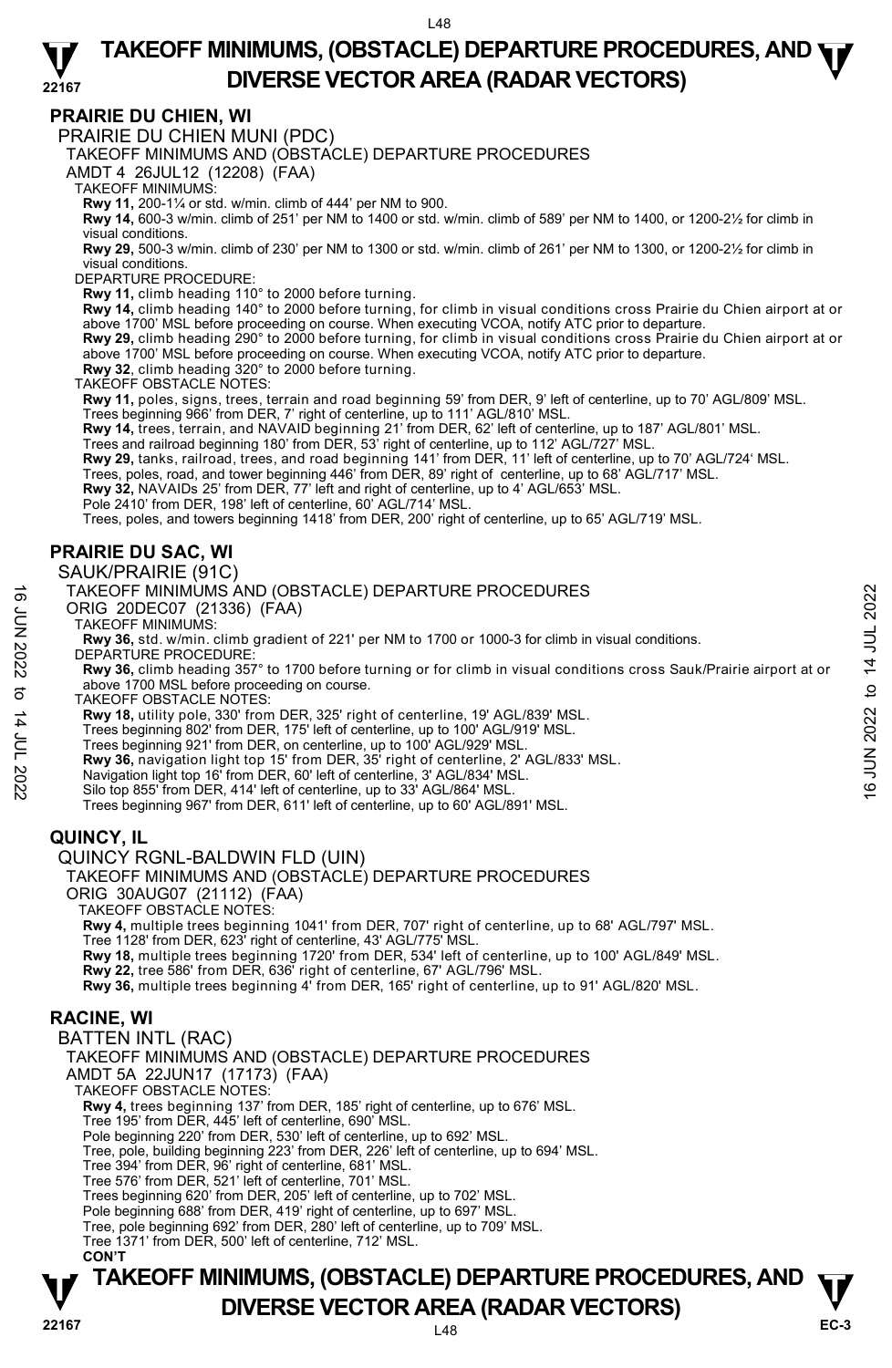## PRAIRIE DU CHIEN, WI

PRAIRIE DU CHIEN MUNI (PDC)

TAKEOFF MINIMUMS AND (OBSTACLE) DEPARTURE PROCEDURES

AMDT 4 26JUL12 (12208) (FAA)

TAKEOFF MINIMUMS:

**Rwy 11,** 200-1¼ or std. w/min. climb of 444' per NM to 900.

**Rwy 14,** 600-3 w/min. climb of 251' per NM to 1400 or std. w/min. climb of 589' per NM to 1400, or 1200-2½ for climb in visual conditions.

**Rwy 29,** 500-3 w/min. climb of 230' per NM to 1300 or std. w/min. climb of 261' per NM to 1300, or 1200-2½ for climb in visual conditions.

DEPARTURE PROCEDURE:

**Rwy 11,** climb heading 110° to 2000 before turning.

**Rwy 14,** climb heading 140° to 2000 before turning, for climb in visual conditions cross Prairie du Chien airport at or above 1700' MSL before proceeding on course. When executing VCOA, notify ATC prior to departure.

**Rwy 29,** climb heading 290° to 2000 before turning, for climb in visual conditions cross Prairie du Chien airport at or above 1700' MSL before proceeding on course. When executing VCOA, notify ATC prior to departure.

**Rwy 32**, climb heading 320° to 2000 before turning.

TAKEOFF OBSTACLE NOTES:

**Rwy 11,** poles, signs, trees, terrain and road beginning 59' from DER, 9' left of centerline, up to 70' AGL/809' MSL.
Trees beginning 966' from DER, 7' right of centerline, up to 111' AGL/810' MSL.

**Rwy 14,** trees, terrain, and NAVAID beginning 21' from DER, 62' left of centerline, up to 187' AGL/801' MSL.
Trees and railroad beginning 180' from DER, 53' right of centerline, up to 112' AGL/727' MSL.

**Rwy 29,** tanks, railroad, trees, and road beginning 141' from DER, 11' left of centerline, up to 70' AGL/724' MSL.
Trees, poles, road, and tower beginning 446' from DER, 89' right of centerline, up to 68' AGL/717' MSL.

**Rwy 32,** NAVAIDs 25' from DER, 77' left and right of centerline, up to 4' AGL/653' MSL.
Pole 2410' from DER, 198' left of centerline, 60' AGL/714' MSL.
Trees, poles, and towers beginning 1418' from DER, 200' right of centerline, up to 65' AGL/719' MSL.

## PRAIRIE DU SAC, WI

SAUK/PRAIRIE (91C)

TAKEOFF MINIMUMS AND (OBSTACLE) DEPARTURE PROCEDURES

ORIG 20DEC07 (21336) (FAA)

TAKEOFF MINIMUMS:

**Rwy 36,** std. w/min. climb gradient of 221' per NM to 1700 or 1000-3 for climb in visual conditions.

DEPARTURE PROCEDURE:

**Rwy 36,** climb heading 357° to 1700 before turning or for climb in visual conditions cross Sauk/Prairie airport at or above 1700 MSL before proceeding on course.

TAKEOFF OBSTACLE NOTES:

**Rwy 18,** utility pole, 330' from DER, 325' right of centerline, 19' AGL/839' MSL.
Trees beginning 802' from DER, 175' left of centerline, up to 100' AGL/919' MSL.
Trees beginning 921' from DER, on centerline, up to 100' AGL/929' MSL.

**Rwy 36,** navigation light top 15' from DER, 35' right of centerline, 2' AGL/833' MSL.
Navigation light top 16' from DER, 60' left of centerline, 3' AGL/834' MSL.
Silo top 855' from DER, 414' left of centerline, up to 33' AGL/864' MSL.
Trees beginning 967' from DER, 611' left of centerline, up to 60' AGL/891' MSL.

## QUINCY, IL

QUINCY RGNL-BALDWIN FLD (UIN)

TAKEOFF MINIMUMS AND (OBSTACLE) DEPARTURE PROCEDURES

ORIG 30AUG07 (21112) (FAA)

TAKEOFF OBSTACLE NOTES:

**Rwy 4,** multiple trees beginning 1041' from DER, 707' right of centerline, up to 68' AGL/797' MSL.
Tree 1128' from DER, 623' right of centerline, 43' AGL/775' MSL.

**Rwy 18,** multiple trees beginning 1720' from DER, 534' left of centerline, up to 100' AGL/849' MSL.

**Rwy 22,** tree 586' from DER, 636' right of centerline, 67' AGL/796' MSL.

**Rwy 36,** multiple trees beginning 4' from DER, 165' right of centerline, up to 91' AGL/820' MSL.

## RACINE, WI

BATTEN INTL (RAC)

TAKEOFF MINIMUMS AND (OBSTACLE) DEPARTURE PROCEDURES

AMDT 5A 22JUN17 (17173) (FAA)

TAKEOFF OBSTACLE NOTES:

**Rwy 4,** trees beginning 137' from DER, 185' right of centerline, up to 676' MSL.
Tree 195' from DER, 445' left of centerline, 690' MSL.
Pole beginning 220' from DER, 530' left of centerline, up to 692' MSL.
Tree, pole, building beginning 223' from DER, 226' left of centerline, up to 694' MSL.
Tree 394' from DER, 96' right of centerline, 681' MSL.
Tree 576' from DER, 521' left of centerline, 701' MSL.
Trees beginning 620' from DER, 205' left of centerline, up to 702' MSL.
Pole beginning 688' from DER, 419' right of centerline, up to 697' MSL.
Tree, pole beginning 692' from DER, 280' left of centerline, up to 709' MSL.
Tree 1371' from DER, 500' left of centerline, 712' MSL.

**CON'T**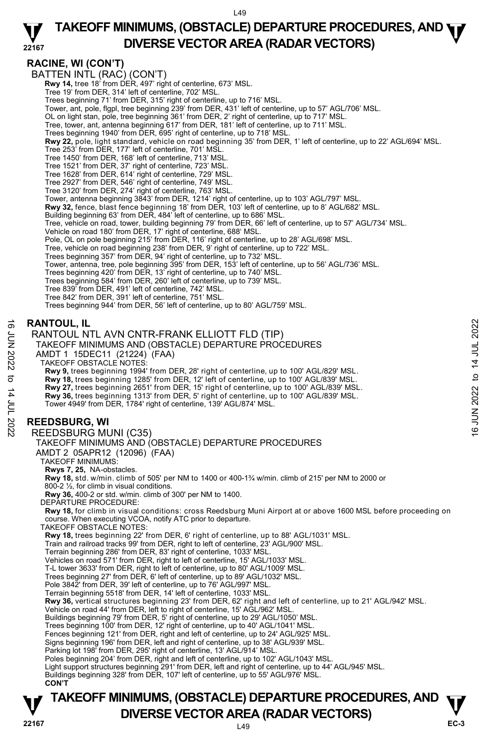## RACINE, WI (CON'T)

BATTEN INTL (RAC) (CON'T)

**Rwy 14,** tree 18' from DER, 497' right of centerline, 673' MSL.
Tree 19' from DER, 314' left of centerline, 702' MSL.
Trees beginning 71' from DER, 315' right of centerline, up to 716' MSL.
Tower, ant, pole, flgpl, tree beginning 239' from DER, 431' left of centerline, up to 57' AGL/706' MSL.
OL on light stan, pole, tree beginning 361' from DER, 2' right of centerline, up to 717' MSL.
Tree, tower, ant, antenna beginning 617' from DER, 181' left of centerline, up to 711' MSL.
Trees beginning 1940' from DER, 695' right of centerline, up to 718' MSL.
**Rwy 22,** pole, light standard, vehicle on road beginning 35' from DER, 1' left of centerline, up to 22' AGL/694' MSL.
Tree 253' from DER, 177' left of centerline, 701' MSL.
Tree 1450' from DER, 168' left of centerline, 713' MSL.
Tree 1521' from DER, 37' right of centerline, 723' MSL.
Tree 1628' from DER, 614' right of centerline, 729' MSL.
Tree 2927' from DER, 546' right of centerline, 749' MSL.
Tree 3120' from DER, 274' right of centerline, 763' MSL.
Tower, antenna beginning 3843' from DER, 1214' right of centerline, up to 103' AGL/797' MSL.
**Rwy 32,** fence, blast fence beginning 18' from DER, 103' left of centerline, up to 8' AGL/682' MSL.
Building beginning 63' from DER, 484' left of centerline, up to 686' MSL.
Tree, vehicle on road, tower, building beginning 79' from DER, 66' left of centerline, up to 57' AGL/734' MSL.
Vehicle on road 180' from DER, 17' right of centerline, 688' MSL.
Pole, OL on pole beginning 215' from DER, 116' right of centerline, up to 28' AGL/698' MSL.
Tree, vehicle on road beginning 238' from DER, 9' right of centerline, up to 722' MSL.
Trees beginning 357' from DER, 94' right of centerline, up to 732' MSL.
Tower, antenna, tree, pole beginning 395' from DER, 153' left of centerline, up to 56' AGL/736' MSL.
Trees beginning 420' from DER, 13' right of centerline, up to 740' MSL.
Trees beginning 584' from DER, 260' left of centerline, up to 739' MSL.
Tree 839' from DER, 491' left of centerline, 742' MSL.
Tree 842' from DER, 391' left of centerline, 751' MSL.
Trees beginning 944' from DER, 56' left of centerline, up to 80' AGL/759' MSL.

## RANTOUL, IL

RANTOUL NTL AVN CNTR-FRANK ELLIOTT FLD (TIP)
TAKEOFF MINIMUMS AND (OBSTACLE) DEPARTURE PROCEDURES
AMDT 1 15DEC11 (21224) (FAA)

TAKEOFF OBSTACLE NOTES:
**Rwy 9,** trees beginning 1994' from DER, 28' right of centerline, up to 100' AGL/829' MSL.
**Rwy 18,** trees beginning 1285' from DER, 12' left of centerline, up to 100' AGL/839' MSL.
**Rwy 27,** trees beginning 2651' from DER, 15' right of centerline, up to 100' AGL/839' MSL.
**Rwy 36,** trees beginning 1313' from DER, 5' right of centerline, up to 100' AGL/839' MSL.
Tower 4949' from DER, 1784' right of centerline, 139' AGL/874' MSL.

## REEDSBURG, WI

REEDSBURG MUNI (C35)
TAKEOFF MINIMUMS AND (OBSTACLE) DEPARTURE PROCEDURES
AMDT 2 05APR12 (12096) (FAA)

TAKEOFF MINIMUMS:
**Rwys 7, 25,** NA-obstacles.
**Rwy 18,** std. w/min. climb of 505' per NM to 1400 or 400-1¾ w/min. climb of 215' per NM to 2000 or 800-2 ½, for climb in visual conditions.
**Rwy 36,** 400-2 or std. w/min. climb of 300' per NM to 1400.

DEPARTURE PROCEDURE:
**Rwy 18,** for climb in visual conditions: cross Reedsburg Muni Airport at or above 1600 MSL before proceeding on course. When executing VCOA, notify ATC prior to departure.

TAKEOFF OBSTACLE NOTES:
**Rwy 18,** trees beginning 22' from DER, 6' right of centerline, up to 88' AGL/1031' MSL.
Train and railroad tracks 99' from DER, right to left of centerline, 23' AGL/900' MSL.
Terrain beginning 286' from DER, 83' right of centerline, 1033' MSL.
Vehicles on road 571' from DER, right to left of centerline, 15' AGL/1033' MSL.
T-L tower 3633' from DER, right to left of centerline, up to 80' AGL/1009' MSL.
Trees beginning 27' from DER, 6' left of centerline, up to 89' AGL/1032' MSL.
Pole 3842' from DER, 39' left of centerline, up to 76' AGL/997' MSL.
Terrain beginning 5518' from DER, 14' left of centerline, 1033' MSL.
**Rwy 36,** vertical structures beginning 23' from DER, 62' right and left of centerline, up to 21' AGL/942' MSL.
Vehicle on road 44' from DER, left to right of centerline, 15' AGL/962' MSL.
Buildings beginning 79' from DER, 5' right of centerline, up to 29' AGL/1050' MSL.
Trees beginning 100' from DER, 12' right of centerline, up to 40' AGL/1041' MSL.
Fences beginning 121' from DER, right and left of centerline, up to 24' AGL/925' MSL.
Signs beginning 196' from DER, left and right of centerline, up to 38' AGL/939' MSL.
Parking lot 198' from DER, 295' right of centerline, 13' AGL/914' MSL.
Poles beginning 204' from DER, right and left of centerline, up to 102' AGL/1043' MSL.
Light support structures beginning 291' from DER, left and right of centerline, up to 44' AGL/945' MSL.
Buildings beginning 328' from DER, 107' left of centerline, up to 55' AGL/976' MSL.
**CON'T**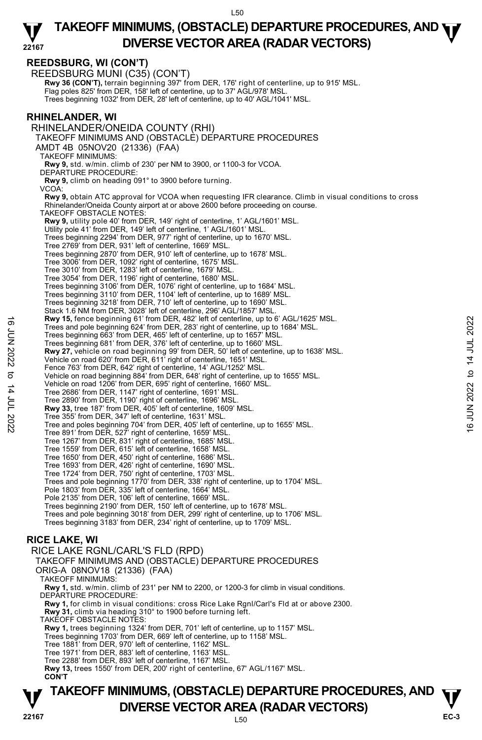## REEDSBURG, WI (CON'T)

REEDSBURG MUNI (C35) (CON'T)

**Rwy 36 (CON'T),** terrain beginning 397' from DER, 176' right of centerline, up to 915' MSL.
Flag poles 825' from DER, 158' left of centerline, up to 37' AGL/978' MSL.
Trees beginning 1032' from DER, 28' left of centerline, up to 40' AGL/1041' MSL.

## RHINELANDER, WI

RHINELANDER/ONEIDA COUNTY (RHI)
TAKEOFF MINIMUMS AND (OBSTACLE) DEPARTURE PROCEDURES
AMDT 4B 05NOV20 (21336) (FAA)

TAKEOFF MINIMUMS:
**Rwy 9,** std. w/min. climb of 230' per NM to 3900, or 1100-3 for VCOA.

DEPARTURE PROCEDURE:
**Rwy 9,** climb on heading 091° to 3900 before turning.

VCOA:
**Rwy 9,** obtain ATC approval for VCOA when requesting IFR clearance. Climb in visual conditions to cross Rhinelander/Oneida County airport at or above 2600 before proceeding on course.

TAKEOFF OBSTACLE NOTES:
**Rwy 9,** utility pole 40' from DER, 149' right of centerline, 1' AGL/1601' MSL.
Utility pole 41' from DER, 149' left of centerline, 1' AGL/1601' MSL.
Trees beginning 2294' from DER, 977' right of centerline, up to 1670' MSL.
Tree 2769' from DER, 931' left of centerline, 1669' MSL.
Trees beginning 2870' from DER, 910' left of centerline, up to 1678' MSL.
Tree 3006' from DER, 1092' right of centerline, 1675' MSL.
Tree 3010' from DER, 1283' left of centerline, 1679' MSL.
Tree 3054' from DER, 1196' right of centerline, 1680' MSL.
Trees beginning 3106' from DER, 1076' right of centerline, up to 1684' MSL.
Trees beginning 3110' from DER, 1104' left of centerline, up to 1689' MSL.
Trees beginning 3218' from DER, 710' left of centerline, up to 1690' MSL.
Stack 1.6 NM from DER, 3028' left of centerline, 296' AGL/1857' MSL.
**Rwy 15,** fence beginning 61' from DER, 482' left of centerline, up to 6' AGL/1625' MSL.
Trees and pole beginning 624' from DER, 283' right of centerline, up to 1684' MSL.
Trees beginning 663' from DER, 465' left of centerline, up to 1657' MSL.
Trees beginning 681' from DER, 376' left of centerline, up to 1660' MSL.
**Rwy 27,** vehicle on road beginning 99' from DER, 50' left of centerline, up to 1638' MSL.
Vehicle on road 620' from DER, 611' right of centerline, 1651' MSL.
Fence 763' from DER, 642' right of centerline, 14' AGL/1252' MSL.
Vehicle on road beginning 884' from DER, 648' right of centerline, up to 1655' MSL.
Vehicle on road 1206' from DER, 695' right of centerline, 1660' MSL.
Tree 2686' from DER, 1147' right of centerline, 1691' MSL.
Tree 2890' from DER, 1190' right of centerline, 1696' MSL.
**Rwy 33,** tree 187' from DER, 405' left of centerline, 1609' MSL.
Tree 355' from DER, 347' left of centerline, 1631' MSL.
Tree and poles beginning 704' from DER, 405' left of centerline, up to 1655' MSL.
Tree 891' from DER, 527' right of centerline, 1659' MSL.
Tree 1267' from DER, 831' right of centerline, 1685' MSL.
Tree 1559' from DER, 615' left of centerline, 1658' MSL.
Tree 1650' from DER, 450' right of centerline, 1686' MSL.
Tree 1693' from DER, 426' right of centerline, 1690' MSL.
Tree 1724' from DER, 750' right of centerline, 1703' MSL.
Trees and pole beginning 1770' from DER, 338' right of centerline, up to 1704' MSL.
Pole 1803' from DER, 335' left of centerline, 1664' MSL.
Pole 2135' from DER, 106' left of centerline, 1669' MSL.
Trees beginning 2190' from DER, 150' left of centerline, up to 1678' MSL.
Trees and pole beginning 3018' from DER, 299' right of centerline, up to 1706' MSL.
Trees beginning 3183' from DER, 234' right of centerline, up to 1709' MSL.

## RICE LAKE, WI

RICE LAKE RGNL/CARL'S FLD (RPD)
TAKEOFF MINIMUMS AND (OBSTACLE) DEPARTURE PROCEDURES
ORIG-A 08NOV18 (21336) (FAA)

TAKEOFF MINIMUMS:
**Rwy 1,** std. w/min. climb of 231' per NM to 2200, or 1200-3 for climb in visual conditions.

DEPARTURE PROCEDURE:
**Rwy 1,** for climb in visual conditions: cross Rice Lake Rgnl/Carl's Fld at or above 2300.
**Rwy 31,** climb via heading 310° to 1900 before turning left.

TAKEOFF OBSTACLE NOTES:
**Rwy 1,** trees beginning 1324' from DER, 701' left of centerline, up to 1157' MSL.
Trees beginning 1703' from DER, 669' left of centerline, up to 1158' MSL.
Tree 1881' from DER, 970' left of centerline, 1162' MSL.
Tree 1971' from DER, 883' left of centerline, 1163' MSL.
Tree 2288' from DER, 893' left of centerline, 1167' MSL.
**Rwy 13,** trees 1550' from DER, 200' right of centerline, 67' AGL/1167' MSL.
**CON'T**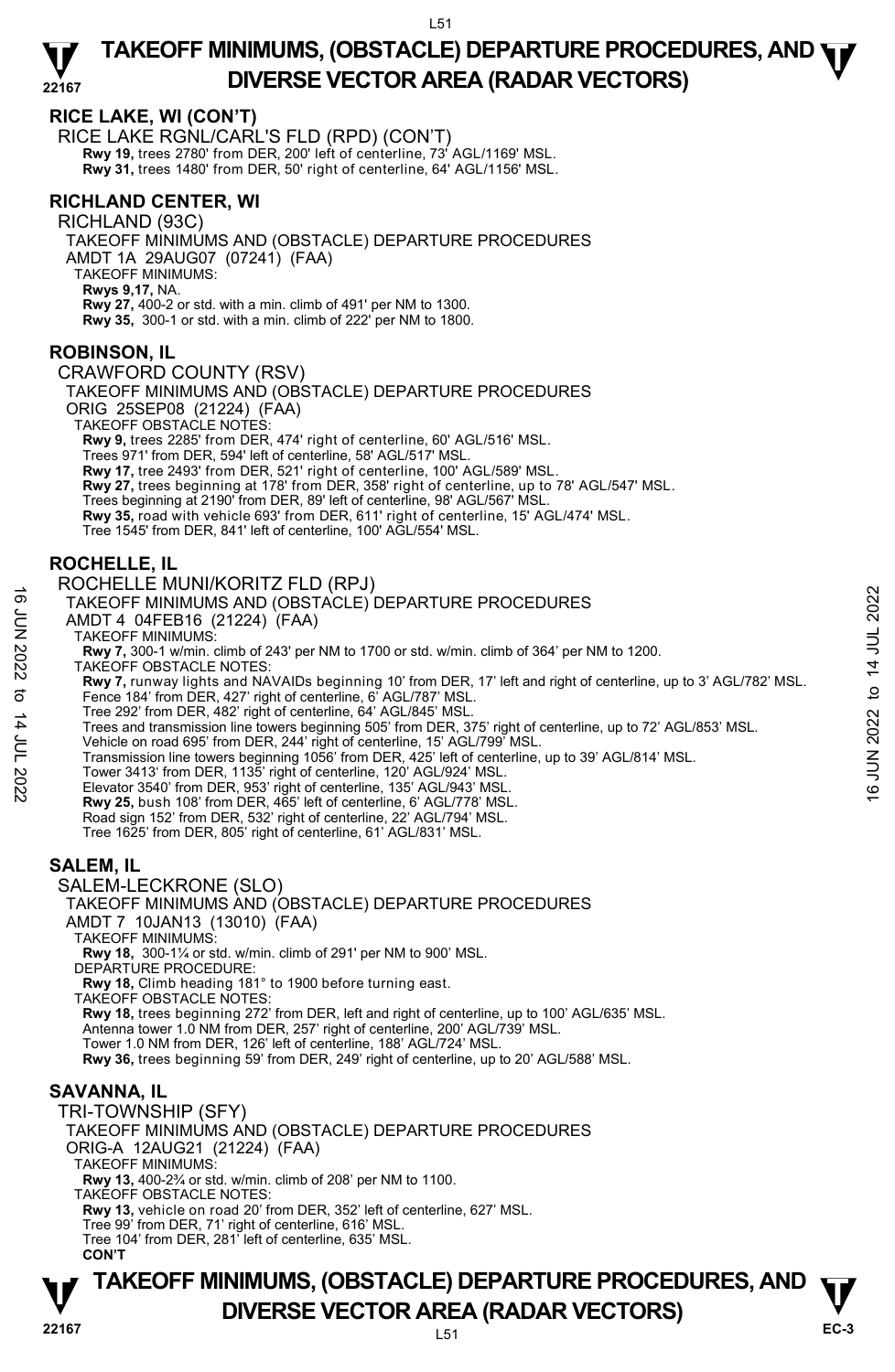## RICE LAKE, WI (CON'T)

RICE LAKE RGNL/CARL'S FLD (RPD) (CON'T)

**Rwy 19,** trees 2780' from DER, 200' left of centerline, 73' AGL/1169' MSL.
**Rwy 31,** trees 1480' from DER, 50' right of centerline, 64' AGL/1156' MSL.

## RICHLAND CENTER, WI

RICHLAND (93C)

TAKEOFF MINIMUMS AND (OBSTACLE) DEPARTURE PROCEDURES
AMDT 1A 29AUG07 (07241) (FAA)

TAKEOFF MINIMUMS:
**Rwys 9,17,** NA.
**Rwy 27,** 400-2 or std. with a min. climb of 491' per NM to 1300.
**Rwy 35,** 300-1 or std. with a min. climb of 222' per NM to 1800.

## ROBINSON, IL

CRAWFORD COUNTY (RSV)

TAKEOFF MINIMUMS AND (OBSTACLE) DEPARTURE PROCEDURES
ORIG 25SEP08 (21224) (FAA)

TAKEOFF OBSTACLE NOTES:
**Rwy 9,** trees 2285' from DER, 474' right of centerline, 60' AGL/516' MSL.
Trees 971' from DER, 594' left of centerline, 58' AGL/517' MSL.
**Rwy 17,** tree 2493' from DER, 521' right of centerline, 100' AGL/589' MSL.
**Rwy 27,** trees beginning at 178' from DER, 358' right of centerline, up to 78' AGL/547' MSL.
Trees beginning at 2190' from DER, 89' left of centerline, 98' AGL/567' MSL.
**Rwy 35,** road with vehicle 693' from DER, 611' right of centerline, 15' AGL/474' MSL.
Tree 1545' from DER, 841' left of centerline, 100' AGL/554' MSL.

## ROCHELLE, IL

ROCHELLE MUNI/KORITZ FLD (RPJ)

TAKEOFF MINIMUMS AND (OBSTACLE) DEPARTURE PROCEDURES
AMDT 4 04FEB16 (21224) (FAA)

TAKEOFF MINIMUMS:
**Rwy 7,** 300-1 w/min. climb of 243' per NM to 1700 or std. w/min. climb of 364' per NM to 1200.

TAKEOFF OBSTACLE NOTES:
**Rwy 7,** runway lights and NAVAIDs beginning 10' from DER, 17' left and right of centerline, up to 3' AGL/782' MSL.
Fence 184' from DER, 427' right of centerline, 6' AGL/787' MSL.
Tree 292' from DER, 482' right of centerline, 64' AGL/845' MSL.
Trees and transmission line towers beginning 505' from DER, 375' right of centerline, up to 72' AGL/853' MSL.
Vehicle on road 695' from DER, 244' right of centerline, 15' AGL/799' MSL.
Transmission line towers beginning 1056' from DER, 425' left of centerline, up to 39' AGL/814' MSL.
Tower 3413' from DER, 1135' right of centerline, 120' AGL/924' MSL.
Elevator 3540' from DER, 953' right of centerline, 135' AGL/943' MSL.
**Rwy 25,** bush 108' from DER, 465' left of centerline, 6' AGL/778' MSL.
Road sign 152' from DER, 532' right of centerline, 22' AGL/794' MSL.
Tree 1625' from DER, 805' right of centerline, 61' AGL/831' MSL.

## SALEM, IL

SALEM-LECKRONE (SLO)

TAKEOFF MINIMUMS AND (OBSTACLE) DEPARTURE PROCEDURES
AMDT 7 10JAN13 (13010) (FAA)

TAKEOFF MINIMUMS:
**Rwy 18,** 300-1¼ or std. w/min. climb of 291' per NM to 900' MSL.

DEPARTURE PROCEDURE:
**Rwy 18,** Climb heading 181° to 1900 before turning east.

TAKEOFF OBSTACLE NOTES:
**Rwy 18,** trees beginning 272' from DER, left and right of centerline, up to 100' AGL/635' MSL.
Antenna tower 1.0 NM from DER, 257' right of centerline, 200' AGL/739' MSL.
Tower 1.0 NM from DER, 126' left of centerline, 188' AGL/724' MSL.
**Rwy 36,** trees beginning 59' from DER, 249' right of centerline, up to 20' AGL/588' MSL.

## SAVANNA, IL

TRI-TOWNSHIP (SFY)

TAKEOFF MINIMUMS AND (OBSTACLE) DEPARTURE PROCEDURES
ORIG-A 12AUG21 (21224) (FAA)

TAKEOFF MINIMUMS:
**Rwy 13,** 400-2¾ or std. w/min. climb of 208' per NM to 1100.

TAKEOFF OBSTACLE NOTES:
**Rwy 13,** vehicle on road 20' from DER, 352' left of centerline, 627' MSL.
Tree 99' from DER, 71' right of centerline, 616' MSL.
Tree 104' from DER, 281' left of centerline, 635' MSL.

**CON'T**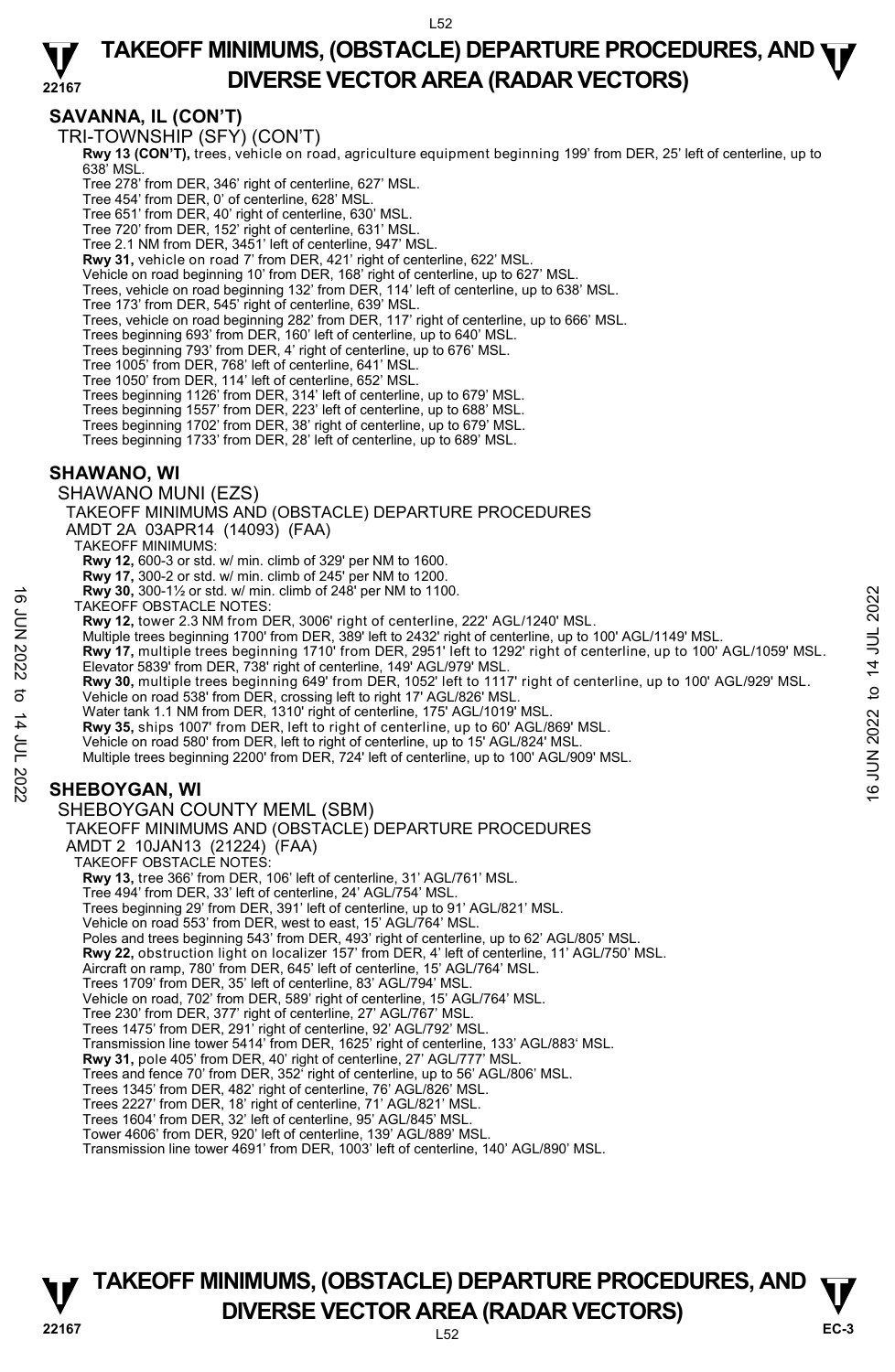## SAVANNA, IL (CON'T)

TRI-TOWNSHIP (SFY) (CON'T)

**Rwy 13 (CON'T),** trees, vehicle on road, agriculture equipment beginning 199' from DER, 25' left of centerline, up to 638' MSL.
Tree 278' from DER, 346' right of centerline, 627' MSL.
Tree 454' from DER, 0' of centerline, 628' MSL.
Tree 651' from DER, 40' right of centerline, 630' MSL.
Tree 720' from DER, 152' right of centerline, 631' MSL.
Tree 2.1 NM from DER, 3451' left of centerline, 947' MSL.
**Rwy 31,** vehicle on road 7' from DER, 421' right of centerline, 622' MSL.
Vehicle on road beginning 10' from DER, 168' right of centerline, up to 627' MSL.
Trees, vehicle on road beginning 132' from DER, 114' left of centerline, up to 638' MSL.
Tree 173' from DER, 545' right of centerline, 639' MSL.
Trees, vehicle on road beginning 282' from DER, 117' right of centerline, up to 666' MSL.
Trees beginning 693' from DER, 160' left of centerline, up to 640' MSL.
Trees beginning 793' from DER, 4' right of centerline, up to 676' MSL.
Tree 1005' from DER, 768' left of centerline, 641' MSL.
Tree 1050' from DER, 114' left of centerline, 652' MSL.
Trees beginning 1126' from DER, 314' left of centerline, up to 679' MSL.
Trees beginning 1557' from DER, 223' left of centerline, up to 688' MSL.
Trees beginning 1702' from DER, 38' right of centerline, up to 679' MSL.
Trees beginning 1733' from DER, 28' left of centerline, up to 689' MSL.

## SHAWANO, WI

SHAWANO MUNI (EZS)

TAKEOFF MINIMUMS AND (OBSTACLE) DEPARTURE PROCEDURES
AMDT 2A 03APR14 (14093) (FAA)

TAKEOFF MINIMUMS:
**Rwy 12,** 600-3 or std. w/ min. climb of 329' per NM to 1600.
**Rwy 17,** 300-2 or std. w/ min. climb of 245' per NM to 1200.
**Rwy 30,** 300-1½ or std. w/ min. climb of 248' per NM to 1100.

TAKEOFF OBSTACLE NOTES:
**Rwy 12,** tower 2.3 NM from DER, 3006' right of centerline, 222' AGL/1240' MSL.
Multiple trees beginning 1700' from DER, 389' left to 2432' right of centerline, up to 100' AGL/1149' MSL.
**Rwy 17,** multiple trees beginning 1710' from DER, 2951' left to 1292' right of centerline, up to 100' AGL/1059' MSL.
Elevator 5839' from DER, 738' right of centerline, 149' AGL/979' MSL.
**Rwy 30,** multiple trees beginning 649' from DER, 1052' left to 1117' right of centerline, up to 100' AGL/929' MSL.
Vehicle on road 538' from DER, crossing left to right 17' AGL/826' MSL.
Water tank 1.1 NM from DER, 1310' right of centerline, 175' AGL/1019' MSL.
**Rwy 35,** ships 1007' from DER, left to right of centerline, up to 60' AGL/869' MSL.
Vehicle on road 580' from DER, left to right of centerline, up to 15' AGL/824' MSL.
Multiple trees beginning 2200' from DER, 724' left of centerline, up to 100' AGL/909' MSL.

## SHEBOYGAN, WI

SHEBOYGAN COUNTY MEML (SBM)

TAKEOFF MINIMUMS AND (OBSTACLE) DEPARTURE PROCEDURES
AMDT 2 10JAN13 (21224) (FAA)

TAKEOFF OBSTACLE NOTES:
**Rwy 13,** tree 366' from DER, 106' left of centerline, 31' AGL/761' MSL.
Tree 494' from DER, 33' left of centerline, 24' AGL/754' MSL.
Trees beginning 29' from DER, 391' left of centerline, up to 91' AGL/821' MSL.
Vehicle on road 553' from DER, west to east, 15' AGL/764' MSL.
Poles and trees beginning 543' from DER, 493' right of centerline, up to 62' AGL/805' MSL.
**Rwy 22,** obstruction light on localizer 157' from DER, 4' left of centerline, 11' AGL/750' MSL.
Aircraft on ramp, 780' from DER, 645' left of centerline, 15' AGL/764' MSL.
Trees 1709' from DER, 35' left of centerline, 83' AGL/794' MSL.
Vehicle on road, 702' from DER, 589' right of centerline, 15' AGL/764' MSL.
Tree 230' from DER, 377' right of centerline, 27' AGL/767' MSL.
Trees 1475' from DER, 291' right of centerline, 92' AGL/792' MSL.
Transmission line tower 5414' from DER, 1625' right of centerline, 133' AGL/883' MSL.
**Rwy 31,** pole 405' from DER, 40' right of centerline, 27' AGL/777' MSL.
Trees and fence 70' from DER, 352' right of centerline, up to 56' AGL/806' MSL.
Trees 1345' from DER, 482' right of centerline, 76' AGL/826' MSL.
Trees 2227' from DER, 18' right of centerline, 71' AGL/821' MSL.
Trees 1604' from DER, 32' left of centerline, 95' AGL/845' MSL.
Tower 4606' from DER, 920' left of centerline, 139' AGL/889' MSL.
Transmission line tower 4691' from DER, 1003' left of centerline, 140' AGL/890' MSL.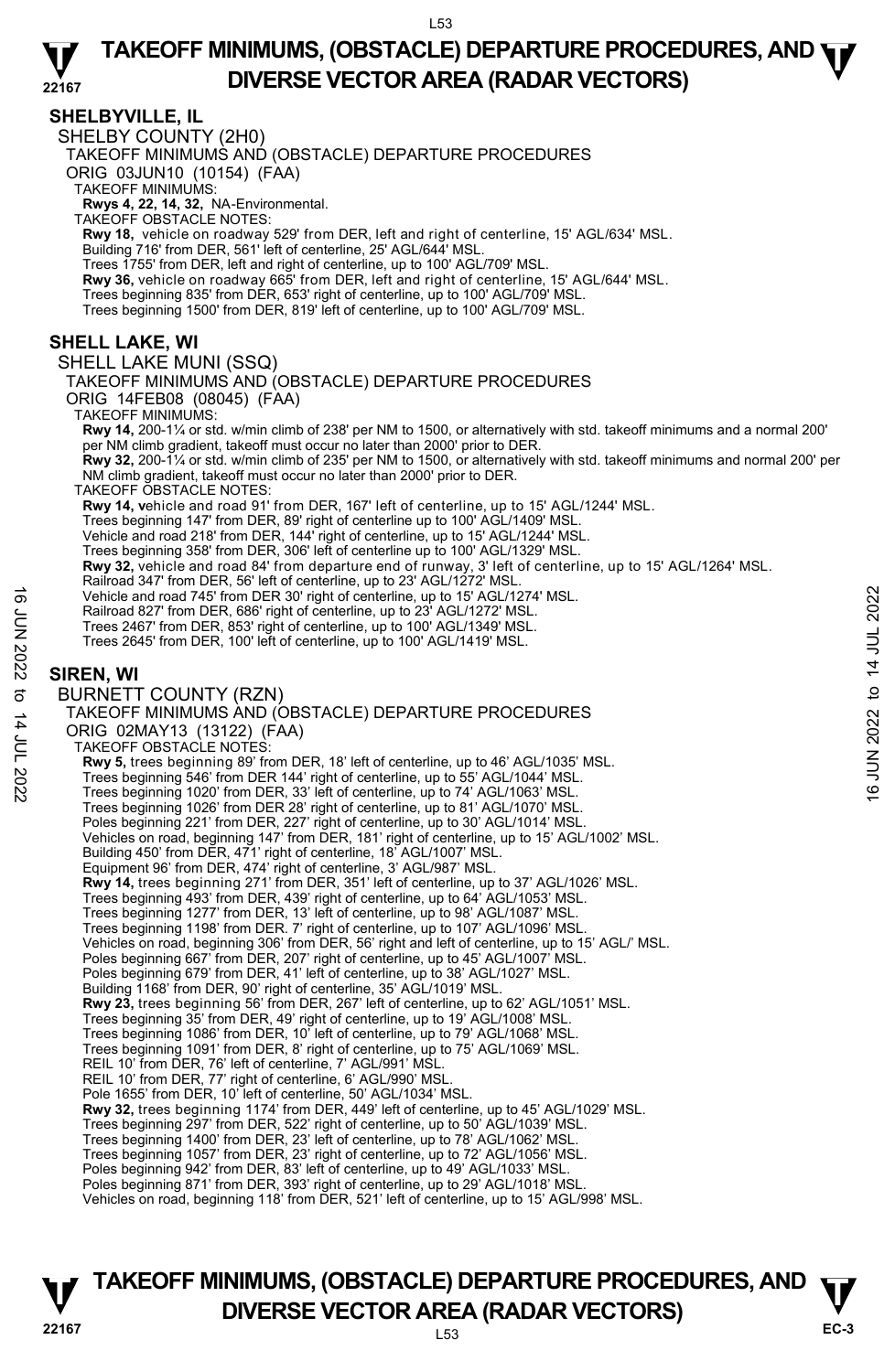## SHELBYVILLE, IL

### SHELBY COUNTY (2H0)

TAKEOFF MINIMUMS AND (OBSTACLE) DEPARTURE PROCEDURES

ORIG 03JUN10 (10154) (FAA)

TAKEOFF MINIMUMS:

**Rwys 4, 22, 14, 32,** NA-Environmental.

TAKEOFF OBSTACLE NOTES:

**Rwy 18,** vehicle on roadway 529' from DER, left and right of centerline, 15' AGL/634' MSL.
Building 716' from DER, 561' left of centerline, 25' AGL/644' MSL.
Trees 1755' from DER, left and right of centerline, up to 100' AGL/709' MSL.
**Rwy 36,** vehicle on roadway 665' from DER, left and right of centerline, 15' AGL/644' MSL.
Trees beginning 835' from DER, 653' right of centerline, up to 100' AGL/709' MSL.
Trees beginning 1500' from DER, 819' left of centerline, up to 100' AGL/709' MSL.

## SHELL LAKE, WI

### SHELL LAKE MUNI (SSQ)

TAKEOFF MINIMUMS AND (OBSTACLE) DEPARTURE PROCEDURES

ORIG 14FEB08 (08045) (FAA)

TAKEOFF MINIMUMS:

**Rwy 14,** 200-1¼ or std. w/min climb of 238' per NM to 1500, or alternatively with std. takeoff minimums and a normal 200' per NM climb gradient, takeoff must occur no later than 2000' prior to DER.
**Rwy 32,** 200-1¼ or std. w/min climb of 235' per NM to 1500, or alternatively with std. takeoff minimums and normal 200' per NM climb gradient, takeoff must occur no later than 2000' prior to DER.

TAKEOFF OBSTACLE NOTES:

**Rwy 14, v**ehicle and road 91' from DER, 167' left of centerline, up to 15' AGL/1244' MSL.
Trees beginning 147' from DER, 89' right of centerline up to 100' AGL/1409' MSL.
Vehicle and road 218' from DER, 144' right of centerline, up to 15' AGL/1244' MSL.
Trees beginning 358' from DER, 306' left of centerline up to 100' AGL/1329' MSL.
**Rwy 32,** vehicle and road 84' from departure end of runway, 3' left of centerline, up to 15' AGL/1264' MSL.
Railroad 347' from DER, 56' left of centerline, up to 23' AGL/1272' MSL.
Vehicle and road 745' from DER 30' right of centerline, up to 15' AGL/1274' MSL.
Railroad 827' from DER, 686' right of centerline, up to 23' AGL/1272' MSL.
Trees 2467' from DER, 853' right of centerline, up to 100' AGL/1349' MSL.
Trees 2645' from DER, 100' left of centerline, up to 100' AGL/1419' MSL.

## SIREN, WI

### BURNETT COUNTY (RZN)

TAKEOFF MINIMUMS AND (OBSTACLE) DEPARTURE PROCEDURES

ORIG 02MAY13 (13122) (FAA)

TAKEOFF OBSTACLE NOTES:

**Rwy 5,** trees beginning 89' from DER, 18' left of centerline, up to 46' AGL/1035' MSL.
Trees beginning 546' from DER 144' right of centerline, up to 55' AGL/1044' MSL.
Trees beginning 1020' from DER, 33' left of centerline, up to 74' AGL/1063' MSL.
Trees beginning 1026' from DER 28' right of centerline, up to 81' AGL/1070' MSL.
Poles beginning 221' from DER, 227' right of centerline, up to 30' AGL/1014' MSL.
Vehicles on road, beginning 147' from DER, 181' right of centerline, up to 15' AGL/1002' MSL.
Building 450' from DER, 471' right of centerline, 18' AGL/1007' MSL.
Equipment 96' from DER, 474' right of centerline, 3' AGL/987' MSL.
**Rwy 14,** trees beginning 271' from DER, 351' left of centerline, up to 37' AGL/1026' MSL.
Trees beginning 493' from DER, 439' right of centerline, up to 64' AGL/1053' MSL.
Trees beginning 1277' from DER, 13' left of centerline, up to 98' AGL/1087' MSL.
Trees beginning 1198' from DER. 7' right of centerline, up to 107' AGL/1096' MSL.
Vehicles on road, beginning 306' from DER, 56' right and left of centerline, up to 15' AGL/' MSL.
Poles beginning 667' from DER, 207' right of centerline, up to 45' AGL/1007' MSL.
Poles beginning 679' from DER, 41' left of centerline, up to 38' AGL/1027' MSL.
Building 1168' from DER, 90' right of centerline, 35' AGL/1019' MSL.
**Rwy 23,** trees beginning 56' from DER, 267' left of centerline, up to 62' AGL/1051' MSL.
Trees beginning 35' from DER, 49' right of centerline, up to 19' AGL/1008' MSL.
Trees beginning 1086' from DER, 10' left of centerline, up to 79' AGL/1068' MSL.
Trees beginning 1091' from DER, 8' right of centerline, up to 75' AGL/1069' MSL.
REIL 10' from DER, 76' left of centerline, 7' AGL/991' MSL.
REIL 10' from DER, 77' right of centerline, 6' AGL/990' MSL.
Pole 1655' from DER, 10' left of centerline, 50' AGL/1034' MSL.
**Rwy 32,** trees beginning 1174' from DER, 449' left of centerline, up to 45' AGL/1029' MSL.
Trees beginning 297' from DER, 522' right of centerline, up to 50' AGL/1039' MSL.
Trees beginning 1400' from DER, 23' left of centerline, up to 78' AGL/1062' MSL.
Trees beginning 1057' from DER, 23' right of centerline, up to 72' AGL/1056' MSL.
Poles beginning 942' from DER, 83' left of centerline, up to 49' AGL/1033' MSL.
Poles beginning 871' from DER, 393' right of centerline, up to 29' AGL/1018' MSL.
Vehicles on road, beginning 118' from DER, 521' left of centerline, up to 15' AGL/998' MSL.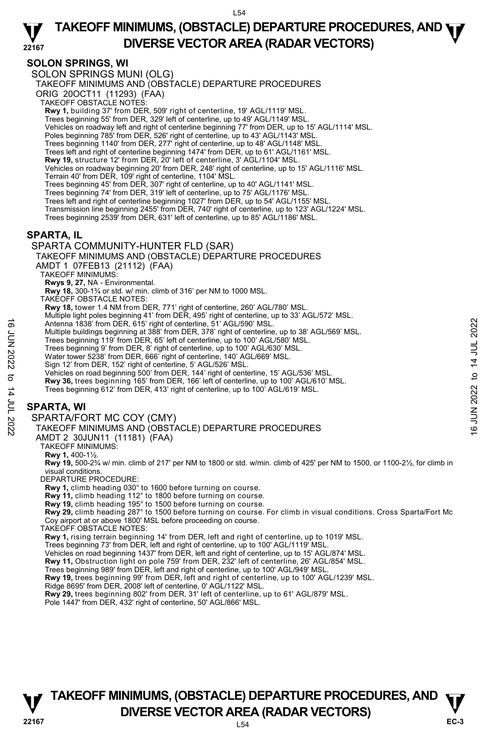## SOLON SPRINGS, WI

### SOLON SPRINGS MUNI (OLG)

TAKEOFF MINIMUMS AND (OBSTACLE) DEPARTURE PROCEDURES

ORIG 20OCT11 (11293) (FAA)

TAKEOFF OBSTACLE NOTES:

**Rwy 1,** building 37' from DER, 509' right of centerline, 19' AGL/1119' MSL.
Trees beginning 55' from DER, 329' left of centerline, up to 49' AGL/1149' MSL.
Vehicles on roadway left and right of centerline beginning 77' from DER, up to 15' AGL/1114' MSL.
Poles beginning 785' from DER, 526' right of centerline, up to 43' AGL/1143' MSL.
Trees beginning 1140' from DER, 277' right of centerline, up to 48' AGL/1148' MSL.
Trees left and right of centerline beginning 1474' from DER, up to 61' AGL/1161' MSL.
**Rwy 19,** structure 12' from DER, 20' left of centerline, 3' AGL/1104' MSL.
Vehicles on roadway beginning 20' from DER, 248' right of centerline, up to 15' AGL/1116' MSL.
Terrain 40' from DER, 109' right of centerline, 1104' MSL.
Trees beginning 45' from DER, 307' right of centerline, up to 40' AGL/1141' MSL.
Trees beginning 74' from DER, 319' left of centerline, up to 75' AGL/1176' MSL.
Trees left and right of centerline beginning 1027' from DER, up to 54' AGL/1155' MSL.
Transmission line beginning 2455' from DER, 740' right of centerline, up to 123' AGL/1224' MSL.
Trees beginning 2539' from DER, 631' left of centerline, up to 85' AGL/1186' MSL.

## SPARTA, IL

### SPARTA COMMUNITY-HUNTER FLD (SAR)

TAKEOFF MINIMUMS AND (OBSTACLE) DEPARTURE PROCEDURES

AMDT 1 07FEB13 (21112) (FAA)

TAKEOFF MINIMUMS:

**Rwys 9, 27,** NA - Environmental.
**Rwy 18,** 300-1¾ or std. w/ min. climb of 316' per NM to 1000 MSL.

TAKEOFF OBSTACLE NOTES:

**Rwy 18,** tower 1.4 NM from DER, 771' right of centerline, 260' AGL/780' MSL.
Multiple light poles beginning 41' from DER, 495' right of centerline, up to 33' AGL/572' MSL.
Antenna 1838' from DER, 615' right of centerline, 51' AGL/590' MSL.
Multiple buildings beginning at 388' from DER, 378' right of centerline, up to 38' AGL/569' MSL.
Trees beginning 119' from DER, 65' left of centerline, up to 100' AGL/580' MSL.
Trees beginning 9' from DER, 8' right of centerline, up to 100' AGL/630' MSL.
Water tower 5238' from DER, 666' right of centerline, 140' AGL/669' MSL.
Sign 12' from DER, 152' right of centerline, 5' AGL/526' MSL.
Vehicles on road beginning 500' from DER, 144' right of centerline, 15' AGL/536' MSL.
**Rwy 36,** trees beginning 165' from DER, 166' left of centerline, up to 100' AGL/610' MSL.
Trees beginning 612' from DER, 413' right of centerline, up to 100' AGL/619' MSL.

## SPARTA, WI

### SPARTA/FORT MC COY (CMY)

TAKEOFF MINIMUMS AND (OBSTACLE) DEPARTURE PROCEDURES

AMDT 2 30JUN11 (11181) (FAA)

TAKEOFF MINIMUMS:

**Rwy 1,** 400-1½.
**Rwy 19,** 500-2¾ w/ min. climb of 217' per NM to 1800 or std. w/min. climb of 425' per NM to 1500, or 1100-2½, for climb in visual conditions.

DEPARTURE PROCEDURE:

**Rwy 1,** climb heading 030° to 1600 before turning on course.
**Rwy 11,** climb heading 112° to 1800 before turning on course.
**Rwy 19,** climb heading 195° to 1500 before turning on course.
**Rwy 29,** climb heading 287° to 1500 before turning on course. For climb in visual conditions. Cross Sparta/Fort Mc Coy airport at or above 1800' MSL before proceeding on course.

TAKEOFF OBSTACLE NOTES:

**Rwy 1,** rising terrain beginning 14' from DER, left and right of centerline, up to 1019' MSL.
Trees beginning 73' from DER, left and right of centerline, up to 100' AGL/1119' MSL.
Vehicles on road beginning 1437' from DER, left and right of centerline, up to 15' AGL/874' MSL.
**Rwy 11,** Obstruction light on pole 759' from DER, 232' left of centerline, 26' AGL/854' MSL.
Trees beginning 989' from DER, left and right of centerline, up to 100' AGL/949' MSL.
**Rwy 19,** trees beginning 99' from DER, left and right of centerline, up to 100' AGL/1239' MSL.
Ridge 8695' from DER, 2008' left of centerline, 0' AGL/1122' MSL.
**Rwy 29,** trees beginning 802' from DER, 31' left of centerline, up to 61' AGL/879' MSL.
Pole 1447' from DER, 432' right of centerline, 50' AGL/866' MSL.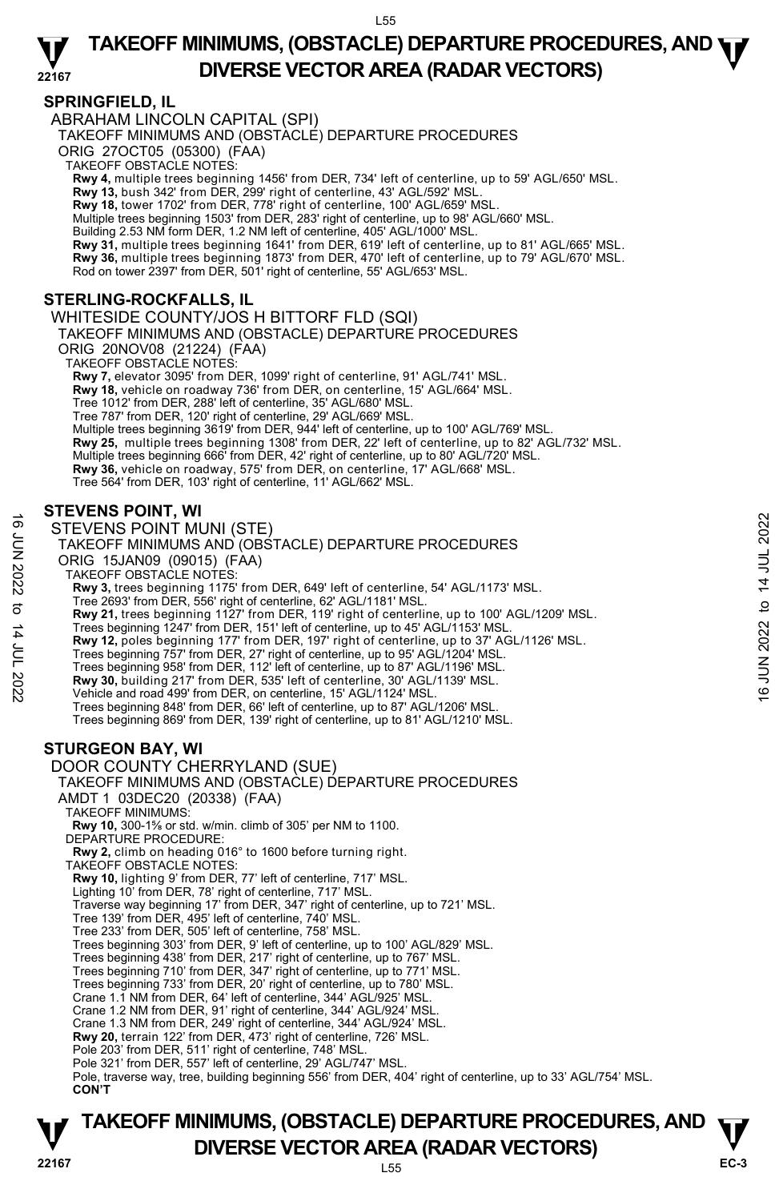## SPRINGFIELD, IL

ABRAHAM LINCOLN CAPITAL (SPI)

TAKEOFF MINIMUMS AND (OBSTACLE) DEPARTURE PROCEDURES

ORIG 27OCT05 (05300) (FAA)

TAKEOFF OBSTACLE NOTES:

**Rwy 4,** multiple trees beginning 1456' from DER, 734' left of centerline, up to 59' AGL/650' MSL.
**Rwy 13,** bush 342' from DER, 299' right of centerline, 43' AGL/592' MSL.
**Rwy 18,** tower 1702' from DER, 778' right of centerline, 100' AGL/659' MSL.
Multiple trees beginning 1503' from DER, 283' right of centerline, up to 98' AGL/660' MSL.
Building 2.53 NM form DER, 1.2 NM left of centerline, 405' AGL/1000' MSL.
**Rwy 31,** multiple trees beginning 1641' from DER, 619' left of centerline, up to 81' AGL/665' MSL.
**Rwy 36,** multiple trees beginning 1873' from DER, 470' left of centerline, up to 79' AGL/670' MSL.
Rod on tower 2397' from DER, 501' right of centerline, 55' AGL/653' MSL.

## STERLING-ROCKFALLS, IL

WHITESIDE COUNTY/JOS H BITTORF FLD (SQI)

TAKEOFF MINIMUMS AND (OBSTACLE) DEPARTURE PROCEDURES

ORIG 20NOV08 (21224) (FAA)

TAKEOFF OBSTACLE NOTES:

**Rwy 7,** elevator 3095' from DER, 1099' right of centerline, 91' AGL/741' MSL.
**Rwy 18,** vehicle on roadway 736' from DER, on centerline, 15' AGL/664' MSL.
Tree 1012' from DER, 288' left of centerline, 35' AGL/680' MSL.
Tree 787' from DER, 120' right of centerline, 29' AGL/669' MSL.
Multiple trees beginning 3619' from DER, 944' left of centerline, up to 100' AGL/769' MSL.
**Rwy 25,** multiple trees beginning 1308' from DER, 22' left of centerline, up to 82' AGL/732' MSL.
Multiple trees beginning 666' from DER, 42' right of centerline, up to 80' AGL/720' MSL.
**Rwy 36,** vehicle on roadway, 575' from DER, on centerline, 17' AGL/668' MSL.
Tree 564' from DER, 103' right of centerline, 11' AGL/662' MSL.

## STEVENS POINT, WI

STEVENS POINT MUNI (STE)

TAKEOFF MINIMUMS AND (OBSTACLE) DEPARTURE PROCEDURES

ORIG 15JAN09 (09015) (FAA)

TAKEOFF OBSTACLE NOTES:

**Rwy 3,** trees beginning 1175' from DER, 649' left of centerline, 54' AGL/1173' MSL.
Tree 2693' from DER, 556' right of centerline, 62' AGL/1181' MSL.
**Rwy 21,** trees beginning 1127' from DER, 119' right of centerline, up to 100' AGL/1209' MSL.
Trees beginning 1247' from DER, 151' left of centerline, up to 45' AGL/1153' MSL.
**Rwy 12,** poles beginning 177' from DER, 197' right of centerline, up to 37' AGL/1126' MSL.
Trees beginning 757' from DER, 27' right of centerline, up to 95' AGL/1204' MSL.
Trees beginning 958' from DER, 112' left of centerline, up to 87' AGL/1196' MSL.
**Rwy 30,** building 217' from DER, 535' left of centerline, 30' AGL/1139' MSL.
Vehicle and road 499' from DER, on centerline, 15' AGL/1124' MSL.
Trees beginning 848' from DER, 66' left of centerline, up to 87' AGL/1206' MSL.
Trees beginning 869' from DER, 139' right of centerline, up to 81' AGL/1210' MSL.

## STURGEON BAY, WI

DOOR COUNTY CHERRYLAND (SUE)

TAKEOFF MINIMUMS AND (OBSTACLE) DEPARTURE PROCEDURES

AMDT 1 03DEC20 (20338) (FAA)

TAKEOFF MINIMUMS:

**Rwy 10,** 300-1⅝ or std. w/min. climb of 305' per NM to 1100.

DEPARTURE PROCEDURE:

**Rwy 2,** climb on heading 016° to 1600 before turning right.

TAKEOFF OBSTACLE NOTES:

**Rwy 10,** lighting 9' from DER, 77' left of centerline, 717' MSL.
Lighting 10' from DER, 78' right of centerline, 717' MSL.
Traverse way beginning 17' from DER, 347' right of centerline, up to 721' MSL.
Tree 139' from DER, 495' left of centerline, 740' MSL.
Tree 233' from DER, 505' left of centerline, 758' MSL.
Trees beginning 303' from DER, 9' left of centerline, up to 100' AGL/829' MSL.
Trees beginning 438' from DER, 217' right of centerline, up to 767' MSL.
Trees beginning 710' from DER, 347' right of centerline, up to 771' MSL.
Trees beginning 733' from DER, 20' right of centerline, up to 780' MSL.
Crane 1.1 NM from DER, 64' left of centerline, 344' AGL/925' MSL.
Crane 1.2 NM from DER, 91' right of centerline, 344' AGL/924' MSL.
Crane 1.3 NM from DER, 249' right of centerline, 344' AGL/924' MSL.
**Rwy 20,** terrain 122' from DER, 473' right of centerline, 726' MSL.
Pole 203' from DER, 511' right of centerline, 748' MSL.
Pole 321' from DER, 557' left of centerline, 29' AGL/747' MSL.
Pole, traverse way, tree, building beginning 556' from DER, 404' right of centerline, up to 33' AGL/754' MSL.

**CON'T**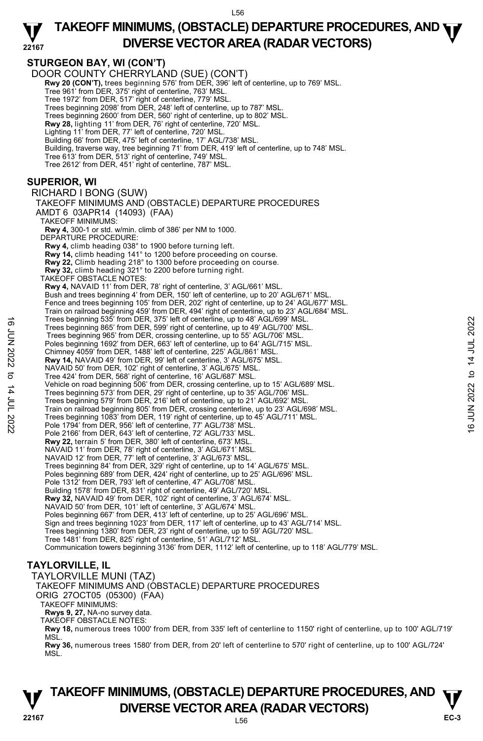**STURGEON BAY, WI (CON'T)**

DOOR COUNTY CHERRYLAND (SUE) (CON'T)

**Rwy 20 (CON'T),** trees beginning 576' from DER, 396' left of centerline, up to 769' MSL.
Tree 961' from DER, 375' right of centerline, 763' MSL.
Tree 1972' from DER, 517' right of centerline, 779' MSL.
Trees beginning 2098' from DER, 248' left of centerline, up to 787' MSL.
Trees beginning 2600' from DER, 560' right of centerline, up to 802' MSL.
**Rwy 28,** lighting 11' from DER, 76' right of centerline, 720' MSL.
Lighting 11' from DER, 77' left of centerline, 720' MSL.
Building 66' from DER, 475' left of centerline, 17' AGL/738' MSL.
Building, traverse way, tree beginning 71' from DER, 419' left of centerline, up to 748' MSL.
Tree 613' from DER, 513' right of centerline, 749' MSL.
Tree 2612' from DER, 451' right of centerline, 787' MSL.

**SUPERIOR, WI**

RICHARD I BONG (SUW)
TAKEOFF MINIMUMS AND (OBSTACLE) DEPARTURE PROCEDURES
AMDT 6 03APR14 (14093) (FAA)
TAKEOFF MINIMUMS:
**Rwy 4,** 300-1 or std. w/min. climb of 386' per NM to 1000.
DEPARTURE PROCEDURE:
**Rwy 4,** climb heading 038° to 1900 before turning left.
**Rwy 14,** climb heading 141° to 1200 before proceeding on course.
**Rwy 22,** Climb heading 218° to 1300 before proceeding on course.
**Rwy 32,** climb heading 321° to 2200 before turning right.
TAKEOFF OBSTACLE NOTES:
**Rwy 4,** NAVAID 11' from DER, 78' right of centerline, 3' AGL/661' MSL.
Bush and trees beginning 4' from DER, 150' left of centerline, up to 20' AGL/671' MSL.
Fence and trees beginning 105' from DER, 202' right of centerline, up to 24' AGL/677' MSL.
Train on railroad beginning 459' from DER, 494' right of centerline, up to 23' AGL/684' MSL.
Trees beginning 535' from DER, 375' left of centerline, up to 48' AGL/699' MSL.
Trees beginning 865' from DER, 599' right of centerline, up to 49' AGL/700' MSL.
Trees beginning 965' from DER, crossing centerline, up to 55' AGL/706' MSL.
Poles beginning 1692' from DER, 663' left of centerline, up to 64' AGL/715' MSL.
Chimney 4059' from DER, 1488' left of centerline, 225' AGL/861' MSL.
**Rwy 14,** NAVAID 49' from DER, 99' left of centerline, 3' AGL/675' MSL.
NAVAID 50' from DER, 102' right of centerline, 3' AGL/675' MSL.
Tree 424' from DER, 568' right of centerline, 16' AGL/687' MSL.
Vehicle on road beginning 506' from DER, crossing centerline, up to 15' AGL/689' MSL.
Trees beginning 573' from DER, 29' right of centerline, up to 35' AGL/706' MSL.
Trees beginning 579' from DER, 216' left of centerline, up to 21' AGL/692' MSL.
Train on railroad beginning 805' from DER, crossing centerline, up to 23' AGL/698' MSL.
Trees beginning 1083' from DER, 119' right of centerline, up to 45' AGL/711' MSL.
Pole 1794' from DER, 956' left of centerline, 77' AGL/738' MSL.
Pole 2166' from DER, 643' left of centerline, 72' AGL/733' MSL.
**Rwy 22,** terrain 5' from DER, 380' left of centerline, 673' MSL.
NAVAID 11' from DER, 78' right of centerline, 3' AGL/671' MSL.
NAVAID 12' from DER, 77' left of centerline, 3' AGL/673' MSL.
Trees beginning 84' from DER, 329' right of centerline, up to 14' AGL/675' MSL.
Poles beginning 689' from DER, 424' right of centerline, up to 25' AGL/696' MSL.
Pole 1312' from DER, 793' left of centerline, 47' AGL/708' MSL.
Building 1578' from DER, 831' right of centerline, 49' AGL/720' MSL.
**Rwy 32,** NAVAID 49' from DER, 102' right of centerline, 3' AGL/674' MSL.
NAVAID 50' from DER, 101' left of centerline, 3' AGL/674' MSL.
Poles beginning 667' from DER, 413' left of centerline, up to 25' AGL/696' MSL.
Sign and trees beginning 1023' from DER, 117' left of centerline, up to 43' AGL/714' MSL.
Trees beginning 1380' from DER, 23' right of centerline, up to 59' AGL/720' MSL.
Tree 1481' from DER, 825' right of centerline, 51' AGL/712' MSL.
Communication towers beginning 3136' from DER, 1112' left of centerline, up to 118' AGL/779' MSL.

**TAYLORVILLE, IL**

TAYLORVILLE MUNI (TAZ)
TAKEOFF MINIMUMS AND (OBSTACLE) DEPARTURE PROCEDURES
ORIG 27OCT05 (05300) (FAA)
TAKEOFF MINIMUMS:
**Rwys 9, 27,** NA-no survey data.
TAKEOFF OBSTACLE NOTES:
**Rwy 18,** numerous trees 1000' from DER, from 335' left of centerline to 1150' right of centerline, up to 100' AGL/719' MSL.
**Rwy 36,** numerous trees 1580' from DER, from 20' left of centerline to 570' right of centerline, up to 100' AGL/724' MSL.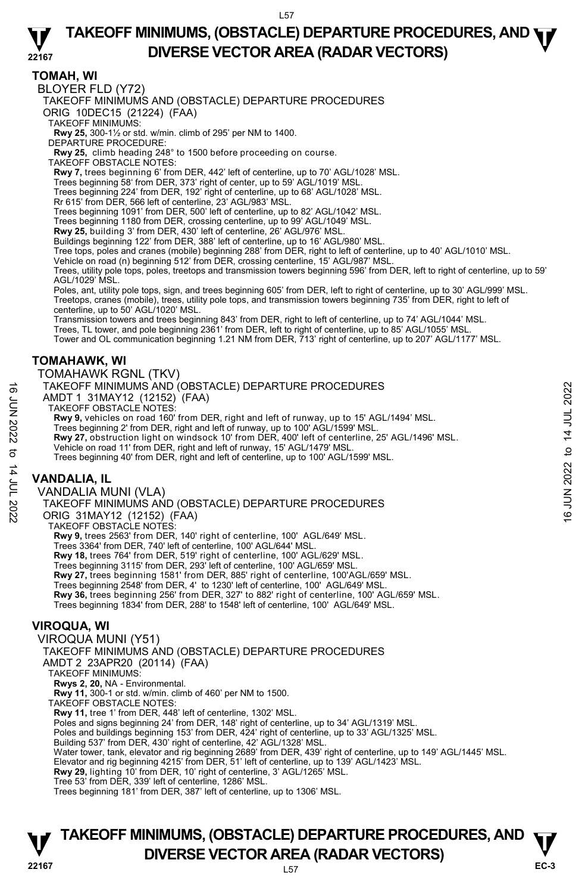## TOMAH, WI

BLOYER FLD (Y72)

TAKEOFF MINIMUMS AND (OBSTACLE) DEPARTURE PROCEDURES

ORIG 10DEC15 (21224) (FAA)

TAKEOFF MINIMUMS:

**Rwy 25,** 300-1½ or std. w/min. climb of 295' per NM to 1400.

DEPARTURE PROCEDURE:

**Rwy 25,** climb heading 248° to 1500 before proceeding on course.

TAKEOFF OBSTACLE NOTES:

**Rwy 7,** trees beginning 6' from DER, 442' left of centerline, up to 70' AGL/1028' MSL.
Trees beginning 58' from DER, 373' right of center, up to 59' AGL/1019' MSL.
Trees beginning 224' from DER, 192' right of centerline, up to 68' AGL/1028' MSL.
Rr 615' from DER, 566 left of centerline, 23' AGL/983' MSL.
Trees beginning 1091' from DER, 500' left of centerline, up to 82' AGL/1042' MSL.
Trees beginning 1180 from DER, crossing centerline, up to 99' AGL/1049' MSL.
**Rwy 25,** building 3' from DER, 430' left of centerline, 26' AGL/976' MSL.
Buildings beginning 122' from DER, 388' left of centerline, up to 16' AGL/980' MSL.
Tree tops, poles and cranes (mobile) beginning 288' from DER, right to left of centerline, up to 40' AGL/1010' MSL.
Vehicle on road (n) beginning 512' from DER, crossing centerline, 15' AGL/987' MSL.
Trees, utility pole tops, poles, treetops and transmission towers beginning 596' from DER, left to right of centerline, up to 59' AGL/1029' MSL.
Poles, ant, utility pole tops, sign, and trees beginning 605' from DER, left to right of centerline, up to 30' AGL/999' MSL.
Treetops, cranes (mobile), trees, utility pole tops, and transmission towers beginning 735' from DER, right to left of centerline, up to 50' AGL/1020' MSL.
Transmission towers and trees beginning 843' from DER, right to left of centerline, up to 74' AGL/1044' MSL.
Trees, TL tower, and pole beginning 2361' from DER, left to right of centerline, up to 85' AGL/1055' MSL.
Tower and OL communication beginning 1.21 NM from DER, 713' right of centerline, up to 207' AGL/1177' MSL.

## TOMAHAWK, WI

TOMAHAWK RGNL (TKV)

TAKEOFF MINIMUMS AND (OBSTACLE) DEPARTURE PROCEDURES

AMDT 1 31MAY12 (12152) (FAA)

TAKEOFF OBSTACLE NOTES:

**Rwy 9,** vehicles on road 160' from DER, right and left of runway, up to 15' AGL/1494' MSL.
Trees beginning 2' from DER, right and left of runway, up to 100' AGL/1599' MSL.
**Rwy 27,** obstruction light on windsock 10' from DER, 400' left of centerline, 25' AGL/1496' MSL.
Vehicle on road 11' from DER, right and left of runway, 15' AGL/1479' MSL.
Trees beginning 40' from DER, right and left of centerline, up to 100' AGL/1599' MSL.

## VANDALIA, IL

VANDALIA MUNI (VLA)

TAKEOFF MINIMUMS AND (OBSTACLE) DEPARTURE PROCEDURES

ORIG 31MAY12 (12152) (FAA)

TAKEOFF OBSTACLE NOTES:

**Rwy 9,** trees 2563' from DER, 140' right of centerline, 100' AGL/649' MSL.
Trees 3364' from DER, 740' left of centerline, 100' AGL/644' MSL.
**Rwy 18,** trees 764' from DER, 519' right of centerline, 100' AGL/629' MSL.
Trees beginning 3115' from DER, 293' left of centerline, 100' AGL/659' MSL.
**Rwy 27,** trees beginning 1581' from DER, 885' right of centerline, 100'AGL/659' MSL.
Trees beginning 2548' from DER, 4' to 1230' left of centerline, 100' AGL/649' MSL.
**Rwy 36,** trees beginning 256' from DER, 327' to 882' right of centerline, 100' AGL/659' MSL.
Trees beginning 1834' from DER, 288' to 1548' left of centerline, 100' AGL/649' MSL.

## VIROQUA, WI

VIROQUA MUNI (Y51)

TAKEOFF MINIMUMS AND (OBSTACLE) DEPARTURE PROCEDURES

AMDT 2 23APR20 (20114) (FAA)

TAKEOFF MINIMUMS:

**Rwys 2, 20,** NA - Environmental.
**Rwy 11,** 300-1 or std. w/min. climb of 460' per NM to 1500.

TAKEOFF OBSTACLE NOTES:

**Rwy 11,** tree 1' from DER, 448' left of centerline, 1302' MSL.
Poles and signs beginning 24' from DER, 148' right of centerline, up to 34' AGL/1319' MSL.
Poles and buildings beginning 153' from DER, 424' right of centerline, up to 33' AGL/1325' MSL.
Building 537' from DER, 430' right of centerline, 42' AGL/1328' MSL.
Water tower, tank, elevator and rig beginning 2689' from DER, 439' right of centerline, up to 149' AGL/1445' MSL.
Elevator and rig beginning 4215' from DER, 51' left of centerline, up to 139' AGL/1423' MSL.
**Rwy 29,** lighting 10' from DER, 10' right of centerline, 3' AGL/1265' MSL.
Tree 53' from DER, 339' left of centerline, 1286' MSL.
Trees beginning 181' from DER, 387' left of centerline, up to 1306' MSL.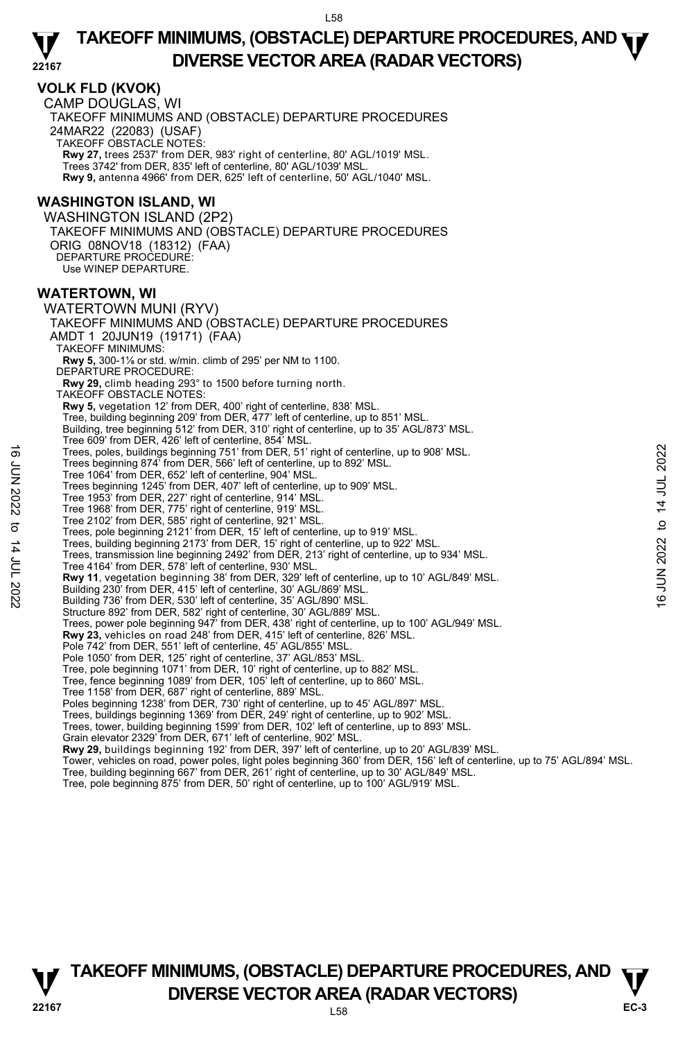## VOLK FLD (KVOK)

CAMP DOUGLAS, WI

TAKEOFF MINIMUMS AND (OBSTACLE) DEPARTURE PROCEDURES

24MAR22 (22083) (USAF)

TAKEOFF OBSTACLE NOTES:

**Rwy 27,** trees 2537' from DER, 983' right of centerline, 80' AGL/1019' MSL.
Trees 3742' from DER, 835' left of centerline, 80' AGL/1039' MSL.
**Rwy 9,** antenna 4966' from DER, 625' left of centerline, 50' AGL/1040' MSL.

## WASHINGTON ISLAND, WI

WASHINGTON ISLAND (2P2)

TAKEOFF MINIMUMS AND (OBSTACLE) DEPARTURE PROCEDURES

ORIG 08NOV18 (18312) (FAA)

DEPARTURE PROCEDURE:
Use WINEP DEPARTURE.

## WATERTOWN, WI

WATERTOWN MUNI (RYV)

TAKEOFF MINIMUMS AND (OBSTACLE) DEPARTURE PROCEDURES

AMDT 1 20JUN19 (19171) (FAA)

TAKEOFF MINIMUMS:
**Rwy 5,** 300-1⅛ or std. w/min. climb of 295' per NM to 1100.

DEPARTURE PROCEDURE:
**Rwy 29,** climb heading 293° to 1500 before turning north.

TAKEOFF OBSTACLE NOTES:

**Rwy 5,** vegetation 12' from DER, 400' right of centerline, 838' MSL.
Tree, building beginning 209' from DER, 477' left of centerline, up to 851' MSL.
Building, tree beginning 512' from DER, 310' right of centerline, up to 35' AGL/873' MSL.
Tree 609' from DER, 426' left of centerline, 854' MSL.
Trees, poles, buildings beginning 751' from DER, 51' right of centerline, up to 908' MSL.
Trees beginning 874' from DER, 566' left of centerline, up to 892' MSL.
Tree 1064' from DER, 652' left of centerline, 904' MSL.
Trees beginning 1245' from DER, 407' left of centerline, up to 909' MSL.
Tree 1953' from DER, 227' right of centerline, 914' MSL.
Tree 1968' from DER, 775' right of centerline, 919' MSL.
Tree 2102' from DER, 585' right of centerline, 921' MSL.
Trees, pole beginning 2121' from DER, 15' left of centerline, up to 919' MSL.
Trees, building beginning 2173' from DER, 15' right of centerline, up to 922' MSL.
Trees, transmission line beginning 2492' from DER, 213' right of centerline, up to 934' MSL.
Tree 4164' from DER, 578' left of centerline, 930' MSL.
**Rwy 11**, vegetation beginning 38' from DER, 329' left of centerline, up to 10' AGL/849' MSL.
Building 230' from DER, 415' left of centerline, 30' AGL/869' MSL.
Building 736' from DER, 530' left of centerline, 35' AGL/890' MSL.
Structure 892' from DER, 582' right of centerline, 30' AGL/889' MSL.
Trees, power pole beginning 947' from DER, 438' right of centerline, up to 100' AGL/949' MSL.
**Rwy 23,** vehicles on road 248' from DER, 415' left of centerline, 826' MSL.
Pole 742' from DER, 551' left of centerline, 45' AGL/855' MSL.
Pole 1050' from DER, 125' right of centerline, 37' AGL/853' MSL.
Tree, pole beginning 1071' from DER, 10' right of centerline, up to 882' MSL.
Tree, fence beginning 1089' from DER, 105' left of centerline, up to 860' MSL.
Tree 1158' from DER, 687' right of centerline, 889' MSL.
Poles beginning 1238' from DER, 730' right of centerline, up to 45' AGL/897' MSL.
Trees, buildings beginning 1369' from DER, 249' right of centerline, up to 902' MSL.
Trees, tower, building beginning 1599' from DER, 102' left of centerline, up to 893' MSL.
Grain elevator 2329' from DER, 671' left of centerline, 902' MSL.
**Rwy 29,** buildings beginning 192' from DER, 397' left of centerline, up to 20' AGL/839' MSL.
Tower, vehicles on road, power poles, light poles beginning 360' from DER, 156' left of centerline, up to 75' AGL/894' MSL.
Tree, building beginning 667' from DER, 261' right of centerline, up to 30' AGL/849' MSL.
Tree, pole beginning 875' from DER, 50' right of centerline, up to 100' AGL/919' MSL.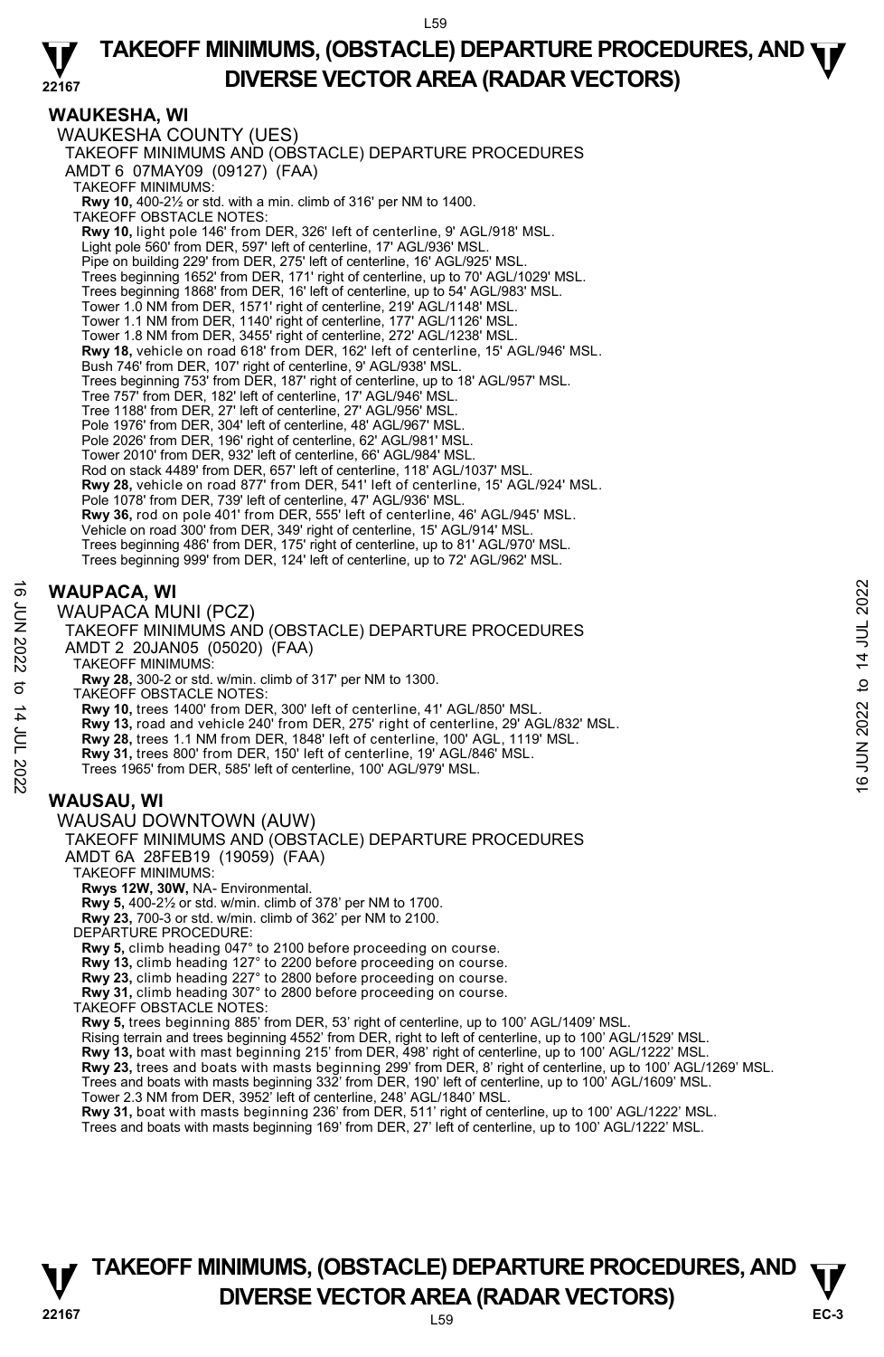## WAUKESHA, WI

WAUKESHA COUNTY (UES)

TAKEOFF MINIMUMS AND (OBSTACLE) DEPARTURE PROCEDURES

AMDT 6 07MAY09 (09127) (FAA)

TAKEOFF MINIMUMS:

**Rwy 10,** 400-2½ or std. with a min. climb of 316' per NM to 1400.

TAKEOFF OBSTACLE NOTES:

**Rwy 10,** light pole 146' from DER, 326' left of centerline, 9' AGL/918' MSL.
Light pole 560' from DER, 597' left of centerline, 17' AGL/936' MSL.
Pipe on building 229' from DER, 275' left of centerline, 16' AGL/925' MSL.
Trees beginning 1652' from DER, 171' right of centerline, up to 70' AGL/1029' MSL.
Trees beginning 1868' from DER, 16' left of centerline, up to 54' AGL/983' MSL.
Tower 1.0 NM from DER, 1571' right of centerline, 219' AGL/1148' MSL.
Tower 1.1 NM from DER, 1140' right of centerline, 177' AGL/1126' MSL.
Tower 1.8 NM from DER, 3455' right of centerline, 272' AGL/1238' MSL.
**Rwy 18,** vehicle on road 618' from DER, 162' left of centerline, 15' AGL/946' MSL.
Bush 746' from DER, 107' right of centerline, 9' AGL/938' MSL.
Trees beginning 753' from DER, 187' right of centerline, up to 18' AGL/957' MSL.
Tree 757' from DER, 182' left of centerline, 17' AGL/946' MSL.
Tree 1188' from DER, 27' left of centerline, 27' AGL/956' MSL.
Pole 1976' from DER, 304' left of centerline, 48' AGL/967' MSL.
Pole 2026' from DER, 196' right of centerline, 62' AGL/981' MSL.
Tower 2010' from DER, 932' left of centerline, 66' AGL/984' MSL.
Rod on stack 4489' from DER, 657' left of centerline, 118' AGL/1037' MSL.
**Rwy 28,** vehicle on road 877' from DER, 541' left of centerline, 15' AGL/924' MSL.
Pole 1078' from DER, 739' left of centerline, 47' AGL/936' MSL.
**Rwy 36,** rod on pole 401' from DER, 555' left of centerline, 46' AGL/945' MSL.
Vehicle on road 300' from DER, 349' right of centerline, 15' AGL/914' MSL.
Trees beginning 486' from DER, 175' right of centerline, up to 81' AGL/970' MSL.
Trees beginning 999' from DER, 124' left of centerline, up to 72' AGL/962' MSL.

## WAUPACA, WI

WAUPACA MUNI (PCZ)

TAKEOFF MINIMUMS AND (OBSTACLE) DEPARTURE PROCEDURES

AMDT 2 20JAN05 (05020) (FAA)

TAKEOFF MINIMUMS:

**Rwy 28,** 300-2 or std. w/min. climb of 317' per NM to 1300.

TAKEOFF OBSTACLE NOTES:

**Rwy 10,** trees 1400' from DER, 300' left of centerline, 41' AGL/850' MSL.
**Rwy 13,** road and vehicle 240' from DER, 275' right of centerline, 29' AGL/832' MSL.
**Rwy 28,** trees 1.1 NM from DER, 1848' left of centerline, 100' AGL, 1119' MSL.
**Rwy 31,** trees 800' from DER, 150' left of centerline, 19' AGL/846' MSL.
Trees 1965' from DER, 585' left of centerline, 100' AGL/979' MSL.

## WAUSAU, WI

WAUSAU DOWNTOWN (AUW)

TAKEOFF MINIMUMS AND (OBSTACLE) DEPARTURE PROCEDURES

AMDT 6A 28FEB19 (19059) (FAA)

TAKEOFF MINIMUMS:

**Rwys 12W, 30W,** NA- Environmental.
**Rwy 5,** 400-2½ or std. w/min. climb of 378' per NM to 1700.
**Rwy 23,** 700-3 or std. w/min. climb of 362' per NM to 2100.

DEPARTURE PROCEDURE:

**Rwy 5,** climb heading 047° to 2100 before proceeding on course.
**Rwy 13,** climb heading 127° to 2200 before proceeding on course.
**Rwy 23,** climb heading 227° to 2800 before proceeding on course.
**Rwy 31,** climb heading 307° to 2800 before proceeding on course.

TAKEOFF OBSTACLE NOTES:

**Rwy 5,** trees beginning 885' from DER, 53' right of centerline, up to 100' AGL/1409' MSL.
Rising terrain and trees beginning 4552' from DER, right to left of centerline, up to 100' AGL/1529' MSL.
**Rwy 13,** boat with mast beginning 215' from DER, 498' right of centerline, up to 100' AGL/1222' MSL.
**Rwy 23,** trees and boats with masts beginning 299' from DER, 8' right of centerline, up to 100' AGL/1269' MSL.
Trees and boats with masts beginning 332' from DER, 190' left of centerline, up to 100' AGL/1609' MSL.
Tower 2.3 NM from DER, 3952' left of centerline, 248' AGL/1840' MSL.
**Rwy 31,** boat with masts beginning 236' from DER, 511' right of centerline, up to 100' AGL/1222' MSL.
Trees and boats with masts beginning 169' from DER, 27' left of centerline, up to 100' AGL/1222' MSL.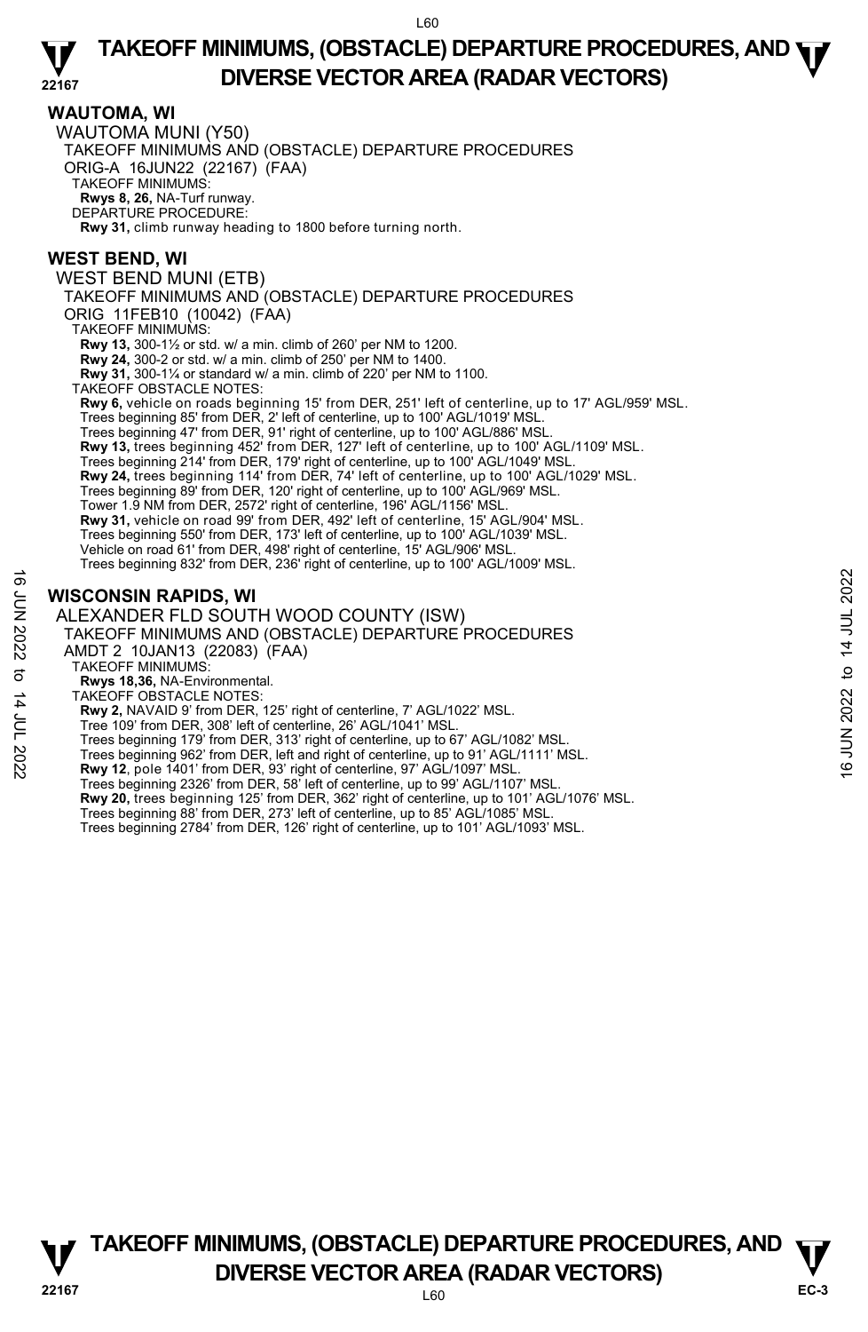## WAUTOMA, WI

WAUTOMA MUNI (Y50)

TAKEOFF MINIMUMS AND (OBSTACLE) DEPARTURE PROCEDURES

ORIG-A 16JUN22 (22167) (FAA)

TAKEOFF MINIMUMS:

**Rwys 8, 26,** NA-Turf runway.

DEPARTURE PROCEDURE:

**Rwy 31,** climb runway heading to 1800 before turning north.

## WEST BEND, WI

WEST BEND MUNI (ETB)

TAKEOFF MINIMUMS AND (OBSTACLE) DEPARTURE PROCEDURES

ORIG 11FEB10 (10042) (FAA)

TAKEOFF MINIMUMS:

**Rwy 13,** 300-1½ or std. w/ a min. climb of 260' per NM to 1200.
**Rwy 24,** 300-2 or std. w/ a min. climb of 250' per NM to 1400.
**Rwy 31,** 300-1¼ or standard w/ a min. climb of 220' per NM to 1100.

TAKEOFF OBSTACLE NOTES:

**Rwy 6,** vehicle on roads beginning 15' from DER, 251' left of centerline, up to 17' AGL/959' MSL.
Trees beginning 85' from DER, 2' left of centerline, up to 100' AGL/1019' MSL.
Trees beginning 47' from DER, 91' right of centerline, up to 100' AGL/886' MSL.
**Rwy 13,** trees beginning 452' from DER, 127' left of centerline, up to 100' AGL/1109' MSL.
Trees beginning 214' from DER, 179' right of centerline, up to 100' AGL/1049' MSL.
**Rwy 24,** trees beginning 114' from DER, 74' left of centerline, up to 100' AGL/1029' MSL.
Trees beginning 89' from DER, 120' right of centerline, up to 100' AGL/969' MSL.
Tower 1.9 NM from DER, 2572' right of centerline, 196' AGL/1156' MSL.
**Rwy 31,** vehicle on road 99' from DER, 492' left of centerline, 15' AGL/904' MSL.
Trees beginning 550' from DER, 173' left of centerline, up to 100' AGL/1039' MSL.
Vehicle on road 61' from DER, 498' right of centerline, 15' AGL/906' MSL.
Trees beginning 832' from DER, 236' right of centerline, up to 100' AGL/1009' MSL.

## WISCONSIN RAPIDS, WI

ALEXANDER FLD SOUTH WOOD COUNTY (ISW)

TAKEOFF MINIMUMS AND (OBSTACLE) DEPARTURE PROCEDURES

AMDT 2 10JAN13 (22083) (FAA)

TAKEOFF MINIMUMS:

**Rwys 18,36,** NA-Environmental.

TAKEOFF OBSTACLE NOTES:

**Rwy 2,** NAVAID 9' from DER, 125' right of centerline, 7' AGL/1022' MSL.
Tree 109' from DER, 308' left of centerline, 26' AGL/1041' MSL.
Trees beginning 179' from DER, 313' right of centerline, up to 67' AGL/1082' MSL.
Trees beginning 962' from DER, left and right of centerline, up to 91' AGL/1111' MSL.
**Rwy 12**, pole 1401' from DER, 93' right of centerline, 97' AGL/1097' MSL.
Trees beginning 2326' from DER, 58' left of centerline, up to 99' AGL/1107' MSL.
**Rwy 20,** trees beginning 125' from DER, 362' right of centerline, up to 101' AGL/1076' MSL.
Trees beginning 88' from DER, 273' left of centerline, up to 85' AGL/1085' MSL.
Trees beginning 2784' from DER, 126' right of centerline, up to 101' AGL/1093' MSL.